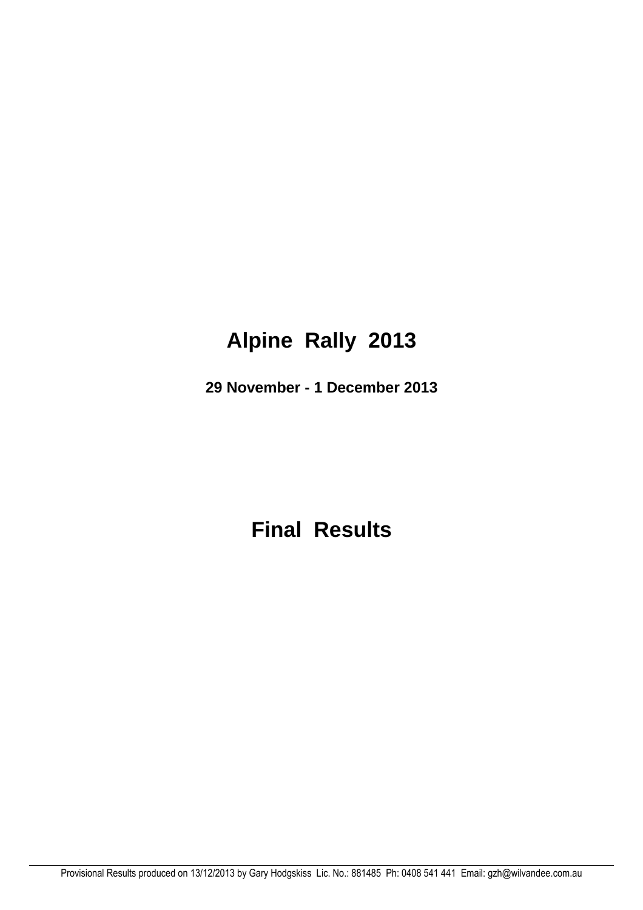# Alpine Rally 2013

**29 November - 1 December 2013**

# Final Results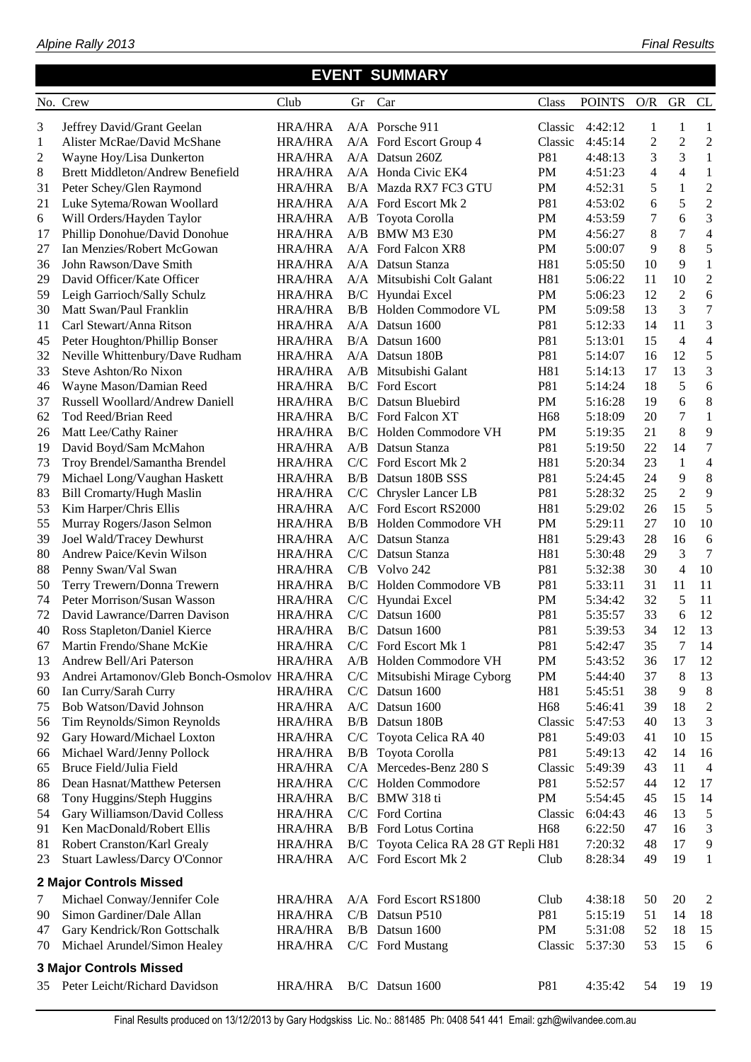## EVENT SUMMARY

| No. | Crew | Club | Gr | Car | Class | POINTS | O/R | GR | CL |
|---|---|---|---|---|---|---|---|---|---|
| 3 | Jeffrey David/Grant Geelan | HRA/HRA | A/A | Porsche 911 | Classic | 4:42:12 | 1 | 1 | 1 |
| 1 | Alister McRae/David McShane | HRA/HRA | A/A | Ford Escort Group 4 | Classic | 4:45:14 | 2 | 2 | 2 |
| 2 | Wayne Hoy/Lisa Dunkerton | HRA/HRA | A/A | Datsun 260Z | P81 | 4:48:13 | 3 | 3 | 1 |
| 8 | Brett Middleton/Andrew Benefield | HRA/HRA | A/A | Honda Civic EK4 | PM | 4:51:23 | 4 | 4 | 1 |
| 31 | Peter Schey/Glen Raymond | HRA/HRA | B/A | Mazda RX7 FC3 GTU | PM | 4:52:31 | 5 | 1 | 2 |
| 21 | Luke Sytema/Rowan Woollard | HRA/HRA | A/A | Ford Escort Mk 2 | P81 | 4:53:02 | 6 | 5 | 2 |
| 6 | Will Orders/Hayden Taylor | HRA/HRA | A/B | Toyota Corolla | PM | 4:53:59 | 7 | 6 | 3 |
| 17 | Phillip Donohue/David Donohue | HRA/HRA | A/B | BMW M3 E30 | PM | 4:56:27 | 8 | 7 | 4 |
| 27 | Ian Menzies/Robert McGowan | HRA/HRA | A/A | Ford Falcon XR8 | PM | 5:00:07 | 9 | 8 | 5 |
| 36 | John Rawson/Dave Smith | HRA/HRA | A/A | Datsun Stanza | H81 | 5:05:50 | 10 | 9 | 1 |
| 29 | David Officer/Kate Officer | HRA/HRA | A/A | Mitsubishi Colt Galant | H81 | 5:06:22 | 11 | 10 | 2 |
| 59 | Leigh Garrioch/Sally Schulz | HRA/HRA | B/C | Hyundai Excel | PM | 5:06:23 | 12 | 2 | 6 |
| 30 | Matt Swan/Paul Franklin | HRA/HRA | B/B | Holden Commodore VL | PM | 5:09:58 | 13 | 3 | 7 |
| 11 | Carl Stewart/Anna Ritson | HRA/HRA | A/A | Datsun 1600 | P81 | 5:12:33 | 14 | 11 | 3 |
| 45 | Peter Houghton/Phillip Bonser | HRA/HRA | B/A | Datsun 1600 | P81 | 5:13:01 | 15 | 4 | 4 |
| 32 | Neville Whittenbury/Dave Rudham | HRA/HRA | A/A | Datsun 180B | P81 | 5:14:07 | 16 | 12 | 5 |
| 33 | Steve Ashton/Ro Nixon | HRA/HRA | A/B | Mitsubishi Galant | H81 | 5:14:13 | 17 | 13 | 3 |
| 46 | Wayne Mason/Damian Reed | HRA/HRA | B/C | Ford Escort | P81 | 5:14:24 | 18 | 5 | 6 |
| 37 | Russell Woollard/Andrew Daniell | HRA/HRA | B/C | Datsun Bluebird | PM | 5:16:28 | 19 | 6 | 8 |
| 62 | Tod Reed/Brian Reed | HRA/HRA | B/C | Ford Falcon XT | H68 | 5:18:09 | 20 | 7 | 1 |
| 26 | Matt Lee/Cathy Rainer | HRA/HRA | B/C | Holden Commodore VH | PM | 5:19:35 | 21 | 8 | 9 |
| 19 | David Boyd/Sam McMahon | HRA/HRA | A/B | Datsun Stanza | P81 | 5:19:50 | 22 | 14 | 7 |
| 73 | Troy Brendel/Samantha Brendel | HRA/HRA | C/C | Ford Escort Mk 2 | H81 | 5:20:34 | 23 | 1 | 4 |
| 79 | Michael Long/Vaughan Haskett | HRA/HRA | B/B | Datsun 180B SSS | P81 | 5:24:45 | 24 | 9 | 8 |
| 83 | Bill Cromarty/Hugh Maslin | HRA/HRA | C/C | Chrysler Lancer LB | P81 | 5:28:32 | 25 | 2 | 9 |
| 53 | Kim Harper/Chris Ellis | HRA/HRA | A/C | Ford Escort RS2000 | H81 | 5:29:02 | 26 | 15 | 5 |
| 55 | Murray Rogers/Jason Selmon | HRA/HRA | B/B | Holden Commodore VH | PM | 5:29:11 | 27 | 10 | 10 |
| 39 | Joel Wald/Tracey Dewhurst | HRA/HRA | A/C | Datsun Stanza | H81 | 5:29:43 | 28 | 16 | 6 |
| 80 | Andrew Paice/Kevin Wilson | HRA/HRA | C/C | Datsun Stanza | H81 | 5:30:48 | 29 | 3 | 7 |
| 88 | Penny Swan/Val Swan | HRA/HRA | C/B | Volvo 242 | P81 | 5:32:38 | 30 | 4 | 10 |
| 50 | Terry Trewern/Donna Trewern | HRA/HRA | B/C | Holden Commodore VB | P81 | 5:33:11 | 31 | 11 | 11 |
| 74 | Peter Morrison/Susan Wasson | HRA/HRA | C/C | Hyundai Excel | PM | 5:34:42 | 32 | 5 | 11 |
| 72 | David Lawrance/Darren Davison | HRA/HRA | C/C | Datsun 1600 | P81 | 5:35:57 | 33 | 6 | 12 |
| 40 | Ross Stapleton/Daniel Kierce | HRA/HRA | B/C | Datsun 1600 | P81 | 5:39:53 | 34 | 12 | 13 |
| 67 | Martin Frendo/Shane McKie | HRA/HRA | C/C | Ford Escort Mk 1 | P81 | 5:42:47 | 35 | 7 | 14 |
| 13 | Andrew Bell/Ari Paterson | HRA/HRA | A/B | Holden Commodore VH | PM | 5:43:52 | 36 | 17 | 12 |
| 93 | Andrei Artamonov/Gleb Bonch-Osmolov | HRA/HRA | C/C | Mitsubishi Mirage Cyborg | PM | 5:44:40 | 37 | 8 | 13 |
| 60 | Ian Curry/Sarah Curry | HRA/HRA | C/C | Datsun 1600 | H81 | 5:45:51 | 38 | 9 | 8 |
| 75 | Bob Watson/David Johnson | HRA/HRA | A/C | Datsun 1600 | H68 | 5:46:41 | 39 | 18 | 2 |
| 56 | Tim Reynolds/Simon Reynolds | HRA/HRA | B/B | Datsun 180B | Classic | 5:47:53 | 40 | 13 | 3 |
| 92 | Gary Howard/Michael Loxton | HRA/HRA | C/C | Toyota Celica RA 40 | P81 | 5:49:03 | 41 | 10 | 15 |
| 66 | Michael Ward/Jenny Pollock | HRA/HRA | B/B | Toyota Corolla | P81 | 5:49:13 | 42 | 14 | 16 |
| 65 | Bruce Field/Julia Field | HRA/HRA | C/A | Mercedes-Benz 280 S | Classic | 5:49:39 | 43 | 11 | 4 |
| 86 | Dean Hasnat/Matthew Petersen | HRA/HRA | C/C | Holden Commodore | P81 | 5:52:57 | 44 | 12 | 17 |
| 68 | Tony Huggins/Steph Huggins | HRA/HRA | B/C | BMW 318 ti | PM | 5:54:45 | 45 | 15 | 14 |
| 54 | Gary Williamson/David Colless | HRA/HRA | C/C | Ford Cortina | Classic | 6:04:43 | 46 | 13 | 5 |
| 91 | Ken MacDonald/Robert Ellis | HRA/HRA | B/B | Ford Lotus Cortina | H68 | 6:22:50 | 47 | 16 | 3 |
| 81 | Robert Cranston/Karl Grealy | HRA/HRA | B/C | Toyota Celica RA 28 GT Repli | H81 | 7:20:32 | 48 | 17 | 9 |
| 23 | Stuart Lawless/Darcy O'Connor | HRA/HRA | A/C | Ford Escort Mk 2 | Club | 8:28:34 | 49 | 19 | 1 |
| **2 Major Controls Missed** | | | | | | | | | |
| 7 | Michael Conway/Jennifer Cole | HRA/HRA | A/A | Ford Escort RS1800 | Club | 4:38:18 | 50 | 20 | 2 |
| 90 | Simon Gardiner/Dale Allan | HRA/HRA | C/B | Datsun P510 | P81 | 5:15:19 | 51 | 14 | 18 |
| 47 | Gary Kendrick/Ron Gottschalk | HRA/HRA | B/B | Datsun 1600 | PM | 5:31:08 | 52 | 18 | 15 |
| 70 | Michael Arundel/Simon Healey | HRA/HRA | C/C | Ford Mustang | Classic | 5:37:30 | 53 | 15 | 6 |
| **3 Major Controls Missed** | | | | | | | | | |
| 35 | Peter Leicht/Richard Davidson | HRA/HRA | B/C | Datsun 1600 | P81 | 4:35:42 | 54 | 19 | 19 |

Final Results produced on 13/12/2013 by Gary Hodgskiss Lic. No.: 881485 Ph: 0408 541 441 Email: gzh@wilvandee.com.au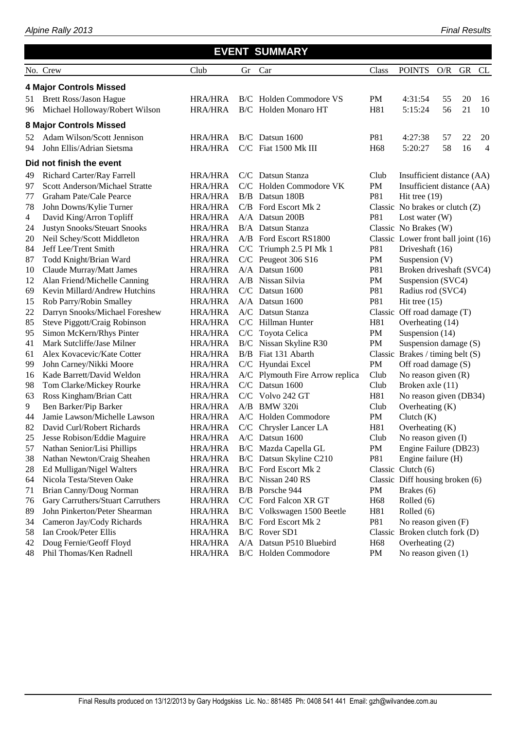## EVENT SUMMARY

| No. | Crew | Club | Gr | Car | Class | POINTS | O/R | GR | CL |
|---|---|---|---|---|---|---|---|---|---|
| **4 Major Controls Missed** | | | | | | | | | |
| 51 | Brett Ross/Jason Hague | HRA/HRA | B/C | Holden Commodore VS | PM | 4:31:54 | 55 | 20 | 16 |
| 96 | Michael Holloway/Robert Wilson | HRA/HRA | B/C | Holden Monaro HT | H81 | 5:15:24 | 56 | 21 | 10 |
| **8 Major Controls Missed** | | | | | | | | | |
| 52 | Adam Wilson/Scott Jennison | HRA/HRA | B/C | Datsun 1600 | P81 | 4:27:38 | 57 | 22 | 20 |
| 94 | John Ellis/Adrian Sietsma | HRA/HRA | C/C | Fiat 1500 Mk III | H68 | 5:20:27 | 58 | 16 | 4 |
| **Did not finish the event** | | | | | | | | | |
| 49 | Richard Carter/Ray Farrell | HRA/HRA | C/C | Datsun Stanza | Club | Insufficient distance (AA) | | | |
| 97 | Scott Anderson/Michael Stratte | HRA/HRA | C/C | Holden Commodore VK | PM | Insufficient distance (AA) | | | |
| 77 | Graham Pate/Cale Pearce | HRA/HRA | B/B | Datsun 180B | P81 | Hit tree (19) | | | |
| 78 | John Downs/Kylie Turner | HRA/HRA | C/B | Ford Escort Mk 2 | Classic | No brakes or clutch (Z) | | | |
| 4 | David King/Arron Topliff | HRA/HRA | A/A | Datsun 200B | P81 | Lost water (W) | | | |
| 24 | Justyn Snooks/Steuart Snooks | HRA/HRA | B/A | Datsun Stanza | Classic | No Brakes (W) | | | |
| 20 | Neil Schey/Scott Middleton | HRA/HRA | A/B | Ford Escort RS1800 | Classic | Lower front ball joint (16) | | | |
| 84 | Jeff Lee/Trent Smith | HRA/HRA | C/C | Triumph 2.5 PI Mk 1 | P81 | Driveshaft (16) | | | |
| 87 | Todd Knight/Brian Ward | HRA/HRA | C/C | Peugeot 306 S16 | PM | Suspension (V) | | | |
| 10 | Claude Murray/Matt James | HRA/HRA | A/A | Datsun 1600 | P81 | Broken driveshaft (SVC4) | | | |
| 12 | Alan Friend/Michelle Canning | HRA/HRA | A/B | Nissan Silvia | PM | Suspension (SVC4) | | | |
| 69 | Kevin Millard/Andrew Hutchins | HRA/HRA | C/C | Datsun 1600 | P81 | Radius rod (SVC4) | | | |
| 15 | Rob Parry/Robin Smalley | HRA/HRA | A/A | Datsun 1600 | P81 | Hit tree (15) | | | |
| 22 | Darryn Snooks/Michael Foreshew | HRA/HRA | A/C | Datsun Stanza | Classic | Off road damage (T) | | | |
| 85 | Steve Piggott/Craig Robinson | HRA/HRA | C/C | Hillman Hunter | H81 | Overheating (14) | | | |
| 95 | Simon McKern/Rhys Pinter | HRA/HRA | C/C | Toyota Celica | PM | Suspension (14) | | | |
| 41 | Mark Sutcliffe/Jase Milner | HRA/HRA | B/C | Nissan Skyline R30 | PM | Suspension damage (S) | | | |
| 61 | Alex Kovacevic/Kate Cotter | HRA/HRA | B/B | Fiat 131 Abarth | Classic | Brakes / timing belt (S) | | | |
| 99 | John Carney/Nikki Moore | HRA/HRA | C/C | Hyundai Excel | PM | Off road damage (S) | | | |
| 16 | Kade Barrett/David Weldon | HRA/HRA | A/C | Plymouth Fire Arrow replica | Club | No reason given (R) | | | |
| 98 | Tom Clarke/Mickey Rourke | HRA/HRA | C/C | Datsun 1600 | Club | Broken axle (11) | | | |
| 63 | Ross Kingham/Brian Catt | HRA/HRA | C/C | Volvo 242 GT | H81 | No reason given (DB34) | | | |
| 9 | Ben Barker/Pip Barker | HRA/HRA | A/B | BMW 320i | Club | Overheating (K) | | | |
| 44 | Jamie Lawson/Michelle Lawson | HRA/HRA | A/C | Holden Commodore | PM | Clutch (K) | | | |
| 82 | David Curl/Robert Richards | HRA/HRA | C/C | Chrysler Lancer LA | H81 | Overheating (K) | | | |
| 25 | Jesse Robison/Eddie Maguire | HRA/HRA | A/C | Datsun 1600 | Club | No reason given (I) | | | |
| 57 | Nathan Senior/Lisi Phillips | HRA/HRA | B/C | Mazda Capella GL | PM | Engine Failure (DB23) | | | |
| 38 | Nathan Newton/Craig Sheahen | HRA/HRA | B/C | Datsun Skyline C210 | P81 | Engine failure (H) | | | |
| 28 | Ed Mulligan/Nigel Walters | HRA/HRA | B/C | Ford Escort Mk 2 | Classic | Clutch (6) | | | |
| 64 | Nicola Testa/Steven Oake | HRA/HRA | B/C | Nissan 240 RS | Classic | Diff housing broken (6) | | | |
| 71 | Brian Canny/Doug Norman | HRA/HRA | B/B | Porsche 944 | PM | Brakes (6) | | | |
| 76 | Gary Carruthers/Stuart Carruthers | HRA/HRA | C/C | Ford Falcon XR GT | H68 | Rolled (6) | | | |
| 89 | John Pinkerton/Peter Shearman | HRA/HRA | B/C | Volkswagen 1500 Beetle | H81 | Rolled (6) | | | |
| 34 | Cameron Jay/Cody Richards | HRA/HRA | B/C | Ford Escort Mk 2 | P81 | No reason given (F) | | | |
| 58 | Ian Crook/Peter Ellis | HRA/HRA | B/C | Rover SD1 | Classic | Broken clutch fork (D) | | | |
| 42 | Doug Fernie/Geoff Floyd | HRA/HRA | A/A | Datsun P510 Bluebird | H68 | Overheating (2) | | | |
| 48 | Phil Thomas/Ken Radnell | HRA/HRA | B/C | Holden Commodore | PM | No reason given (1) | | | |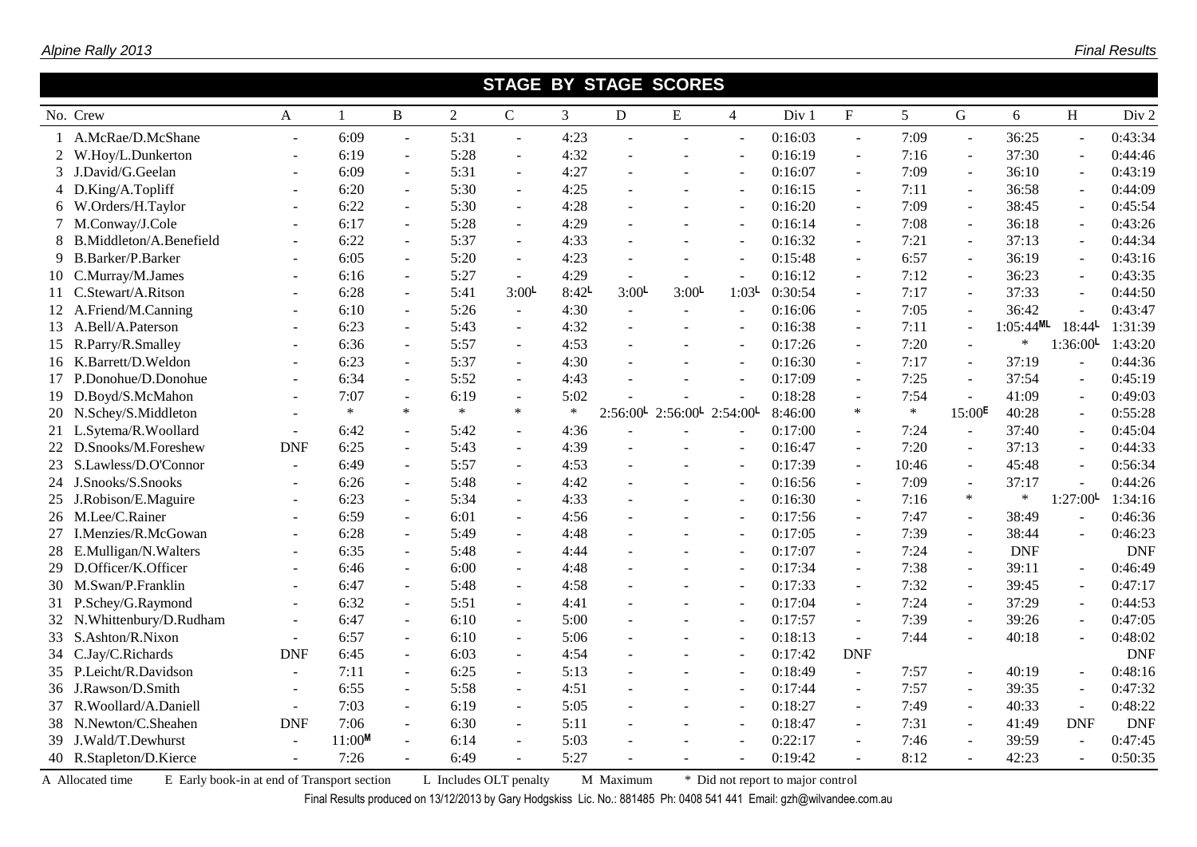## STAGE BY STAGE SCORES

| No. | Crew | A | 1 | B | 2 | C | 3 | D | E | 4 | Div 1 | F | 5 | G | 6 | H | Div 2 |
|---|---|---|---|---|---|---|---|---|---|---|---|---|---|---|---|---|---|
| 1 | A.McRae/D.McShane | - | 6:09 | - | 5:31 | - | 4:23 | - | - | - | 0:16:03 | - | 7:09 | - | 36:25 | - | 0:43:34 |
| 2 | W.Hoy/L.Dunkerton | - | 6:19 | - | 5:28 | - | 4:32 | - | - | - | 0:16:19 | - | 7:16 | - | 37:30 | - | 0:44:46 |
| 3 | J.David/G.Geelan | - | 6:09 | - | 5:31 | - | 4:27 | - | - | - | 0:16:07 | - | 7:09 | - | 36:10 | - | 0:43:19 |
| 4 | D.King/A.Topliff | - | 6:20 | - | 5:30 | - | 4:25 | - | - | - | 0:16:15 | - | 7:11 | - | 36:58 | - | 0:44:09 |
| 6 | W.Orders/H.Taylor | - | 6:22 | - | 5:30 | - | 4:28 | - | - | - | 0:16:20 | - | 7:09 | - | 38:45 | - | 0:45:54 |
| 7 | M.Conway/J.Cole | - | 6:17 | - | 5:28 | - | 4:29 | - | - | - | 0:16:14 | - | 7:08 | - | 36:18 | - | 0:43:26 |
| 8 | B.Middleton/A.Benefield | - | 6:22 | - | 5:37 | - | 4:33 | - | - | - | 0:16:32 | - | 7:21 | - | 37:13 | - | 0:44:34 |
| 9 | B.Barker/P.Barker | - | 6:05 | - | 5:20 | - | 4:23 | - | - | - | 0:15:48 | - | 6:57 | - | 36:19 | - | 0:43:16 |
| 10 | C.Murray/M.James | - | 6:16 | - | 5:27 | - | 4:29 | - | - | - | 0:16:12 | - | 7:12 | - | 36:23 | - | 0:43:35 |
| 11 | C.Stewart/A.Ritson | - | 6:28 | - | 5:41 | 3:00L | 8:42L | 3:00L | 3:00L | 1:03L | 0:30:54 | - | 7:17 | - | 37:33 | - | 0:44:50 |
| 12 | A.Friend/M.Canning | - | 6:10 | - | 5:26 | - | 4:30 | - | - | - | 0:16:06 | - | 7:05 | - | 36:42 | - | 0:43:47 |
| 13 | A.Bell/A.Paterson | - | 6:23 | - | 5:43 | - | 4:32 | - | - | - | 0:16:38 | - | 7:11 | - | 1:05:44ML | 18:44L | 1:31:39 |
| 15 | R.Parry/R.Smalley | - | 6:36 | - | 5:57 | - | 4:53 | - | - | - | 0:17:26 | - | 7:20 | - | * | 1:36:00L | 1:43:20 |
| 16 | K.Barrett/D.Weldon | - | 6:23 | - | 5:37 | - | 4:30 | - | - | - | 0:16:30 | - | 7:17 | - | 37:19 | - | 0:44:36 |
| 17 | P.Donohue/D.Donohue | - | 6:34 | - | 5:52 | - | 4:43 | - | - | - | 0:17:09 | - | 7:25 | - | 37:54 | - | 0:45:19 |
| 19 | D.Boyd/S.McMahon | - | 7:07 | - | 6:19 | - | 5:02 | - | - | - | 0:18:28 | - | 7:54 | - | 41:09 | - | 0:49:03 |
| 20 | N.Schey/S.Middleton | - | * | * | * | * | * | 2:56:00L | 2:56:00L | 2:54:00L | 8:46:00 | * | * | 15:00E | 40:28 | - | 0:55:28 |
| 21 | L.Sytema/R.Woollard | - | 6:42 | - | 5:42 | - | 4:36 | - | - | - | 0:17:00 | - | 7:24 | - | 37:40 | - | 0:45:04 |
| 22 | D.Snooks/M.Foreshew | DNF | 6:25 | - | 5:43 | - | 4:39 | - | - | - | 0:16:47 | - | 7:20 | - | 37:13 | - | 0:44:33 |
| 23 | S.Lawless/D.O'Connor | - | 6:49 | - | 5:57 | - | 4:53 | - | - | - | 0:17:39 | - | 10:46 | - | 45:48 | - | 0:56:34 |
| 24 | J.Snooks/S.Snooks | - | 6:26 | - | 5:48 | - | 4:42 | - | - | - | 0:16:56 | - | 7:09 | - | 37:17 | - | 0:44:26 |
| 25 | J.Robison/E.Maguire | - | 6:23 | - | 5:34 | - | 4:33 | - | - | - | 0:16:30 | - | 7:16 | * | * | 1:27:00L | 1:34:16 |
| 26 | M.Lee/C.Rainer | - | 6:59 | - | 6:01 | - | 4:56 | - | - | - | 0:17:56 | - | 7:47 | - | 38:49 | - | 0:46:36 |
| 27 | I.Menzies/R.McGowan | - | 6:28 | - | 5:49 | - | 4:48 | - | - | - | 0:17:05 | - | 7:39 | - | 38:44 | - | 0:46:23 |
| 28 | E.Mulligan/N.Walters | - | 6:35 | - | 5:48 | - | 4:44 | - | - | - | 0:17:07 | - | 7:24 | - | DNF | | DNF |
| 29 | D.Officer/K.Officer | - | 6:46 | - | 6:00 | - | 4:48 | - | - | - | 0:17:34 | - | 7:38 | - | 39:11 | - | 0:46:49 |
| 30 | M.Swan/P.Franklin | - | 6:47 | - | 5:48 | - | 4:58 | - | - | - | 0:17:33 | - | 7:32 | - | 39:45 | - | 0:47:17 |
| 31 | P.Schey/G.Raymond | - | 6:32 | - | 5:51 | - | 4:41 | - | - | - | 0:17:04 | - | 7:24 | - | 37:29 | - | 0:44:53 |
| 32 | N.Whittenbury/D.Rudham | - | 6:47 | - | 6:10 | - | 5:00 | - | - | - | 0:17:57 | - | 7:39 | - | 39:26 | - | 0:47:05 |
| 33 | S.Ashton/R.Nixon | - | 6:57 | - | 6:10 | - | 5:06 | - | - | - | 0:18:13 | - | 7:44 | - | 40:18 | - | 0:48:02 |
| 34 | C.Jay/C.Richards | DNF | 6:45 | - | 6:03 | - | 4:54 | - | - | - | 0:17:42 | DNF | | | | | DNF |
| 35 | P.Leicht/R.Davidson | - | 7:11 | - | 6:25 | - | 5:13 | - | - | - | 0:18:49 | - | 7:57 | - | 40:19 | - | 0:48:16 |
| 36 | J.Rawson/D.Smith | - | 6:55 | - | 5:58 | - | 4:51 | - | - | - | 0:17:44 | - | 7:57 | - | 39:35 | - | 0:47:32 |
| 37 | R.Woollard/A.Daniell | - | 7:03 | - | 6:19 | - | 5:05 | - | - | - | 0:18:27 | - | 7:49 | - | 40:33 | - | 0:48:22 |
| 38 | N.Newton/C.Sheahen | DNF | 7:06 | - | 6:30 | - | 5:11 | - | - | - | 0:18:47 | - | 7:31 | - | 41:49 | DNF | DNF |
| 39 | J.Wald/T.Dewhurst | - | 11:00M | - | 6:14 | - | 5:03 | - | - | - | 0:22:17 | - | 7:46 | - | 39:59 | - | 0:47:45 |
| 40 | R.Stapleton/D.Kierce | - | 7:26 | - | 6:49 | - | 5:27 | - | - | - | 0:19:42 | - | 8:12 | - | 42:23 | - | 0:50:35 |

A Allocated time  E Early book-in at end of Transport section  L Includes OLT penalty  M Maximum  * Did not report to major control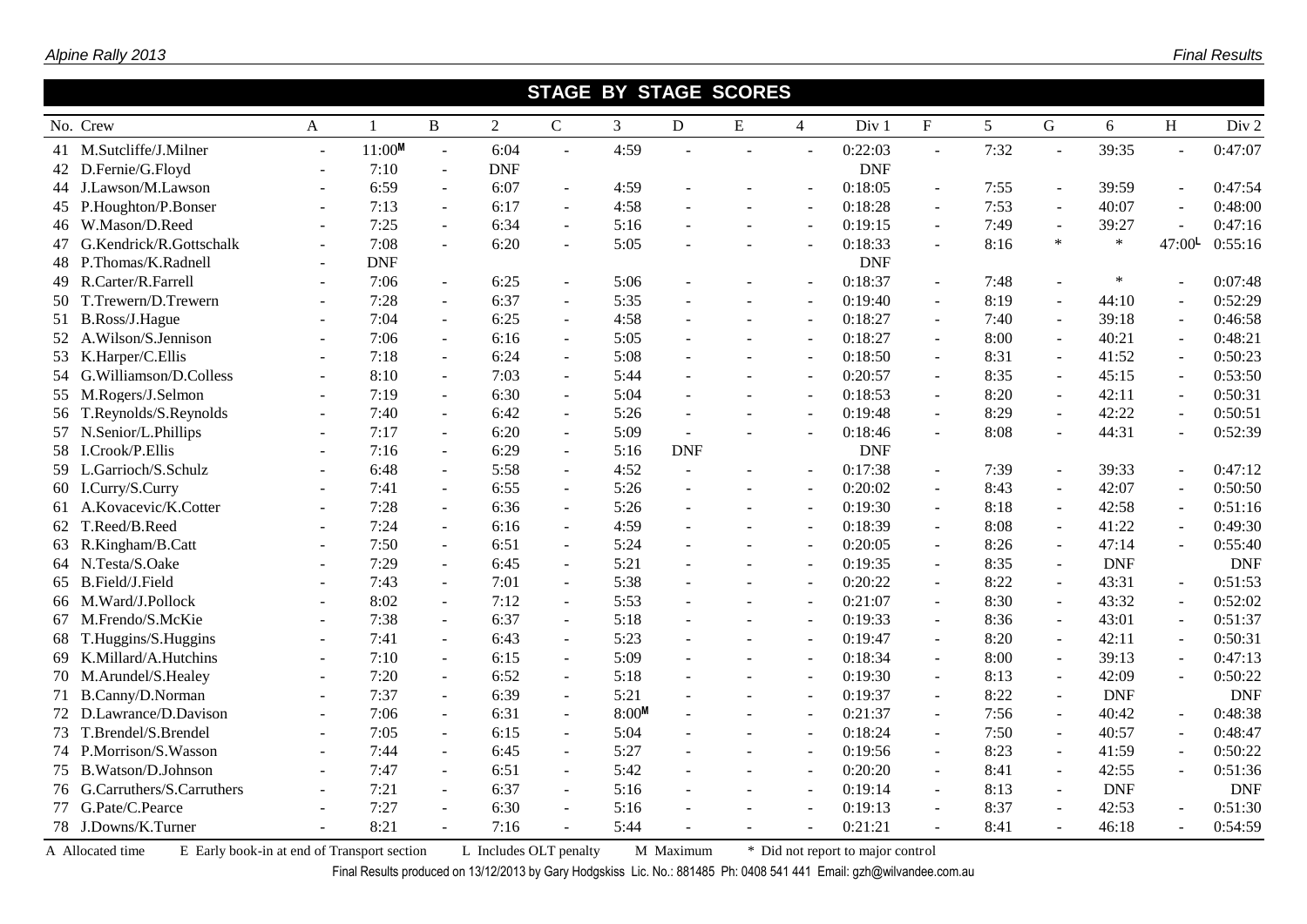## STAGE BY STAGE SCORES

| No. | Crew | A | 1 | B | 2 | C | 3 | D | E | 4 | Div 1 | F | 5 | G | 6 | H | Div 2 |
|---|---|---|---|---|---|---|---|---|---|---|---|---|---|---|---|---|---|
| 41 | M.Sutcliffe/J.Milner | - | 11:00M | - | 6:04 | - | 4:59 | - | - | - | 0:22:03 | - | 7:32 | - | 39:35 | - | 0:47:07 |
| 42 | D.Fernie/G.Floyd | - | 7:10 | - | DNF | | | | | | DNF | | | | | | |
| 44 | J.Lawson/M.Lawson | - | 6:59 | - | 6:07 | - | 4:59 | - | - | - | 0:18:05 | - | 7:55 | - | 39:59 | - | 0:47:54 |
| 45 | P.Houghton/P.Bonser | - | 7:13 | - | 6:17 | - | 4:58 | - | - | - | 0:18:28 | - | 7:53 | - | 40:07 | - | 0:48:00 |
| 46 | W.Mason/D.Reed | - | 7:25 | - | 6:34 | - | 5:16 | - | - | - | 0:19:15 | - | 7:49 | - | 39:27 | - | 0:47:16 |
| 47 | G.Kendrick/R.Gottschalk | - | 7:08 | - | 6:20 | - | 5:05 | - | - | - | 0:18:33 | - | 8:16 | * | * | 47:00L | 0:55:16 |
| 48 | P.Thomas/K.Radnell | - | DNF | | | | | | | | DNF | | | | | | |
| 49 | R.Carter/R.Farrell | - | 7:06 | - | 6:25 | - | 5:06 | - | - | - | 0:18:37 | - | 7:48 | - | * | - | 0:07:48 |
| 50 | T.Trewern/D.Trewern | - | 7:28 | - | 6:37 | - | 5:35 | - | - | - | 0:19:40 | - | 8:19 | - | 44:10 | - | 0:52:29 |
| 51 | B.Ross/J.Hague | - | 7:04 | - | 6:25 | - | 4:58 | - | - | - | 0:18:27 | - | 7:40 | - | 39:18 | - | 0:46:58 |
| 52 | A.Wilson/S.Jennison | - | 7:06 | - | 6:16 | - | 5:05 | - | - | - | 0:18:27 | - | 8:00 | - | 40:21 | - | 0:48:21 |
| 53 | K.Harper/C.Ellis | - | 7:18 | - | 6:24 | - | 5:08 | - | - | - | 0:18:50 | - | 8:31 | - | 41:52 | - | 0:50:23 |
| 54 | G.Williamson/D.Colless | - | 8:10 | - | 7:03 | - | 5:44 | - | - | - | 0:20:57 | - | 8:35 | - | 45:15 | - | 0:53:50 |
| 55 | M.Rogers/J.Selmon | - | 7:19 | - | 6:30 | - | 5:04 | - | - | - | 0:18:53 | - | 8:20 | - | 42:11 | - | 0:50:31 |
| 56 | T.Reynolds/S.Reynolds | - | 7:40 | - | 6:42 | - | 5:26 | - | - | - | 0:19:48 | - | 8:29 | - | 42:22 | - | 0:50:51 |
| 57 | N.Senior/L.Phillips | - | 7:17 | - | 6:20 | - | 5:09 | - | - | - | 0:18:46 | - | 8:08 | - | 44:31 | - | 0:52:39 |
| 58 | I.Crook/P.Ellis | - | 7:16 | - | 6:29 | - | 5:16 | DNF | | | DNF | | | | | | |
| 59 | L.Garrioch/S.Schulz | - | 6:48 | - | 5:58 | - | 4:52 | - | - | - | 0:17:38 | - | 7:39 | - | 39:33 | - | 0:47:12 |
| 60 | I.Curry/S.Curry | - | 7:41 | - | 6:55 | - | 5:26 | - | - | - | 0:20:02 | - | 8:43 | - | 42:07 | - | 0:50:50 |
| 61 | A.Kovacevic/K.Cotter | - | 7:28 | - | 6:36 | - | 5:26 | - | - | - | 0:19:30 | - | 8:18 | - | 42:58 | - | 0:51:16 |
| 62 | T.Reed/B.Reed | - | 7:24 | - | 6:16 | - | 4:59 | - | - | - | 0:18:39 | - | 8:08 | - | 41:22 | - | 0:49:30 |
| 63 | R.Kingham/B.Catt | - | 7:50 | - | 6:51 | - | 5:24 | - | - | - | 0:20:05 | - | 8:26 | - | 47:14 | - | 0:55:40 |
| 64 | N.Testa/S.Oake | - | 7:29 | - | 6:45 | - | 5:21 | - | - | - | 0:19:35 | - | 8:35 | - | DNF | | DNF |
| 65 | B.Field/J.Field | - | 7:43 | - | 7:01 | - | 5:38 | - | - | - | 0:20:22 | - | 8:22 | - | 43:31 | - | 0:51:53 |
| 66 | M.Ward/J.Pollock | - | 8:02 | - | 7:12 | - | 5:53 | - | - | - | 0:21:07 | - | 8:30 | - | 43:32 | - | 0:52:02 |
| 67 | M.Frendo/S.McKie | - | 7:38 | - | 6:37 | - | 5:18 | - | - | - | 0:19:33 | - | 8:36 | - | 43:01 | - | 0:51:37 |
| 68 | T.Huggins/S.Huggins | - | 7:41 | - | 6:43 | - | 5:23 | - | - | - | 0:19:47 | - | 8:20 | - | 42:11 | - | 0:50:31 |
| 69 | K.Millard/A.Hutchins | - | 7:10 | - | 6:15 | - | 5:09 | - | - | - | 0:18:34 | - | 8:00 | - | 39:13 | - | 0:47:13 |
| 70 | M.Arundel/S.Healey | - | 7:20 | - | 6:52 | - | 5:18 | - | - | - | 0:19:30 | - | 8:13 | - | 42:09 | - | 0:50:22 |
| 71 | B.Canny/D.Norman | - | 7:37 | - | 6:39 | - | 5:21 | - | - | - | 0:19:37 | - | 8:22 | - | DNF | | DNF |
| 72 | D.Lawrance/D.Davison | - | 7:06 | - | 6:31 | - | 8:00M | - | - | - | 0:21:37 | - | 7:56 | - | 40:42 | - | 0:48:38 |
| 73 | T.Brendel/S.Brendel | - | 7:05 | - | 6:15 | - | 5:04 | - | - | - | 0:18:24 | - | 7:50 | - | 40:57 | - | 0:48:47 |
| 74 | P.Morrison/S.Wasson | - | 7:44 | - | 6:45 | - | 5:27 | - | - | - | 0:19:56 | - | 8:23 | - | 41:59 | - | 0:50:22 |
| 75 | B.Watson/D.Johnson | - | 7:47 | - | 6:51 | - | 5:42 | - | - | - | 0:20:20 | - | 8:41 | - | 42:55 | - | 0:51:36 |
| 76 | G.Carruthers/S.Carruthers | - | 7:21 | - | 6:37 | - | 5:16 | - | - | - | 0:19:14 | - | 8:13 | - | DNF | | DNF |
| 77 | G.Pate/C.Pearce | - | 7:27 | - | 6:30 | - | 5:16 | - | - | - | 0:19:13 | - | 8:37 | - | 42:53 | - | 0:51:30 |
| 78 | J.Downs/K.Turner | - | 8:21 | - | 7:16 | - | 5:44 | - | - | - | 0:21:21 | - | 8:41 | - | 46:18 | - | 0:54:59 |

A Allocated time  E Early book-in at end of Transport section  L Includes OLT penalty  M Maximum  * Did not report to major control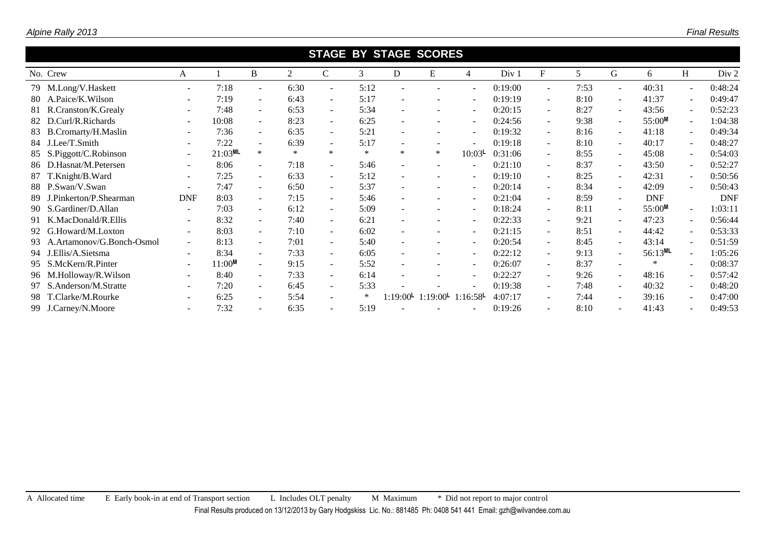## STAGE BY STAGE SCORES

| No. | Crew | A | 1 | B | 2 | C | 3 | D | E | 4 | Div 1 | F | 5 | G | 6 | H | Div 2 |
|---|---|---|---|---|---|---|---|---|---|---|---|---|---|---|---|---|---|
| 79 | M.Long/V.Haskett | - | 7:18 | - | 6:30 | - | 5:12 | - | - | - | 0:19:00 | - | 7:53 | - | 40:31 | - | 0:48:24 |
| 80 | A.Paice/K.Wilson | - | 7:19 | - | 6:43 | - | 5:17 | - | - | - | 0:19:19 | - | 8:10 | - | 41:37 | - | 0:49:47 |
| 81 | R.Cranston/K.Grealy | - | 7:48 | - | 6:53 | - | 5:34 | - | - | - | 0:20:15 | - | 8:27 | - | 43:56 | - | 0:52:23 |
| 82 | D.Curl/R.Richards | - | 10:08 | - | 8:23 | - | 6:25 | - | - | - | 0:24:56 | - | 9:38 | - | 55:00 M | - | 1:04:38 |
| 83 | B.Cromarty/H.Maslin | - | 7:36 | - | 6:35 | - | 5:21 | - | - | - | 0:19:32 | - | 8:16 | - | 41:18 | - | 0:49:34 |
| 84 | J.Lee/T.Smith | - | 7:22 | - | 6:39 | - | 5:17 | - | - | - | 0:19:18 | - | 8:10 | - | 40:17 | - | 0:48:27 |
| 85 | S.Piggott/C.Robinson | - | 21:03 ML | * | * | * | * | * | * | 10:03 L | 0:31:06 | - | 8:55 | - | 45:08 | - | 0:54:03 |
| 86 | D.Hasnat/M.Petersen | - | 8:06 | - | 7:18 | - | 5:46 | - | - | - | 0:21:10 | - | 8:37 | - | 43:50 | - | 0:52:27 |
| 87 | T.Knight/B.Ward | - | 7:25 | - | 6:33 | - | 5:12 | - | - | - | 0:19:10 | - | 8:25 | - | 42:31 | - | 0:50:56 |
| 88 | P.Swan/V.Swan | - | 7:47 | - | 6:50 | - | 5:37 | - | - | - | 0:20:14 | - | 8:34 | - | 42:09 | - | 0:50:43 |
| 89 | J.Pinkerton/P.Shearman | DNF | 8:03 | - | 7:15 | - | 5:46 | - | - | - | 0:21:04 | - | 8:59 | - | DNF | | DNF |
| 90 | S.Gardiner/D.Allan | - | 7:03 | - | 6:12 | - | 5:09 | - | - | - | 0:18:24 | - | 8:11 | - | 55:00 M | - | 1:03:11 |
| 91 | K.MacDonald/R.Ellis | - | 8:32 | - | 7:40 | - | 6:21 | - | - | - | 0:22:33 | - | 9:21 | - | 47:23 | - | 0:56:44 |
| 92 | G.Howard/M.Loxton | - | 8:03 | - | 7:10 | - | 6:02 | - | - | - | 0:21:15 | - | 8:51 | - | 44:42 | - | 0:53:33 |
| 93 | A.Artamonov/G.Bonch-Osmol | - | 8:13 | - | 7:01 | - | 5:40 | - | - | - | 0:20:54 | - | 8:45 | - | 43:14 | - | 0:51:59 |
| 94 | J.Ellis/A.Sietsma | - | 8:34 | - | 7:33 | - | 6:05 | - | - | - | 0:22:12 | - | 9:13 | - | 56:13 ML | - | 1:05:26 |
| 95 | S.McKern/R.Pinter | - | 11:00 M | - | 9:15 | - | 5:52 | - | - | - | 0:26:07 | - | 8:37 | - | * | - | 0:08:37 |
| 96 | M.Holloway/R.Wilson | - | 8:40 | - | 7:33 | - | 6:14 | - | - | - | 0:22:27 | - | 9:26 | - | 48:16 | - | 0:57:42 |
| 97 | S.Anderson/M.Stratte | - | 7:20 | - | 6:45 | - | 5:33 | - | - | - | 0:19:38 | - | 7:48 | - | 40:32 | - | 0:48:20 |
| 98 | T.Clarke/M.Rourke | - | 6:25 | - | 5:54 | - | * | 1:19:00 L | 1:19:00 L | 1:16:58 L | 4:07:17 | - | 7:44 | - | 39:16 | - | 0:47:00 |
| 99 | J.Carney/N.Moore | - | 7:32 | - | 6:35 | - | 5:19 | - | - | - | 0:19:26 | - | 8:10 | - | 41:43 | - | 0:49:53 |

A Allocated time  E Early book-in at end of Transport section  L Includes OLT penalty  M Maximum  * Did not report to major control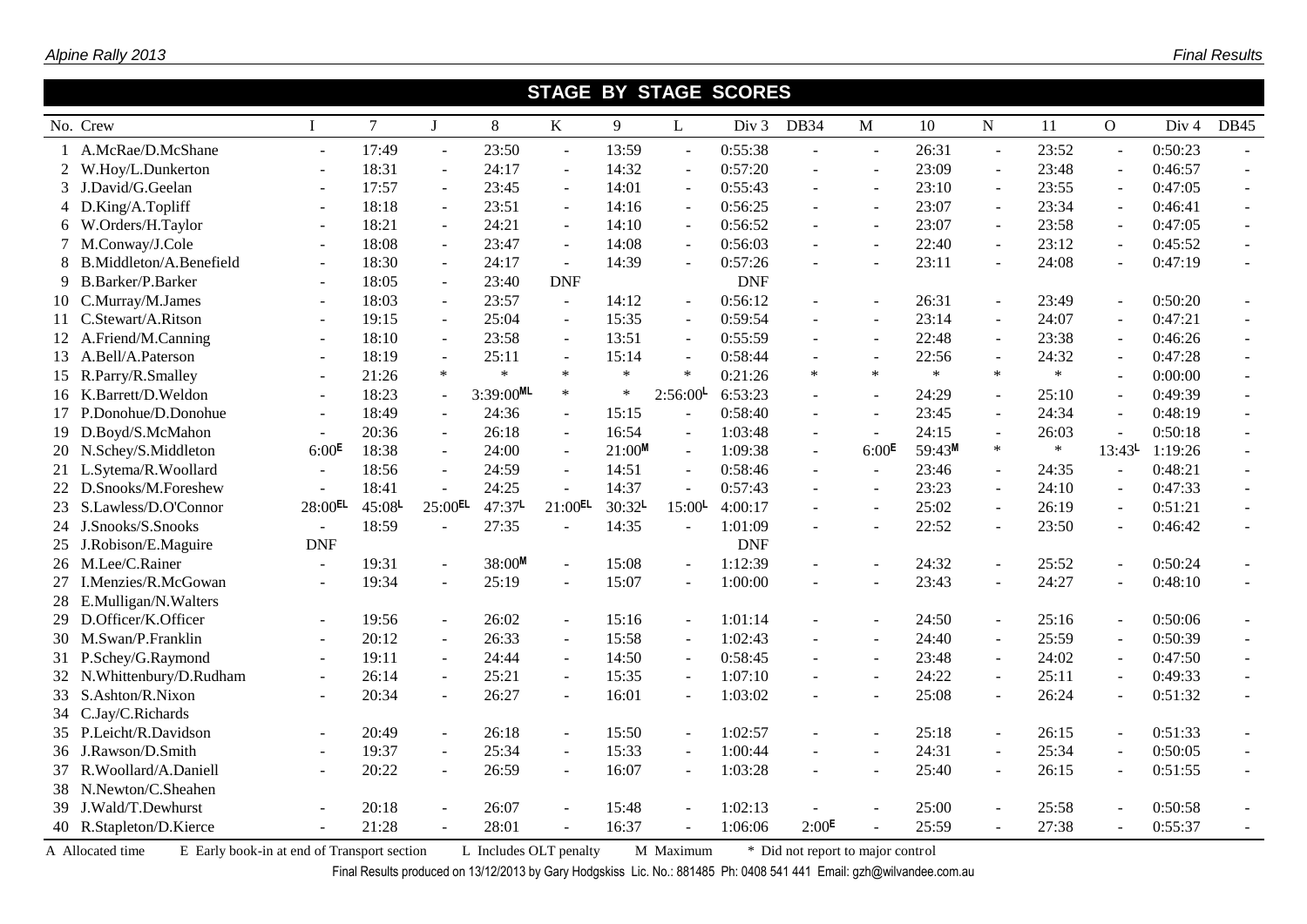## STAGE BY STAGE SCORES

| No. | Crew | I | 7 | J | 8 | K | 9 | L | Div 3 | DB34 | M | 10 | N | 11 | O | Div 4 | DB45 |
|---|---|---|---|---|---|---|---|---|---|---|---|---|---|---|---|---|---|
| 1 | A.McRae/D.McShane | - | 17:49 | - | 23:50 | - | 13:59 | - | 0:55:38 | - | - | 26:31 | - | 23:52 | - | 0:50:23 | - |
| 2 | W.Hoy/L.Dunkerton | - | 18:31 | - | 24:17 | - | 14:32 | - | 0:57:20 | - | - | 23:09 | - | 23:48 | - | 0:46:57 | - |
| 3 | J.David/G.Geelan | - | 17:57 | - | 23:45 | - | 14:01 | - | 0:55:43 | - | - | 23:10 | - | 23:55 | - | 0:47:05 | - |
| 4 | D.King/A.Topliff | - | 18:18 | - | 23:51 | - | 14:16 | - | 0:56:25 | - | - | 23:07 | - | 23:34 | - | 0:46:41 | - |
| 6 | W.Orders/H.Taylor | - | 18:21 | - | 24:21 | - | 14:10 | - | 0:56:52 | - | - | 23:07 | - | 23:58 | - | 0:47:05 | - |
| 7 | M.Conway/J.Cole | - | 18:08 | - | 23:47 | - | 14:08 | - | 0:56:03 | - | - | 22:40 | - | 23:12 | - | 0:45:52 | - |
| 8 | B.Middleton/A.Benefield | - | 18:30 | - | 24:17 | - | 14:39 | - | 0:57:26 | - | - | 23:11 | - | 24:08 | - | 0:47:19 | - |
| 9 | B.Barker/P.Barker | - | 18:05 | - | 23:40 | DNF | | | DNF | | | | | | | | |
| 10 | C.Murray/M.James | - | 18:03 | - | 23:57 | - | 14:12 | - | 0:56:12 | - | - | 26:31 | - | 23:49 | - | 0:50:20 | - |
| 11 | C.Stewart/A.Ritson | - | 19:15 | - | 25:04 | - | 15:35 | - | 0:59:54 | - | - | 23:14 | - | 24:07 | - | 0:47:21 | - |
| 12 | A.Friend/M.Canning | - | 18:10 | - | 23:58 | - | 13:51 | - | 0:55:59 | - | - | 22:48 | - | 23:38 | - | 0:46:26 | - |
| 13 | A.Bell/A.Paterson | - | 18:19 | - | 25:11 | - | 15:14 | - | 0:58:44 | - | - | 22:56 | - | 24:32 | - | 0:47:28 | - |
| 15 | R.Parry/R.Smalley | - | 21:26 | * | * | * | * | * | 0:21:26 | * | * | * | * | * | - | 0:00:00 | - |
| 16 | K.Barrett/D.Weldon | - | 18:23 | - | 3:39:00ML | * | * | 2:56:00L | 6:53:23 | - | - | 24:29 | - | 25:10 | - | 0:49:39 | - |
| 17 | P.Donohue/D.Donohue | - | 18:49 | - | 24:36 | - | 15:15 | - | 0:58:40 | - | - | 23:45 | - | 24:34 | - | 0:48:19 | - |
| 19 | D.Boyd/S.McMahon | - | 20:36 | - | 26:18 | - | 16:54 | - | 1:03:48 | - | - | 24:15 | - | 26:03 | - | 0:50:18 | - |
| 20 | N.Schey/S.Middleton | 6:00E | 18:38 | - | 24:00 | - | 21:00M | - | 1:09:38 | - | 6:00E | 59:43M | * | * | 13:43L | 1:19:26 | - |
| 21 | L.Sytema/R.Woollard | - | 18:56 | - | 24:59 | - | 14:51 | - | 0:58:46 | - | - | 23:46 | - | 24:35 | - | 0:48:21 | - |
| 22 | D.Snooks/M.Foreshew | - | 18:41 | - | 24:25 | - | 14:37 | - | 0:57:43 | - | - | 23:23 | - | 24:10 | - | 0:47:33 | - |
| 23 | S.Lawless/D.O'Connor | 28:00EL | 45:08L | 25:00EL | 47:37L | 21:00EL | 30:32L | 15:00L | 4:00:17 | - | - | 25:02 | - | 26:19 | - | 0:51:21 | - |
| 24 | J.Snooks/S.Snooks | - | 18:59 | - | 27:35 | - | 14:35 | - | 1:01:09 | - | - | 22:52 | - | 23:50 | - | 0:46:42 | - |
| 25 | J.Robison/E.Maguire | DNF | | | | | | | DNF | | | | | | | | |
| 26 | M.Lee/C.Rainer | - | 19:31 | - | 38:00M | - | 15:08 | - | 1:12:39 | - | - | 24:32 | - | 25:52 | - | 0:50:24 | - |
| 27 | I.Menzies/R.McGowan | - | 19:34 | - | 25:19 | - | 15:07 | - | 1:00:00 | - | - | 23:43 | - | 24:27 | - | 0:48:10 | - |
| 28 | E.Mulligan/N.Walters | | | | | | | | | | | | | | | | |
| 29 | D.Officer/K.Officer | - | 19:56 | - | 26:02 | - | 15:16 | - | 1:01:14 | - | - | 24:50 | - | 25:16 | - | 0:50:06 | - |
| 30 | M.Swan/P.Franklin | - | 20:12 | - | 26:33 | - | 15:58 | - | 1:02:43 | - | - | 24:40 | - | 25:59 | - | 0:50:39 | - |
| 31 | P.Schey/G.Raymond | - | 19:11 | - | 24:44 | - | 14:50 | - | 0:58:45 | - | - | 23:48 | - | 24:02 | - | 0:47:50 | - |
| 32 | N.Whittenbury/D.Rudham | - | 26:14 | - | 25:21 | - | 15:35 | - | 1:07:10 | - | - | 24:22 | - | 25:11 | - | 0:49:33 | - |
| 33 | S.Ashton/R.Nixon | - | 20:34 | - | 26:27 | - | 16:01 | - | 1:03:02 | - | - | 25:08 | - | 26:24 | - | 0:51:32 | - |
| 34 | C.Jay/C.Richards | | | | | | | | | | | | | | | | |
| 35 | P.Leicht/R.Davidson | - | 20:49 | - | 26:18 | - | 15:50 | - | 1:02:57 | - | - | 25:18 | - | 26:15 | - | 0:51:33 | - |
| 36 | J.Rawson/D.Smith | - | 19:37 | - | 25:34 | - | 15:33 | - | 1:00:44 | - | - | 24:31 | - | 25:34 | - | 0:50:05 | - |
| 37 | R.Woollard/A.Daniell | - | 20:22 | - | 26:59 | - | 16:07 | - | 1:03:28 | - | - | 25:40 | - | 26:15 | - | 0:51:55 | - |
| 38 | N.Newton/C.Sheahen | | | | | | | | | | | | | | | | |
| 39 | J.Wald/T.Dewhurst | - | 20:18 | - | 26:07 | - | 15:48 | - | 1:02:13 | - | - | 25:00 | - | 25:58 | - | 0:50:58 | - |
| 40 | R.Stapleton/D.Kierce | - | 21:28 | - | 28:01 | - | 16:37 | - | 1:06:06 | 2:00E | - | 25:59 | - | 27:38 | - | 0:55:37 | - |

A Allocated time E Early book-in at end of Transport section L Includes OLT penalty M Maximum * Did not report to major control

Final Results produced on 13/12/2013 by Gary Hodgskiss Lic. No.: 881485 Ph: 0408 541 441 Email: gzh@wilvandee.com.au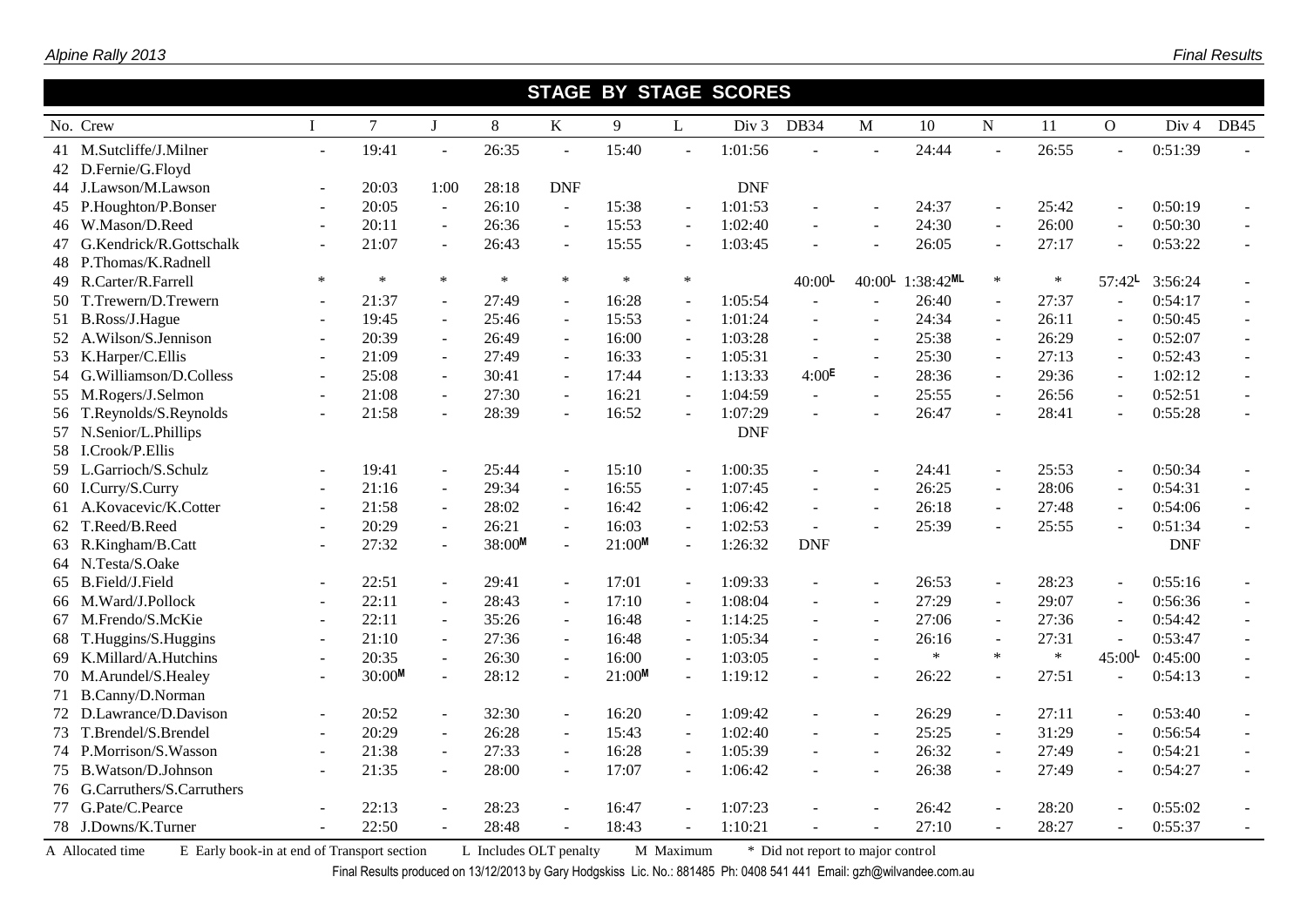## STAGE BY STAGE SCORES

| No. | Crew | I | 7 | J | 8 | K | 9 | L | Div 3 | DB34 | M | 10 | N | 11 | O | Div 4 | DB45 |
|---|---|---|---|---|---|---|---|---|---|---|---|---|---|---|---|---|---|
| 41 | M.Sutcliffe/J.Milner | - | 19:41 | - | 26:35 | - | 15:40 | - | 1:01:56 | - | - | 24:44 | - | 26:55 | - | 0:51:39 | - |
| 42 | D.Fernie/G.Floyd | | | | | | | | | | | | | | | | |
| 44 | J.Lawson/M.Lawson | - | 20:03 | 1:00 | 28:18 | DNF | | | DNF | | | | | | | | |
| 45 | P.Houghton/P.Bonser | - | 20:05 | - | 26:10 | - | 15:38 | - | 1:01:53 | - | - | 24:37 | - | 25:42 | - | 0:50:19 | - |
| 46 | W.Mason/D.Reed | - | 20:11 | - | 26:36 | - | 15:53 | - | 1:02:40 | - | - | 24:30 | - | 26:00 | - | 0:50:30 | - |
| 47 | G.Kendrick/R.Gottschalk | - | 21:07 | - | 26:43 | - | 15:55 | - | 1:03:45 | - | - | 26:05 | - | 27:17 | - | 0:53:22 | - |
| 48 | P.Thomas/K.Radnell | | | | | | | | | | | | | | | | |
| 49 | R.Carter/R.Farrell | * | * | * | * | * | * | * | | 40:00L | 40:00L | 1:38:42ML | * | * | 57:42L | 3:56:24 | - |
| 50 | T.Trewern/D.Trewern | - | 21:37 | - | 27:49 | - | 16:28 | - | 1:05:54 | - | - | 26:40 | - | 27:37 | - | 0:54:17 | - |
| 51 | B.Ross/J.Hague | - | 19:45 | - | 25:46 | - | 15:53 | - | 1:01:24 | - | - | 24:34 | - | 26:11 | - | 0:50:45 | - |
| 52 | A.Wilson/S.Jennison | - | 20:39 | - | 26:49 | - | 16:00 | - | 1:03:28 | - | - | 25:38 | - | 26:29 | - | 0:52:07 | - |
| 53 | K.Harper/C.Ellis | - | 21:09 | - | 27:49 | - | 16:33 | - | 1:05:31 | - | - | 25:30 | - | 27:13 | - | 0:52:43 | - |
| 54 | G.Williamson/D.Colless | - | 25:08 | - | 30:41 | - | 17:44 | - | 1:13:33 | 4:00E | - | 28:36 | - | 29:36 | - | 1:02:12 | - |
| 55 | M.Rogers/J.Selmon | - | 21:08 | - | 27:30 | - | 16:21 | - | 1:04:59 | - | - | 25:55 | - | 26:56 | - | 0:52:51 | - |
| 56 | T.Reynolds/S.Reynolds | - | 21:58 | - | 28:39 | - | 16:52 | - | 1:07:29 | - | - | 26:47 | - | 28:41 | - | 0:55:28 | - |
| 57 | N.Senior/L.Phillips | | | | | | | | DNF | | | | | | | | |
| 58 | I.Crook/P.Ellis | | | | | | | | | | | | | | | | |
| 59 | L.Garrioch/S.Schulz | - | 19:41 | - | 25:44 | - | 15:10 | - | 1:00:35 | - | - | 24:41 | - | 25:53 | - | 0:50:34 | - |
| 60 | I.Curry/S.Curry | - | 21:16 | - | 29:34 | - | 16:55 | - | 1:07:45 | - | - | 26:25 | - | 28:06 | - | 0:54:31 | - |
| 61 | A.Kovacevic/K.Cotter | - | 21:58 | - | 28:02 | - | 16:42 | - | 1:06:42 | - | - | 26:18 | - | 27:48 | - | 0:54:06 | - |
| 62 | T.Reed/B.Reed | - | 20:29 | - | 26:21 | - | 16:03 | - | 1:02:53 | - | - | 25:39 | - | 25:55 | - | 0:51:34 | - |
| 63 | R.Kingham/B.Catt | - | 27:32 | - | 38:00M | - | 21:00M | - | 1:26:32 | DNF | | | | | | DNF | |
| 64 | N.Testa/S.Oake | | | | | | | | | | | | | | | | |
| 65 | B.Field/J.Field | - | 22:51 | - | 29:41 | - | 17:01 | - | 1:09:33 | - | - | 26:53 | - | 28:23 | - | 0:55:16 | - |
| 66 | M.Ward/J.Pollock | - | 22:11 | - | 28:43 | - | 17:10 | - | 1:08:04 | - | - | 27:29 | - | 29:07 | - | 0:56:36 | - |
| 67 | M.Frendo/S.McKie | - | 22:11 | - | 35:26 | - | 16:48 | - | 1:14:25 | - | - | 27:06 | - | 27:36 | - | 0:54:42 | - |
| 68 | T.Huggins/S.Huggins | - | 21:10 | - | 27:36 | - | 16:48 | - | 1:05:34 | - | - | 26:16 | - | 27:31 | - | 0:53:47 | - |
| 69 | K.Millard/A.Hutchins | - | 20:35 | - | 26:30 | - | 16:00 | - | 1:03:05 | - | - | * | * | * | 45:00L | 0:45:00 | - |
| 70 | M.Arundel/S.Healey | - | 30:00M | - | 28:12 | - | 21:00M | - | 1:19:12 | - | - | 26:22 | - | 27:51 | - | 0:54:13 | - |
| 71 | B.Canny/D.Norman | | | | | | | | | | | | | | | | |
| 72 | D.Lawrance/D.Davison | - | 20:52 | - | 32:30 | - | 16:20 | - | 1:09:42 | - | - | 26:29 | - | 27:11 | - | 0:53:40 | - |
| 73 | T.Brendel/S.Brendel | - | 20:29 | - | 26:28 | - | 15:43 | - | 1:02:40 | - | - | 25:25 | - | 31:29 | - | 0:56:54 | - |
| 74 | P.Morrison/S.Wasson | - | 21:38 | - | 27:33 | - | 16:28 | - | 1:05:39 | - | - | 26:32 | - | 27:49 | - | 0:54:21 | - |
| 75 | B.Watson/D.Johnson | - | 21:35 | - | 28:00 | - | 17:07 | - | 1:06:42 | - | - | 26:38 | - | 27:49 | - | 0:54:27 | - |
| 76 | G.Carruthers/S.Carruthers | | | | | | | | | | | | | | | | |
| 77 | G.Pate/C.Pearce | - | 22:13 | - | 28:23 | - | 16:47 | - | 1:07:23 | - | - | 26:42 | - | 28:20 | - | 0:55:02 | - |
| 78 | J.Downs/K.Turner | - | 22:50 | - | 28:48 | - | 18:43 | - | 1:10:21 | - | - | 27:10 | - | 28:27 | - | 0:55:37 | - |

A Allocated time  E Early book-in at end of Transport section  L Includes OLT penalty  M Maximum  * Did not report to major control

Final Results produced on 13/12/2013 by Gary Hodgskiss Lic. No.: 881485 Ph: 0408 541 441 Email: gzh@wilvandee.com.au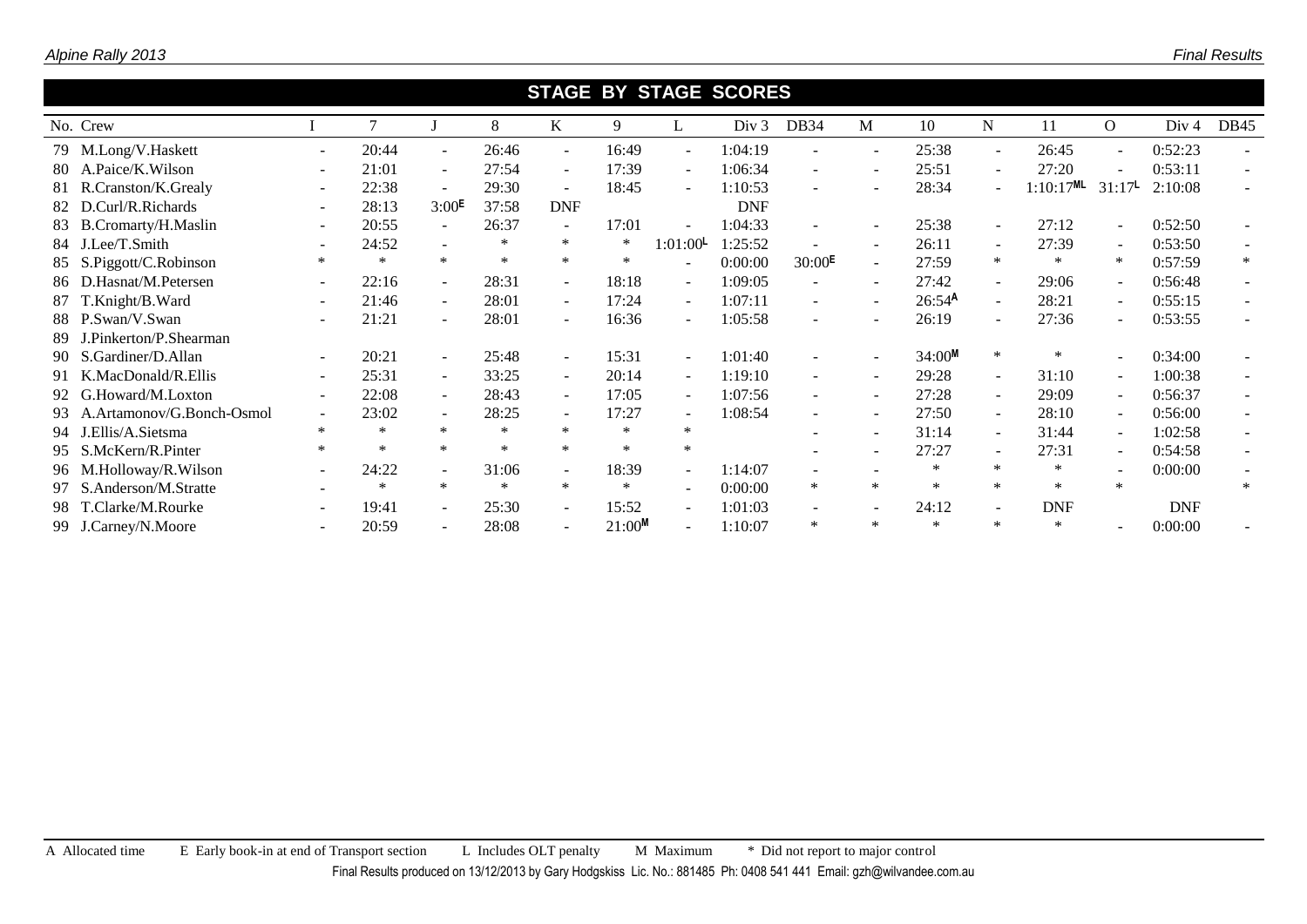## STAGE BY STAGE SCORES

| No. | Crew | I | 7 | J | 8 | K | 9 | L | Div 3 | DB34 | M | 10 | N | 11 | O | Div 4 | DB45 |
|---|---|---|---|---|---|---|---|---|---|---|---|---|---|---|---|---|---|
| 79 | M.Long/V.Haskett | - | 20:44 | - | 26:46 | - | 16:49 | - | 1:04:19 | - | - | 25:38 | - | 26:45 | - | 0:52:23 | - |
| 80 | A.Paice/K.Wilson | - | 21:01 | - | 27:54 | - | 17:39 | - | 1:06:34 | - | - | 25:51 | - | 27:20 | - | 0:53:11 | - |
| 81 | R.Cranston/K.Grealy | - | 22:38 | - | 29:30 | - | 18:45 | - | 1:10:53 | - | - | 28:34 | - | 1:10:17 ML | 31:17 L | 2:10:08 | - |
| 82 | D.Curl/R.Richards | - | 28:13 | 3:00 E | 37:58 | DNF | | | DNF | | | | | | | | |
| 83 | B.Cromarty/H.Maslin | - | 20:55 | - | 26:37 | - | 17:01 | - | 1:04:33 | - | - | 25:38 | - | 27:12 | - | 0:52:50 | - |
| 84 | J.Lee/T.Smith | - | 24:52 | - | * | * | * | 1:01:00 L | 1:25:52 | - | - | 26:11 | - | 27:39 | - | 0:53:50 | - |
| 85 | S.Piggott/C.Robinson | * | * | * | * | * | * | - | 0:00:00 | 30:00 E | - | 27:59 | * | * | * | 0:57:59 | * |
| 86 | D.Hasnat/M.Petersen | - | 22:16 | - | 28:31 | - | 18:18 | - | 1:09:05 | - | - | 27:42 | - | 29:06 | - | 0:56:48 | - |
| 87 | T.Knight/B.Ward | - | 21:46 | - | 28:01 | - | 17:24 | - | 1:07:11 | - | - | 26:54 A | - | 28:21 | - | 0:55:15 | - |
| 88 | P.Swan/V.Swan | - | 21:21 | - | 28:01 | - | 16:36 | - | 1:05:58 | - | - | 26:19 | - | 27:36 | - | 0:53:55 | - |
| 89 | J.Pinkerton/P.Shearman | | | | | | | | | | | | | | | | |
| 90 | S.Gardiner/D.Allan | - | 20:21 | - | 25:48 | - | 15:31 | - | 1:01:40 | - | - | 34:00 M | * | * | - | 0:34:00 | - |
| 91 | K.MacDonald/R.Ellis | - | 25:31 | - | 33:25 | - | 20:14 | - | 1:19:10 | - | - | 29:28 | - | 31:10 | - | 1:00:38 | - |
| 92 | G.Howard/M.Loxton | - | 22:08 | - | 28:43 | - | 17:05 | - | 1:07:56 | - | - | 27:28 | - | 29:09 | - | 0:56:37 | - |
| 93 | A.Artamonov/G.Bonch-Osmol | - | 23:02 | - | 28:25 | - | 17:27 | - | 1:08:54 | - | - | 27:50 | - | 28:10 | - | 0:56:00 | - |
| 94 | J.Ellis/A.Sietsma | * | * | * | * | * | * | * | | - | - | 31:14 | - | 31:44 | - | 1:02:58 | - |
| 95 | S.McKern/R.Pinter | * | * | * | * | * | * | * | | - | - | 27:27 | - | 27:31 | - | 0:54:58 | - |
| 96 | M.Holloway/R.Wilson | - | 24:22 | - | 31:06 | - | 18:39 | - | 1:14:07 | - | - | * | * | * | - | 0:00:00 | - |
| 97 | S.Anderson/M.Stratte | - | * | * | * | * | * | - | 0:00:00 | * | * | * | * | * | * | | * |
| 98 | T.Clarke/M.Rourke | - | 19:41 | - | 25:30 | - | 15:52 | - | 1:01:03 | - | - | 24:12 | - | DNF | | DNF | |
| 99 | J.Carney/N.Moore | - | 20:59 | - | 28:08 | - | 21:00 M | - | 1:10:07 | * | * | * | * | * | - | 0:00:00 | - |

A Allocated time E Early book-in at end of Transport section L Includes OLT penalty M Maximum * Did not report to major control

Final Results produced on 13/12/2013 by Gary Hodgskiss Lic. No.: 881485 Ph: 0408 541 441 Email: gzh@wilvandee.com.au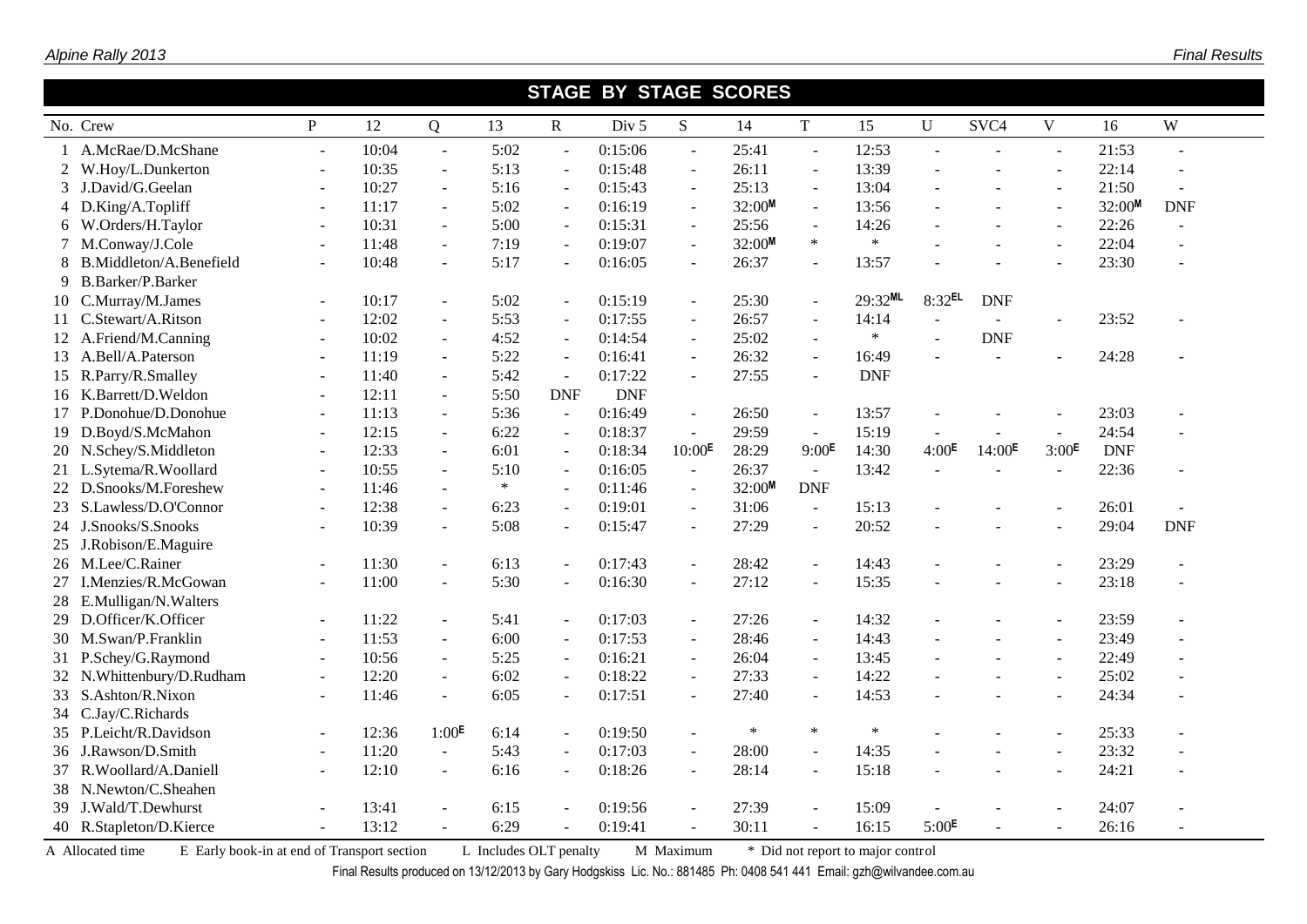## STAGE BY STAGE SCORES

| No. | Crew | P | 12 | Q | 13 | R | Div 5 | S | 14 | T | 15 | U | SVC4 | V | 16 | W |
|---|---|---|---|---|---|---|---|---|---|---|---|---|---|---|---|---|
| 1 | A.McRae/D.McShane | - | 10:04 | - | 5:02 | - | 0:15:06 | - | 25:41 | - | 12:53 | - | - | - | 21:53 | - |
| 2 | W.Hoy/L.Dunkerton | - | 10:35 | - | 5:13 | - | 0:15:48 | - | 26:11 | - | 13:39 | - | - | - | 22:14 | - |
| 3 | J.David/G.Geelan | - | 10:27 | - | 5:16 | - | 0:15:43 | - | 25:13 | - | 13:04 | - | - | - | 21:50 | - |
| 4 | D.King/A.Topliff | - | 11:17 | - | 5:02 | - | 0:16:19 | - | 32:00M | - | 13:56 | - | - | - | 32:00M | DNF |
| 6 | W.Orders/H.Taylor | - | 10:31 | - | 5:00 | - | 0:15:31 | - | 25:56 | - | 14:26 | - | - | - | 22:26 | - |
| 7 | M.Conway/J.Cole | - | 11:48 | - | 7:19 | - | 0:19:07 | - | 32:00M | * | * | - | - | - | 22:04 | - |
| 8 | B.Middleton/A.Benefield | - | 10:48 | - | 5:17 | - | 0:16:05 | - | 26:37 | - | 13:57 | - | - | - | 23:30 | - |
| 9 | B.Barker/P.Barker | | | | | | | | | | | | | | | |
| 10 | C.Murray/M.James | - | 10:17 | - | 5:02 | - | 0:15:19 | - | 25:30 | - | 29:32ML | 8:32EL | DNF | | | |
| 11 | C.Stewart/A.Ritson | - | 12:02 | - | 5:53 | - | 0:17:55 | - | 26:57 | - | 14:14 | - | - | - | 23:52 | - |
| 12 | A.Friend/M.Canning | - | 10:02 | - | 4:52 | - | 0:14:54 | - | 25:02 | - | * | - | DNF | | | |
| 13 | A.Bell/A.Paterson | - | 11:19 | - | 5:22 | - | 0:16:41 | - | 26:32 | - | 16:49 | - | - | - | 24:28 | - |
| 15 | R.Parry/R.Smalley | - | 11:40 | - | 5:42 | - | 0:17:22 | - | 27:55 | - | DNF | | | | | |
| 16 | K.Barrett/D.Weldon | - | 12:11 | - | 5:50 | DNF | DNF | | | | | | | | | |
| 17 | P.Donohue/D.Donohue | - | 11:13 | - | 5:36 | - | 0:16:49 | - | 26:50 | - | 13:57 | - | - | - | 23:03 | - |
| 19 | D.Boyd/S.McMahon | - | 12:15 | - | 6:22 | - | 0:18:37 | - | 29:59 | - | 15:19 | - | - | - | 24:54 | - |
| 20 | N.Schey/S.Middleton | - | 12:33 | - | 6:01 | - | 0:18:34 | 10:00E | 28:29 | 9:00E | 14:30 | 4:00E | 14:00E | 3:00E | DNF | |
| 21 | L.Sytema/R.Woollard | - | 10:55 | - | 5:10 | - | 0:16:05 | - | 26:37 | - | 13:42 | - | - | - | 22:36 | - |
| 22 | D.Snooks/M.Foreshew | - | 11:46 | - | * | - | 0:11:46 | - | 32:00M | DNF | | | | | | |
| 23 | S.Lawless/D.O'Connor | - | 12:38 | - | 6:23 | - | 0:19:01 | - | 31:06 | - | 15:13 | - | - | - | 26:01 | - |
| 24 | J.Snooks/S.Snooks | - | 10:39 | - | 5:08 | - | 0:15:47 | - | 27:29 | - | 20:52 | - | - | - | 29:04 | DNF |
| 25 | J.Robison/E.Maguire | | | | | | | | | | | | | | | |
| 26 | M.Lee/C.Rainer | - | 11:30 | - | 6:13 | - | 0:17:43 | - | 28:42 | - | 14:43 | - | - | - | 23:29 | - |
| 27 | I.Menzies/R.McGowan | - | 11:00 | - | 5:30 | - | 0:16:30 | - | 27:12 | - | 15:35 | - | - | - | 23:18 | - |
| 28 | E.Mulligan/N.Walters | | | | | | | | | | | | | | | |
| 29 | D.Officer/K.Officer | - | 11:22 | - | 5:41 | - | 0:17:03 | - | 27:26 | - | 14:32 | - | - | - | 23:59 | - |
| 30 | M.Swan/P.Franklin | - | 11:53 | - | 6:00 | - | 0:17:53 | - | 28:46 | - | 14:43 | - | - | - | 23:49 | - |
| 31 | P.Schey/G.Raymond | - | 10:56 | - | 5:25 | - | 0:16:21 | - | 26:04 | - | 13:45 | - | - | - | 22:49 | - |
| 32 | N.Whittenbury/D.Rudham | - | 12:20 | - | 6:02 | - | 0:18:22 | - | 27:33 | - | 14:22 | - | - | - | 25:02 | - |
| 33 | S.Ashton/R.Nixon | - | 11:46 | - | 6:05 | - | 0:17:51 | - | 27:40 | - | 14:53 | - | - | - | 24:34 | - |
| 34 | C.Jay/C.Richards | | | | | | | | | | | | | | | |
| 35 | P.Leicht/R.Davidson | - | 12:36 | 1:00E | 6:14 | - | 0:19:50 | - | * | * | * | - | - | - | 25:33 | - |
| 36 | J.Rawson/D.Smith | - | 11:20 | - | 5:43 | - | 0:17:03 | - | 28:00 | - | 14:35 | - | - | - | 23:32 | - |
| 37 | R.Woollard/A.Daniell | - | 12:10 | - | 6:16 | - | 0:18:26 | - | 28:14 | - | 15:18 | - | - | - | 24:21 | - |
| 38 | N.Newton/C.Sheahen | | | | | | | | | | | | | | | |
| 39 | J.Wald/T.Dewhurst | - | 13:41 | - | 6:15 | - | 0:19:56 | - | 27:39 | - | 15:09 | - | - | - | 24:07 | - |
| 40 | R.Stapleton/D.Kierce | - | 13:12 | - | 6:29 | - | 0:19:41 | - | 30:11 | - | 16:15 | 5:00E | - | - | 26:16 | - |

A Allocated time  E Early book-in at end of Transport section  L Includes OLT penalty  M Maximum  * Did not report to major control

Final Results produced on 13/12/2013 by Gary Hodgskiss Lic. No.: 881485 Ph: 0408 541 441 Email: gzh@wilvandee.com.au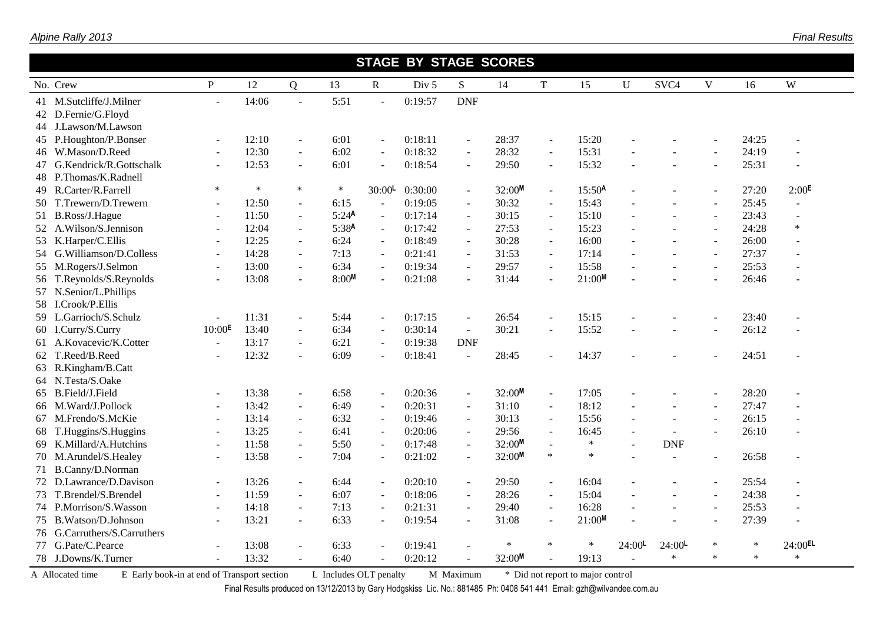## STAGE BY STAGE SCORES

| No. | Crew | P | 12 | Q | 13 | R | Div 5 | S | 14 | T | 15 | U | SVC4 | V | 16 | W |
|---|---|---|---|---|---|---|---|---|---|---|---|---|---|---|---|---|
| 41 | M.Sutcliffe/J.Milner | - | 14:06 | - | 5:51 | - | 0:19:57 | DNF | | | | | | | | |
| 42 | D.Fernie/G.Floyd | | | | | | | | | | | | | | | |
| 44 | J.Lawson/M.Lawson | | | | | | | | | | | | | | | |
| 45 | P.Houghton/P.Bonser | - | 12:10 | - | 6:01 | - | 0:18:11 | - | 28:37 | - | 15:20 | - | - | - | 24:25 | - |
| 46 | W.Mason/D.Reed | - | 12:30 | - | 6:02 | - | 0:18:32 | - | 28:32 | - | 15:31 | - | - | - | 24:19 | - |
| 47 | G.Kendrick/R.Gottschalk | - | 12:53 | - | 6:01 | - | 0:18:54 | - | 29:50 | - | 15:32 | - | - | - | 25:31 | - |
| 48 | P.Thomas/K.Radnell | | | | | | | | | | | | | | | |
| 49 | R.Carter/R.Farrell | * | * | * | * | 30:00L | 0:30:00 | - | 32:00M | - | 15:50A | - | - | - | 27:20 | 2:00E |
| 50 | T.Trewern/D.Trewern | - | 12:50 | - | 6:15 | - | 0:19:05 | - | 30:32 | - | 15:43 | - | - | - | 25:45 | - |
| 51 | B.Ross/J.Hague | - | 11:50 | - | 5:24A | - | 0:17:14 | - | 30:15 | - | 15:10 | - | - | - | 23:43 | - |
| 52 | A.Wilson/S.Jennison | - | 12:04 | - | 5:38A | - | 0:17:42 | - | 27:53 | - | 15:23 | - | - | - | 24:28 | * |
| 53 | K.Harper/C.Ellis | - | 12:25 | - | 6:24 | - | 0:18:49 | - | 30:28 | - | 16:00 | - | - | - | 26:00 | - |
| 54 | G.Williamson/D.Colless | - | 14:28 | - | 7:13 | - | 0:21:41 | - | 31:53 | - | 17:14 | - | - | - | 27:37 | - |
| 55 | M.Rogers/J.Selmon | - | 13:00 | - | 6:34 | - | 0:19:34 | - | 29:57 | - | 15:58 | - | - | - | 25:53 | - |
| 56 | T.Reynolds/S.Reynolds | - | 13:08 | - | 8:00M | - | 0:21:08 | - | 31:44 | - | 21:00M | - | - | - | 26:46 | - |
| 57 | N.Senior/L.Phillips | | | | | | | | | | | | | | | |
| 58 | I.Crook/P.Ellis | | | | | | | | | | | | | | | |
| 59 | L.Garrioch/S.Schulz | - | 11:31 | - | 5:44 | - | 0:17:15 | - | 26:54 | - | 15:15 | - | - | - | 23:40 | - |
| 60 | I.Curry/S.Curry | 10:00E | 13:40 | - | 6:34 | - | 0:30:14 | - | 30:21 | - | 15:52 | - | - | - | 26:12 | - |
| 61 | A.Kovacevic/K.Cotter | - | 13:17 | - | 6:21 | - | 0:19:38 | DNF | | | | | | | | |
| 62 | T.Reed/B.Reed | - | 12:32 | - | 6:09 | - | 0:18:41 | - | 28:45 | - | 14:37 | - | - | - | 24:51 | - |
| 63 | R.Kingham/B.Catt | | | | | | | | | | | | | | | |
| 64 | N.Testa/S.Oake | | | | | | | | | | | | | | | |
| 65 | B.Field/J.Field | - | 13:38 | - | 6:58 | - | 0:20:36 | - | 32:00M | - | 17:05 | - | - | - | 28:20 | - |
| 66 | M.Ward/J.Pollock | - | 13:42 | - | 6:49 | - | 0:20:31 | - | 31:10 | - | 18:12 | - | - | - | 27:47 | - |
| 67 | M.Frendo/S.McKie | - | 13:14 | - | 6:32 | - | 0:19:46 | - | 30:13 | - | 15:56 | - | - | - | 26:15 | - |
| 68 | T.Huggins/S.Huggins | - | 13:25 | - | 6:41 | - | 0:20:06 | - | 29:56 | - | 16:45 | - | - | - | 26:10 | - |
| 69 | K.Millard/A.Hutchins | - | 11:58 | - | 5:50 | - | 0:17:48 | - | 32:00M | - | * | - | DNF | | | |
| 70 | M.Arundel/S.Healey | - | 13:58 | - | 7:04 | - | 0:21:02 | - | 32:00M | * | * | - | - | - | 26:58 | - |
| 71 | B.Canny/D.Norman | | | | | | | | | | | | | | | |
| 72 | D.Lawrance/D.Davison | - | 13:26 | - | 6:44 | - | 0:20:10 | - | 29:50 | - | 16:04 | - | - | - | 25:54 | - |
| 73 | T.Brendel/S.Brendel | - | 11:59 | - | 6:07 | - | 0:18:06 | - | 28:26 | - | 15:04 | - | - | - | 24:38 | - |
| 74 | P.Morrison/S.Wasson | - | 14:18 | - | 7:13 | - | 0:21:31 | - | 29:40 | - | 16:28 | - | - | - | 25:53 | - |
| 75 | B.Watson/D.Johnson | - | 13:21 | - | 6:33 | - | 0:19:54 | - | 31:08 | - | 21:00M | - | - | - | 27:39 | - |
| 76 | G.Carruthers/S.Carruthers | | | | | | | | | | | | | | | |
| 77 | G.Pate/C.Pearce | - | 13:08 | - | 6:33 | - | 0:19:41 | - | * | * | * | 24:00L | 24:00L | * | * | 24:00EL |
| 78 | J.Downs/K.Turner | - | 13:32 | - | 6:40 | - | 0:20:12 | - | 32:00M | - | 19:13 | - | * | * | * | * |

A Allocated time E Early book-in at end of Transport section L Includes OLT penalty M Maximum * Did not report to major control

Final Results produced on 13/12/2013 by Gary Hodgskiss Lic. No.: 881485 Ph: 0408 541 441 Email: gzh@wilvandee.com.au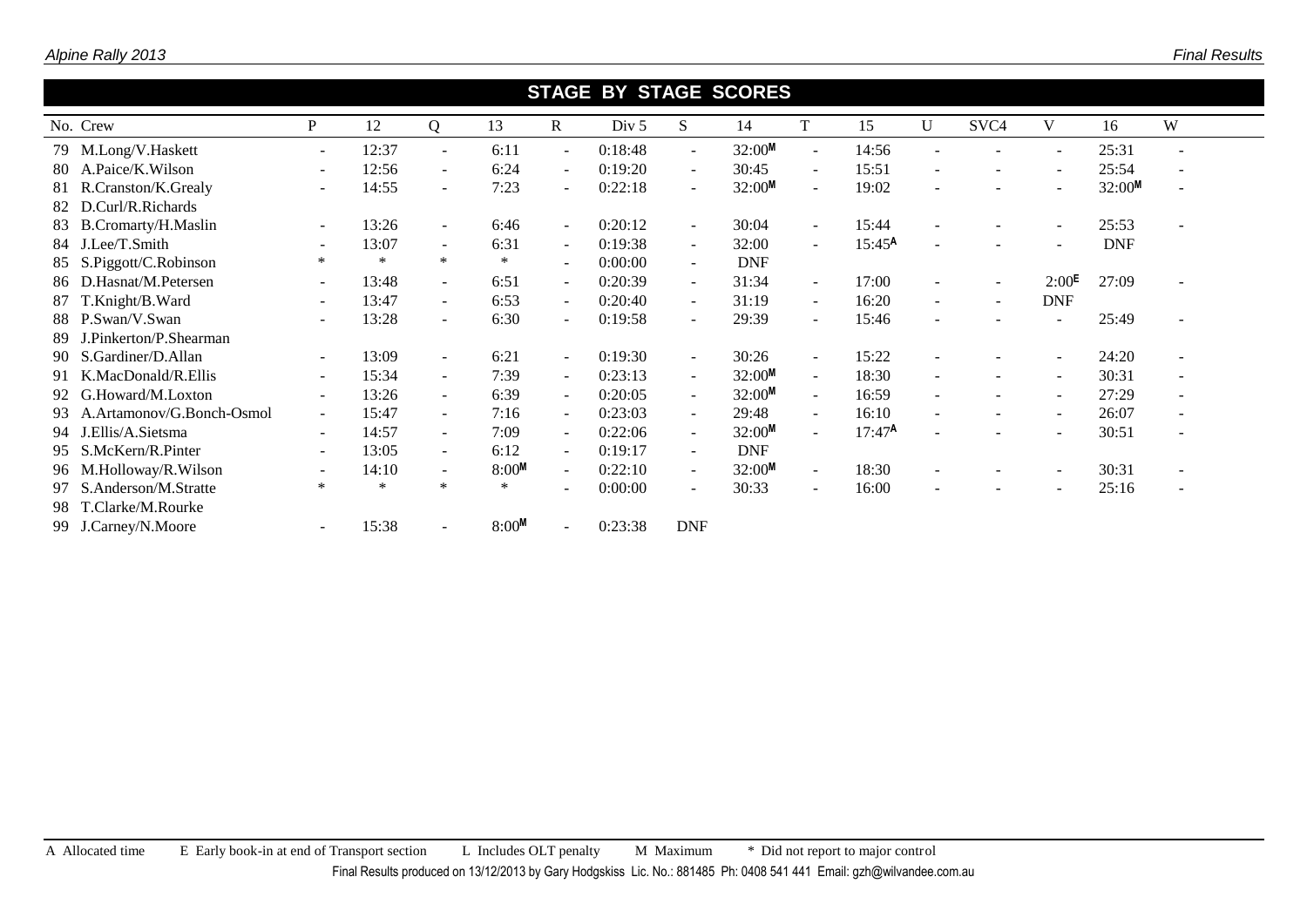## STAGE BY STAGE SCORES

| No. | Crew | P | 12 | Q | 13 | R | Div 5 | S | 14 | T | 15 | U | SVC4 | V | 16 | W |
|---|---|---|---|---|---|---|---|---|---|---|---|---|---|---|---|---|
| 79 | M.Long/V.Haskett | - | 12:37 | - | 6:11 | - | 0:18:48 | - | 32:00M | - | 14:56 | - | - | - | 25:31 | - |
| 80 | A.Paice/K.Wilson | - | 12:56 | - | 6:24 | - | 0:19:20 | - | 30:45 | - | 15:51 | - | - | - | 25:54 | - |
| 81 | R.Cranston/K.Grealy | - | 14:55 | - | 7:23 | - | 0:22:18 | - | 32:00M | - | 19:02 | - | - | - | 32:00M | - |
| 82 | D.Curl/R.Richards | | | | | | | | | | | | | | | |
| 83 | B.Cromarty/H.Maslin | - | 13:26 | - | 6:46 | - | 0:20:12 | - | 30:04 | - | 15:44 | - | - | - | 25:53 | - |
| 84 | J.Lee/T.Smith | - | 13:07 | - | 6:31 | - | 0:19:38 | - | 32:00 | - | 15:45A | - | - | - | DNF | |
| 85 | S.Piggott/C.Robinson | * | * | * | * | - | 0:00:00 | - | DNF | | | | | | | |
| 86 | D.Hasnat/M.Petersen | - | 13:48 | - | 6:51 | - | 0:20:39 | - | 31:34 | - | 17:00 | - | - | 2:00E | 27:09 | - |
| 87 | T.Knight/B.Ward | - | 13:47 | - | 6:53 | - | 0:20:40 | - | 31:19 | - | 16:20 | - | - | DNF | | |
| 88 | P.Swan/V.Swan | - | 13:28 | - | 6:30 | - | 0:19:58 | - | 29:39 | - | 15:46 | - | - | - | 25:49 | - |
| 89 | J.Pinkerton/P.Shearman | | | | | | | | | | | | | | | |
| 90 | S.Gardiner/D.Allan | - | 13:09 | - | 6:21 | - | 0:19:30 | - | 30:26 | - | 15:22 | - | - | - | 24:20 | - |
| 91 | K.MacDonald/R.Ellis | - | 15:34 | - | 7:39 | - | 0:23:13 | - | 32:00M | - | 18:30 | - | - | - | 30:31 | - |
| 92 | G.Howard/M.Loxton | - | 13:26 | - | 6:39 | - | 0:20:05 | - | 32:00M | - | 16:59 | - | - | - | 27:29 | - |
| 93 | A.Artamonov/G.Bonch-Osmol | - | 15:47 | - | 7:16 | - | 0:23:03 | - | 29:48 | - | 16:10 | - | - | - | 26:07 | - |
| 94 | J.Ellis/A.Sietsma | - | 14:57 | - | 7:09 | - | 0:22:06 | - | 32:00M | - | 17:47A | - | - | - | 30:51 | - |
| 95 | S.McKern/R.Pinter | - | 13:05 | - | 6:12 | - | 0:19:17 | - | DNF | | | | | | | |
| 96 | M.Holloway/R.Wilson | - | 14:10 | - | 8:00M | - | 0:22:10 | - | 32:00M | - | 18:30 | - | - | - | 30:31 | - |
| 97 | S.Anderson/M.Stratte | * | * | * | * | - | 0:00:00 | - | 30:33 | - | 16:00 | - | - | - | 25:16 | - |
| 98 | T.Clarke/M.Rourke | | | | | | | | | | | | | | | |
| 99 | J.Carney/N.Moore | - | 15:38 | - | 8:00M | - | 0:23:38 | DNF | | | | | | | | |

A Allocated time  E Early book-in at end of Transport section  L Includes OLT penalty  M Maximum  * Did not report to major control

Final Results produced on 13/12/2013 by Gary Hodgskiss Lic. No.: 881485 Ph: 0408 541 441 Email: gzh@wilvandee.com.au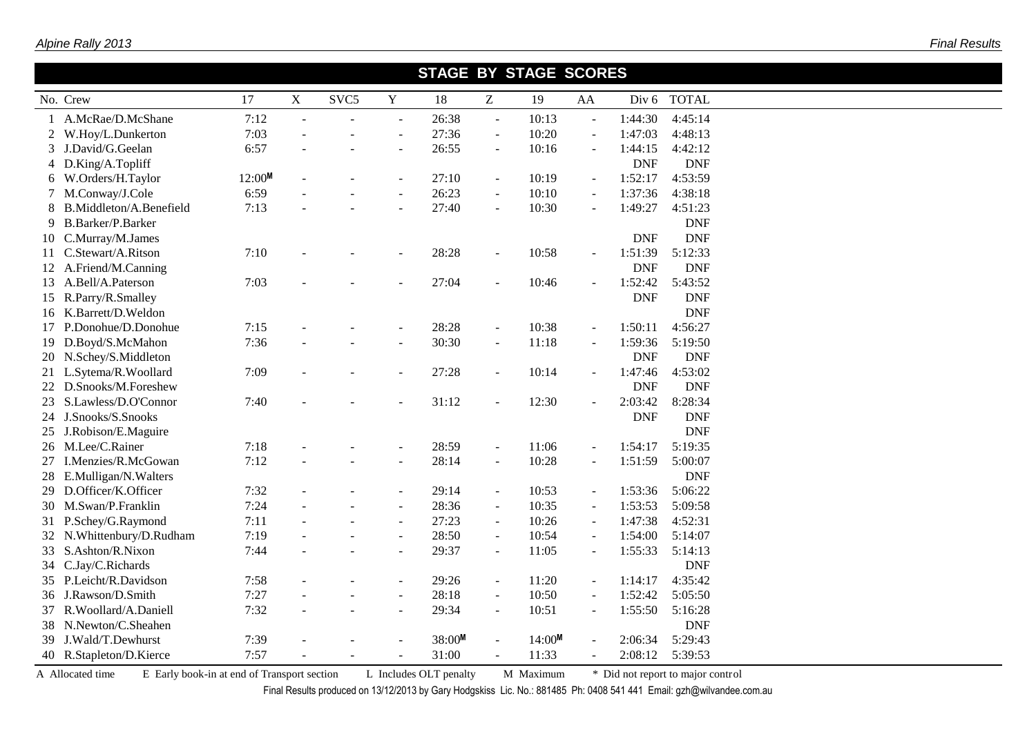## STAGE BY STAGE SCORES

| No. | Crew | 17 | X | SVC5 | Y | 18 | Z | 19 | AA | Div 6 | TOTAL |
|---|---|---|---|---|---|---|---|---|---|---|---|
| 1 | A.McRae/D.McShane | 7:12 | - | - | - | 26:38 | - | 10:13 | - | 1:44:30 | 4:45:14 |
| 2 | W.Hoy/L.Dunkerton | 7:03 | - | - | - | 27:36 | - | 10:20 | - | 1:47:03 | 4:48:13 |
| 3 | J.David/G.Geelan | 6:57 | - | - | - | 26:55 | - | 10:16 | - | 1:44:15 | 4:42:12 |
| 4 | D.King/A.Topliff | | | | | | | | | DNF | DNF |
| 6 | W.Orders/H.Taylor | 12:00M | - | - | - | 27:10 | - | 10:19 | - | 1:52:17 | 4:53:59 |
| 7 | M.Conway/J.Cole | 6:59 | - | - | - | 26:23 | - | 10:10 | - | 1:37:36 | 4:38:18 |
| 8 | B.Middleton/A.Benefield | 7:13 | - | - | - | 27:40 | - | 10:30 | - | 1:49:27 | 4:51:23 |
| 9 | B.Barker/P.Barker | | | | | | | | | | DNF |
| 10 | C.Murray/M.James | | | | | | | | | DNF | DNF |
| 11 | C.Stewart/A.Ritson | 7:10 | - | - | - | 28:28 | - | 10:58 | - | 1:51:39 | 5:12:33 |
| 12 | A.Friend/M.Canning | | | | | | | | | DNF | DNF |
| 13 | A.Bell/A.Paterson | 7:03 | - | - | - | 27:04 | - | 10:46 | - | 1:52:42 | 5:43:52 |
| 15 | R.Parry/R.Smalley | | | | | | | | | DNF | DNF |
| 16 | K.Barrett/D.Weldon | | | | | | | | | | DNF |
| 17 | P.Donohue/D.Donohue | 7:15 | - | - | - | 28:28 | - | 10:38 | - | 1:50:11 | 4:56:27 |
| 19 | D.Boyd/S.McMahon | 7:36 | - | - | - | 30:30 | - | 11:18 | - | 1:59:36 | 5:19:50 |
| 20 | N.Schey/S.Middleton | | | | | | | | | DNF | DNF |
| 21 | L.Sytema/R.Woollard | 7:09 | - | - | - | 27:28 | - | 10:14 | - | 1:47:46 | 4:53:02 |
| 22 | D.Snooks/M.Foreshew | | | | | | | | | DNF | DNF |
| 23 | S.Lawless/D.O'Connor | 7:40 | - | - | - | 31:12 | - | 12:30 | - | 2:03:42 | 8:28:34 |
| 24 | J.Snooks/S.Snooks | | | | | | | | | DNF | DNF |
| 25 | J.Robison/E.Maguire | | | | | | | | | | DNF |
| 26 | M.Lee/C.Rainer | 7:18 | - | - | - | 28:59 | - | 11:06 | - | 1:54:17 | 5:19:35 |
| 27 | I.Menzies/R.McGowan | 7:12 | - | - | - | 28:14 | - | 10:28 | - | 1:51:59 | 5:00:07 |
| 28 | E.Mulligan/N.Walters | | | | | | | | | | DNF |
| 29 | D.Officer/K.Officer | 7:32 | - | - | - | 29:14 | - | 10:53 | - | 1:53:36 | 5:06:22 |
| 30 | M.Swan/P.Franklin | 7:24 | - | - | - | 28:36 | - | 10:35 | - | 1:53:53 | 5:09:58 |
| 31 | P.Schey/G.Raymond | 7:11 | - | - | - | 27:23 | - | 10:26 | - | 1:47:38 | 4:52:31 |
| 32 | N.Whittenbury/D.Rudham | 7:19 | - | - | - | 28:50 | - | 10:54 | - | 1:54:00 | 5:14:07 |
| 33 | S.Ashton/R.Nixon | 7:44 | - | - | - | 29:37 | - | 11:05 | - | 1:55:33 | 5:14:13 |
| 34 | C.Jay/C.Richards | | | | | | | | | | DNF |
| 35 | P.Leicht/R.Davidson | 7:58 | - | - | - | 29:26 | - | 11:20 | - | 1:14:17 | 4:35:42 |
| 36 | J.Rawson/D.Smith | 7:27 | - | - | - | 28:18 | - | 10:50 | - | 1:52:42 | 5:05:50 |
| 37 | R.Woollard/A.Daniell | 7:32 | - | - | - | 29:34 | - | 10:51 | - | 1:55:50 | 5:16:28 |
| 38 | N.Newton/C.Sheahen | | | | | | | | | | DNF |
| 39 | J.Wald/T.Dewhurst | 7:39 | - | - | - | 38:00M | - | 14:00M | - | 2:06:34 | 5:29:43 |
| 40 | R.Stapleton/D.Kierce | 7:57 | - | - | - | 31:00 | - | 11:33 | - | 2:08:12 | 5:39:53 |

A Allocated time    E Early book-in at end of Transport section    L Includes OLT penalty    M Maximum    * Did not report to major control

Final Results produced on 13/12/2013 by Gary Hodgskiss Lic. No.: 881485 Ph: 0408 541 441 Email: gzh@wilvandee.com.au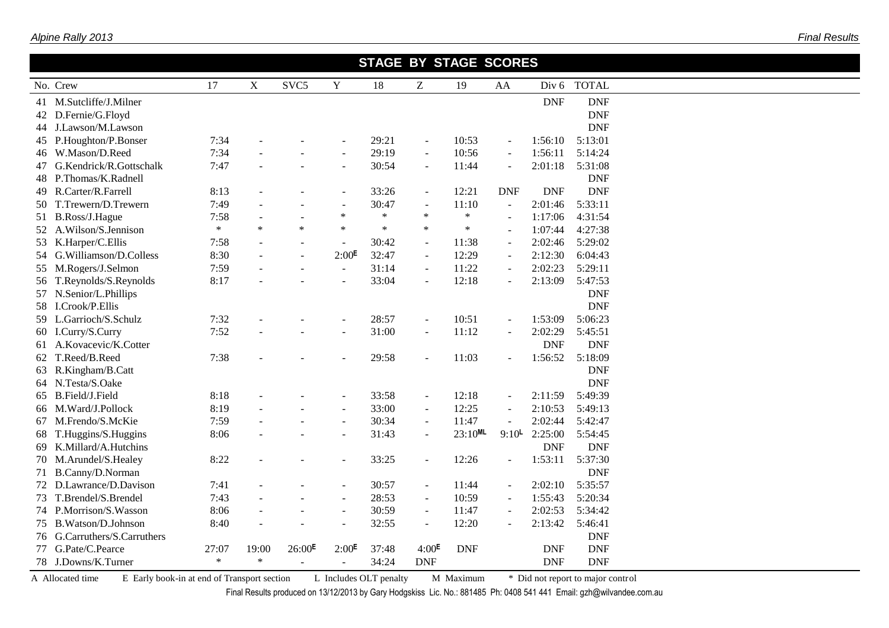## STAGE BY STAGE SCORES

| No. | Crew | 17 | X | SVC5 | Y | 18 | Z | 19 | AA | Div 6 | TOTAL |
|---|---|---|---|---|---|---|---|---|---|---|---|
| 41 | M.Sutcliffe/J.Milner | | | | | | | | | DNF | DNF |
| 42 | D.Fernie/G.Floyd | | | | | | | | | | DNF |
| 44 | J.Lawson/M.Lawson | | | | | | | | | | DNF |
| 45 | P.Houghton/P.Bonser | 7:34 | - | - | - | 29:21 | - | 10:53 | - | 1:56:10 | 5:13:01 |
| 46 | W.Mason/D.Reed | 7:34 | - | - | - | 29:19 | - | 10:56 | - | 1:56:11 | 5:14:24 |
| 47 | G.Kendrick/R.Gottschalk | 7:47 | - | - | - | 30:54 | - | 11:44 | - | 2:01:18 | 5:31:08 |
| 48 | P.Thomas/K.Radnell | | | | | | | | | | DNF |
| 49 | R.Carter/R.Farrell | 8:13 | - | - | - | 33:26 | - | 12:21 | DNF | DNF | DNF |
| 50 | T.Trewern/D.Trewern | 7:49 | - | - | - | 30:47 | - | 11:10 | - | 2:01:46 | 5:33:11 |
| 51 | B.Ross/J.Hague | 7:58 | - | - | * | * | * | * | - | 1:17:06 | 4:31:54 |
| 52 | A.Wilson/S.Jennison | * | * | * | * | * | * | * | - | 1:07:44 | 4:27:38 |
| 53 | K.Harper/C.Ellis | 7:58 | - | - | - | 30:42 | - | 11:38 | - | 2:02:46 | 5:29:02 |
| 54 | G.Williamson/D.Colless | 8:30 | - | - | 2:00E | 32:47 | - | 12:29 | - | 2:12:30 | 6:04:43 |
| 55 | M.Rogers/J.Selmon | 7:59 | - | - | - | 31:14 | - | 11:22 | - | 2:02:23 | 5:29:11 |
| 56 | T.Reynolds/S.Reynolds | 8:17 | - | - | - | 33:04 | - | 12:18 | - | 2:13:09 | 5:47:53 |
| 57 | N.Senior/L.Phillips | | | | | | | | | | DNF |
| 58 | I.Crook/P.Ellis | | | | | | | | | | DNF |
| 59 | L.Garrioch/S.Schulz | 7:32 | - | - | - | 28:57 | - | 10:51 | - | 1:53:09 | 5:06:23 |
| 60 | I.Curry/S.Curry | 7:52 | - | - | - | 31:00 | - | 11:12 | - | 2:02:29 | 5:45:51 |
| 61 | A.Kovacevic/K.Cotter | | | | | | | | | DNF | DNF |
| 62 | T.Reed/B.Reed | 7:38 | - | - | - | 29:58 | - | 11:03 | - | 1:56:52 | 5:18:09 |
| 63 | R.Kingham/B.Catt | | | | | | | | | | DNF |
| 64 | N.Testa/S.Oake | | | | | | | | | | DNF |
| 65 | B.Field/J.Field | 8:18 | - | - | - | 33:58 | - | 12:18 | - | 2:11:59 | 5:49:39 |
| 66 | M.Ward/J.Pollock | 8:19 | - | - | - | 33:00 | - | 12:25 | - | 2:10:53 | 5:49:13 |
| 67 | M.Frendo/S.McKie | 7:59 | - | - | - | 30:34 | - | 11:47 | - | 2:02:44 | 5:42:47 |
| 68 | T.Huggins/S.Huggins | 8:06 | - | - | - | 31:43 | - | 23:10ML | 9:10L | 2:25:00 | 5:54:45 |
| 69 | K.Millard/A.Hutchins | | | | | | | | | DNF | DNF |
| 70 | M.Arundel/S.Healey | 8:22 | - | - | - | 33:25 | - | 12:26 | - | 1:53:11 | 5:37:30 |
| 71 | B.Canny/D.Norman | | | | | | | | | | DNF |
| 72 | D.Lawrance/D.Davison | 7:41 | - | - | - | 30:57 | - | 11:44 | - | 2:02:10 | 5:35:57 |
| 73 | T.Brendel/S.Brendel | 7:43 | - | - | - | 28:53 | - | 10:59 | - | 1:55:43 | 5:20:34 |
| 74 | P.Morrison/S.Wasson | 8:06 | - | - | - | 30:59 | - | 11:47 | - | 2:02:53 | 5:34:42 |
| 75 | B.Watson/D.Johnson | 8:40 | - | - | - | 32:55 | - | 12:20 | - | 2:13:42 | 5:46:41 |
| 76 | G.Carruthers/S.Carruthers | | | | | | | | | | DNF |
| 77 | G.Pate/C.Pearce | 27:07 | 19:00 | 26:00E | 2:00E | 37:48 | 4:00E | DNF | | DNF | DNF |
| 78 | J.Downs/K.Turner | * | * | - | - | 34:24 | DNF | | | DNF | DNF |

A Allocated time    E Early book-in at end of Transport section    L Includes OLT penalty    M Maximum    * Did not report to major control

Final Results produced on 13/12/2013 by Gary Hodgskiss Lic. No.: 881485 Ph: 0408 541 441 Email: gzh@wilvandee.com.au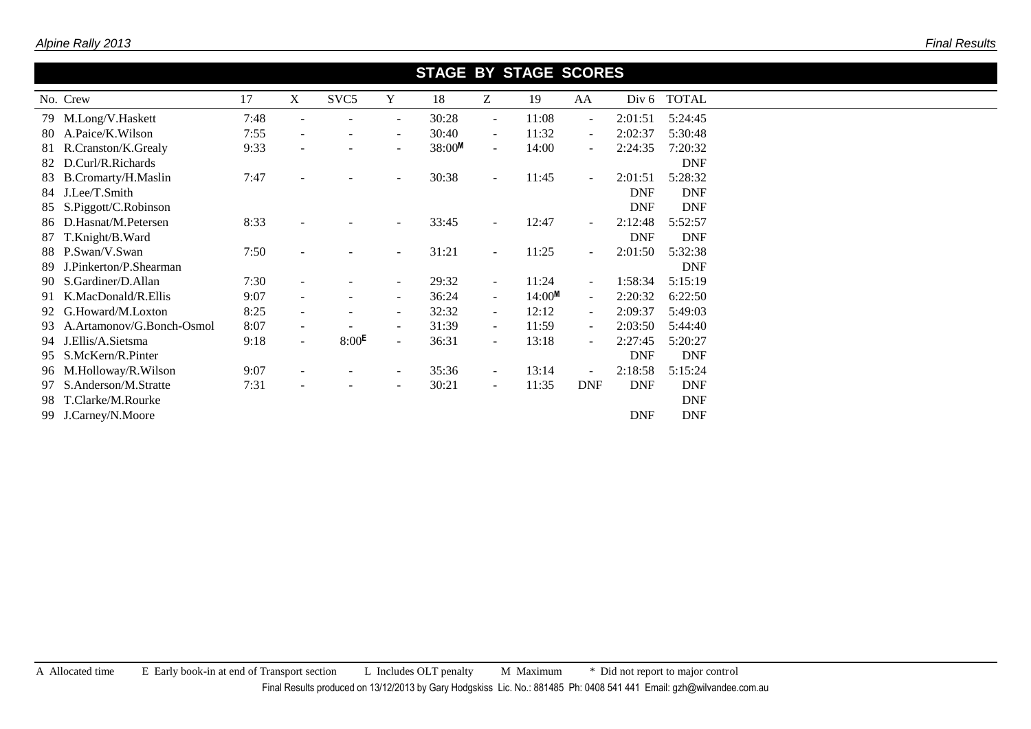## STAGE BY STAGE SCORES

| No. | Crew | 17 | X | SVC5 | Y | 18 | Z | 19 | AA | Div 6 | TOTAL |
|---|---|---|---|---|---|---|---|---|---|---|---|
| 79 | M.Long/V.Haskett | 7:48 | - | - | - | 30:28 | - | 11:08 | - | 2:01:51 | 5:24:45 |
| 80 | A.Paice/K.Wilson | 7:55 | - | - | - | 30:40 | - | 11:32 | - | 2:02:37 | 5:30:48 |
| 81 | R.Cranston/K.Grealy | 9:33 | - | - | - | 38:00M | - | 14:00 | - | 2:24:35 | 7:20:32 |
| 82 | D.Curl/R.Richards | | | | | | | | | | DNF |
| 83 | B.Cromarty/H.Maslin | 7:47 | - | - | - | 30:38 | - | 11:45 | - | 2:01:51 | 5:28:32 |
| 84 | J.Lee/T.Smith | | | | | | | | | DNF | DNF |
| 85 | S.Piggott/C.Robinson | | | | | | | | | DNF | DNF |
| 86 | D.Hasnat/M.Petersen | 8:33 | - | - | - | 33:45 | - | 12:47 | - | 2:12:48 | 5:52:57 |
| 87 | T.Knight/B.Ward | | | | | | | | | DNF | DNF |
| 88 | P.Swan/V.Swan | 7:50 | - | - | - | 31:21 | - | 11:25 | - | 2:01:50 | 5:32:38 |
| 89 | J.Pinkerton/P.Shearman | | | | | | | | | | DNF |
| 90 | S.Gardiner/D.Allan | 7:30 | - | - | - | 29:32 | - | 11:24 | - | 1:58:34 | 5:15:19 |
| 91 | K.MacDonald/R.Ellis | 9:07 | - | - | - | 36:24 | - | 14:00M | - | 2:20:32 | 6:22:50 |
| 92 | G.Howard/M.Loxton | 8:25 | - | - | - | 32:32 | - | 12:12 | - | 2:09:37 | 5:49:03 |
| 93 | A.Artamonov/G.Bonch-Osmol | 8:07 | - | - | - | 31:39 | - | 11:59 | - | 2:03:50 | 5:44:40 |
| 94 | J.Ellis/A.Sietsma | 9:18 | - | 8:00E | - | 36:31 | - | 13:18 | - | 2:27:45 | 5:20:27 |
| 95 | S.McKern/R.Pinter | | | | | | | | | DNF | DNF |
| 96 | M.Holloway/R.Wilson | 9:07 | - | - | - | 35:36 | - | 13:14 | - | 2:18:58 | 5:15:24 |
| 97 | S.Anderson/M.Stratte | 7:31 | - | - | - | 30:21 | - | 11:35 | DNF | DNF | DNF |
| 98 | T.Clarke/M.Rourke | | | | | | | | | | DNF |
| 99 | J.Carney/N.Moore | | | | | | | | | DNF | DNF |

A Allocated time  E Early book-in at end of Transport section  L Includes OLT penalty  M Maximum  * Did not report to major control

Final Results produced on 13/12/2013 by Gary Hodgskiss Lic. No.: 881485 Ph: 0408 541 441 Email: gzh@wilvandee.com.au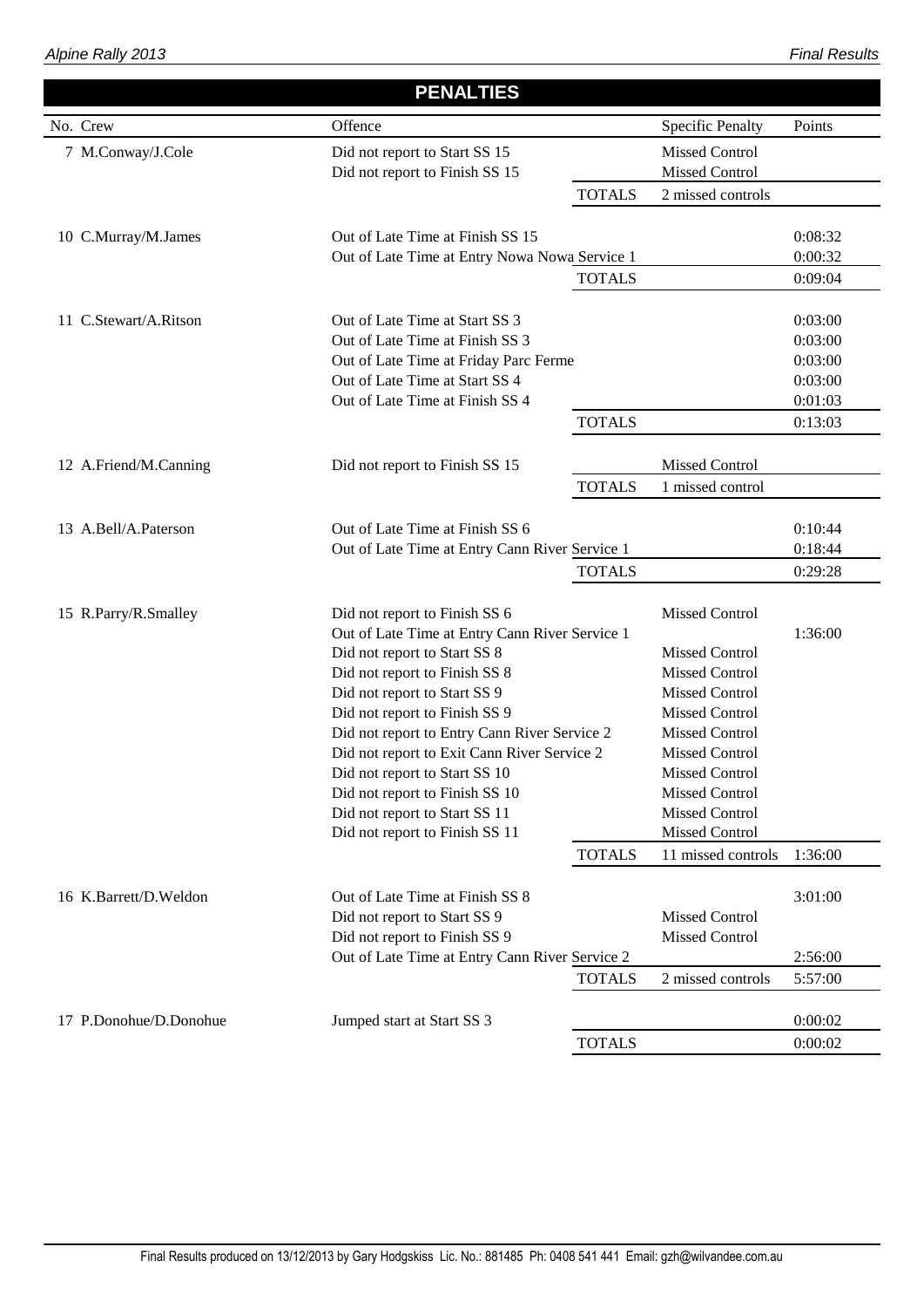## PENALTIES

| No. | Crew | Offence | | Specific Penalty | Points |
|---|---|---|---|---|---|
| 7 | M.Conway/J.Cole | Did not report to Start SS 15 | | Missed Control | |
| | | Did not report to Finish SS 15 | | Missed Control | |
| | | | TOTALS | 2 missed controls | |
| 10 | C.Murray/M.James | Out of Late Time at Finish SS 15 | | | 0:08:32 |
| | | Out of Late Time at Entry Nowa Nowa Service 1 | | | 0:00:32 |
| | | | TOTALS | | 0:09:04 |
| 11 | C.Stewart/A.Ritson | Out of Late Time at Start SS 3 | | | 0:03:00 |
| | | Out of Late Time at Finish SS 3 | | | 0:03:00 |
| | | Out of Late Time at Friday Parc Ferme | | | 0:03:00 |
| | | Out of Late Time at Start SS 4 | | | 0:03:00 |
| | | Out of Late Time at Finish SS 4 | | | 0:01:03 |
| | | | TOTALS | | 0:13:03 |
| 12 | A.Friend/M.Canning | Did not report to Finish SS 15 | | Missed Control | |
| | | | TOTALS | 1 missed control | |
| 13 | A.Bell/A.Paterson | Out of Late Time at Finish SS 6 | | | 0:10:44 |
| | | Out of Late Time at Entry Cann River Service 1 | | | 0:18:44 |
| | | | TOTALS | | 0:29:28 |
| 15 | R.Parry/R.Smalley | Did not report to Finish SS 6 | | Missed Control | |
| | | Out of Late Time at Entry Cann River Service 1 | | | 1:36:00 |
| | | Did not report to Start SS 8 | | Missed Control | |
| | | Did not report to Finish SS 8 | | Missed Control | |
| | | Did not report to Start SS 9 | | Missed Control | |
| | | Did not report to Finish SS 9 | | Missed Control | |
| | | Did not report to Entry Cann River Service 2 | | Missed Control | |
| | | Did not report to Exit Cann River Service 2 | | Missed Control | |
| | | Did not report to Start SS 10 | | Missed Control | |
| | | Did not report to Finish SS 10 | | Missed Control | |
| | | Did not report to Start SS 11 | | Missed Control | |
| | | Did not report to Finish SS 11 | | Missed Control | |
| | | | TOTALS | 11 missed controls | 1:36:00 |
| 16 | K.Barrett/D.Weldon | Out of Late Time at Finish SS 8 | | | 3:01:00 |
| | | Did not report to Start SS 9 | | Missed Control | |
| | | Did not report to Finish SS 9 | | Missed Control | |
| | | Out of Late Time at Entry Cann River Service 2 | | | 2:56:00 |
| | | | TOTALS | 2 missed controls | 5:57:00 |
| 17 | P.Donohue/D.Donohue | Jumped start at Start SS 3 | | | 0:00:02 |
| | | | TOTALS | | 0:00:02 |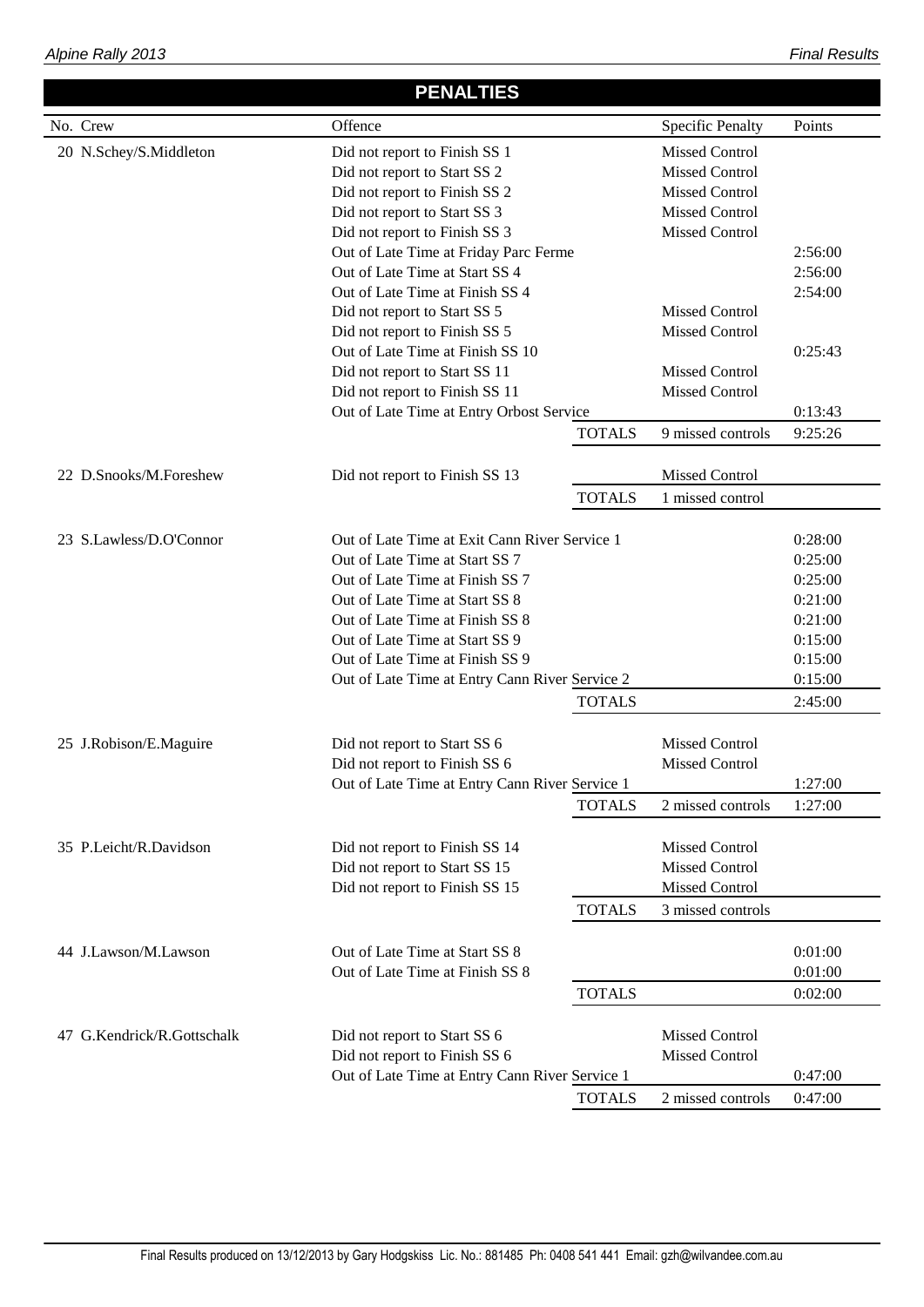## PENALTIES

| No. | Crew | Offence | | Specific Penalty | Points |
|---|---|---|---|---|---|
| 20 | N.Schey/S.Middleton | Did not report to Finish SS 1 | | Missed Control | |
| | | Did not report to Start SS 2 | | Missed Control | |
| | | Did not report to Finish SS 2 | | Missed Control | |
| | | Did not report to Start SS 3 | | Missed Control | |
| | | Did not report to Finish SS 3 | | Missed Control | |
| | | Out of Late Time at Friday Parc Ferme | | | 2:56:00 |
| | | Out of Late Time at Start SS 4 | | | 2:56:00 |
| | | Out of Late Time at Finish SS 4 | | | 2:54:00 |
| | | Did not report to Start SS 5 | | Missed Control | |
| | | Did not report to Finish SS 5 | | Missed Control | |
| | | Out of Late Time at Finish SS 10 | | | 0:25:43 |
| | | Did not report to Start SS 11 | | Missed Control | |
| | | Did not report to Finish SS 11 | | Missed Control | |
| | | Out of Late Time at Entry Orbost Service | | | 0:13:43 |
| | | | TOTALS | 9 missed controls | 9:25:26 |
| 22 | D.Snooks/M.Foreshew | Did not report to Finish SS 13 | | Missed Control | |
| | | | TOTALS | 1 missed control | |
| 23 | S.Lawless/D.O'Connor | Out of Late Time at Exit Cann River Service 1 | | | 0:28:00 |
| | | Out of Late Time at Start SS 7 | | | 0:25:00 |
| | | Out of Late Time at Finish SS 7 | | | 0:25:00 |
| | | Out of Late Time at Start SS 8 | | | 0:21:00 |
| | | Out of Late Time at Finish SS 8 | | | 0:21:00 |
| | | Out of Late Time at Start SS 9 | | | 0:15:00 |
| | | Out of Late Time at Finish SS 9 | | | 0:15:00 |
| | | Out of Late Time at Entry Cann River Service 2 | | | 0:15:00 |
| | | | TOTALS | | 2:45:00 |
| 25 | J.Robison/E.Maguire | Did not report to Start SS 6 | | Missed Control | |
| | | Did not report to Finish SS 6 | | Missed Control | |
| | | Out of Late Time at Entry Cann River Service 1 | | | 1:27:00 |
| | | | TOTALS | 2 missed controls | 1:27:00 |
| 35 | P.Leicht/R.Davidson | Did not report to Finish SS 14 | | Missed Control | |
| | | Did not report to Start SS 15 | | Missed Control | |
| | | Did not report to Finish SS 15 | | Missed Control | |
| | | | TOTALS | 3 missed controls | |
| 44 | J.Lawson/M.Lawson | Out of Late Time at Start SS 8 | | | 0:01:00 |
| | | Out of Late Time at Finish SS 8 | | | 0:01:00 |
| | | | TOTALS | | 0:02:00 |
| 47 | G.Kendrick/R.Gottschalk | Did not report to Start SS 6 | | Missed Control | |
| | | Did not report to Finish SS 6 | | Missed Control | |
| | | Out of Late Time at Entry Cann River Service 1 | | | 0:47:00 |
| | | | TOTALS | 2 missed controls | 0:47:00 |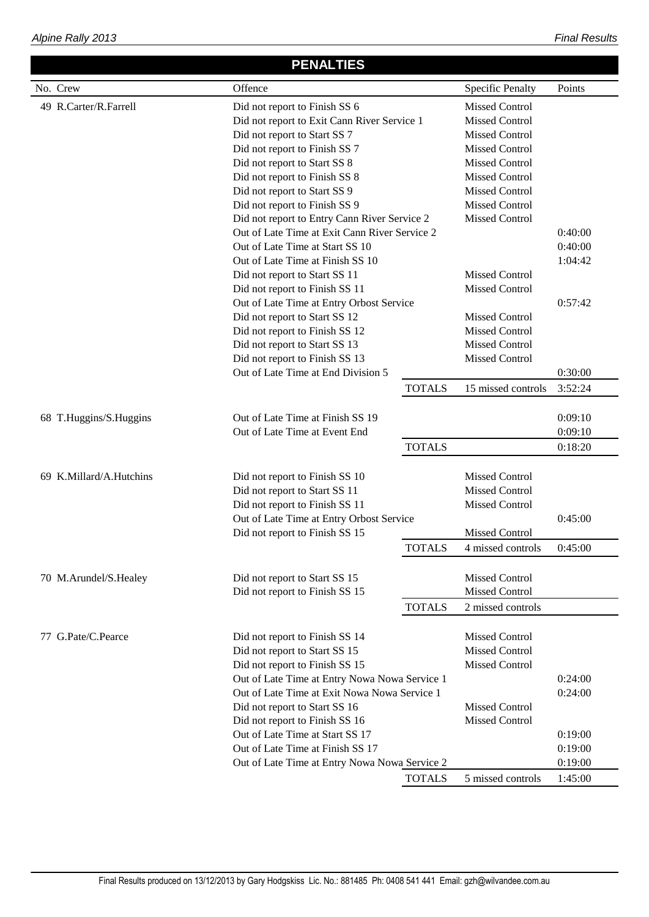## PENALTIES

| No. | Crew | Offence | | Specific Penalty | Points |
|---|---|---|---|---|---|
| 49 | R.Carter/R.Farrell | Did not report to Finish SS 6 | | Missed Control | |
| | | Did not report to Exit Cann River Service 1 | | Missed Control | |
| | | Did not report to Start SS 7 | | Missed Control | |
| | | Did not report to Finish SS 7 | | Missed Control | |
| | | Did not report to Start SS 8 | | Missed Control | |
| | | Did not report to Finish SS 8 | | Missed Control | |
| | | Did not report to Start SS 9 | | Missed Control | |
| | | Did not report to Finish SS 9 | | Missed Control | |
| | | Did not report to Entry Cann River Service 2 | | Missed Control | |
| | | Out of Late Time at Exit Cann River Service 2 | | | 0:40:00 |
| | | Out of Late Time at Start SS 10 | | | 0:40:00 |
| | | Out of Late Time at Finish SS 10 | | | 1:04:42 |
| | | Did not report to Start SS 11 | | Missed Control | |
| | | Did not report to Finish SS 11 | | Missed Control | |
| | | Out of Late Time at Entry Orbost Service | | | 0:57:42 |
| | | Did not report to Start SS 12 | | Missed Control | |
| | | Did not report to Finish SS 12 | | Missed Control | |
| | | Did not report to Start SS 13 | | Missed Control | |
| | | Did not report to Finish SS 13 | | Missed Control | |
| | | Out of Late Time at End Division 5 | | | 0:30:00 |
| | | | TOTALS | 15 missed controls | 3:52:24 |
| 68 | T.Huggins/S.Huggins | Out of Late Time at Finish SS 19 | | | 0:09:10 |
| | | Out of Late Time at Event End | | | 0:09:10 |
| | | | TOTALS | | 0:18:20 |
| 69 | K.Millard/A.Hutchins | Did not report to Finish SS 10 | | Missed Control | |
| | | Did not report to Start SS 11 | | Missed Control | |
| | | Did not report to Finish SS 11 | | Missed Control | |
| | | Out of Late Time at Entry Orbost Service | | | 0:45:00 |
| | | Did not report to Finish SS 15 | | Missed Control | |
| | | | TOTALS | 4 missed controls | 0:45:00 |
| 70 | M.Arundel/S.Healey | Did not report to Start SS 15 | | Missed Control | |
| | | Did not report to Finish SS 15 | | Missed Control | |
| | | | TOTALS | 2 missed controls | |
| 77 | G.Pate/C.Pearce | Did not report to Finish SS 14 | | Missed Control | |
| | | Did not report to Start SS 15 | | Missed Control | |
| | | Did not report to Finish SS 15 | | Missed Control | |
| | | Out of Late Time at Entry Nowa Nowa Service 1 | | | 0:24:00 |
| | | Out of Late Time at Exit Nowa Nowa Service 1 | | | 0:24:00 |
| | | Did not report to Start SS 16 | | Missed Control | |
| | | Did not report to Finish SS 16 | | Missed Control | |
| | | Out of Late Time at Start SS 17 | | | 0:19:00 |
| | | Out of Late Time at Finish SS 17 | | | 0:19:00 |
| | | Out of Late Time at Entry Nowa Nowa Service 2 | | | 0:19:00 |
| | | | TOTALS | 5 missed controls | 1:45:00 |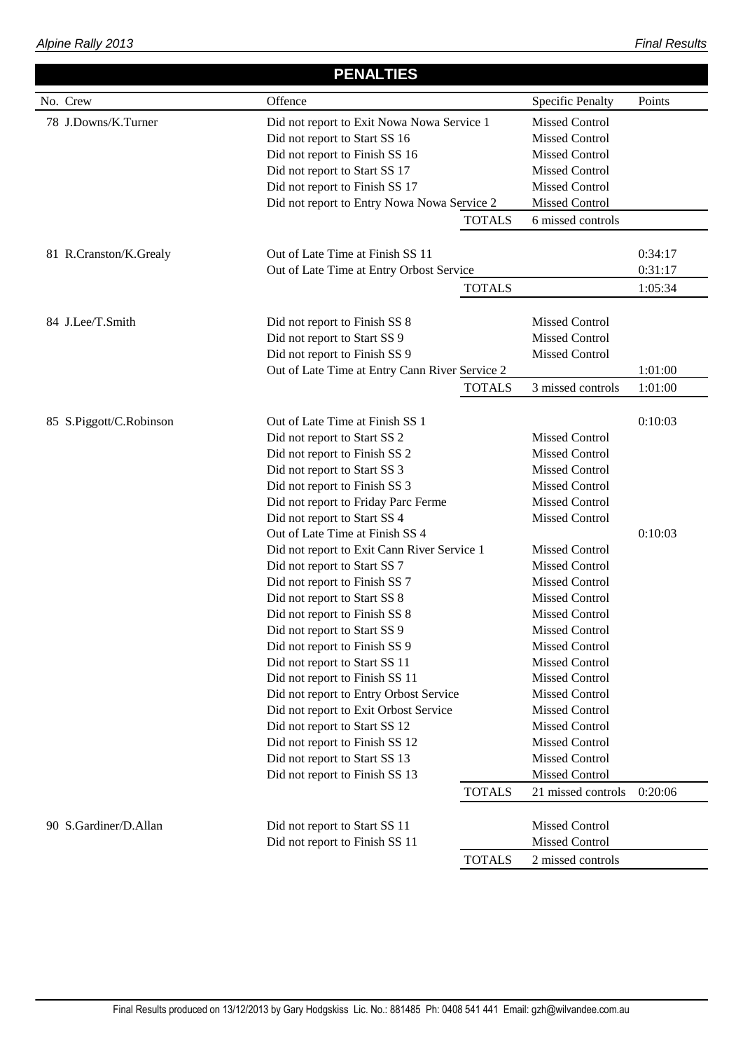## PENALTIES

| No. | Crew | Offence | | Specific Penalty | Points |
|---|---|---|---|---|---|
| 78 | J.Downs/K.Turner | Did not report to Exit Nowa Nowa Service 1 | | Missed Control | |
| | | Did not report to Start SS 16 | | Missed Control | |
| | | Did not report to Finish SS 16 | | Missed Control | |
| | | Did not report to Start SS 17 | | Missed Control | |
| | | Did not report to Finish SS 17 | | Missed Control | |
| | | Did not report to Entry Nowa Nowa Service 2 | | Missed Control | |
| | | | TOTALS | 6 missed controls | |
| 81 | R.Cranston/K.Grealy | Out of Late Time at Finish SS 11 | | | 0:34:17 |
| | | Out of Late Time at Entry Orbost Service | | | 0:31:17 |
| | | | TOTALS | | 1:05:34 |
| 84 | J.Lee/T.Smith | Did not report to Finish SS 8 | | Missed Control | |
| | | Did not report to Start SS 9 | | Missed Control | |
| | | Did not report to Finish SS 9 | | Missed Control | |
| | | Out of Late Time at Entry Cann River Service 2 | | | 1:01:00 |
| | | | TOTALS | 3 missed controls | 1:01:00 |
| 85 | S.Piggott/C.Robinson | Out of Late Time at Finish SS 1 | | | 0:10:03 |
| | | Did not report to Start SS 2 | | Missed Control | |
| | | Did not report to Finish SS 2 | | Missed Control | |
| | | Did not report to Start SS 3 | | Missed Control | |
| | | Did not report to Finish SS 3 | | Missed Control | |
| | | Did not report to Friday Parc Ferme | | Missed Control | |
| | | Did not report to Start SS 4 | | Missed Control | |
| | | Out of Late Time at Finish SS 4 | | | 0:10:03 |
| | | Did not report to Exit Cann River Service 1 | | Missed Control | |
| | | Did not report to Start SS 7 | | Missed Control | |
| | | Did not report to Finish SS 7 | | Missed Control | |
| | | Did not report to Start SS 8 | | Missed Control | |
| | | Did not report to Finish SS 8 | | Missed Control | |
| | | Did not report to Start SS 9 | | Missed Control | |
| | | Did not report to Finish SS 9 | | Missed Control | |
| | | Did not report to Start SS 11 | | Missed Control | |
| | | Did not report to Finish SS 11 | | Missed Control | |
| | | Did not report to Entry Orbost Service | | Missed Control | |
| | | Did not report to Exit Orbost Service | | Missed Control | |
| | | Did not report to Start SS 12 | | Missed Control | |
| | | Did not report to Finish SS 12 | | Missed Control | |
| | | Did not report to Start SS 13 | | Missed Control | |
| | | Did not report to Finish SS 13 | | Missed Control | |
| | | | TOTALS | 21 missed controls | 0:20:06 |
| 90 | S.Gardiner/D.Allan | Did not report to Start SS 11 | | Missed Control | |
| | | Did not report to Finish SS 11 | | Missed Control | |
| | | | TOTALS | 2 missed controls | |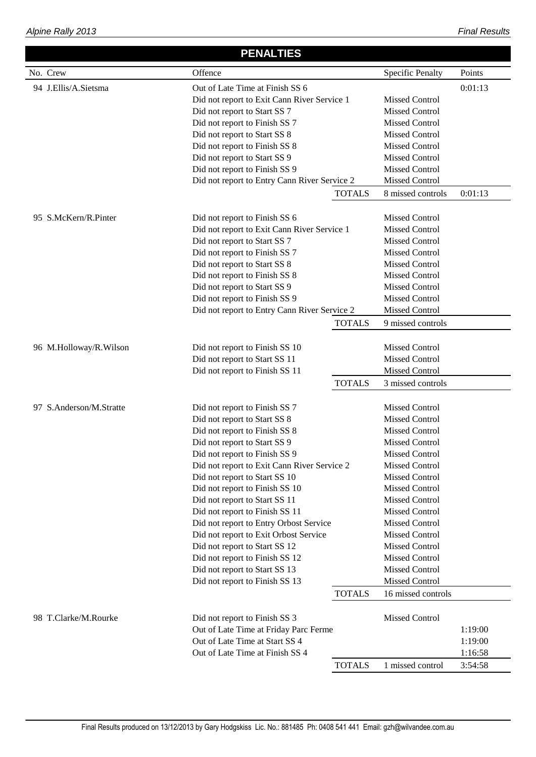## PENALTIES

| No. | Crew | Offence | | Specific Penalty | Points |
|---|---|---|---|---|---|
| 94 | J.Ellis/A.Sietsma | Out of Late Time at Finish SS 6 | | | 0:01:13 |
| | | Did not report to Exit Cann River Service 1 | | Missed Control | |
| | | Did not report to Start SS 7 | | Missed Control | |
| | | Did not report to Finish SS 7 | | Missed Control | |
| | | Did not report to Start SS 8 | | Missed Control | |
| | | Did not report to Finish SS 8 | | Missed Control | |
| | | Did not report to Start SS 9 | | Missed Control | |
| | | Did not report to Finish SS 9 | | Missed Control | |
| | | Did not report to Entry Cann River Service 2 | | Missed Control | |
| | | | TOTALS | 8 missed controls | 0:01:13 |
| 95 | S.McKern/R.Pinter | Did not report to Finish SS 6 | | Missed Control | |
| | | Did not report to Exit Cann River Service 1 | | Missed Control | |
| | | Did not report to Start SS 7 | | Missed Control | |
| | | Did not report to Finish SS 7 | | Missed Control | |
| | | Did not report to Start SS 8 | | Missed Control | |
| | | Did not report to Finish SS 8 | | Missed Control | |
| | | Did not report to Start SS 9 | | Missed Control | |
| | | Did not report to Finish SS 9 | | Missed Control | |
| | | Did not report to Entry Cann River Service 2 | | Missed Control | |
| | | | TOTALS | 9 missed controls | |
| 96 | M.Holloway/R.Wilson | Did not report to Finish SS 10 | | Missed Control | |
| | | Did not report to Start SS 11 | | Missed Control | |
| | | Did not report to Finish SS 11 | | Missed Control | |
| | | | TOTALS | 3 missed controls | |
| 97 | S.Anderson/M.Stratte | Did not report to Finish SS 7 | | Missed Control | |
| | | Did not report to Start SS 8 | | Missed Control | |
| | | Did not report to Finish SS 8 | | Missed Control | |
| | | Did not report to Start SS 9 | | Missed Control | |
| | | Did not report to Finish SS 9 | | Missed Control | |
| | | Did not report to Exit Cann River Service 2 | | Missed Control | |
| | | Did not report to Start SS 10 | | Missed Control | |
| | | Did not report to Finish SS 10 | | Missed Control | |
| | | Did not report to Start SS 11 | | Missed Control | |
| | | Did not report to Finish SS 11 | | Missed Control | |
| | | Did not report to Entry Orbost Service | | Missed Control | |
| | | Did not report to Exit Orbost Service | | Missed Control | |
| | | Did not report to Start SS 12 | | Missed Control | |
| | | Did not report to Finish SS 12 | | Missed Control | |
| | | Did not report to Start SS 13 | | Missed Control | |
| | | Did not report to Finish SS 13 | | Missed Control | |
| | | | TOTALS | 16 missed controls | |
| 98 | T.Clarke/M.Rourke | Did not report to Finish SS 3 | | Missed Control | |
| | | Out of Late Time at Friday Parc Ferme | | | 1:19:00 |
| | | Out of Late Time at Start SS 4 | | | 1:19:00 |
| | | Out of Late Time at Finish SS 4 | | | 1:16:58 |
| | | | TOTALS | 1 missed control | 3:54:58 |

Final Results produced on 13/12/2013 by Gary Hodgskiss Lic. No.: 881485 Ph: 0408 541 441 Email: gzh@wilvandee.com.au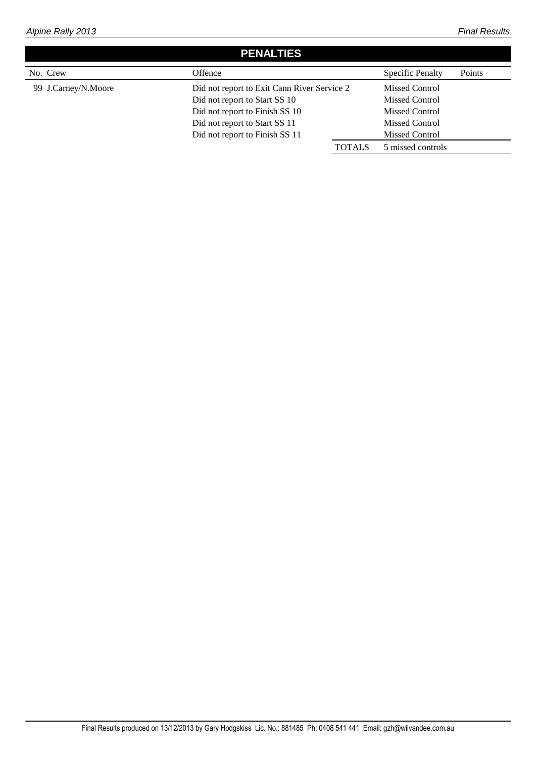## PENALTIES

| No. | Crew | Offence | | Specific Penalty | Points |
|---|---|---|---|---|---|
| 99 | J.Carney/N.Moore | Did not report to Exit Cann River Service 2 | | Missed Control | |
| | | Did not report to Start SS 10 | | Missed Control | |
| | | Did not report to Finish SS 10 | | Missed Control | |
| | | Did not report to Start SS 11 | | Missed Control | |
| | | Did not report to Finish SS 11 | | Missed Control | |
| | | | TOTALS | 5 missed controls | |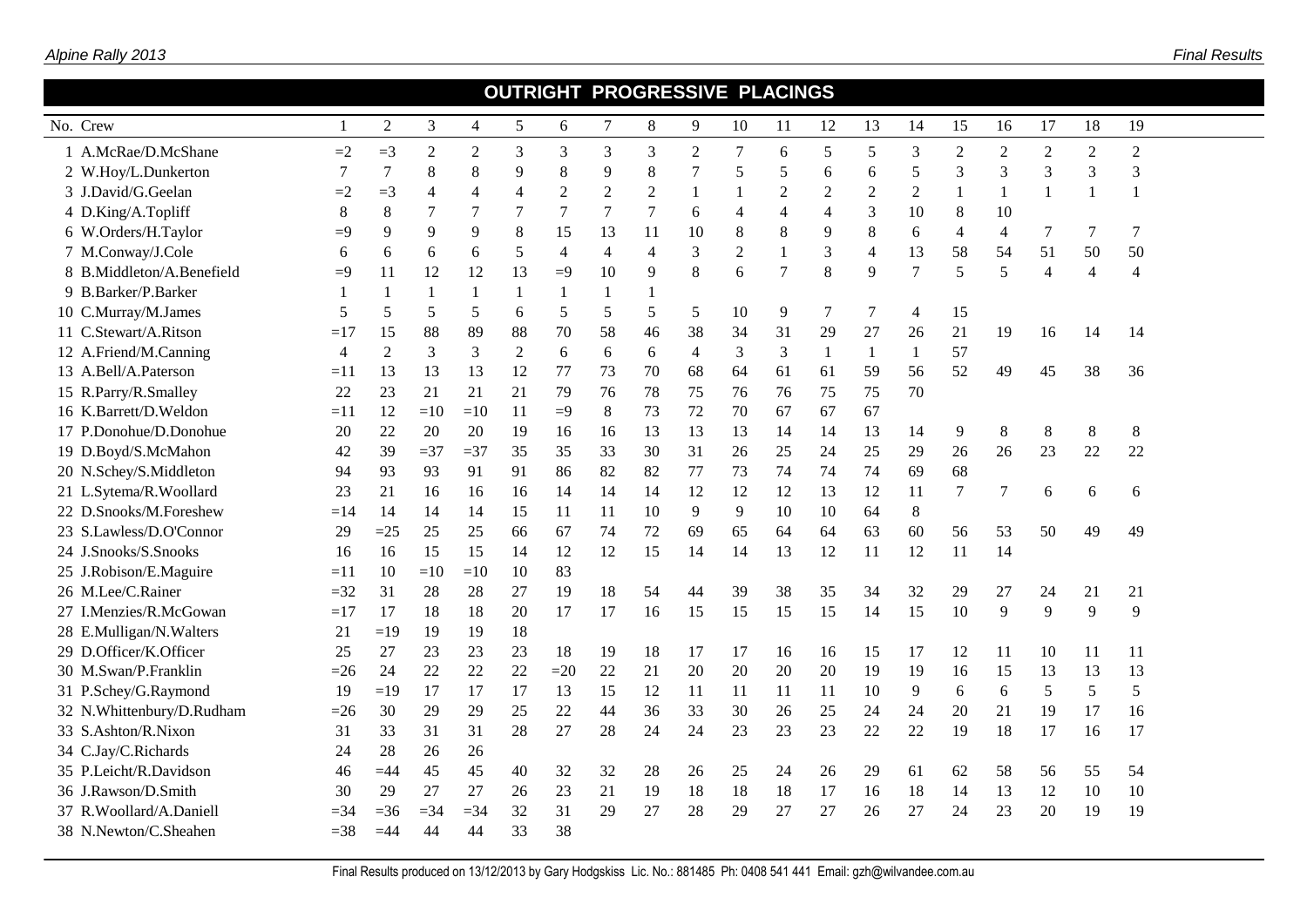## OUTRIGHT PROGRESSIVE PLACINGS

| No. | Crew | 1 | 2 | 3 | 4 | 5 | 6 | 7 | 8 | 9 | 10 | 11 | 12 | 13 | 14 | 15 | 16 | 17 | 18 | 19 |
|---|---|---|---|---|---|---|---|---|---|---|---|---|---|---|---|---|---|---|---|---|
| 1 | A.McRae/D.McShane | =2 | =3 | 2 | 2 | 3 | 3 | 3 | 3 | 2 | 7 | 6 | 5 | 5 | 3 | 2 | 2 | 2 | 2 | 2 |
| 2 | W.Hoy/L.Dunkerton | 7 | 7 | 8 | 8 | 9 | 8 | 9 | 8 | 7 | 5 | 5 | 6 | 6 | 5 | 3 | 3 | 3 | 3 | 3 |
| 3 | J.David/G.Geelan | =2 | =3 | 4 | 4 | 4 | 2 | 2 | 2 | 1 | 1 | 2 | 2 | 2 | 2 | 1 | 1 | 1 | 1 | 1 |
| 4 | D.King/A.Topliff | 8 | 8 | 7 | 7 | 7 | 7 | 7 | 7 | 6 | 4 | 4 | 4 | 3 | 10 | 8 | 10 | | | |
| 6 | W.Orders/H.Taylor | =9 | 9 | 9 | 9 | 8 | 15 | 13 | 11 | 10 | 8 | 8 | 9 | 8 | 6 | 4 | 4 | 7 | 7 | 7 |
| 7 | M.Conway/J.Cole | 6 | 6 | 6 | 6 | 5 | 4 | 4 | 4 | 3 | 2 | 1 | 3 | 4 | 13 | 58 | 54 | 51 | 50 | 50 |
| 8 | B.Middleton/A.Benefield | =9 | 11 | 12 | 12 | 13 | =9 | 10 | 9 | 8 | 6 | 7 | 8 | 9 | 7 | 5 | 5 | 4 | 4 | 4 |
| 9 | B.Barker/P.Barker | 1 | 1 | 1 | 1 | 1 | 1 | 1 | 1 | | | | | | | | | | | |
| 10 | C.Murray/M.James | 5 | 5 | 5 | 5 | 6 | 5 | 5 | 5 | 5 | 10 | 9 | 7 | 7 | 4 | 15 | | | | |
| 11 | C.Stewart/A.Ritson | =17 | 15 | 88 | 89 | 88 | 70 | 58 | 46 | 38 | 34 | 31 | 29 | 27 | 26 | 21 | 19 | 16 | 14 | 14 |
| 12 | A.Friend/M.Canning | 4 | 2 | 3 | 3 | 2 | 6 | 6 | 6 | 4 | 3 | 3 | 1 | 1 | 1 | 57 | | | | |
| 13 | A.Bell/A.Paterson | =11 | 13 | 13 | 13 | 12 | 77 | 73 | 70 | 68 | 64 | 61 | 61 | 59 | 56 | 52 | 49 | 45 | 38 | 36 |
| 15 | R.Parry/R.Smalley | 22 | 23 | 21 | 21 | 21 | 79 | 76 | 78 | 75 | 76 | 76 | 75 | 75 | 70 | | | | | |
| 16 | K.Barrett/D.Weldon | =11 | 12 | =10 | =10 | 11 | =9 | 8 | 73 | 72 | 70 | 67 | 67 | 67 | | | | | | |
| 17 | P.Donohue/D.Donohue | 20 | 22 | 20 | 20 | 19 | 16 | 16 | 13 | 13 | 13 | 14 | 14 | 13 | 14 | 9 | 8 | 8 | 8 | 8 |
| 19 | D.Boyd/S.McMahon | 42 | 39 | =37 | =37 | 35 | 35 | 33 | 30 | 31 | 26 | 25 | 24 | 25 | 29 | 26 | 26 | 23 | 22 | 22 |
| 20 | N.Schey/S.Middleton | 94 | 93 | 93 | 91 | 91 | 86 | 82 | 82 | 77 | 73 | 74 | 74 | 74 | 69 | 68 | | | | |
| 21 | L.Sytema/R.Woollard | 23 | 21 | 16 | 16 | 16 | 14 | 14 | 14 | 12 | 12 | 12 | 13 | 12 | 11 | 7 | 7 | 6 | 6 | 6 |
| 22 | D.Snooks/M.Foreshew | =14 | 14 | 14 | 14 | 15 | 11 | 11 | 10 | 9 | 9 | 10 | 10 | 64 | 8 | | | | | |
| 23 | S.Lawless/D.O'Connor | 29 | =25 | 25 | 25 | 66 | 67 | 74 | 72 | 69 | 65 | 64 | 64 | 63 | 60 | 56 | 53 | 50 | 49 | 49 |
| 24 | J.Snooks/S.Snooks | 16 | 16 | 15 | 15 | 14 | 12 | 12 | 15 | 14 | 14 | 13 | 12 | 11 | 12 | 11 | 14 | | | |
| 25 | J.Robison/E.Maguire | =11 | 10 | =10 | =10 | 10 | 83 | | | | | | | | | | | | | |
| 26 | M.Lee/C.Rainer | =32 | 31 | 28 | 28 | 27 | 19 | 18 | 54 | 44 | 39 | 38 | 35 | 34 | 32 | 29 | 27 | 24 | 21 | 21 |
| 27 | I.Menzies/R.McGowan | =17 | 17 | 18 | 18 | 20 | 17 | 17 | 16 | 15 | 15 | 15 | 15 | 14 | 15 | 10 | 9 | 9 | 9 | 9 |
| 28 | E.Mulligan/N.Walters | 21 | =19 | 19 | 19 | 18 | | | | | | | | | | | | | | |
| 29 | D.Officer/K.Officer | 25 | 27 | 23 | 23 | 23 | 18 | 19 | 18 | 17 | 17 | 16 | 16 | 15 | 17 | 12 | 11 | 10 | 11 | 11 |
| 30 | M.Swan/P.Franklin | =26 | 24 | 22 | 22 | 22 | =20 | 22 | 21 | 20 | 20 | 20 | 20 | 19 | 19 | 16 | 15 | 13 | 13 | 13 |
| 31 | P.Schey/G.Raymond | 19 | =19 | 17 | 17 | 17 | 13 | 15 | 12 | 11 | 11 | 11 | 11 | 10 | 9 | 6 | 6 | 5 | 5 | 5 |
| 32 | N.Whittenbury/D.Rudham | =26 | 30 | 29 | 29 | 25 | 22 | 44 | 36 | 33 | 30 | 26 | 25 | 24 | 24 | 20 | 21 | 19 | 17 | 16 |
| 33 | S.Ashton/R.Nixon | 31 | 33 | 31 | 31 | 28 | 27 | 28 | 24 | 24 | 23 | 23 | 23 | 22 | 22 | 19 | 18 | 17 | 16 | 17 |
| 34 | C.Jay/C.Richards | 24 | 28 | 26 | 26 | | | | | | | | | | | | | | | |
| 35 | P.Leicht/R.Davidson | 46 | =44 | 45 | 45 | 40 | 32 | 32 | 28 | 26 | 25 | 24 | 26 | 29 | 61 | 62 | 58 | 56 | 55 | 54 |
| 36 | J.Rawson/D.Smith | 30 | 29 | 27 | 27 | 26 | 23 | 21 | 19 | 18 | 18 | 18 | 17 | 16 | 18 | 14 | 13 | 12 | 10 | 10 |
| 37 | R.Woollard/A.Daniell | =34 | =36 | =34 | =34 | 32 | 31 | 29 | 27 | 28 | 29 | 27 | 27 | 26 | 27 | 24 | 23 | 20 | 19 | 19 |
| 38 | N.Newton/C.Sheahen | =38 | =44 | 44 | 44 | 33 | 38 | | | | | | | | | | | | | |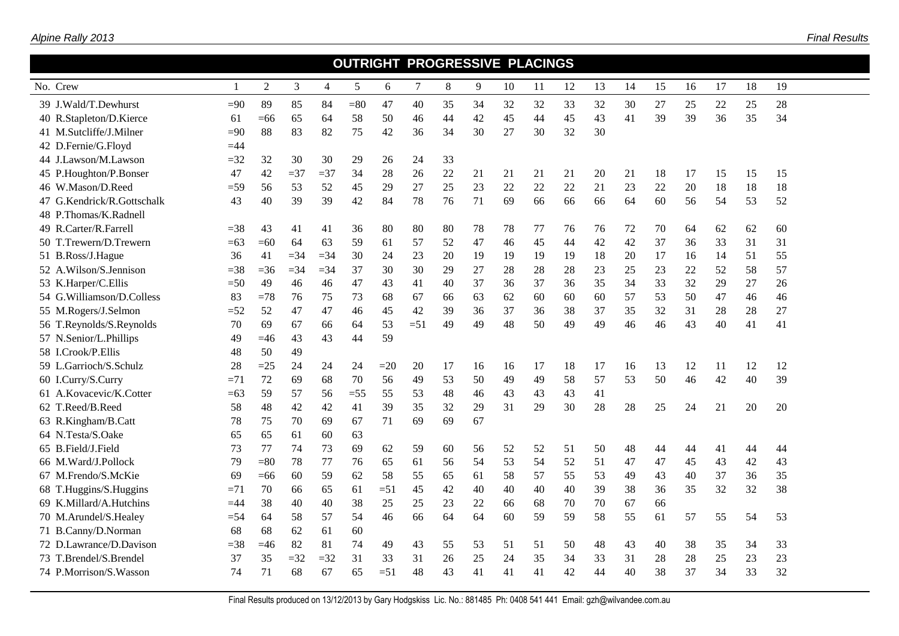## OUTRIGHT PROGRESSIVE PLACINGS

| No. | Crew | 1 | 2 | 3 | 4 | 5 | 6 | 7 | 8 | 9 | 10 | 11 | 12 | 13 | 14 | 15 | 16 | 17 | 18 | 19 |
|---|---|---|---|---|---|---|---|---|---|---|---|---|---|---|---|---|---|---|---|---|
| 39 | J.Wald/T.Dewhurst | =90 | 89 | 85 | 84 | =80 | 47 | 40 | 35 | 34 | 32 | 32 | 33 | 32 | 30 | 27 | 25 | 22 | 25 | 28 |
| 40 | R.Stapleton/D.Kierce | 61 | =66 | 65 | 64 | 58 | 50 | 46 | 44 | 42 | 45 | 44 | 45 | 43 | 41 | 39 | 39 | 36 | 35 | 34 |
| 41 | M.Sutcliffe/J.Milner | =90 | 88 | 83 | 82 | 75 | 42 | 36 | 34 | 30 | 27 | 30 | 32 | 30 | | | | | | |
| 42 | D.Fernie/G.Floyd | =44 | | | | | | | | | | | | | | | | | | |
| 44 | J.Lawson/M.Lawson | =32 | 32 | 30 | 30 | 29 | 26 | 24 | 33 | | | | | | | | | | | |
| 45 | P.Houghton/P.Bonser | 47 | 42 | =37 | =37 | 34 | 28 | 26 | 22 | 21 | 21 | 21 | 21 | 20 | 21 | 18 | 17 | 15 | 15 | 15 |
| 46 | W.Mason/D.Reed | =59 | 56 | 53 | 52 | 45 | 29 | 27 | 25 | 23 | 22 | 22 | 22 | 21 | 23 | 22 | 20 | 18 | 18 | 18 |
| 47 | G.Kendrick/R.Gottschalk | 43 | 40 | 39 | 39 | 42 | 84 | 78 | 76 | 71 | 69 | 66 | 66 | 66 | 64 | 60 | 56 | 54 | 53 | 52 |
| 48 | P.Thomas/K.Radnell | | | | | | | | | | | | | | | | | | | |
| 49 | R.Carter/R.Farrell | =38 | 43 | 41 | 41 | 36 | 80 | 80 | 80 | 78 | 78 | 77 | 76 | 76 | 72 | 70 | 64 | 62 | 62 | 60 |
| 50 | T.Trewern/D.Trewern | =63 | =60 | 64 | 63 | 59 | 61 | 57 | 52 | 47 | 46 | 45 | 44 | 42 | 42 | 37 | 36 | 33 | 31 | 31 |
| 51 | B.Ross/J.Hague | 36 | 41 | =34 | =34 | 30 | 24 | 23 | 20 | 19 | 19 | 19 | 19 | 18 | 20 | 17 | 16 | 14 | 51 | 55 |
| 52 | A.Wilson/S.Jennison | =38 | =36 | =34 | =34 | 37 | 30 | 30 | 29 | 27 | 28 | 28 | 28 | 23 | 25 | 23 | 22 | 52 | 58 | 57 |
| 53 | K.Harper/C.Ellis | =50 | 49 | 46 | 46 | 47 | 43 | 41 | 40 | 37 | 36 | 37 | 36 | 35 | 34 | 33 | 32 | 29 | 27 | 26 |
| 54 | G.Williamson/D.Colless | 83 | =78 | 76 | 75 | 73 | 68 | 67 | 66 | 63 | 62 | 60 | 60 | 60 | 57 | 53 | 50 | 47 | 46 | 46 |
| 55 | M.Rogers/J.Selmon | =52 | 52 | 47 | 47 | 46 | 45 | 42 | 39 | 36 | 37 | 36 | 38 | 37 | 35 | 32 | 31 | 28 | 28 | 27 |
| 56 | T.Reynolds/S.Reynolds | 70 | 69 | 67 | 66 | 64 | 53 | =51 | 49 | 49 | 48 | 50 | 49 | 49 | 46 | 46 | 43 | 40 | 41 | 41 |
| 57 | N.Senior/L.Phillips | 49 | =46 | 43 | 43 | 44 | 59 | | | | | | | | | | | | | |
| 58 | I.Crook/P.Ellis | 48 | 50 | 49 | | | | | | | | | | | | | | | | |
| 59 | L.Garrioch/S.Schulz | 28 | =25 | 24 | 24 | 24 | =20 | 20 | 17 | 16 | 16 | 17 | 18 | 17 | 16 | 13 | 12 | 11 | 12 | 12 |
| 60 | I.Curry/S.Curry | =71 | 72 | 69 | 68 | 70 | 56 | 49 | 53 | 50 | 49 | 49 | 58 | 57 | 53 | 50 | 46 | 42 | 40 | 39 |
| 61 | A.Kovacevic/K.Cotter | =63 | 59 | 57 | 56 | =55 | 55 | 53 | 48 | 46 | 43 | 43 | 43 | 41 | | | | | | |
| 62 | T.Reed/B.Reed | 58 | 48 | 42 | 42 | 41 | 39 | 35 | 32 | 29 | 31 | 29 | 30 | 28 | 28 | 25 | 24 | 21 | 20 | 20 |
| 63 | R.Kingham/B.Catt | 78 | 75 | 70 | 69 | 67 | 71 | 69 | 69 | 67 | | | | | | | | | | |
| 64 | N.Testa/S.Oake | 65 | 65 | 61 | 60 | 63 | | | | | | | | | | | | | | |
| 65 | B.Field/J.Field | 73 | 77 | 74 | 73 | 69 | 62 | 59 | 60 | 56 | 52 | 52 | 51 | 50 | 48 | 44 | 44 | 41 | 44 | 44 |
| 66 | M.Ward/J.Pollock | 79 | =80 | 78 | 77 | 76 | 65 | 61 | 56 | 54 | 53 | 54 | 52 | 51 | 47 | 47 | 45 | 43 | 42 | 43 |
| 67 | M.Frendo/S.McKie | 69 | =66 | 60 | 59 | 62 | 58 | 55 | 65 | 61 | 58 | 57 | 55 | 53 | 49 | 43 | 40 | 37 | 36 | 35 |
| 68 | T.Huggins/S.Huggins | =71 | 70 | 66 | 65 | 61 | =51 | 45 | 42 | 40 | 40 | 40 | 40 | 39 | 38 | 36 | 35 | 32 | 32 | 38 |
| 69 | K.Millard/A.Hutchins | =44 | 38 | 40 | 40 | 38 | 25 | 25 | 23 | 22 | 66 | 68 | 70 | 70 | 67 | 66 | | | | |
| 70 | M.Arundel/S.Healey | =54 | 64 | 58 | 57 | 54 | 46 | 66 | 64 | 64 | 60 | 59 | 59 | 58 | 55 | 61 | 57 | 55 | 54 | 53 |
| 71 | B.Canny/D.Norman | 68 | 68 | 62 | 61 | 60 | | | | | | | | | | | | | | |
| 72 | D.Lawrance/D.Davison | =38 | =46 | 82 | 81 | 74 | 49 | 43 | 55 | 53 | 51 | 51 | 50 | 48 | 43 | 40 | 38 | 35 | 34 | 33 |
| 73 | T.Brendel/S.Brendel | 37 | 35 | =32 | =32 | 31 | 33 | 31 | 26 | 25 | 24 | 35 | 34 | 33 | 31 | 28 | 28 | 25 | 23 | 23 |
| 74 | P.Morrison/S.Wasson | 74 | 71 | 68 | 67 | 65 | =51 | 48 | 43 | 41 | 41 | 41 | 42 | 44 | 40 | 38 | 37 | 34 | 33 | 32 |

Final Results produced on 13/12/2013 by Gary Hodgskiss Lic. No.: 881485 Ph: 0408 541 441 Email: gzh@wilvandee.com.au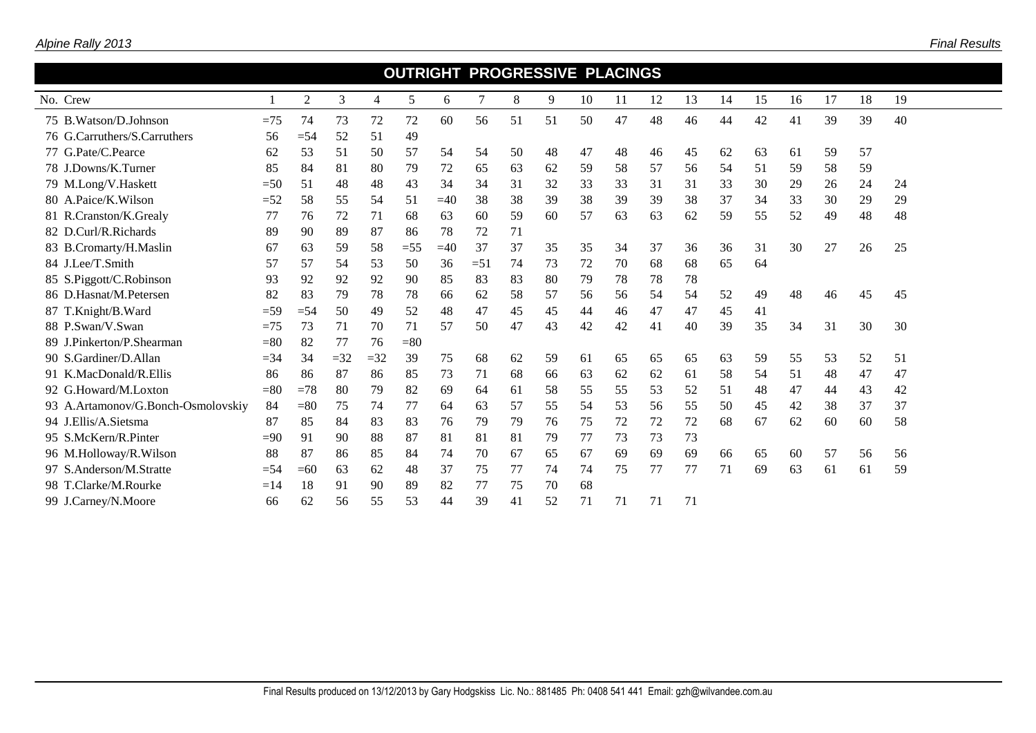## OUTRIGHT PROGRESSIVE PLACINGS

| No. | Crew | 1 | 2 | 3 | 4 | 5 | 6 | 7 | 8 | 9 | 10 | 11 | 12 | 13 | 14 | 15 | 16 | 17 | 18 | 19 |
|---|---|---|---|---|---|---|---|---|---|---|---|---|---|---|---|---|---|---|---|---|
| 75 | B.Watson/D.Johnson | =75 | 74 | 73 | 72 | 72 | 60 | 56 | 51 | 51 | 50 | 47 | 48 | 46 | 44 | 42 | 41 | 39 | 39 | 40 |
| 76 | G.Carruthers/S.Carruthers | 56 | =54 | 52 | 51 | 49 | | | | | | | | | | | | | | |
| 77 | G.Pate/C.Pearce | 62 | 53 | 51 | 50 | 57 | 54 | 54 | 50 | 48 | 47 | 48 | 46 | 45 | 62 | 63 | 61 | 59 | 57 | |
| 78 | J.Downs/K.Turner | 85 | 84 | 81 | 80 | 79 | 72 | 65 | 63 | 62 | 59 | 58 | 57 | 56 | 54 | 51 | 59 | 58 | 59 | |
| 79 | M.Long/V.Haskett | =50 | 51 | 48 | 48 | 43 | 34 | 34 | 31 | 32 | 33 | 33 | 31 | 31 | 33 | 30 | 29 | 26 | 24 | 24 |
| 80 | A.Paice/K.Wilson | =52 | 58 | 55 | 54 | 51 | =40 | 38 | 38 | 39 | 38 | 39 | 39 | 38 | 37 | 34 | 33 | 30 | 29 | 29 |
| 81 | R.Cranston/K.Grealy | 77 | 76 | 72 | 71 | 68 | 63 | 60 | 59 | 60 | 57 | 63 | 63 | 62 | 59 | 55 | 52 | 49 | 48 | 48 |
| 82 | D.Curl/R.Richards | 89 | 90 | 89 | 87 | 86 | 78 | 72 | 71 | | | | | | | | | | | |
| 83 | B.Cromarty/H.Maslin | 67 | 63 | 59 | 58 | =55 | =40 | 37 | 37 | 35 | 35 | 34 | 37 | 36 | 36 | 31 | 30 | 27 | 26 | 25 |
| 84 | J.Lee/T.Smith | 57 | 57 | 54 | 53 | 50 | 36 | =51 | 74 | 73 | 72 | 70 | 68 | 68 | 65 | 64 | | | | |
| 85 | S.Piggott/C.Robinson | 93 | 92 | 92 | 92 | 90 | 85 | 83 | 83 | 80 | 79 | 78 | 78 | 78 | | | | | | |
| 86 | D.Hasnat/M.Petersen | 82 | 83 | 79 | 78 | 78 | 66 | 62 | 58 | 57 | 56 | 56 | 54 | 54 | 52 | 49 | 48 | 46 | 45 | 45 |
| 87 | T.Knight/B.Ward | =59 | =54 | 50 | 49 | 52 | 48 | 47 | 45 | 45 | 44 | 46 | 47 | 47 | 45 | 41 | | | | |
| 88 | P.Swan/V.Swan | =75 | 73 | 71 | 70 | 71 | 57 | 50 | 47 | 43 | 42 | 42 | 41 | 40 | 39 | 35 | 34 | 31 | 30 | 30 |
| 89 | J.Pinkerton/P.Shearman | =80 | 82 | 77 | 76 | =80 | | | | | | | | | | | | | | |
| 90 | S.Gardiner/D.Allan | =34 | 34 | =32 | =32 | 39 | 75 | 68 | 62 | 59 | 61 | 65 | 65 | 65 | 63 | 59 | 55 | 53 | 52 | 51 |
| 91 | K.MacDonald/R.Ellis | 86 | 86 | 87 | 86 | 85 | 73 | 71 | 68 | 66 | 63 | 62 | 62 | 61 | 58 | 54 | 51 | 48 | 47 | 47 |
| 92 | G.Howard/M.Loxton | =80 | =78 | 80 | 79 | 82 | 69 | 64 | 61 | 58 | 55 | 55 | 53 | 52 | 51 | 48 | 47 | 44 | 43 | 42 |
| 93 | A.Artamonov/G.Bonch-Osmolovskiy | 84 | =80 | 75 | 74 | 77 | 64 | 63 | 57 | 55 | 54 | 53 | 56 | 55 | 50 | 45 | 42 | 38 | 37 | 37 |
| 94 | J.Ellis/A.Sietsma | 87 | 85 | 84 | 83 | 83 | 76 | 79 | 79 | 76 | 75 | 72 | 72 | 72 | 68 | 67 | 62 | 60 | 60 | 58 |
| 95 | S.McKern/R.Pinter | =90 | 91 | 90 | 88 | 87 | 81 | 81 | 81 | 79 | 77 | 73 | 73 | 73 | | | | | | |
| 96 | M.Holloway/R.Wilson | 88 | 87 | 86 | 85 | 84 | 74 | 70 | 67 | 65 | 67 | 69 | 69 | 69 | 66 | 65 | 60 | 57 | 56 | 56 |
| 97 | S.Anderson/M.Stratte | =54 | =60 | 63 | 62 | 48 | 37 | 75 | 77 | 74 | 74 | 75 | 77 | 77 | 71 | 69 | 63 | 61 | 61 | 59 |
| 98 | T.Clarke/M.Rourke | =14 | 18 | 91 | 90 | 89 | 82 | 77 | 75 | 70 | 68 | | | | | | | | | |
| 99 | J.Carney/N.Moore | 66 | 62 | 56 | 55 | 53 | 44 | 39 | 41 | 52 | 71 | 71 | 71 | 71 | | | | | | |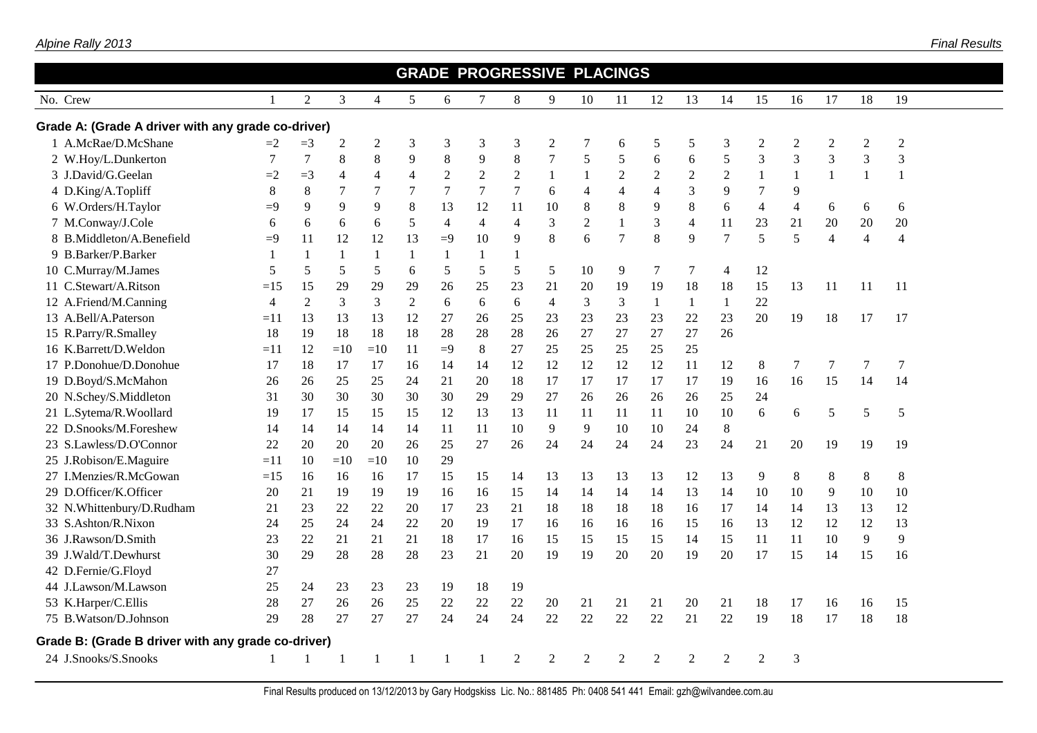## GRADE PROGRESSIVE PLACINGS

| No. | Crew | 1 | 2 | 3 | 4 | 5 | 6 | 7 | 8 | 9 | 10 | 11 | 12 | 13 | 14 | 15 | 16 | 17 | 18 | 19 |
|---|---|---|---|---|---|---|---|---|---|---|---|---|---|---|---|---|---|---|---|---|
| **Grade A: (Grade A driver with any grade co-driver)** | | | | | | | | | | | | | | | | | | | | |
| 1 | A.McRae/D.McShane | =2 | =3 | 2 | 2 | 3 | 3 | 3 | 3 | 2 | 7 | 6 | 5 | 5 | 3 | 2 | 2 | 2 | 2 | 2 |
| 2 | W.Hoy/L.Dunkerton | 7 | 7 | 8 | 8 | 9 | 8 | 9 | 8 | 7 | 5 | 5 | 6 | 6 | 5 | 3 | 3 | 3 | 3 | 3 |
| 3 | J.David/G.Geelan | =2 | =3 | 4 | 4 | 4 | 2 | 2 | 2 | 1 | 1 | 2 | 2 | 2 | 2 | 1 | 1 | 1 | 1 | 1 |
| 4 | D.King/A.Topliff | 8 | 8 | 7 | 7 | 7 | 7 | 7 | 7 | 6 | 4 | 4 | 4 | 3 | 9 | 7 | 9 | | | |
| 6 | W.Orders/H.Taylor | =9 | 9 | 9 | 9 | 8 | 13 | 12 | 11 | 10 | 8 | 8 | 9 | 8 | 6 | 4 | 4 | 6 | 6 | 6 |
| 7 | M.Conway/J.Cole | 6 | 6 | 6 | 6 | 5 | 4 | 4 | 4 | 3 | 2 | 1 | 3 | 4 | 11 | 23 | 21 | 20 | 20 | 20 |
| 8 | B.Middleton/A.Benefield | =9 | 11 | 12 | 12 | 13 | =9 | 10 | 9 | 8 | 6 | 7 | 8 | 9 | 7 | 5 | 5 | 4 | 4 | 4 |
| 9 | B.Barker/P.Barker | 1 | 1 | 1 | 1 | 1 | 1 | 1 | 1 | | | | | | | | | | | |
| 10 | C.Murray/M.James | 5 | 5 | 5 | 5 | 6 | 5 | 5 | 5 | 5 | 10 | 9 | 7 | 7 | 4 | 12 | | | | |
| 11 | C.Stewart/A.Ritson | =15 | 15 | 29 | 29 | 29 | 26 | 25 | 23 | 21 | 20 | 19 | 19 | 18 | 18 | 15 | 13 | 11 | 11 | 11 |
| 12 | A.Friend/M.Canning | 4 | 2 | 3 | 3 | 2 | 6 | 6 | 6 | 4 | 3 | 3 | 1 | 1 | 1 | 22 | | | | |
| 13 | A.Bell/A.Paterson | =11 | 13 | 13 | 13 | 12 | 27 | 26 | 25 | 23 | 23 | 23 | 23 | 22 | 23 | 20 | 19 | 18 | 17 | 17 |
| 15 | R.Parry/R.Smalley | 18 | 19 | 18 | 18 | 18 | 28 | 28 | 28 | 26 | 27 | 27 | 27 | 27 | 26 | | | | | |
| 16 | K.Barrett/D.Weldon | =11 | 12 | =10 | =10 | 11 | =9 | 8 | 27 | 25 | 25 | 25 | 25 | 25 | | | | | | |
| 17 | P.Donohue/D.Donohue | 17 | 18 | 17 | 17 | 16 | 14 | 14 | 12 | 12 | 12 | 12 | 12 | 11 | 12 | 8 | 7 | 7 | 7 | 7 |
| 19 | D.Boyd/S.McMahon | 26 | 26 | 25 | 25 | 24 | 21 | 20 | 18 | 17 | 17 | 17 | 17 | 17 | 19 | 16 | 16 | 15 | 14 | 14 |
| 20 | N.Schey/S.Middleton | 31 | 30 | 30 | 30 | 30 | 30 | 29 | 29 | 27 | 26 | 26 | 26 | 26 | 25 | 24 | | | | |
| 21 | L.Sytema/R.Woollard | 19 | 17 | 15 | 15 | 15 | 12 | 13 | 13 | 11 | 11 | 11 | 11 | 10 | 10 | 6 | 6 | 5 | 5 | 5 |
| 22 | D.Snooks/M.Foreshew | 14 | 14 | 14 | 14 | 14 | 11 | 11 | 10 | 9 | 9 | 10 | 10 | 24 | 8 | | | | | |
| 23 | S.Lawless/D.O'Connor | 22 | 20 | 20 | 20 | 26 | 25 | 27 | 26 | 24 | 24 | 24 | 24 | 23 | 24 | 21 | 20 | 19 | 19 | 19 |
| 25 | J.Robison/E.Maguire | =11 | 10 | =10 | =10 | 10 | 29 | | | | | | | | | | | | | |
| 27 | I.Menzies/R.McGowan | =15 | 16 | 16 | 16 | 17 | 15 | 15 | 14 | 13 | 13 | 13 | 13 | 12 | 13 | 9 | 8 | 8 | 8 | 8 |
| 29 | D.Officer/K.Officer | 20 | 21 | 19 | 19 | 19 | 16 | 16 | 15 | 14 | 14 | 14 | 14 | 13 | 14 | 10 | 10 | 9 | 10 | 10 |
| 32 | N.Whittenbury/D.Rudham | 21 | 23 | 22 | 22 | 20 | 17 | 23 | 21 | 18 | 18 | 18 | 18 | 16 | 17 | 14 | 14 | 13 | 13 | 12 |
| 33 | S.Ashton/R.Nixon | 24 | 25 | 24 | 24 | 22 | 20 | 19 | 17 | 16 | 16 | 16 | 16 | 15 | 16 | 13 | 12 | 12 | 12 | 13 |
| 36 | J.Rawson/D.Smith | 23 | 22 | 21 | 21 | 21 | 18 | 17 | 16 | 15 | 15 | 15 | 15 | 14 | 15 | 11 | 11 | 10 | 9 | 9 |
| 39 | J.Wald/T.Dewhurst | 30 | 29 | 28 | 28 | 28 | 23 | 21 | 20 | 19 | 19 | 20 | 20 | 19 | 20 | 17 | 15 | 14 | 15 | 16 |
| 42 | D.Fernie/G.Floyd | 27 | | | | | | | | | | | | | | | | | | |
| 44 | J.Lawson/M.Lawson | 25 | 24 | 23 | 23 | 23 | 19 | 18 | 19 | | | | | | | | | | | |
| 53 | K.Harper/C.Ellis | 28 | 27 | 26 | 26 | 25 | 22 | 22 | 22 | 20 | 21 | 21 | 21 | 20 | 21 | 18 | 17 | 16 | 16 | 15 |
| 75 | B.Watson/D.Johnson | 29 | 28 | 27 | 27 | 27 | 24 | 24 | 24 | 22 | 22 | 22 | 22 | 21 | 22 | 19 | 18 | 17 | 18 | 18 |
| **Grade B: (Grade B driver with any grade co-driver)** | | | | | | | | | | | | | | | | | | | | |
| 24 | J.Snooks/S.Snooks | 1 | 1 | 1 | 1 | 1 | 1 | 1 | 2 | 2 | 2 | 2 | 2 | 2 | 2 | 2 | 3 | | | |

Final Results produced on 13/12/2013 by Gary Hodgskiss Lic. No.: 881485 Ph: 0408 541 441 Email: gzh@wilvandee.com.au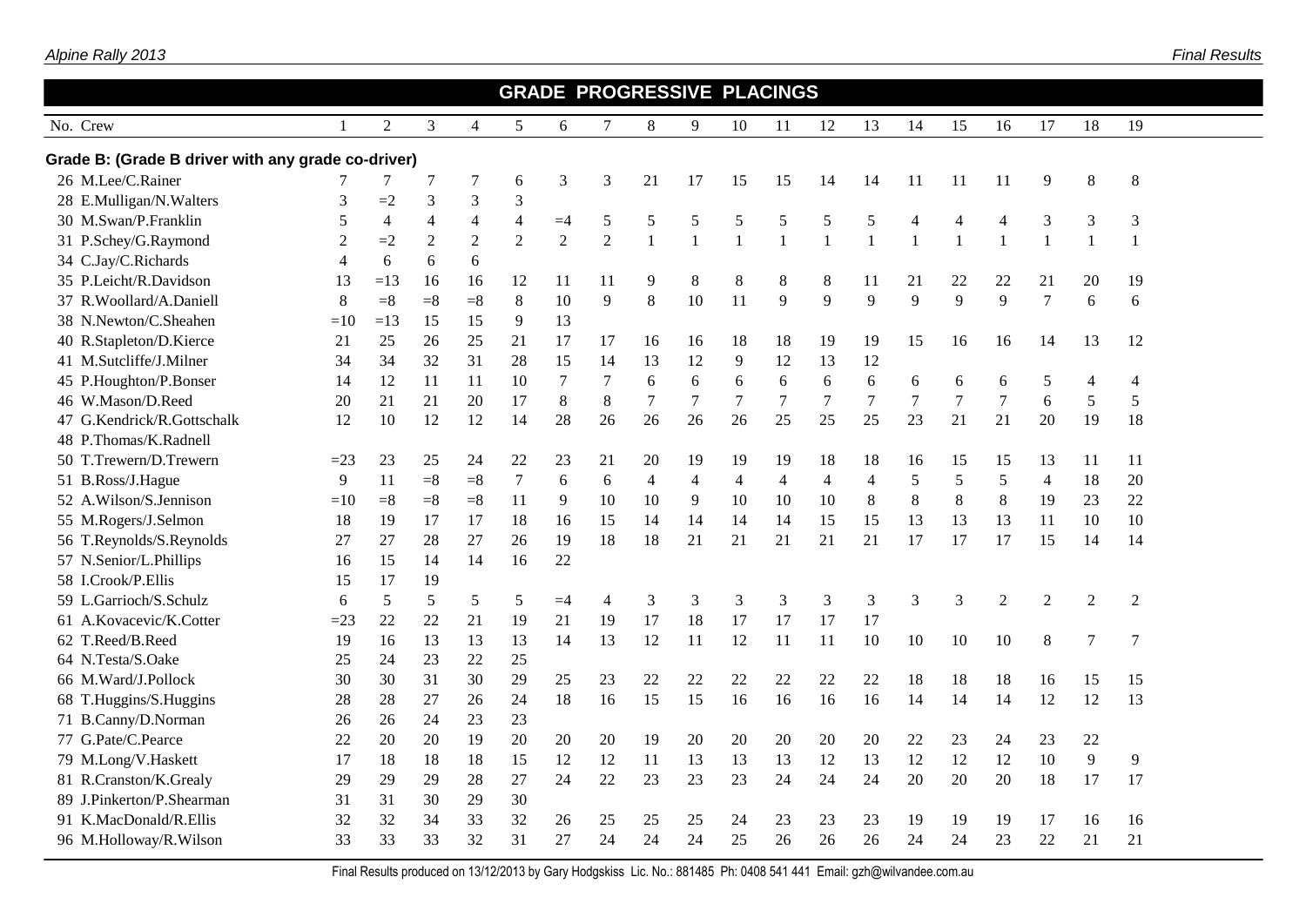## GRADE PROGRESSIVE PLACINGS

| No. | Crew | 1 | 2 | 3 | 4 | 5 | 6 | 7 | 8 | 9 | 10 | 11 | 12 | 13 | 14 | 15 | 16 | 17 | 18 | 19 |
|---|---|---|---|---|---|---|---|---|---|---|---|---|---|---|---|---|---|---|---|---|
| **Grade B: (Grade B driver with any grade co-driver)** | | | | | | | | | | | | | | | | | | | | |
| 26 | M.Lee/C.Rainer | 7 | 7 | 7 | 7 | 6 | 3 | 3 | 21 | 17 | 15 | 15 | 14 | 14 | 11 | 11 | 11 | 9 | 8 | 8 |
| 28 | E.Mulligan/N.Walters | 3 | =2 | 3 | 3 | 3 | | | | | | | | | | | | | | |
| 30 | M.Swan/P.Franklin | 5 | 4 | 4 | 4 | 4 | =4 | 5 | 5 | 5 | 5 | 5 | 5 | 5 | 4 | 4 | 4 | 3 | 3 | 3 |
| 31 | P.Schey/G.Raymond | 2 | =2 | 2 | 2 | 2 | 2 | 2 | 1 | 1 | 1 | 1 | 1 | 1 | 1 | 1 | 1 | 1 | 1 | 1 |
| 34 | C.Jay/C.Richards | 4 | 6 | 6 | 6 | | | | | | | | | | | | | | | |
| 35 | P.Leicht/R.Davidson | 13 | =13 | 16 | 16 | 12 | 11 | 11 | 9 | 8 | 8 | 8 | 8 | 11 | 21 | 22 | 22 | 21 | 20 | 19 |
| 37 | R.Woollard/A.Daniell | 8 | =8 | =8 | =8 | 8 | 10 | 9 | 8 | 10 | 11 | 9 | 9 | 9 | 9 | 9 | 9 | 7 | 6 | 6 |
| 38 | N.Newton/C.Sheahen | =10 | =13 | 15 | 15 | 9 | 13 | | | | | | | | | | | | | |
| 40 | R.Stapleton/D.Kierce | 21 | 25 | 26 | 25 | 21 | 17 | 17 | 16 | 16 | 18 | 18 | 19 | 19 | 15 | 16 | 16 | 14 | 13 | 12 |
| 41 | M.Sutcliffe/J.Milner | 34 | 34 | 32 | 31 | 28 | 15 | 14 | 13 | 12 | 9 | 12 | 13 | 12 | | | | | | |
| 45 | P.Houghton/P.Bonser | 14 | 12 | 11 | 11 | 10 | 7 | 7 | 6 | 6 | 6 | 6 | 6 | 6 | 6 | 6 | 6 | 5 | 4 | 4 |
| 46 | W.Mason/D.Reed | 20 | 21 | 21 | 20 | 17 | 8 | 8 | 7 | 7 | 7 | 7 | 7 | 7 | 7 | 7 | 7 | 6 | 5 | 5 |
| 47 | G.Kendrick/R.Gottschalk | 12 | 10 | 12 | 12 | 14 | 28 | 26 | 26 | 26 | 26 | 25 | 25 | 25 | 23 | 21 | 21 | 20 | 19 | 18 |
| 48 | P.Thomas/K.Radnell | | | | | | | | | | | | | | | | | | | |
| 50 | T.Trewern/D.Trewern | =23 | 23 | 25 | 24 | 22 | 23 | 21 | 20 | 19 | 19 | 19 | 18 | 18 | 16 | 15 | 15 | 13 | 11 | 11 |
| 51 | B.Ross/J.Hague | 9 | 11 | =8 | =8 | 7 | 6 | 6 | 4 | 4 | 4 | 4 | 4 | 4 | 5 | 5 | 5 | 4 | 18 | 20 |
| 52 | A.Wilson/S.Jennison | =10 | =8 | =8 | =8 | 11 | 9 | 10 | 10 | 9 | 10 | 10 | 10 | 8 | 8 | 8 | 8 | 19 | 23 | 22 |
| 55 | M.Rogers/J.Selmon | 18 | 19 | 17 | 17 | 18 | 16 | 15 | 14 | 14 | 14 | 14 | 15 | 15 | 13 | 13 | 13 | 11 | 10 | 10 |
| 56 | T.Reynolds/S.Reynolds | 27 | 27 | 28 | 27 | 26 | 19 | 18 | 18 | 21 | 21 | 21 | 21 | 21 | 17 | 17 | 17 | 15 | 14 | 14 |
| 57 | N.Senior/L.Phillips | 16 | 15 | 14 | 14 | 16 | 22 | | | | | | | | | | | | | |
| 58 | I.Crook/P.Ellis | 15 | 17 | 19 | | | | | | | | | | | | | | | | |
| 59 | L.Garrioch/S.Schulz | 6 | 5 | 5 | 5 | 5 | =4 | 4 | 3 | 3 | 3 | 3 | 3 | 3 | 3 | 3 | 2 | 2 | 2 | 2 |
| 61 | A.Kovacevic/K.Cotter | =23 | 22 | 22 | 21 | 19 | 21 | 19 | 17 | 18 | 17 | 17 | 17 | 17 | | | | | | |
| 62 | T.Reed/B.Reed | 19 | 16 | 13 | 13 | 13 | 14 | 13 | 12 | 11 | 12 | 11 | 11 | 10 | 10 | 10 | 10 | 8 | 7 | 7 |
| 64 | N.Testa/S.Oake | 25 | 24 | 23 | 22 | 25 | | | | | | | | | | | | | | |
| 66 | M.Ward/J.Pollock | 30 | 30 | 31 | 30 | 29 | 25 | 23 | 22 | 22 | 22 | 22 | 22 | 22 | 18 | 18 | 18 | 16 | 15 | 15 |
| 68 | T.Huggins/S.Huggins | 28 | 28 | 27 | 26 | 24 | 18 | 16 | 15 | 15 | 16 | 16 | 16 | 16 | 14 | 14 | 14 | 12 | 12 | 13 |
| 71 | B.Canny/D.Norman | 26 | 26 | 24 | 23 | 23 | | | | | | | | | | | | | | |
| 77 | G.Pate/C.Pearce | 22 | 20 | 20 | 19 | 20 | 20 | 20 | 19 | 20 | 20 | 20 | 20 | 20 | 22 | 23 | 24 | 23 | 22 | |
| 79 | M.Long/V.Haskett | 17 | 18 | 18 | 18 | 15 | 12 | 12 | 11 | 13 | 13 | 13 | 12 | 13 | 12 | 12 | 12 | 10 | 9 | 9 |
| 81 | R.Cranston/K.Grealy | 29 | 29 | 29 | 28 | 27 | 24 | 22 | 23 | 23 | 23 | 24 | 24 | 24 | 20 | 20 | 20 | 18 | 17 | 17 |
| 89 | J.Pinkerton/P.Shearman | 31 | 31 | 30 | 29 | 30 | | | | | | | | | | | | | | |
| 91 | K.MacDonald/R.Ellis | 32 | 32 | 34 | 33 | 32 | 26 | 25 | 25 | 25 | 24 | 23 | 23 | 23 | 19 | 19 | 19 | 17 | 16 | 16 |
| 96 | M.Holloway/R.Wilson | 33 | 33 | 33 | 32 | 31 | 27 | 24 | 24 | 24 | 25 | 26 | 26 | 26 | 24 | 24 | 23 | 22 | 21 | 21 |

Final Results produced on 13/12/2013 by Gary Hodgskiss Lic. No.: 881485 Ph: 0408 541 441 Email: gzh@wilvandee.com.au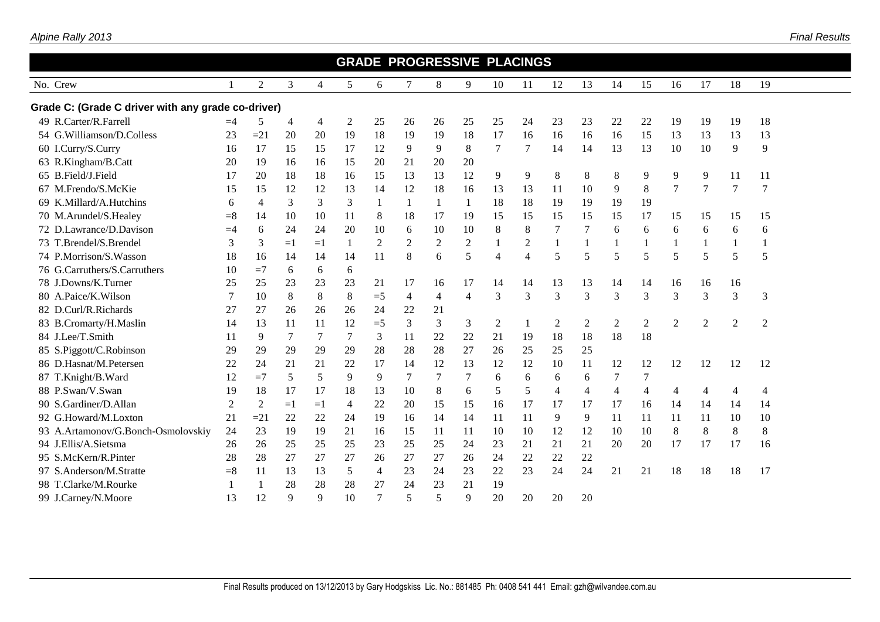## GRADE PROGRESSIVE PLACINGS

| No. | Crew | 1 | 2 | 3 | 4 | 5 | 6 | 7 | 8 | 9 | 10 | 11 | 12 | 13 | 14 | 15 | 16 | 17 | 18 | 19 |
|---|---|---|---|---|---|---|---|---|---|---|---|---|---|---|---|---|---|---|---|---|
| **Grade C: (Grade C driver with any grade co-driver)** | | | | | | | | | | | | | | | | | | | | |
| 49 | R.Carter/R.Farrell | =4 | 5 | 4 | 4 | 2 | 25 | 26 | 26 | 25 | 25 | 24 | 23 | 23 | 22 | 22 | 19 | 19 | 19 | 18 |
| 54 | G.Williamson/D.Colless | 23 | =21 | 20 | 20 | 19 | 18 | 19 | 19 | 18 | 17 | 16 | 16 | 16 | 16 | 15 | 13 | 13 | 13 | 13 |
| 60 | I.Curry/S.Curry | 16 | 17 | 15 | 15 | 17 | 12 | 9 | 9 | 8 | 7 | 7 | 14 | 14 | 13 | 13 | 10 | 10 | 9 | 9 |
| 63 | R.Kingham/B.Catt | 20 | 19 | 16 | 16 | 15 | 20 | 21 | 20 | 20 | | | | | | | | | | |
| 65 | B.Field/J.Field | 17 | 20 | 18 | 18 | 16 | 15 | 13 | 13 | 12 | 9 | 9 | 8 | 8 | 8 | 9 | 9 | 9 | 11 | 11 |
| 67 | M.Frendo/S.McKie | 15 | 15 | 12 | 12 | 13 | 14 | 12 | 18 | 16 | 13 | 13 | 11 | 10 | 9 | 8 | 7 | 7 | 7 | 7 |
| 69 | K.Millard/A.Hutchins | 6 | 4 | 3 | 3 | 3 | 1 | 1 | 1 | 1 | 18 | 18 | 19 | 19 | 19 | 19 | | | | |
| 70 | M.Arundel/S.Healey | =8 | 14 | 10 | 10 | 11 | 8 | 18 | 17 | 19 | 15 | 15 | 15 | 15 | 15 | 17 | 15 | 15 | 15 | 15 |
| 72 | D.Lawrance/D.Davison | =4 | 6 | 24 | 24 | 20 | 10 | 6 | 10 | 10 | 8 | 8 | 7 | 7 | 6 | 6 | 6 | 6 | 6 | 6 |
| 73 | T.Brendel/S.Brendel | 3 | 3 | =1 | =1 | 1 | 2 | 2 | 2 | 2 | 1 | 2 | 1 | 1 | 1 | 1 | 1 | 1 | 1 | 1 |
| 74 | P.Morrison/S.Wasson | 18 | 16 | 14 | 14 | 14 | 11 | 8 | 6 | 5 | 4 | 4 | 5 | 5 | 5 | 5 | 5 | 5 | 5 | 5 |
| 76 | G.Carruthers/S.Carruthers | 10 | =7 | 6 | 6 | 6 | | | | | | | | | | | | | | |
| 78 | J.Downs/K.Turner | 25 | 25 | 23 | 23 | 23 | 21 | 17 | 16 | 17 | 14 | 14 | 13 | 13 | 14 | 14 | 16 | 16 | 16 | |
| 80 | A.Paice/K.Wilson | 7 | 10 | 8 | 8 | 8 | =5 | 4 | 4 | 4 | 3 | 3 | 3 | 3 | 3 | 3 | 3 | 3 | 3 | 3 |
| 82 | D.Curl/R.Richards | 27 | 27 | 26 | 26 | 26 | 24 | 22 | 21 | | | | | | | | | | | |
| 83 | B.Cromarty/H.Maslin | 14 | 13 | 11 | 11 | 12 | =5 | 3 | 3 | 3 | 2 | 1 | 2 | 2 | 2 | 2 | 2 | 2 | 2 | 2 |
| 84 | J.Lee/T.Smith | 11 | 9 | 7 | 7 | 7 | 3 | 11 | 22 | 22 | 21 | 19 | 18 | 18 | 18 | 18 | | | | |
| 85 | S.Piggott/C.Robinson | 29 | 29 | 29 | 29 | 29 | 28 | 28 | 28 | 27 | 26 | 25 | 25 | 25 | | | | | | |
| 86 | D.Hasnat/M.Petersen | 22 | 24 | 21 | 21 | 22 | 17 | 14 | 12 | 13 | 12 | 12 | 10 | 11 | 12 | 12 | 12 | 12 | 12 | 12 |
| 87 | T.Knight/B.Ward | 12 | =7 | 5 | 5 | 9 | 9 | 7 | 7 | 7 | 6 | 6 | 6 | 6 | 7 | 7 | | | | |
| 88 | P.Swan/V.Swan | 19 | 18 | 17 | 17 | 18 | 13 | 10 | 8 | 6 | 5 | 5 | 4 | 4 | 4 | 4 | 4 | 4 | 4 | 4 |
| 90 | S.Gardiner/D.Allan | 2 | 2 | =1 | =1 | 4 | 22 | 20 | 15 | 15 | 16 | 17 | 17 | 17 | 17 | 16 | 14 | 14 | 14 | 14 |
| 92 | G.Howard/M.Loxton | 21 | =21 | 22 | 22 | 24 | 19 | 16 | 14 | 14 | 11 | 11 | 9 | 9 | 11 | 11 | 11 | 11 | 10 | 10 |
| 93 | A.Artamonov/G.Bonch-Osmolovskiy | 24 | 23 | 19 | 19 | 21 | 16 | 15 | 11 | 11 | 10 | 10 | 12 | 12 | 10 | 10 | 8 | 8 | 8 | 8 |
| 94 | J.Ellis/A.Sietsma | 26 | 26 | 25 | 25 | 25 | 23 | 25 | 25 | 24 | 23 | 21 | 21 | 21 | 20 | 20 | 17 | 17 | 17 | 16 |
| 95 | S.McKern/R.Pinter | 28 | 28 | 27 | 27 | 27 | 26 | 27 | 27 | 26 | 24 | 22 | 22 | 22 | | | | | | |
| 97 | S.Anderson/M.Stratte | =8 | 11 | 13 | 13 | 5 | 4 | 23 | 24 | 23 | 22 | 23 | 24 | 24 | 21 | 21 | 18 | 18 | 18 | 17 |
| 98 | T.Clarke/M.Rourke | 1 | 1 | 28 | 28 | 28 | 27 | 24 | 23 | 21 | 19 | | | | | | | | | |
| 99 | J.Carney/N.Moore | 13 | 12 | 9 | 9 | 10 | 7 | 5 | 5 | 9 | 20 | 20 | 20 | 20 | | | | | | |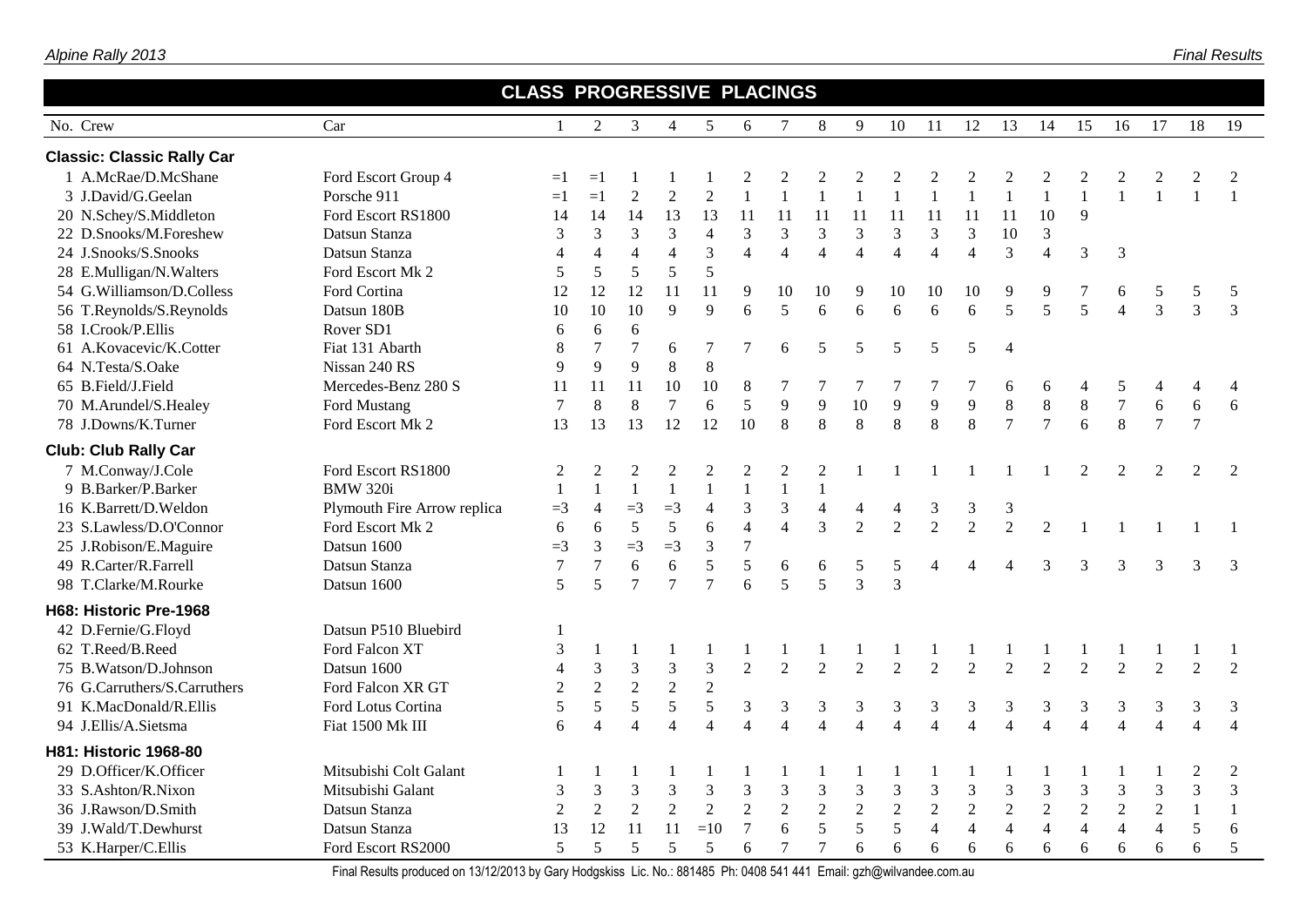## CLASS PROGRESSIVE PLACINGS

| No. | Crew | Car | 1 | 2 | 3 | 4 | 5 | 6 | 7 | 8 | 9 | 10 | 11 | 12 | 13 | 14 | 15 | 16 | 17 | 18 | 19 |
|---|---|---|---|---|---|---|---|---|---|---|---|---|---|---|---|---|---|---|---|---|---|
| **Classic: Classic Rally Car** | | | | | | | | | | | | | | | | | | | | | |
| 1 | A.McRae/D.McShane | Ford Escort Group 4 | =1 | =1 | 1 | 1 | 1 | 2 | 2 | 2 | 2 | 2 | 2 | 2 | 2 | 2 | 2 | 2 | 2 | 2 | 2 |
| 3 | J.David/G.Geelan | Porsche 911 | =1 | =1 | 2 | 2 | 2 | 1 | 1 | 1 | 1 | 1 | 1 | 1 | 1 | 1 | 1 | 1 | 1 | 1 | 1 |
| 20 | N.Schey/S.Middleton | Ford Escort RS1800 | 14 | 14 | 14 | 13 | 13 | 11 | 11 | 11 | 11 | 11 | 11 | 11 | 11 | 10 | 9 | | | | |
| 22 | D.Snooks/M.Foreshew | Datsun Stanza | 3 | 3 | 3 | 3 | 4 | 3 | 3 | 3 | 3 | 3 | 3 | 3 | 10 | 3 | | | | | |
| 24 | J.Snooks/S.Snooks | Datsun Stanza | 4 | 4 | 4 | 4 | 3 | 4 | 4 | 4 | 4 | 4 | 4 | 4 | 3 | 4 | 3 | 3 | | | |
| 28 | E.Mulligan/N.Walters | Ford Escort Mk 2 | 5 | 5 | 5 | 5 | 5 | | | | | | | | | | | | | | |
| 54 | G.Williamson/D.Colless | Ford Cortina | 12 | 12 | 12 | 11 | 11 | 9 | 10 | 10 | 9 | 10 | 10 | 10 | 9 | 9 | 7 | 6 | 5 | 5 | 5 |
| 56 | T.Reynolds/S.Reynolds | Datsun 180B | 10 | 10 | 10 | 9 | 9 | 6 | 5 | 6 | 6 | 6 | 6 | 6 | 5 | 5 | 5 | 4 | 3 | 3 | 3 |
| 58 | I.Crook/P.Ellis | Rover SD1 | 6 | 6 | 6 | | | | | | | | | | | | | | | | |
| 61 | A.Kovacevic/K.Cotter | Fiat 131 Abarth | 8 | 7 | 7 | 6 | 7 | 7 | 6 | 5 | 5 | 5 | 5 | 5 | 4 | | | | | | |
| 64 | N.Testa/S.Oake | Nissan 240 RS | 9 | 9 | 9 | 8 | 8 | | | | | | | | | | | | | | |
| 65 | B.Field/J.Field | Mercedes-Benz 280 S | 11 | 11 | 11 | 10 | 10 | 8 | 7 | 7 | 7 | 7 | 7 | 7 | 6 | 6 | 4 | 5 | 4 | 4 | 4 |
| 70 | M.Arundel/S.Healey | Ford Mustang | 7 | 8 | 8 | 7 | 6 | 5 | 9 | 9 | 10 | 9 | 9 | 9 | 8 | 8 | 8 | 7 | 6 | 6 | 6 |
| 78 | J.Downs/K.Turner | Ford Escort Mk 2 | 13 | 13 | 13 | 12 | 12 | 10 | 8 | 8 | 8 | 8 | 8 | 8 | 7 | 7 | 6 | 8 | 7 | 7 | |
| **Club: Club Rally Car** | | | | | | | | | | | | | | | | | | | | | |
| 7 | M.Conway/J.Cole | Ford Escort RS1800 | 2 | 2 | 2 | 2 | 2 | 2 | 2 | 2 | 1 | 1 | 1 | 1 | 1 | 1 | 2 | 2 | 2 | 2 | 2 |
| 9 | B.Barker/P.Barker | BMW 320i | 1 | 1 | 1 | 1 | 1 | 1 | 1 | 1 | | | | | | | | | | | |
| 16 | K.Barrett/D.Weldon | Plymouth Fire Arrow replica | =3 | 4 | =3 | =3 | 4 | 3 | 3 | 4 | 4 | 4 | 3 | 3 | 3 | | | | | | |
| 23 | S.Lawless/D.O'Connor | Ford Escort Mk 2 | 6 | 6 | 5 | 5 | 6 | 4 | 4 | 3 | 2 | 2 | 2 | 2 | 2 | 2 | 1 | 1 | 1 | 1 | 1 |
| 25 | J.Robison/E.Maguire | Datsun 1600 | =3 | 3 | =3 | =3 | 3 | 7 | | | | | | | | | | | | | |
| 49 | R.Carter/R.Farrell | Datsun Stanza | 7 | 7 | 6 | 6 | 5 | 5 | 6 | 6 | 5 | 5 | 4 | 4 | 4 | 3 | 3 | 3 | 3 | 3 | 3 |
| 98 | T.Clarke/M.Rourke | Datsun 1600 | 5 | 5 | 7 | 7 | 7 | 6 | 5 | 5 | 3 | 3 | | | | | | | | | |
| **H68: Historic Pre-1968** | | | | | | | | | | | | | | | | | | | | | |
| 42 | D.Fernie/G.Floyd | Datsun P510 Bluebird | 1 | | | | | | | | | | | | | | | | | | |
| 62 | T.Reed/B.Reed | Ford Falcon XT | 3 | 1 | 1 | 1 | 1 | 1 | 1 | 1 | 1 | 1 | 1 | 1 | 1 | 1 | 1 | 1 | 1 | 1 | 1 |
| 75 | B.Watson/D.Johnson | Datsun 1600 | 4 | 3 | 3 | 3 | 3 | 2 | 2 | 2 | 2 | 2 | 2 | 2 | 2 | 2 | 2 | 2 | 2 | 2 | 2 |
| 76 | G.Carruthers/S.Carruthers | Ford Falcon XR GT | 2 | 2 | 2 | 2 | 2 | | | | | | | | | | | | | | |
| 91 | K.MacDonald/R.Ellis | Ford Lotus Cortina | 5 | 5 | 5 | 5 | 5 | 3 | 3 | 3 | 3 | 3 | 3 | 3 | 3 | 3 | 3 | 3 | 3 | 3 | 3 |
| 94 | J.Ellis/A.Sietsma | Fiat 1500 Mk III | 6 | 4 | 4 | 4 | 4 | 4 | 4 | 4 | 4 | 4 | 4 | 4 | 4 | 4 | 4 | 4 | 4 | 4 | 4 |
| **H81: Historic 1968-80** | | | | | | | | | | | | | | | | | | | | | |
| 29 | D.Officer/K.Officer | Mitsubishi Colt Galant | 1 | 1 | 1 | 1 | 1 | 1 | 1 | 1 | 1 | 1 | 1 | 1 | 1 | 1 | 1 | 1 | 1 | 2 | 2 |
| 33 | S.Ashton/R.Nixon | Mitsubishi Galant | 3 | 3 | 3 | 3 | 3 | 3 | 3 | 3 | 3 | 3 | 3 | 3 | 3 | 3 | 3 | 3 | 3 | 3 | 3 |
| 36 | J.Rawson/D.Smith | Datsun Stanza | 2 | 2 | 2 | 2 | 2 | 2 | 2 | 2 | 2 | 2 | 2 | 2 | 2 | 2 | 2 | 2 | 2 | 1 | 1 |
| 39 | J.Wald/T.Dewhurst | Datsun Stanza | 13 | 12 | 11 | 11 | =10 | 7 | 6 | 5 | 5 | 5 | 4 | 4 | 4 | 4 | 4 | 4 | 4 | 5 | 6 |
| 53 | K.Harper/C.Ellis | Ford Escort RS2000 | 5 | 5 | 5 | 5 | 5 | 6 | 7 | 7 | 6 | 6 | 6 | 6 | 6 | 6 | 6 | 6 | 6 | 6 | 5 |

Final Results produced on 13/12/2013 by Gary Hodgskiss Lic. No.: 881485 Ph: 0408 541 441 Email: gzh@wilvandee.com.au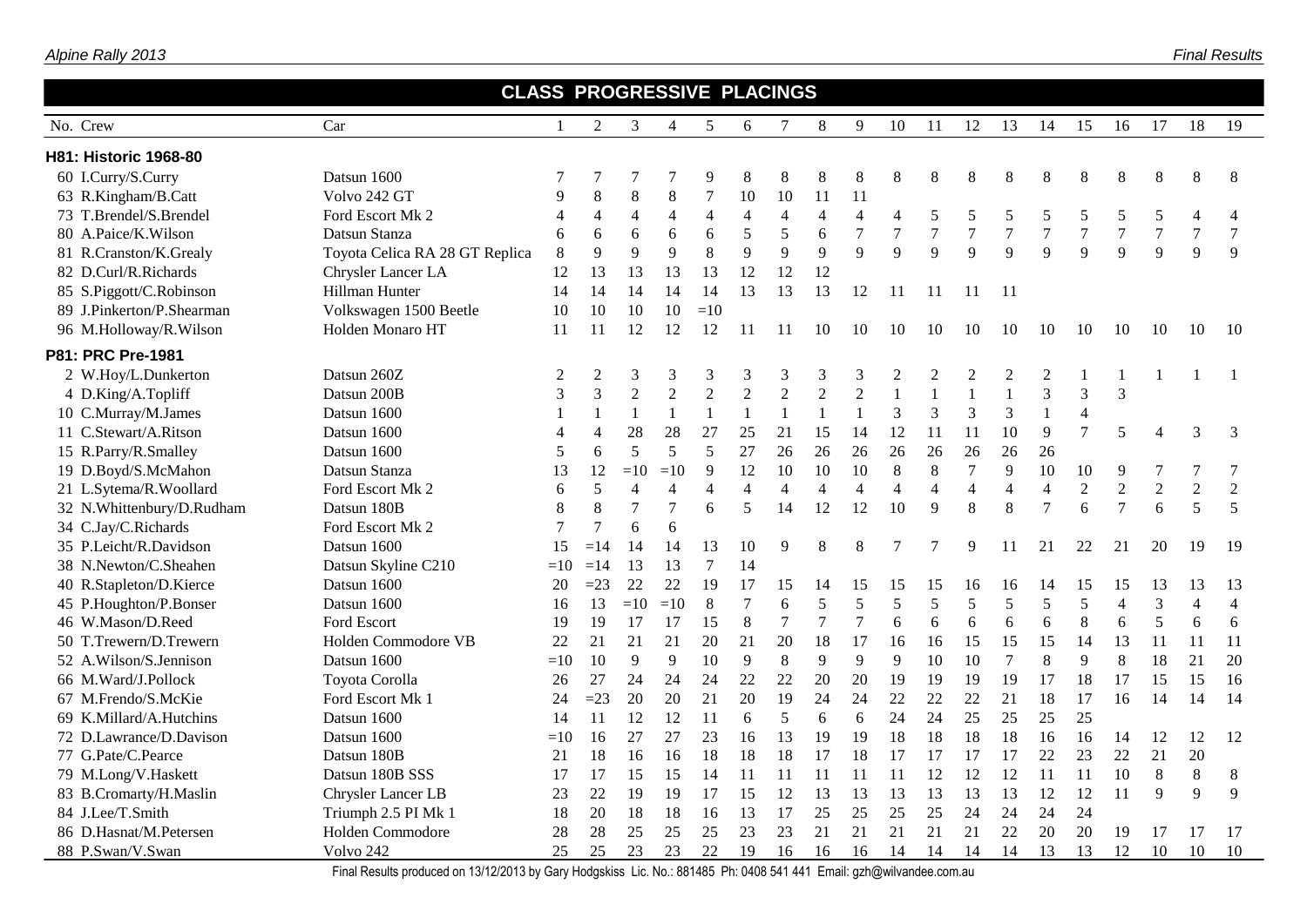## CLASS PROGRESSIVE PLACINGS

| No. | Crew | Car | 1 | 2 | 3 | 4 | 5 | 6 | 7 | 8 | 9 | 10 | 11 | 12 | 13 | 14 | 15 | 16 | 17 | 18 | 19 |
|---|---|---|---|---|---|---|---|---|---|---|---|---|---|---|---|---|---|---|---|---|---|
| **H81: Historic 1968-80** | | | | | | | | | | | | | | | | | | | | | |
| 60 | I.Curry/S.Curry | Datsun 1600 | 7 | 7 | 7 | 7 | 9 | 8 | 8 | 8 | 8 | 8 | 8 | 8 | 8 | 8 | 8 | 8 | 8 | 8 | 8 |
| 63 | R.Kingham/B.Catt | Volvo 242 GT | 9 | 8 | 8 | 8 | 7 | 10 | 10 | 11 | 11 | | | | | | | | | | |
| 73 | T.Brendel/S.Brendel | Ford Escort Mk 2 | 4 | 4 | 4 | 4 | 4 | 4 | 4 | 4 | 4 | 4 | 5 | 5 | 5 | 5 | 5 | 5 | 5 | 4 | 4 |
| 80 | A.Paice/K.Wilson | Datsun Stanza | 6 | 6 | 6 | 6 | 6 | 5 | 5 | 6 | 7 | 7 | 7 | 7 | 7 | 7 | 7 | 7 | 7 | 7 | 7 |
| 81 | R.Cranston/K.Grealy | Toyota Celica RA 28 GT Replica | 8 | 9 | 9 | 9 | 8 | 9 | 9 | 9 | 9 | 9 | 9 | 9 | 9 | 9 | 9 | 9 | 9 | 9 | 9 |
| 82 | D.Curl/R.Richards | Chrysler Lancer LA | 12 | 13 | 13 | 13 | 13 | 12 | 12 | 12 | | | | | | | | | | | |
| 85 | S.Piggott/C.Robinson | Hillman Hunter | 14 | 14 | 14 | 14 | 14 | 13 | 13 | 13 | 12 | 11 | 11 | 11 | 11 | | | | | | |
| 89 | J.Pinkerton/P.Shearman | Volkswagen 1500 Beetle | 10 | 10 | 10 | 10 | =10 | | | | | | | | | | | | | | |
| 96 | M.Holloway/R.Wilson | Holden Monaro HT | 11 | 11 | 12 | 12 | 12 | 11 | 11 | 10 | 10 | 10 | 10 | 10 | 10 | 10 | 10 | 10 | 10 | 10 | 10 |
| **P81: PRC Pre-1981** | | | | | | | | | | | | | | | | | | | | | |
| 2 | W.Hoy/L.Dunkerton | Datsun 260Z | 2 | 2 | 3 | 3 | 3 | 3 | 3 | 3 | 3 | 2 | 2 | 2 | 2 | 2 | 1 | 1 | 1 | 1 | 1 |
| 4 | D.King/A.Topliff | Datsun 200B | 3 | 3 | 2 | 2 | 2 | 2 | 2 | 2 | 2 | 1 | 1 | 1 | 1 | 3 | 3 | 3 | | | |
| 10 | C.Murray/M.James | Datsun 1600 | 1 | 1 | 1 | 1 | 1 | 1 | 1 | 1 | 1 | 3 | 3 | 3 | 3 | 1 | 4 | | | | |
| 11 | C.Stewart/A.Ritson | Datsun 1600 | 4 | 4 | 28 | 28 | 27 | 25 | 21 | 15 | 14 | 12 | 11 | 11 | 10 | 9 | 7 | 5 | 4 | 3 | 3 |
| 15 | R.Parry/R.Smalley | Datsun 1600 | 5 | 6 | 5 | 5 | 5 | 27 | 26 | 26 | 26 | 26 | 26 | 26 | 26 | 26 | | | | | |
| 19 | D.Boyd/S.McMahon | Datsun Stanza | 13 | 12 | =10 | =10 | 9 | 12 | 10 | 10 | 10 | 8 | 8 | 7 | 9 | 10 | 10 | 9 | 7 | 7 | 7 |
| 21 | L.Sytema/R.Woollard | Ford Escort Mk 2 | 6 | 5 | 4 | 4 | 4 | 4 | 4 | 4 | 4 | 4 | 4 | 4 | 4 | 4 | 2 | 2 | 2 | 2 | 2 |
| 32 | N.Whittenbury/D.Rudham | Datsun 180B | 8 | 8 | 7 | 7 | 6 | 5 | 14 | 12 | 12 | 10 | 9 | 8 | 8 | 7 | 6 | 7 | 6 | 5 | 5 |
| 34 | C.Jay/C.Richards | Ford Escort Mk 2 | 7 | 7 | 6 | 6 | | | | | | | | | | | | | | | |
| 35 | P.Leicht/R.Davidson | Datsun 1600 | 15 | =14 | 14 | 14 | 13 | 10 | 9 | 8 | 8 | 7 | 7 | 9 | 11 | 21 | 22 | 21 | 20 | 19 | 19 |
| 38 | N.Newton/C.Sheahen | Datsun Skyline C210 | =10 | =14 | 13 | 13 | 7 | 14 | | | | | | | | | | | | | |
| 40 | R.Stapleton/D.Kierce | Datsun 1600 | 20 | =23 | 22 | 22 | 19 | 17 | 15 | 14 | 15 | 15 | 15 | 16 | 16 | 14 | 15 | 15 | 13 | 13 | 13 |
| 45 | P.Houghton/P.Bonser | Datsun 1600 | 16 | 13 | =10 | =10 | 8 | 7 | 6 | 5 | 5 | 5 | 5 | 5 | 5 | 5 | 5 | 4 | 3 | 4 | 4 |
| 46 | W.Mason/D.Reed | Ford Escort | 19 | 19 | 17 | 17 | 15 | 8 | 7 | 7 | 7 | 6 | 6 | 6 | 6 | 6 | 8 | 6 | 5 | 6 | 6 |
| 50 | T.Trewern/D.Trewern | Holden Commodore VB | 22 | 21 | 21 | 21 | 20 | 21 | 20 | 18 | 17 | 16 | 16 | 15 | 15 | 15 | 14 | 13 | 11 | 11 | 11 |
| 52 | A.Wilson/S.Jennison | Datsun 1600 | =10 | 10 | 9 | 9 | 10 | 9 | 8 | 9 | 9 | 9 | 10 | 10 | 7 | 8 | 9 | 8 | 18 | 21 | 20 |
| 66 | M.Ward/J.Pollock | Toyota Corolla | 26 | 27 | 24 | 24 | 24 | 22 | 22 | 20 | 20 | 19 | 19 | 19 | 19 | 17 | 18 | 17 | 15 | 15 | 16 |
| 67 | M.Frendo/S.McKie | Ford Escort Mk 1 | 24 | =23 | 20 | 20 | 21 | 20 | 19 | 24 | 24 | 22 | 22 | 22 | 21 | 18 | 17 | 16 | 14 | 14 | 14 |
| 69 | K.Millard/A.Hutchins | Datsun 1600 | 14 | 11 | 12 | 12 | 11 | 6 | 5 | 6 | 6 | 24 | 24 | 25 | 25 | 25 | 25 | | | | |
| 72 | D.Lawrance/D.Davison | Datsun 1600 | =10 | 16 | 27 | 27 | 23 | 16 | 13 | 19 | 19 | 18 | 18 | 18 | 18 | 16 | 16 | 14 | 12 | 12 | 12 |
| 77 | G.Pate/C.Pearce | Datsun 180B | 21 | 18 | 16 | 16 | 18 | 18 | 18 | 17 | 18 | 17 | 17 | 17 | 17 | 22 | 23 | 22 | 21 | 20 | |
| 79 | M.Long/V.Haskett | Datsun 180B SSS | 17 | 17 | 15 | 15 | 14 | 11 | 11 | 11 | 11 | 11 | 12 | 12 | 12 | 11 | 11 | 10 | 8 | 8 | 8 |
| 83 | B.Cromarty/H.Maslin | Chrysler Lancer LB | 23 | 22 | 19 | 19 | 17 | 15 | 12 | 13 | 13 | 13 | 13 | 13 | 13 | 12 | 12 | 11 | 9 | 9 | 9 |
| 84 | J.Lee/T.Smith | Triumph 2.5 PI Mk 1 | 18 | 20 | 18 | 18 | 16 | 13 | 17 | 25 | 25 | 25 | 25 | 24 | 24 | 24 | 24 | | | | |
| 86 | D.Hasnat/M.Petersen | Holden Commodore | 28 | 28 | 25 | 25 | 25 | 23 | 23 | 21 | 21 | 21 | 21 | 21 | 22 | 20 | 20 | 19 | 17 | 17 | 17 |
| 88 | P.Swan/V.Swan | Volvo 242 | 25 | 25 | 23 | 23 | 22 | 19 | 16 | 16 | 16 | 14 | 14 | 14 | 14 | 13 | 13 | 12 | 10 | 10 | 10 |

Final Results produced on 13/12/2013 by Gary Hodgskiss Lic. No.: 881485 Ph: 0408 541 441 Email: gzh@wilvandee.com.au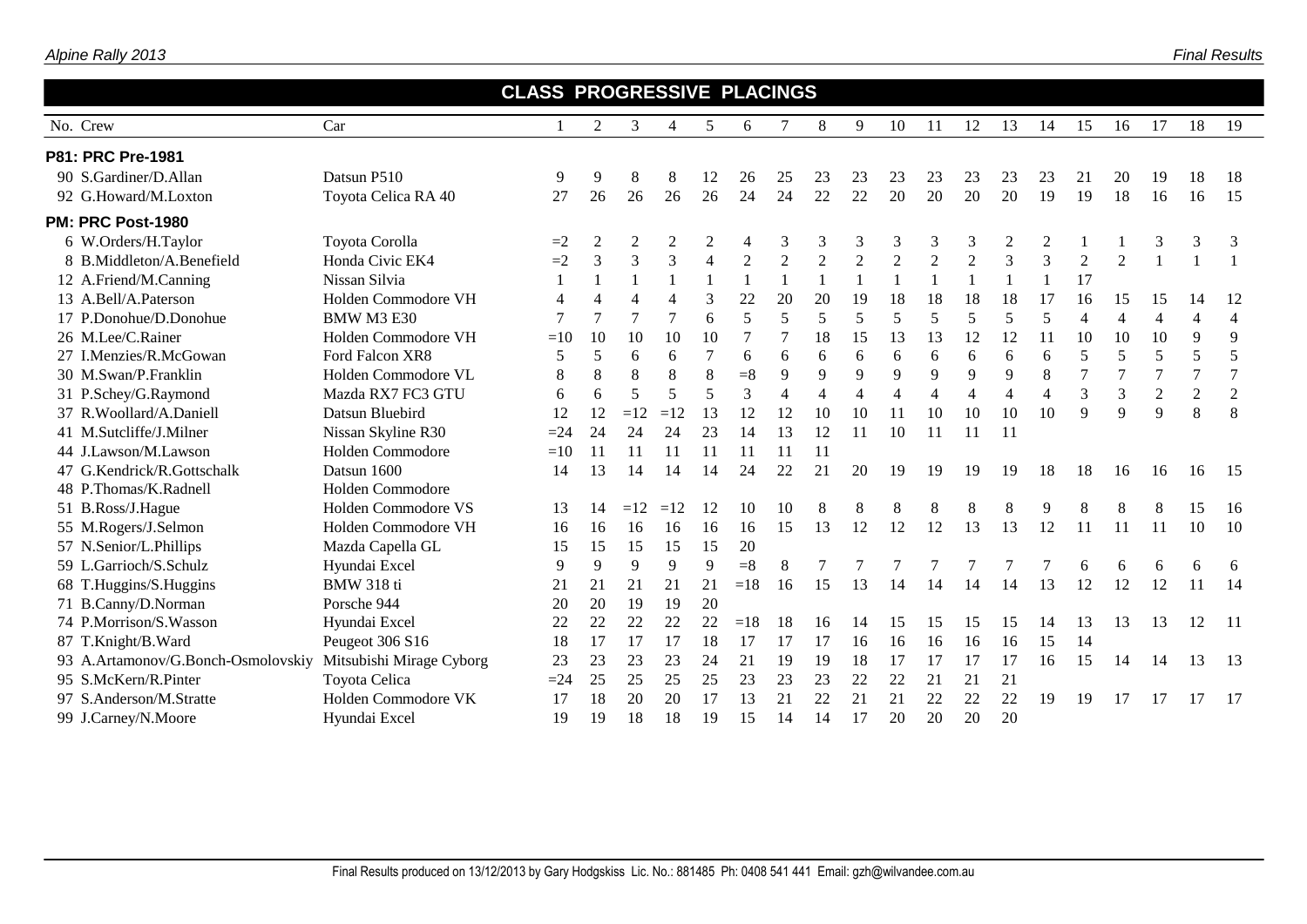## CLASS PROGRESSIVE PLACINGS

| No. | Crew | Car | 1 | 2 | 3 | 4 | 5 | 6 | 7 | 8 | 9 | 10 | 11 | 12 | 13 | 14 | 15 | 16 | 17 | 18 | 19 |
|---|---|---|---|---|---|---|---|---|---|---|---|---|---|---|---|---|---|---|---|---|---|
| **P81: PRC Pre-1981** | | | | | | | | | | | | | | | | | | | | | |
| 90 | S.Gardiner/D.Allan | Datsun P510 | 9 | 9 | 8 | 8 | 12 | 26 | 25 | 23 | 23 | 23 | 23 | 23 | 23 | 23 | 21 | 20 | 19 | 18 | 18 |
| 92 | G.Howard/M.Loxton | Toyota Celica RA 40 | 27 | 26 | 26 | 26 | 26 | 24 | 24 | 22 | 22 | 20 | 20 | 20 | 20 | 19 | 19 | 18 | 16 | 16 | 15 |
| **PM: PRC Post-1980** | | | | | | | | | | | | | | | | | | | | | |
| 6 | W.Orders/H.Taylor | Toyota Corolla | =2 | 2 | 2 | 2 | 2 | 4 | 3 | 3 | 3 | 3 | 3 | 3 | 2 | 2 | 1 | 1 | 3 | 3 | 3 |
| 8 | B.Middleton/A.Benefield | Honda Civic EK4 | =2 | 3 | 3 | 3 | 4 | 2 | 2 | 2 | 2 | 2 | 2 | 2 | 3 | 3 | 2 | 2 | 1 | 1 | 1 |
| 12 | A.Friend/M.Canning | Nissan Silvia | 1 | 1 | 1 | 1 | 1 | 1 | 1 | 1 | 1 | 1 | 1 | 1 | 1 | 1 | 17 | | | | |
| 13 | A.Bell/A.Paterson | Holden Commodore VH | 4 | 4 | 4 | 4 | 3 | 22 | 20 | 20 | 19 | 18 | 18 | 18 | 18 | 17 | 16 | 15 | 15 | 14 | 12 |
| 17 | P.Donohue/D.Donohue | BMW M3 E30 | 7 | 7 | 7 | 7 | 6 | 5 | 5 | 5 | 5 | 5 | 5 | 5 | 5 | 5 | 4 | 4 | 4 | 4 | 4 |
| 26 | M.Lee/C.Rainer | Holden Commodore VH | =10 | 10 | 10 | 10 | 10 | 7 | 7 | 18 | 15 | 13 | 13 | 12 | 12 | 11 | 10 | 10 | 10 | 9 | 9 |
| 27 | I.Menzies/R.McGowan | Ford Falcon XR8 | 5 | 5 | 6 | 6 | 7 | 6 | 6 | 6 | 6 | 6 | 6 | 6 | 6 | 6 | 5 | 5 | 5 | 5 | 5 |
| 30 | M.Swan/P.Franklin | Holden Commodore VL | 8 | 8 | 8 | 8 | 8 | =8 | 9 | 9 | 9 | 9 | 9 | 9 | 9 | 8 | 7 | 7 | 7 | 7 | 7 |
| 31 | P.Schey/G.Raymond | Mazda RX7 FC3 GTU | 6 | 6 | 5 | 5 | 5 | 3 | 4 | 4 | 4 | 4 | 4 | 4 | 4 | 4 | 3 | 3 | 2 | 2 | 2 |
| 37 | R.Woollard/A.Daniell | Datsun Bluebird | 12 | 12 | =12 | =12 | 13 | 12 | 12 | 10 | 10 | 11 | 10 | 10 | 10 | 10 | 9 | 9 | 9 | 8 | 8 |
| 41 | M.Sutcliffe/J.Milner | Nissan Skyline R30 | =24 | 24 | 24 | 24 | 23 | 14 | 13 | 12 | 11 | 10 | 11 | 11 | 11 | | | | | | |
| 44 | J.Lawson/M.Lawson | Holden Commodore | =10 | 11 | 11 | 11 | 11 | 11 | 11 | 11 | | | | | | | | | | | |
| 47 | G.Kendrick/R.Gottschalk | Datsun 1600 | 14 | 13 | 14 | 14 | 14 | 24 | 22 | 21 | 20 | 19 | 19 | 19 | 19 | 18 | 18 | 16 | 16 | 16 | 15 |
| 48 | P.Thomas/K.Radnell | Holden Commodore | | | | | | | | | | | | | | | | | | | |
| 51 | B.Ross/J.Hague | Holden Commodore VS | 13 | 14 | =12 | =12 | 12 | 10 | 10 | 8 | 8 | 8 | 8 | 8 | 8 | 9 | 8 | 8 | 8 | 15 | 16 |
| 55 | M.Rogers/J.Selmon | Holden Commodore VH | 16 | 16 | 16 | 16 | 16 | 16 | 15 | 13 | 12 | 12 | 12 | 13 | 13 | 12 | 11 | 11 | 11 | 10 | 10 |
| 57 | N.Senior/L.Phillips | Mazda Capella GL | 15 | 15 | 15 | 15 | 15 | 20 | | | | | | | | | | | | | |
| 59 | L.Garrioch/S.Schulz | Hyundai Excel | 9 | 9 | 9 | 9 | 9 | =8 | 8 | 7 | 7 | 7 | 7 | 7 | 7 | 7 | 6 | 6 | 6 | 6 | 6 |
| 68 | T.Huggins/S.Huggins | BMW 318 ti | 21 | 21 | 21 | 21 | 21 | =18 | 16 | 15 | 13 | 14 | 14 | 14 | 14 | 13 | 12 | 12 | 12 | 11 | 14 |
| 71 | B.Canny/D.Norman | Porsche 944 | 20 | 20 | 19 | 19 | 20 | | | | | | | | | | | | | | |
| 74 | P.Morrison/S.Wasson | Hyundai Excel | 22 | 22 | 22 | 22 | 22 | =18 | 18 | 16 | 14 | 15 | 15 | 15 | 15 | 14 | 13 | 13 | 13 | 12 | 11 |
| 87 | T.Knight/B.Ward | Peugeot 306 S16 | 18 | 17 | 17 | 17 | 18 | 17 | 17 | 17 | 16 | 16 | 16 | 16 | 16 | 15 | 14 | | | | |
| 93 | A.Artamonov/G.Bonch-Osmolovskiy | Mitsubishi Mirage Cyborg | 23 | 23 | 23 | 23 | 24 | 21 | 19 | 19 | 18 | 17 | 17 | 17 | 17 | 16 | 15 | 14 | 14 | 13 | 13 |
| 95 | S.McKern/R.Pinter | Toyota Celica | =24 | 25 | 25 | 25 | 25 | 23 | 23 | 23 | 22 | 22 | 21 | 21 | 21 | | | | | | |
| 97 | S.Anderson/M.Stratte | Holden Commodore VK | 17 | 18 | 20 | 20 | 17 | 13 | 21 | 22 | 21 | 21 | 22 | 22 | 22 | 19 | 19 | 17 | 17 | 17 | 17 |
| 99 | J.Carney/N.Moore | Hyundai Excel | 19 | 19 | 18 | 18 | 19 | 15 | 14 | 14 | 17 | 20 | 20 | 20 | 20 | | | | | | |

Final Results produced on 13/12/2013 by Gary Hodgskiss Lic. No.: 881485 Ph: 0408 541 441 Email: gzh@wilvandee.com.au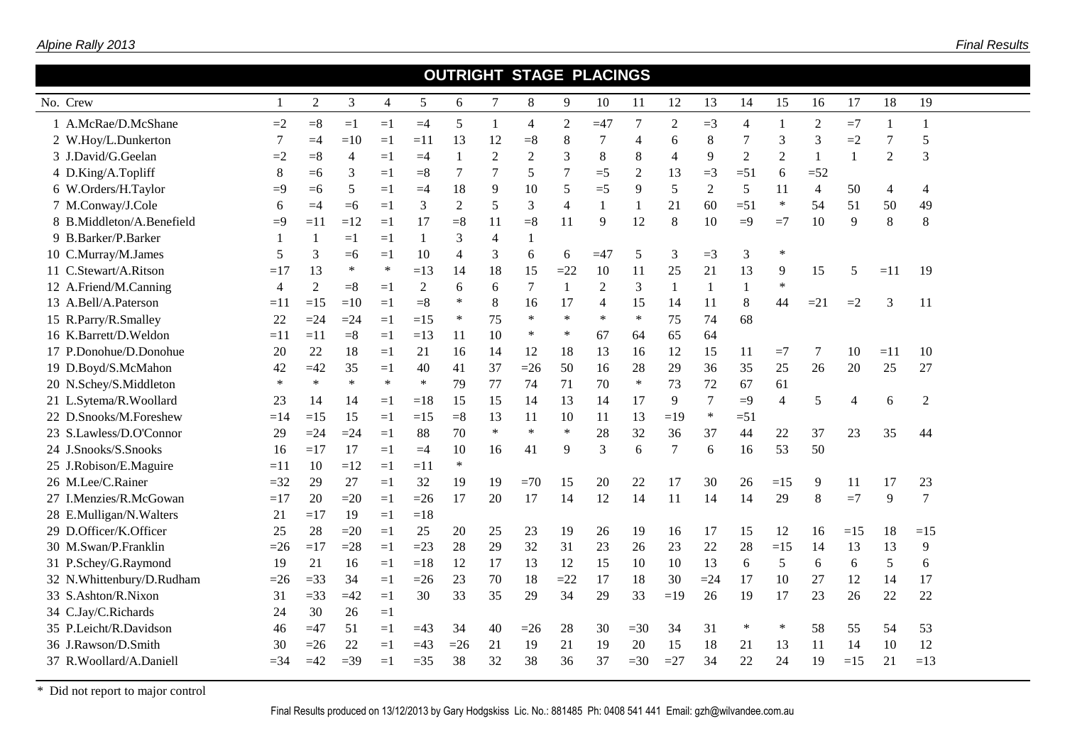## OUTRIGHT STAGE PLACINGS

| No. | Crew | 1 | 2 | 3 | 4 | 5 | 6 | 7 | 8 | 9 | 10 | 11 | 12 | 13 | 14 | 15 | 16 | 17 | 18 | 19 |
|---|---|---|---|---|---|---|---|---|---|---|---|---|---|---|---|---|---|---|---|---|
| 1 | A.McRae/D.McShane | =2 | =8 | =1 | =1 | =4 | 5 | 1 | 4 | 2 | =47 | 7 | 2 | =3 | 4 | 1 | 2 | =7 | 1 | 1 |
| 2 | W.Hoy/L.Dunkerton | 7 | =4 | =10 | =1 | =11 | 13 | 12 | =8 | 8 | 7 | 4 | 6 | 8 | 7 | 3 | 3 | =2 | 7 | 5 |
| 3 | J.David/G.Geelan | =2 | =8 | 4 | =1 | =4 | 1 | 2 | 2 | 3 | 8 | 8 | 4 | 9 | 2 | 2 | 1 | 1 | 2 | 3 |
| 4 | D.King/A.Topliff | 8 | =6 | 3 | =1 | =8 | 7 | 7 | 5 | 7 | =5 | 2 | 13 | =3 | =51 | 6 | =52 | | | |
| 6 | W.Orders/H.Taylor | =9 | =6 | 5 | =1 | =4 | 18 | 9 | 10 | 5 | =5 | 9 | 5 | 2 | 5 | 11 | 4 | 50 | 4 | 4 |
| 7 | M.Conway/J.Cole | 6 | =4 | =6 | =1 | 3 | 2 | 5 | 3 | 4 | 1 | 1 | 21 | 60 | =51 | * | 54 | 51 | 50 | 49 |
| 8 | B.Middleton/A.Benefield | =9 | =11 | =12 | =1 | 17 | =8 | 11 | =8 | 11 | 9 | 12 | 8 | 10 | =9 | =7 | 10 | 9 | 8 | 8 |
| 9 | B.Barker/P.Barker | 1 | 1 | =1 | =1 | 1 | 3 | 4 | 1 | | | | | | | | | | | |
| 10 | C.Murray/M.James | 5 | 3 | =6 | =1 | 10 | 4 | 3 | 6 | 6 | =47 | 5 | 3 | =3 | 3 | * | | | | |
| 11 | C.Stewart/A.Ritson | =17 | 13 | * | * | =13 | 14 | 18 | 15 | =22 | 10 | 11 | 25 | 21 | 13 | 9 | 15 | 5 | =11 | 19 |
| 12 | A.Friend/M.Canning | 4 | 2 | =8 | =1 | 2 | 6 | 6 | 7 | 1 | 2 | 3 | 1 | 1 | 1 | * | | | | |
| 13 | A.Bell/A.Paterson | =11 | =15 | =10 | =1 | =8 | * | 8 | 16 | 17 | 4 | 15 | 14 | 11 | 8 | 44 | =21 | =2 | 3 | 11 |
| 15 | R.Parry/R.Smalley | 22 | =24 | =24 | =1 | =15 | * | 75 | * | * | * | * | 75 | 74 | 68 | | | | | |
| 16 | K.Barrett/D.Weldon | =11 | =11 | =8 | =1 | =13 | 11 | 10 | * | * | 67 | 64 | 65 | 64 | | | | | | |
| 17 | P.Donohue/D.Donohue | 20 | 22 | 18 | =1 | 21 | 16 | 14 | 12 | 18 | 13 | 16 | 12 | 15 | 11 | =7 | 7 | 10 | =11 | 10 |
| 19 | D.Boyd/S.McMahon | 42 | =42 | 35 | =1 | 40 | 41 | 37 | =26 | 50 | 16 | 28 | 29 | 36 | 35 | 25 | 26 | 20 | 25 | 27 |
| 20 | N.Schey/S.Middleton | * | * | * | * | * | 79 | 77 | 74 | 71 | 70 | * | 73 | 72 | 67 | 61 | | | | |
| 21 | L.Sytema/R.Woollard | 23 | 14 | 14 | =1 | =18 | 15 | 15 | 14 | 13 | 14 | 17 | 9 | 7 | =9 | 4 | 5 | 4 | 6 | 2 |
| 22 | D.Snooks/M.Foreshew | =14 | =15 | 15 | =1 | =15 | =8 | 13 | 11 | 10 | 11 | 13 | =19 | * | =51 | | | | | |
| 23 | S.Lawless/D.O'Connor | 29 | =24 | =24 | =1 | 88 | 70 | * | * | * | 28 | 32 | 36 | 37 | 44 | 22 | 37 | 23 | 35 | 44 |
| 24 | J.Snooks/S.Snooks | 16 | =17 | 17 | =1 | =4 | 10 | 16 | 41 | 9 | 3 | 6 | 7 | 6 | 16 | 53 | 50 | | | |
| 25 | J.Robison/E.Maguire | =11 | 10 | =12 | =1 | =11 | * | | | | | | | | | | | | | |
| 26 | M.Lee/C.Rainer | =32 | 29 | 27 | =1 | 32 | 19 | 19 | =70 | 15 | 20 | 22 | 17 | 30 | 26 | =15 | 9 | 11 | 17 | 23 |
| 27 | I.Menzies/R.McGowan | =17 | 20 | =20 | =1 | =26 | 17 | 20 | 17 | 14 | 12 | 14 | 11 | 14 | 14 | 29 | 8 | =7 | 9 | 7 |
| 28 | E.Mulligan/N.Walters | 21 | =17 | 19 | =1 | =18 | | | | | | | | | | | | | | |
| 29 | D.Officer/K.Officer | 25 | 28 | =20 | =1 | 25 | 20 | 25 | 23 | 19 | 26 | 19 | 16 | 17 | 15 | 12 | 16 | =15 | 18 | =15 |
| 30 | M.Swan/P.Franklin | =26 | =17 | =28 | =1 | =23 | 28 | 29 | 32 | 31 | 23 | 26 | 23 | 22 | 28 | =15 | 14 | 13 | 13 | 9 |
| 31 | P.Schey/G.Raymond | 19 | 21 | 16 | =1 | =18 | 12 | 17 | 13 | 12 | 15 | 10 | 10 | 13 | 6 | 5 | 6 | 6 | 5 | 6 |
| 32 | N.Whittenbury/D.Rudham | =26 | =33 | 34 | =1 | =26 | 23 | 70 | 18 | =22 | 17 | 18 | 30 | =24 | 17 | 10 | 27 | 12 | 14 | 17 |
| 33 | S.Ashton/R.Nixon | 31 | =33 | =42 | =1 | 30 | 33 | 35 | 29 | 34 | 29 | 33 | =19 | 26 | 19 | 17 | 23 | 26 | 22 | 22 |
| 34 | C.Jay/C.Richards | 24 | 30 | 26 | =1 | | | | | | | | | | | | | | | |
| 35 | P.Leicht/R.Davidson | 46 | =47 | 51 | =1 | =43 | 34 | 40 | =26 | 28 | 30 | =30 | 34 | 31 | * | * | 58 | 55 | 54 | 53 |
| 36 | J.Rawson/D.Smith | 30 | =26 | 22 | =1 | =43 | =26 | 21 | 19 | 21 | 19 | 20 | 15 | 18 | 21 | 13 | 11 | 14 | 10 | 12 |
| 37 | R.Woollard/A.Daniell | =34 | =42 | =39 | =1 | =35 | 38 | 32 | 38 | 36 | 37 | =30 | =27 | 34 | 22 | 24 | 19 | =15 | 21 | =13 |

\* Did not report to major control

Final Results produced on 13/12/2013 by Gary Hodgskiss Lic. No.: 881485 Ph: 0408 541 441 Email: gzh@wilvandee.com.au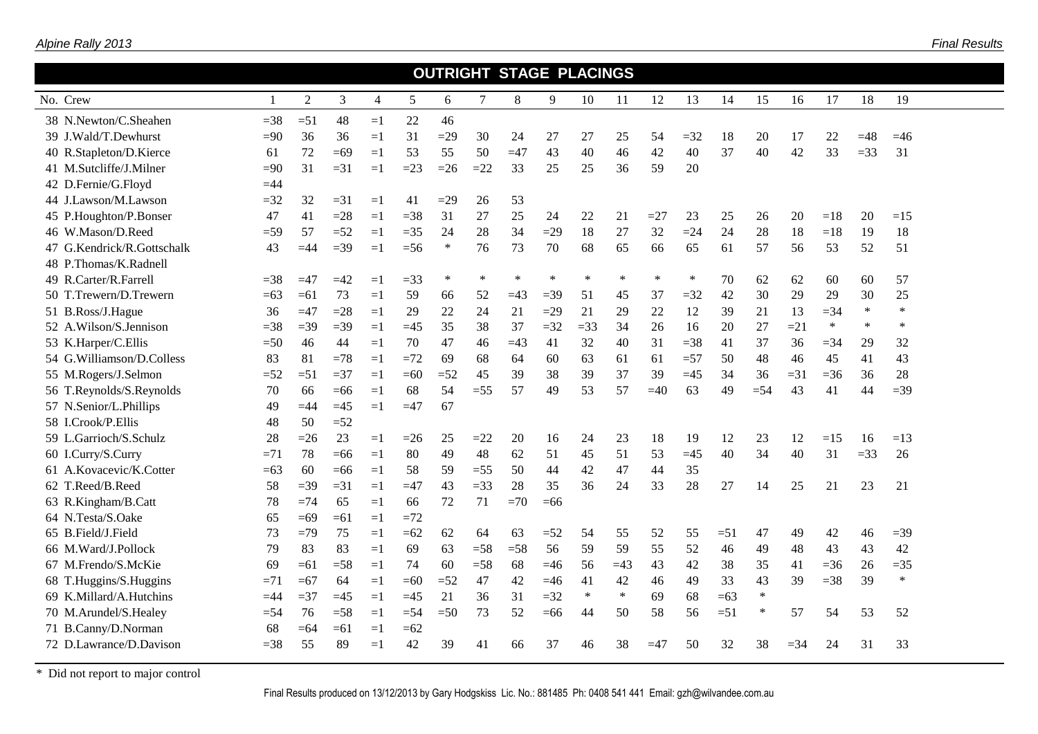## OUTRIGHT STAGE PLACINGS

| No. | Crew | 1 | 2 | 3 | 4 | 5 | 6 | 7 | 8 | 9 | 10 | 11 | 12 | 13 | 14 | 15 | 16 | 17 | 18 | 19 |
|---|---|---|---|---|---|---|---|---|---|---|---|---|---|---|---|---|---|---|---|---|
| 38 | N.Newton/C.Sheahen | =38 | =51 | 48 | =1 | 22 | 46 | | | | | | | | | | | | | |
| 39 | J.Wald/T.Dewhurst | =90 | 36 | 36 | =1 | 31 | =29 | 30 | 24 | 27 | 27 | 25 | 54 | =32 | 18 | 20 | 17 | 22 | =48 | =46 |
| 40 | R.Stapleton/D.Kierce | 61 | 72 | =69 | =1 | 53 | 55 | 50 | =47 | 43 | 40 | 46 | 42 | 40 | 37 | 40 | 42 | 33 | =33 | 31 |
| 41 | M.Sutcliffe/J.Milner | =90 | 31 | =31 | =1 | =23 | =26 | =22 | 33 | 25 | 25 | 36 | 59 | 20 | | | | | | |
| 42 | D.Fernie/G.Floyd | =44 | | | | | | | | | | | | | | | | | | |
| 44 | J.Lawson/M.Lawson | =32 | 32 | =31 | =1 | 41 | =29 | 26 | 53 | | | | | | | | | | | |
| 45 | P.Houghton/P.Bonser | 47 | 41 | =28 | =1 | =38 | 31 | 27 | 25 | 24 | 22 | 21 | =27 | 23 | 25 | 26 | 20 | =18 | 20 | =15 |
| 46 | W.Mason/D.Reed | =59 | 57 | =52 | =1 | =35 | 24 | 28 | 34 | =29 | 18 | 27 | 32 | =24 | 24 | 28 | 18 | =18 | 19 | 18 |
| 47 | G.Kendrick/R.Gottschalk | 43 | =44 | =39 | =1 | =56 | * | 76 | 73 | 70 | 68 | 65 | 66 | 65 | 61 | 57 | 56 | 53 | 52 | 51 |
| 48 | P.Thomas/K.Radnell | | | | | | | | | | | | | | | | | | | |
| 49 | R.Carter/R.Farrell | =38 | =47 | =42 | =1 | =33 | * | * | * | * | * | * | * | * | 70 | 62 | 62 | 60 | 60 | 57 |
| 50 | T.Trewern/D.Trewern | =63 | =61 | 73 | =1 | 59 | 66 | 52 | =43 | =39 | 51 | 45 | 37 | =32 | 42 | 30 | 29 | 29 | 30 | 25 |
| 51 | B.Ross/J.Hague | 36 | =47 | =28 | =1 | 29 | 22 | 24 | 21 | =29 | 21 | 29 | 22 | 12 | 39 | 21 | 13 | =34 | * | * |
| 52 | A.Wilson/S.Jennison | =38 | =39 | =39 | =1 | =45 | 35 | 38 | 37 | =32 | =33 | 34 | 26 | 16 | 20 | 27 | =21 | * | * | * |
| 53 | K.Harper/C.Ellis | =50 | 46 | 44 | =1 | 70 | 47 | 46 | =43 | 41 | 32 | 40 | 31 | =38 | 41 | 37 | 36 | =34 | 29 | 32 |
| 54 | G.Williamson/D.Colless | 83 | 81 | =78 | =1 | =72 | 69 | 68 | 64 | 60 | 63 | 61 | 61 | =57 | 50 | 48 | 46 | 45 | 41 | 43 |
| 55 | M.Rogers/J.Selmon | =52 | =51 | =37 | =1 | =60 | =52 | 45 | 39 | 38 | 39 | 37 | 39 | =45 | 34 | 36 | =31 | =36 | 36 | 28 |
| 56 | T.Reynolds/S.Reynolds | 70 | 66 | =66 | =1 | 68 | 54 | =55 | 57 | 49 | 53 | 57 | =40 | 63 | 49 | =54 | 43 | 41 | 44 | =39 |
| 57 | N.Senior/L.Phillips | 49 | =44 | =45 | =1 | =47 | 67 | | | | | | | | | | | | | |
| 58 | I.Crook/P.Ellis | 48 | 50 | =52 | | | | | | | | | | | | | | | | |
| 59 | L.Garrioch/S.Schulz | 28 | =26 | 23 | =1 | =26 | 25 | =22 | 20 | 16 | 24 | 23 | 18 | 19 | 12 | 23 | 12 | =15 | 16 | =13 |
| 60 | I.Curry/S.Curry | =71 | 78 | =66 | =1 | 80 | 49 | 48 | 62 | 51 | 45 | 51 | 53 | =45 | 40 | 34 | 40 | 31 | =33 | 26 |
| 61 | A.Kovacevic/K.Cotter | =63 | 60 | =66 | =1 | 58 | 59 | =55 | 50 | 44 | 42 | 47 | 44 | 35 | | | | | | |
| 62 | T.Reed/B.Reed | 58 | =39 | =31 | =1 | =47 | 43 | =33 | 28 | 35 | 36 | 24 | 33 | 28 | 27 | 14 | 25 | 21 | 23 | 21 |
| 63 | R.Kingham/B.Catt | 78 | =74 | 65 | =1 | 66 | 72 | 71 | =70 | =66 | | | | | | | | | | |
| 64 | N.Testa/S.Oake | 65 | =69 | =61 | =1 | =72 | | | | | | | | | | | | | | |
| 65 | B.Field/J.Field | 73 | =79 | 75 | =1 | =62 | 62 | 64 | 63 | =52 | 54 | 55 | 52 | 55 | =51 | 47 | 49 | 42 | 46 | =39 |
| 66 | M.Ward/J.Pollock | 79 | 83 | 83 | =1 | 69 | 63 | =58 | =58 | 56 | 59 | 59 | 55 | 52 | 46 | 49 | 48 | 43 | 43 | 42 |
| 67 | M.Frendo/S.McKie | 69 | =61 | =58 | =1 | 74 | 60 | =58 | 68 | =46 | 56 | =43 | 43 | 42 | 38 | 35 | 41 | =36 | 26 | =35 |
| 68 | T.Huggins/S.Huggins | =71 | =67 | 64 | =1 | =60 | =52 | 47 | 42 | =46 | 41 | 42 | 46 | 49 | 33 | 43 | 39 | =38 | 39 | * |
| 69 | K.Millard/A.Hutchins | =44 | =37 | =45 | =1 | =45 | 21 | 36 | 31 | =32 | * | * | 69 | 68 | =63 | * | | | | |
| 70 | M.Arundel/S.Healey | =54 | 76 | =58 | =1 | =54 | =50 | 73 | 52 | =66 | 44 | 50 | 58 | 56 | =51 | * | 57 | 54 | 53 | 52 |
| 71 | B.Canny/D.Norman | 68 | =64 | =61 | =1 | =62 | | | | | | | | | | | | | | |
| 72 | D.Lawrance/D.Davison | =38 | 55 | 89 | =1 | 42 | 39 | 41 | 66 | 37 | 46 | 38 | =47 | 50 | 32 | 38 | =34 | 24 | 31 | 33 |

\* Did not report to major control

Final Results produced on 13/12/2013 by Gary Hodgskiss Lic. No.: 881485 Ph: 0408 541 441 Email: gzh@wilvandee.com.au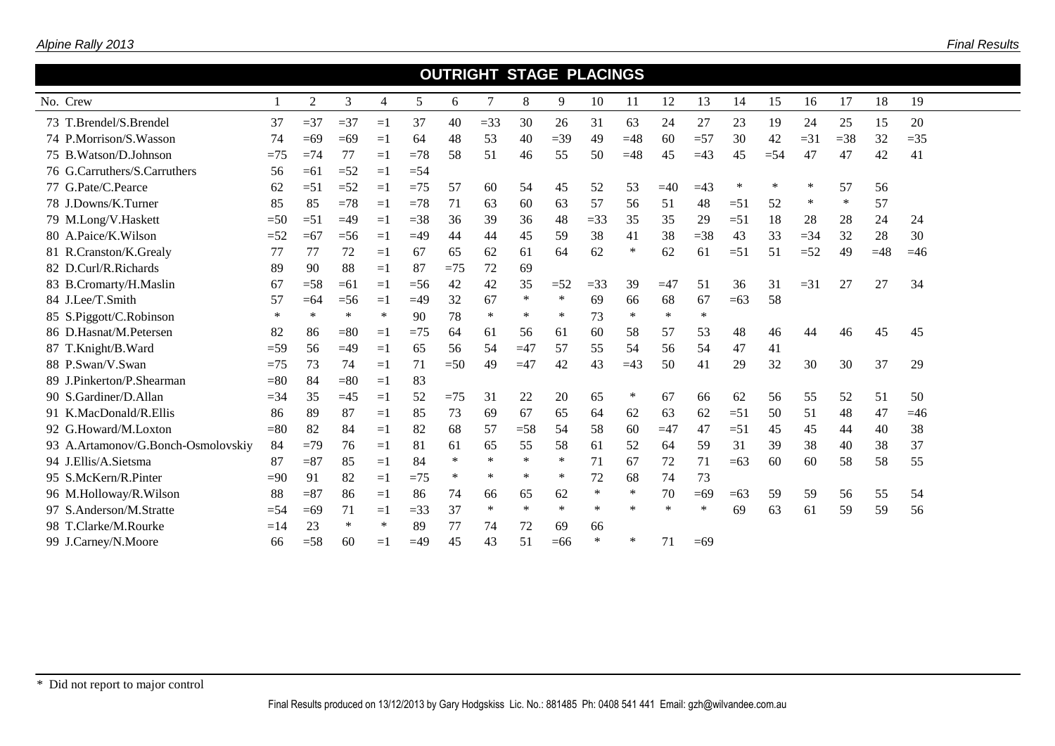## OUTRIGHT STAGE PLACINGS

| No. | Crew | 1 | 2 | 3 | 4 | 5 | 6 | 7 | 8 | 9 | 10 | 11 | 12 | 13 | 14 | 15 | 16 | 17 | 18 | 19 |
|---|---|---|---|---|---|---|---|---|---|---|---|---|---|---|---|---|---|---|---|---|
| 73 | T.Brendel/S.Brendel | 37 | =37 | =37 | =1 | 37 | 40 | =33 | 30 | 26 | 31 | 63 | 24 | 27 | 23 | 19 | 24 | 25 | 15 | 20 |
| 74 | P.Morrison/S.Wasson | 74 | =69 | =69 | =1 | 64 | 48 | 53 | 40 | =39 | 49 | =48 | 60 | =57 | 30 | 42 | =31 | =38 | 32 | =35 |
| 75 | B.Watson/D.Johnson | =75 | =74 | 77 | =1 | =78 | 58 | 51 | 46 | 55 | 50 | =48 | 45 | =43 | 45 | =54 | 47 | 47 | 42 | 41 |
| 76 | G.Carruthers/S.Carruthers | 56 | =61 | =52 | =1 | =54 | | | | | | | | | | | | | | |
| 77 | G.Pate/C.Pearce | 62 | =51 | =52 | =1 | =75 | 57 | 60 | 54 | 45 | 52 | 53 | =40 | =43 | * | * | * | 57 | 56 | |
| 78 | J.Downs/K.Turner | 85 | 85 | =78 | =1 | =78 | 71 | 63 | 60 | 63 | 57 | 56 | 51 | 48 | =51 | 52 | * | * | 57 | |
| 79 | M.Long/V.Haskett | =50 | =51 | =49 | =1 | =38 | 36 | 39 | 36 | 48 | =33 | 35 | 35 | 29 | =51 | 18 | 28 | 28 | 24 | 24 |
| 80 | A.Paice/K.Wilson | =52 | =67 | =56 | =1 | =49 | 44 | 44 | 45 | 59 | 38 | 41 | 38 | =38 | 43 | 33 | =34 | 32 | 28 | 30 |
| 81 | R.Cranston/K.Grealy | 77 | 77 | 72 | =1 | 67 | 65 | 62 | 61 | 64 | 62 | * | 62 | 61 | =51 | 51 | =52 | 49 | =48 | =46 |
| 82 | D.Curl/R.Richards | 89 | 90 | 88 | =1 | 87 | =75 | 72 | 69 | | | | | | | | | | | |
| 83 | B.Cromarty/H.Maslin | 67 | =58 | =61 | =1 | =56 | 42 | 42 | 35 | =52 | =33 | 39 | =47 | 51 | 36 | 31 | =31 | 27 | 27 | 34 |
| 84 | J.Lee/T.Smith | 57 | =64 | =56 | =1 | =49 | 32 | 67 | * | * | 69 | 66 | 68 | 67 | =63 | 58 | | | | |
| 85 | S.Piggott/C.Robinson | * | * | * | * | 90 | 78 | * | * | * | 73 | * | * | * | | | | | | |
| 86 | D.Hasnat/M.Petersen | 82 | 86 | =80 | =1 | =75 | 64 | 61 | 56 | 61 | 60 | 58 | 57 | 53 | 48 | 46 | 44 | 46 | 45 | 45 |
| 87 | T.Knight/B.Ward | =59 | 56 | =49 | =1 | 65 | 56 | 54 | =47 | 57 | 55 | 54 | 56 | 54 | 47 | 41 | | | | |
| 88 | P.Swan/V.Swan | =75 | 73 | 74 | =1 | 71 | =50 | 49 | =47 | 42 | 43 | =43 | 50 | 41 | 29 | 32 | 30 | 30 | 37 | 29 |
| 89 | J.Pinkerton/P.Shearman | =80 | 84 | =80 | =1 | 83 | | | | | | | | | | | | | | |
| 90 | S.Gardiner/D.Allan | =34 | 35 | =45 | =1 | 52 | =75 | 31 | 22 | 20 | 65 | * | 67 | 66 | 62 | 56 | 55 | 52 | 51 | 50 |
| 91 | K.MacDonald/R.Ellis | 86 | 89 | 87 | =1 | 85 | 73 | 69 | 67 | 65 | 64 | 62 | 63 | 62 | =51 | 50 | 51 | 48 | 47 | =46 |
| 92 | G.Howard/M.Loxton | =80 | 82 | 84 | =1 | 82 | 68 | 57 | =58 | 54 | 58 | 60 | =47 | 47 | =51 | 45 | 45 | 44 | 40 | 38 |
| 93 | A.Artamonov/G.Bonch-Osmolovskiy | 84 | =79 | 76 | =1 | 81 | 61 | 65 | 55 | 58 | 61 | 52 | 64 | 59 | 31 | 39 | 38 | 40 | 38 | 37 |
| 94 | J.Ellis/A.Sietsma | 87 | =87 | 85 | =1 | 84 | * | * | * | * | 71 | 67 | 72 | 71 | =63 | 60 | 60 | 58 | 58 | 55 |
| 95 | S.McKern/R.Pinter | =90 | 91 | 82 | =1 | =75 | * | * | * | * | 72 | 68 | 74 | 73 | | | | | | |
| 96 | M.Holloway/R.Wilson | 88 | =87 | 86 | =1 | 86 | 74 | 66 | 65 | 62 | * | * | 70 | =69 | =63 | 59 | 59 | 56 | 55 | 54 |
| 97 | S.Anderson/M.Stratte | =54 | =69 | 71 | =1 | =33 | 37 | * | * | * | * | * | * | * | 69 | 63 | 61 | 59 | 59 | 56 |
| 98 | T.Clarke/M.Rourke | =14 | 23 | * | * | 89 | 77 | 74 | 72 | 69 | 66 | | | | | | | | | |
| 99 | J.Carney/N.Moore | 66 | =58 | 60 | =1 | =49 | 45 | 43 | 51 | =66 | * | * | 71 | =69 | | | | | | |

\* Did not report to major control

Final Results produced on 13/12/2013 by Gary Hodgskiss Lic. No.: 881485 Ph: 0408 541 441 Email: gzh@wilvandee.com.au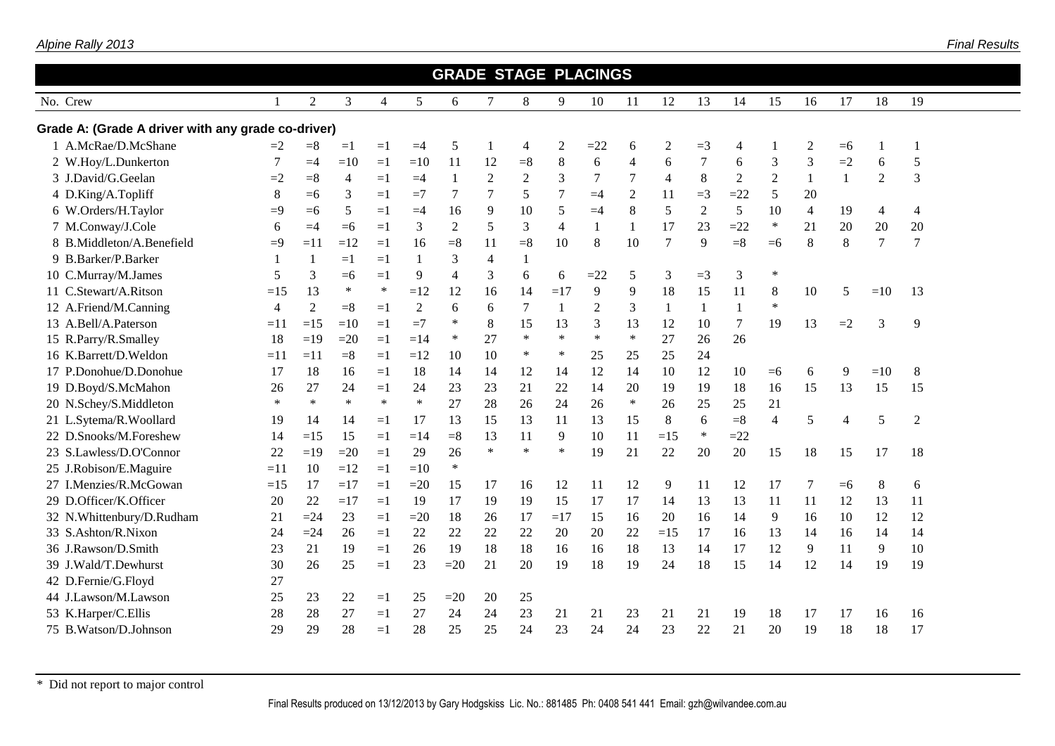## GRADE STAGE PLACINGS

| No. | Crew | 1 | 2 | 3 | 4 | 5 | 6 | 7 | 8 | 9 | 10 | 11 | 12 | 13 | 14 | 15 | 16 | 17 | 18 | 19 |
|---|---|---|---|---|---|---|---|---|---|---|---|---|---|---|---|---|---|---|---|---|
| **Grade A: (Grade A driver with any grade co-driver)** | | | | | | | | | | | | | | | | | | | | |
| 1 | A.McRae/D.McShane | =2 | =8 | =1 | =1 | =4 | 5 | 1 | 4 | 2 | =22 | 6 | 2 | =3 | 4 | 1 | 2 | =6 | 1 | 1 |
| 2 | W.Hoy/L.Dunkerton | 7 | =4 | =10 | =1 | =10 | 11 | 12 | =8 | 8 | 6 | 4 | 6 | 7 | 6 | 3 | 3 | =2 | 6 | 5 |
| 3 | J.David/G.Geelan | =2 | =8 | 4 | =1 | =4 | 1 | 2 | 2 | 3 | 7 | 7 | 4 | 8 | 2 | 2 | 1 | 1 | 2 | 3 |
| 4 | D.King/A.Topliff | 8 | =6 | 3 | =1 | =7 | 7 | 7 | 5 | 7 | =4 | 2 | 11 | =3 | =22 | 5 | 20 | | | |
| 6 | W.Orders/H.Taylor | =9 | =6 | 5 | =1 | =4 | 16 | 9 | 10 | 5 | =4 | 8 | 5 | 2 | 5 | 10 | 4 | 19 | 4 | 4 |
| 7 | M.Conway/J.Cole | 6 | =4 | =6 | =1 | 3 | 2 | 5 | 3 | 4 | 1 | 1 | 17 | 23 | =22 | * | 21 | 20 | 20 | 20 |
| 8 | B.Middleton/A.Benefield | =9 | =11 | =12 | =1 | 16 | =8 | 11 | =8 | 10 | 8 | 10 | 7 | 9 | =8 | =6 | 8 | 8 | 7 | 7 |
| 9 | B.Barker/P.Barker | 1 | 1 | =1 | =1 | 1 | 3 | 4 | 1 | | | | | | | | | | | |
| 10 | C.Murray/M.James | 5 | 3 | =6 | =1 | 9 | 4 | 3 | 6 | 6 | =22 | 5 | 3 | =3 | 3 | * | | | | |
| 11 | C.Stewart/A.Ritson | =15 | 13 | * | * | =12 | 12 | 16 | 14 | =17 | 9 | 9 | 18 | 15 | 11 | 8 | 10 | 5 | =10 | 13 |
| 12 | A.Friend/M.Canning | 4 | 2 | =8 | =1 | 2 | 6 | 6 | 7 | 1 | 2 | 3 | 1 | 1 | 1 | * | | | | |
| 13 | A.Bell/A.Paterson | =11 | =15 | =10 | =1 | =7 | * | 8 | 15 | 13 | 3 | 13 | 12 | 10 | 7 | 19 | 13 | =2 | 3 | 9 |
| 15 | R.Parry/R.Smalley | 18 | =19 | =20 | =1 | =14 | * | 27 | * | * | * | * | 27 | 26 | 26 | | | | | |
| 16 | K.Barrett/D.Weldon | =11 | =11 | =8 | =1 | =12 | 10 | 10 | * | * | 25 | 25 | 25 | 24 | | | | | | |
| 17 | P.Donohue/D.Donohue | 17 | 18 | 16 | =1 | 18 | 14 | 14 | 12 | 14 | 12 | 14 | 10 | 12 | 10 | =6 | 6 | 9 | =10 | 8 |
| 19 | D.Boyd/S.McMahon | 26 | 27 | 24 | =1 | 24 | 23 | 23 | 21 | 22 | 14 | 20 | 19 | 19 | 18 | 16 | 15 | 13 | 15 | 15 |
| 20 | N.Schey/S.Middleton | * | * | * | * | * | 27 | 28 | 26 | 24 | 26 | * | 26 | 25 | 25 | 21 | | | | |
| 21 | L.Sytema/R.Woollard | 19 | 14 | 14 | =1 | 17 | 13 | 15 | 13 | 11 | 13 | 15 | 8 | 6 | =8 | 4 | 5 | 4 | 5 | 2 |
| 22 | D.Snooks/M.Foreshew | 14 | =15 | 15 | =1 | =14 | =8 | 13 | 11 | 9 | 10 | 11 | =15 | * | =22 | | | | | |
| 23 | S.Lawless/D.O'Connor | 22 | =19 | =20 | =1 | 29 | 26 | * | * | * | 19 | 21 | 22 | 20 | 20 | 15 | 18 | 15 | 17 | 18 |
| 25 | J.Robison/E.Maguire | =11 | 10 | =12 | =1 | =10 | * | | | | | | | | | | | | | |
| 27 | I.Menzies/R.McGowan | =15 | 17 | =17 | =1 | =20 | 15 | 17 | 16 | 12 | 11 | 12 | 9 | 11 | 12 | 17 | 7 | =6 | 8 | 6 |
| 29 | D.Officer/K.Officer | 20 | 22 | =17 | =1 | 19 | 17 | 19 | 19 | 15 | 17 | 17 | 14 | 13 | 13 | 11 | 11 | 12 | 13 | 11 |
| 32 | N.Whittenbury/D.Rudham | 21 | =24 | 23 | =1 | =20 | 18 | 26 | 17 | =17 | 15 | 16 | 20 | 16 | 14 | 9 | 16 | 10 | 12 | 12 |
| 33 | S.Ashton/R.Nixon | 24 | =24 | 26 | =1 | 22 | 22 | 22 | 22 | 20 | 20 | 22 | =15 | 17 | 16 | 13 | 14 | 16 | 14 | 14 |
| 36 | J.Rawson/D.Smith | 23 | 21 | 19 | =1 | 26 | 19 | 18 | 18 | 16 | 16 | 18 | 13 | 14 | 17 | 12 | 9 | 11 | 9 | 10 |
| 39 | J.Wald/T.Dewhurst | 30 | 26 | 25 | =1 | 23 | =20 | 21 | 20 | 19 | 18 | 19 | 24 | 18 | 15 | 14 | 12 | 14 | 19 | 19 |
| 42 | D.Fernie/G.Floyd | 27 | | | | | | | | | | | | | | | | | | |
| 44 | J.Lawson/M.Lawson | 25 | 23 | 22 | =1 | 25 | =20 | 20 | 25 | | | | | | | | | | | |
| 53 | K.Harper/C.Ellis | 28 | 28 | 27 | =1 | 27 | 24 | 24 | 23 | 21 | 21 | 23 | 21 | 21 | 19 | 18 | 17 | 17 | 16 | 16 |
| 75 | B.Watson/D.Johnson | 29 | 29 | 28 | =1 | 28 | 25 | 25 | 24 | 23 | 24 | 24 | 23 | 22 | 21 | 20 | 19 | 18 | 18 | 17 |

\* Did not report to major control

Final Results produced on 13/12/2013 by Gary Hodgskiss Lic. No.: 881485 Ph: 0408 541 441 Email: gzh@wilvandee.com.au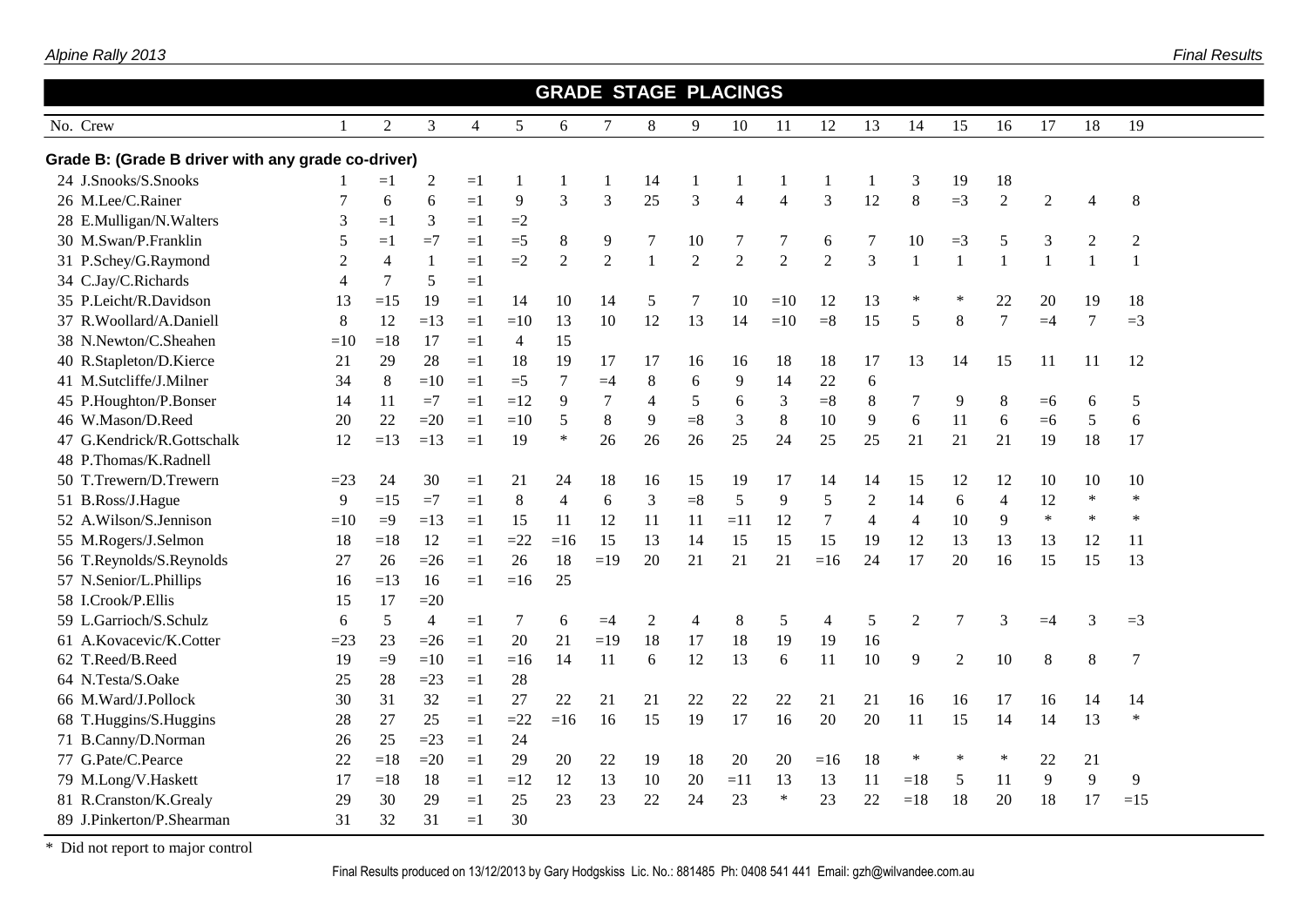## GRADE STAGE PLACINGS

| No. | Crew | 1 | 2 | 3 | 4 | 5 | 6 | 7 | 8 | 9 | 10 | 11 | 12 | 13 | 14 | 15 | 16 | 17 | 18 | 19 |
|---|---|---|---|---|---|---|---|---|---|---|---|---|---|---|---|---|---|---|---|---|
| **Grade B: (Grade B driver with any grade co-driver)** | | | | | | | | | | | | | | | | | | | | |
| 24 | J.Snooks/S.Snooks | 1 | =1 | 2 | =1 | 1 | 1 | 1 | 14 | 1 | 1 | 1 | 1 | 1 | 3 | 19 | 18 | | | |
| 26 | M.Lee/C.Rainer | 7 | 6 | 6 | =1 | 9 | 3 | 3 | 25 | 3 | 4 | 4 | 3 | 12 | 8 | =3 | 2 | 2 | 4 | 8 |
| 28 | E.Mulligan/N.Walters | 3 | =1 | 3 | =1 | =2 | | | | | | | | | | | | | | |
| 30 | M.Swan/P.Franklin | 5 | =1 | =7 | =1 | =5 | 8 | 9 | 7 | 10 | 7 | 7 | 6 | 7 | 10 | =3 | 5 | 3 | 2 | 2 |
| 31 | P.Schey/G.Raymond | 2 | 4 | 1 | =1 | =2 | 2 | 2 | 1 | 2 | 2 | 2 | 2 | 3 | 1 | 1 | 1 | 1 | 1 | 1 |
| 34 | C.Jay/C.Richards | 4 | 7 | 5 | =1 | | | | | | | | | | | | | | | |
| 35 | P.Leicht/R.Davidson | 13 | =15 | 19 | =1 | 14 | 10 | 14 | 5 | 7 | 10 | =10 | 12 | 13 | * | * | 22 | 20 | 19 | 18 |
| 37 | R.Woollard/A.Daniell | 8 | 12 | =13 | =1 | =10 | 13 | 10 | 12 | 13 | 14 | =10 | =8 | 15 | 5 | 8 | 7 | =4 | 7 | =3 |
| 38 | N.Newton/C.Sheahen | =10 | =18 | 17 | =1 | 4 | 15 | | | | | | | | | | | | | |
| 40 | R.Stapleton/D.Kierce | 21 | 29 | 28 | =1 | 18 | 19 | 17 | 17 | 16 | 16 | 18 | 18 | 17 | 13 | 14 | 15 | 11 | 11 | 12 |
| 41 | M.Sutcliffe/J.Milner | 34 | 8 | =10 | =1 | =5 | 7 | =4 | 8 | 6 | 9 | 14 | 22 | 6 | | | | | | |
| 45 | P.Houghton/P.Bonser | 14 | 11 | =7 | =1 | =12 | 9 | 7 | 4 | 5 | 6 | 3 | =8 | 8 | 7 | 9 | 8 | =6 | 6 | 5 |
| 46 | W.Mason/D.Reed | 20 | 22 | =20 | =1 | =10 | 5 | 8 | 9 | =8 | 3 | 8 | 10 | 9 | 6 | 11 | 6 | =6 | 5 | 6 |
| 47 | G.Kendrick/R.Gottschalk | 12 | =13 | =13 | =1 | 19 | * | 26 | 26 | 26 | 25 | 24 | 25 | 25 | 21 | 21 | 21 | 19 | 18 | 17 |
| 48 | P.Thomas/K.Radnell | | | | | | | | | | | | | | | | | | | |
| 50 | T.Trewern/D.Trewern | =23 | 24 | 30 | =1 | 21 | 24 | 18 | 16 | 15 | 19 | 17 | 14 | 14 | 15 | 12 | 12 | 10 | 10 | 10 |
| 51 | B.Ross/J.Hague | 9 | =15 | =7 | =1 | 8 | 4 | 6 | 3 | =8 | 5 | 9 | 5 | 2 | 14 | 6 | 4 | 12 | * | * |
| 52 | A.Wilson/S.Jennison | =10 | =9 | =13 | =1 | 15 | 11 | 12 | 11 | 11 | =11 | 12 | 7 | 4 | 4 | 10 | 9 | * | * | * |
| 55 | M.Rogers/J.Selmon | 18 | =18 | 12 | =1 | =22 | =16 | 15 | 13 | 14 | 15 | 15 | 15 | 19 | 12 | 13 | 13 | 13 | 12 | 11 |
| 56 | T.Reynolds/S.Reynolds | 27 | 26 | =26 | =1 | 26 | 18 | =19 | 20 | 21 | 21 | 21 | =16 | 24 | 17 | 20 | 16 | 15 | 15 | 13 |
| 57 | N.Senior/L.Phillips | 16 | =13 | 16 | =1 | =16 | 25 | | | | | | | | | | | | | |
| 58 | I.Crook/P.Ellis | 15 | 17 | =20 | | | | | | | | | | | | | | | | |
| 59 | L.Garrioch/S.Schulz | 6 | 5 | 4 | =1 | 7 | 6 | =4 | 2 | 4 | 8 | 5 | 4 | 5 | 2 | 7 | 3 | =4 | 3 | =3 |
| 61 | A.Kovacevic/K.Cotter | =23 | 23 | =26 | =1 | 20 | 21 | =19 | 18 | 17 | 18 | 19 | 19 | 16 | | | | | | |
| 62 | T.Reed/B.Reed | 19 | =9 | =10 | =1 | =16 | 14 | 11 | 6 | 12 | 13 | 6 | 11 | 10 | 9 | 2 | 10 | 8 | 8 | 7 |
| 64 | N.Testa/S.Oake | 25 | 28 | =23 | =1 | 28 | | | | | | | | | | | | | | |
| 66 | M.Ward/J.Pollock | 30 | 31 | 32 | =1 | 27 | 22 | 21 | 21 | 22 | 22 | 22 | 21 | 21 | 16 | 16 | 17 | 16 | 14 | 14 |
| 68 | T.Huggins/S.Huggins | 28 | 27 | 25 | =1 | =22 | =16 | 16 | 15 | 19 | 17 | 16 | 20 | 20 | 11 | 15 | 14 | 14 | 13 | * |
| 71 | B.Canny/D.Norman | 26 | 25 | =23 | =1 | 24 | | | | | | | | | | | | | | |
| 77 | G.Pate/C.Pearce | 22 | =18 | =20 | =1 | 29 | 20 | 22 | 19 | 18 | 20 | 20 | =16 | 18 | * | * | * | 22 | 21 | |
| 79 | M.Long/V.Haskett | 17 | =18 | 18 | =1 | =12 | 12 | 13 | 10 | 20 | =11 | 13 | 13 | 11 | =18 | 5 | 11 | 9 | 9 | 9 |
| 81 | R.Cranston/K.Grealy | 29 | 30 | 29 | =1 | 25 | 23 | 23 | 22 | 24 | 23 | * | 23 | 22 | =18 | 18 | 20 | 18 | 17 | =15 |
| 89 | J.Pinkerton/P.Shearman | 31 | 32 | 31 | =1 | 30 | | | | | | | | | | | | | | |

\* Did not report to major control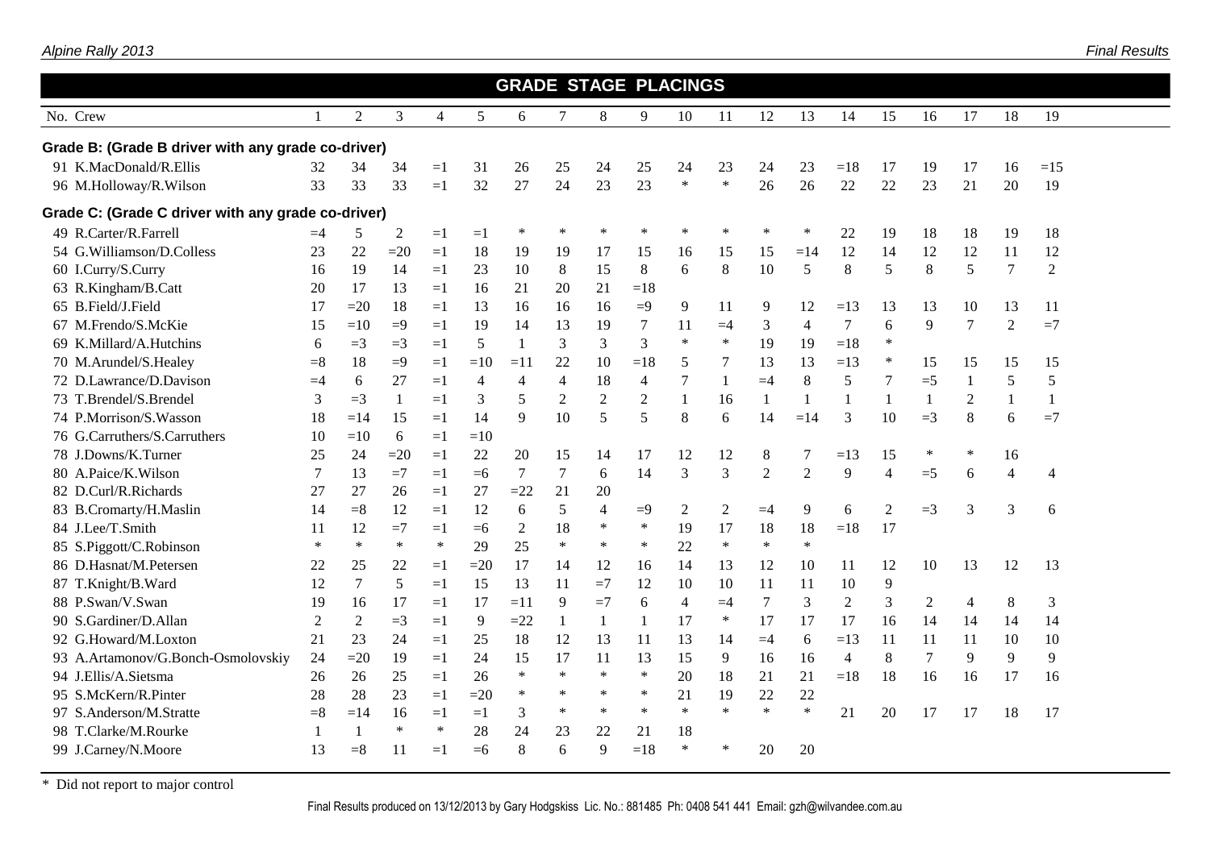## GRADE STAGE PLACINGS

| No. | Crew | 1 | 2 | 3 | 4 | 5 | 6 | 7 | 8 | 9 | 10 | 11 | 12 | 13 | 14 | 15 | 16 | 17 | 18 | 19 |
|---|---|---|---|---|---|---|---|---|---|---|---|---|---|---|---|---|---|---|---|---|
| **Grade B: (Grade B driver with any grade co-driver)** | | | | | | | | | | | | | | | | | | | | |
| 91 | K.MacDonald/R.Ellis | 32 | 34 | 34 | =1 | 31 | 26 | 25 | 24 | 25 | 24 | 23 | 24 | 23 | =18 | 17 | 19 | 17 | 16 | =15 |
| 96 | M.Holloway/R.Wilson | 33 | 33 | 33 | =1 | 32 | 27 | 24 | 23 | 23 | * | * | 26 | 26 | 22 | 22 | 23 | 21 | 20 | 19 |
| **Grade C: (Grade C driver with any grade co-driver)** | | | | | | | | | | | | | | | | | | | | |
| 49 | R.Carter/R.Farrell | =4 | 5 | 2 | =1 | =1 | * | * | * | * | * | * | * | * | 22 | 19 | 18 | 18 | 19 | 18 |
| 54 | G.Williamson/D.Colless | 23 | 22 | =20 | =1 | 18 | 19 | 19 | 17 | 15 | 16 | 15 | 15 | =14 | 12 | 14 | 12 | 12 | 11 | 12 |
| 60 | I.Curry/S.Curry | 16 | 19 | 14 | =1 | 23 | 10 | 8 | 15 | 8 | 6 | 8 | 10 | 5 | 8 | 5 | 8 | 5 | 7 | 2 |
| 63 | R.Kingham/B.Catt | 20 | 17 | 13 | =1 | 16 | 21 | 20 | 21 | =18 | | | | | | | | | | |
| 65 | B.Field/J.Field | 17 | =20 | 18 | =1 | 13 | 16 | 16 | 16 | =9 | 9 | 11 | 9 | 12 | =13 | 13 | 13 | 10 | 13 | 11 |
| 67 | M.Frendo/S.McKie | 15 | =10 | =9 | =1 | 19 | 14 | 13 | 19 | 7 | 11 | =4 | 3 | 4 | 7 | 6 | 9 | 7 | 2 | =7 |
| 69 | K.Millard/A.Hutchins | 6 | =3 | =3 | =1 | 5 | 1 | 3 | 3 | 3 | * | * | 19 | 19 | =18 | * | | | | |
| 70 | M.Arundel/S.Healey | =8 | 18 | =9 | =1 | =10 | =11 | 22 | 10 | =18 | 5 | 7 | 13 | 13 | =13 | * | 15 | 15 | 15 | 15 |
| 72 | D.Lawrance/D.Davison | =4 | 6 | 27 | =1 | 4 | 4 | 4 | 18 | 4 | 7 | 1 | =4 | 8 | 5 | 7 | =5 | 1 | 5 | 5 |
| 73 | T.Brendel/S.Brendel | 3 | =3 | 1 | =1 | 3 | 5 | 2 | 2 | 2 | 1 | 16 | 1 | 1 | 1 | 1 | 1 | 2 | 1 | 1 |
| 74 | P.Morrison/S.Wasson | 18 | =14 | 15 | =1 | 14 | 9 | 10 | 5 | 5 | 8 | 6 | 14 | =14 | 3 | 10 | =3 | 8 | 6 | =7 |
| 76 | G.Carruthers/S.Carruthers | 10 | =10 | 6 | =1 | =10 | | | | | | | | | | | | | | |
| 78 | J.Downs/K.Turner | 25 | 24 | =20 | =1 | 22 | 20 | 15 | 14 | 17 | 12 | 12 | 8 | 7 | =13 | 15 | * | * | 16 | |
| 80 | A.Paice/K.Wilson | 7 | 13 | =7 | =1 | =6 | 7 | 7 | 6 | 14 | 3 | 3 | 2 | 2 | 9 | 4 | =5 | 6 | 4 | 4 |
| 82 | D.Curl/R.Richards | 27 | 27 | 26 | =1 | 27 | =22 | 21 | 20 | | | | | | | | | | | |
| 83 | B.Cromarty/H.Maslin | 14 | =8 | 12 | =1 | 12 | 6 | 5 | 4 | =9 | 2 | 2 | =4 | 9 | 6 | 2 | =3 | 3 | 3 | 6 |
| 84 | J.Lee/T.Smith | 11 | 12 | =7 | =1 | =6 | 2 | 18 | * | * | 19 | 17 | 18 | 18 | =18 | 17 | | | | |
| 85 | S.Piggott/C.Robinson | * | * | * | * | 29 | 25 | * | * | * | 22 | * | * | * | | | | | | |
| 86 | D.Hasnat/M.Petersen | 22 | 25 | 22 | =1 | =20 | 17 | 14 | 12 | 16 | 14 | 13 | 12 | 10 | 11 | 12 | 10 | 13 | 12 | 13 |
| 87 | T.Knight/B.Ward | 12 | 7 | 5 | =1 | 15 | 13 | 11 | =7 | 12 | 10 | 10 | 11 | 11 | 10 | 9 | | | | |
| 88 | P.Swan/V.Swan | 19 | 16 | 17 | =1 | 17 | =11 | 9 | =7 | 6 | 4 | =4 | 7 | 3 | 2 | 3 | 2 | 4 | 8 | 3 |
| 90 | S.Gardiner/D.Allan | 2 | 2 | =3 | =1 | 9 | =22 | 1 | 1 | 1 | 17 | * | 17 | 17 | 17 | 16 | 14 | 14 | 14 | 14 |
| 92 | G.Howard/M.Loxton | 21 | 23 | 24 | =1 | 25 | 18 | 12 | 13 | 11 | 13 | 14 | =4 | 6 | =13 | 11 | 11 | 11 | 10 | 10 |
| 93 | A.Artamonov/G.Bonch-Osmolovskiy | 24 | =20 | 19 | =1 | 24 | 15 | 17 | 11 | 13 | 15 | 9 | 16 | 16 | 4 | 8 | 7 | 9 | 9 | 9 |
| 94 | J.Ellis/A.Sietsma | 26 | 26 | 25 | =1 | 26 | * | * | * | * | 20 | 18 | 21 | 21 | =18 | 18 | 16 | 16 | 17 | 16 |
| 95 | S.McKern/R.Pinter | 28 | 28 | 23 | =1 | =20 | * | * | * | * | 21 | 19 | 22 | 22 | | | | | | |
| 97 | S.Anderson/M.Stratte | =8 | =14 | 16 | =1 | =1 | 3 | * | * | * | * | * | * | * | 21 | 20 | 17 | 17 | 18 | 17 |
| 98 | T.Clarke/M.Rourke | 1 | 1 | * | * | 28 | 24 | 23 | 22 | 21 | 18 | | | | | | | | | |
| 99 | J.Carney/N.Moore | 13 | =8 | 11 | =1 | =6 | 8 | 6 | 9 | =18 | * | * | 20 | 20 | | | | | | |

\* Did not report to major control

Final Results produced on 13/12/2013 by Gary Hodgskiss Lic. No.: 881485 Ph: 0408 541 441 Email: gzh@wilvandee.com.au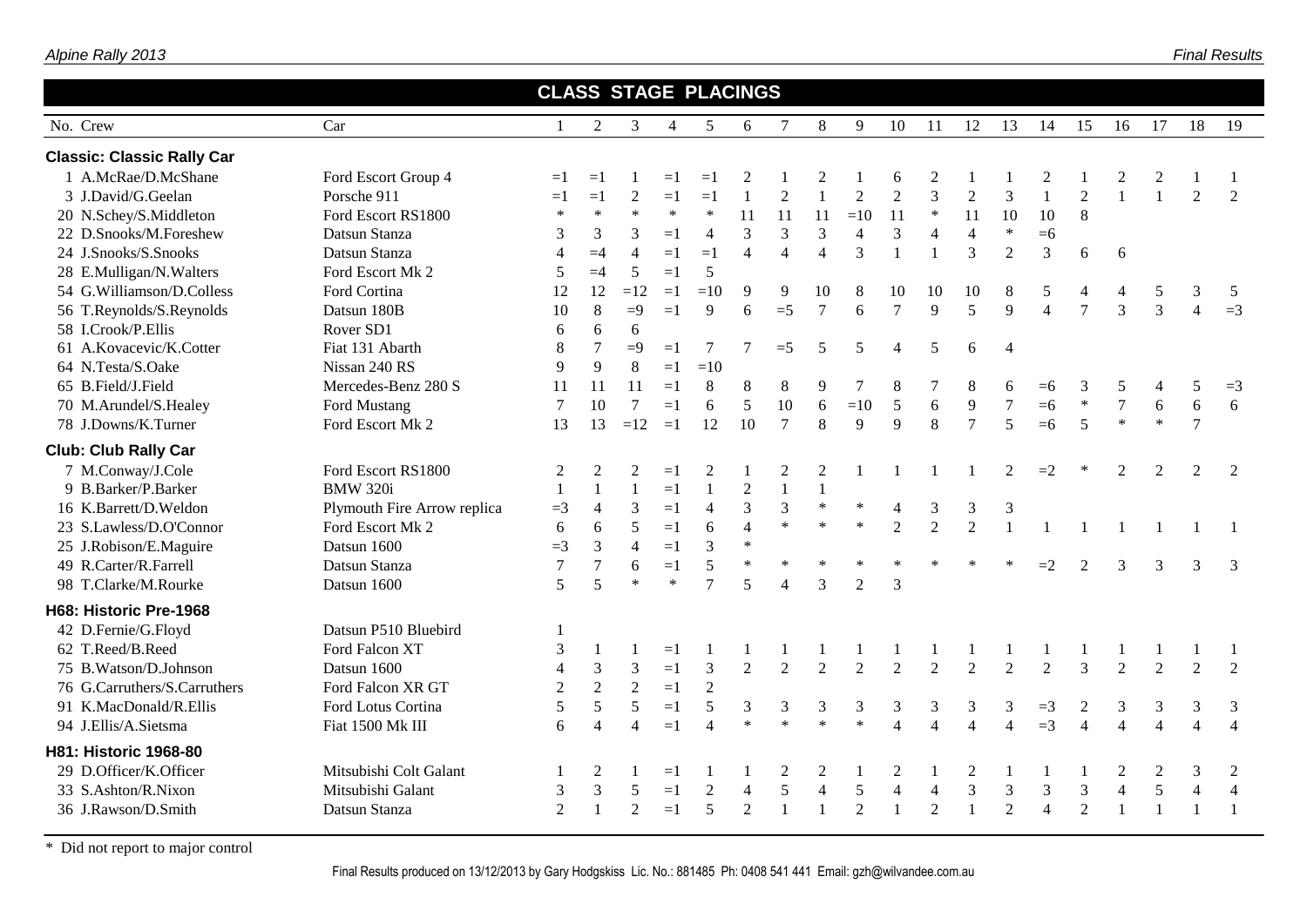## CLASS STAGE PLACINGS

| No. | Crew | Car | 1 | 2 | 3 | 4 | 5 | 6 | 7 | 8 | 9 | 10 | 11 | 12 | 13 | 14 | 15 | 16 | 17 | 18 | 19 |
|---|---|---|---|---|---|---|---|---|---|---|---|---|---|---|---|---|---|---|---|---|---|
| **Classic: Classic Rally Car** | | | | | | | | | | | | | | | | | | | | | |
| 1 | A.McRae/D.McShane | Ford Escort Group 4 | =1 | =1 | 1 | =1 | =1 | 2 | 1 | 2 | 1 | 6 | 2 | 1 | 1 | 2 | 1 | 2 | 2 | 1 | 1 |
| 3 | J.David/G.Geelan | Porsche 911 | =1 | =1 | 2 | =1 | =1 | 1 | 2 | 1 | 2 | 2 | 3 | 2 | 3 | 1 | 2 | 1 | 1 | 2 | 2 |
| 20 | N.Schey/S.Middleton | Ford Escort RS1800 | * | * | * | * | * | 11 | 11 | 11 | =10 | 11 | * | 11 | 10 | 10 | 8 | | | | |
| 22 | D.Snooks/M.Foreshew | Datsun Stanza | 3 | 3 | 3 | =1 | 4 | 3 | 3 | 3 | 4 | 3 | 4 | 4 | * | =6 | | | | | |
| 24 | J.Snooks/S.Snooks | Datsun Stanza | 4 | =4 | 4 | =1 | =1 | 4 | 4 | 4 | 3 | 1 | 1 | 3 | 2 | 3 | 6 | 6 | | | |
| 28 | E.Mulligan/N.Walters | Ford Escort Mk 2 | 5 | =4 | 5 | =1 | 5 | | | | | | | | | | | | | | |
| 54 | G.Williamson/D.Colless | Ford Cortina | 12 | 12 | =12 | =1 | =10 | 9 | 9 | 10 | 8 | 10 | 10 | 10 | 8 | 5 | 4 | 4 | 5 | 3 | 5 |
| 56 | T.Reynolds/S.Reynolds | Datsun 180B | 10 | 8 | =9 | =1 | 9 | 6 | =5 | 7 | 6 | 7 | 9 | 5 | 9 | 4 | 7 | 3 | 3 | 4 | =3 |
| 58 | I.Crook/P.Ellis | Rover SD1 | 6 | 6 | 6 | | | | | | | | | | | | | | | | |
| 61 | A.Kovacevic/K.Cotter | Fiat 131 Abarth | 8 | 7 | =9 | =1 | 7 | 7 | =5 | 5 | 5 | 4 | 5 | 6 | 4 | | | | | | |
| 64 | N.Testa/S.Oake | Nissan 240 RS | 9 | 9 | 8 | =1 | =10 | | | | | | | | | | | | | | |
| 65 | B.Field/J.Field | Mercedes-Benz 280 S | 11 | 11 | 11 | =1 | 8 | 8 | 8 | 9 | 7 | 8 | 7 | 8 | 6 | =6 | 3 | 5 | 4 | 5 | =3 |
| 70 | M.Arundel/S.Healey | Ford Mustang | 7 | 10 | 7 | =1 | 6 | 5 | 10 | 6 | =10 | 5 | 6 | 9 | 7 | =6 | * | 7 | 6 | 6 | 6 |
| 78 | J.Downs/K.Turner | Ford Escort Mk 2 | 13 | 13 | =12 | =1 | 12 | 10 | 7 | 8 | 9 | 9 | 8 | 7 | 5 | =6 | 5 | * | * | 7 | |
| **Club: Club Rally Car** | | | | | | | | | | | | | | | | | | | | | |
| 7 | M.Conway/J.Cole | Ford Escort RS1800 | 2 | 2 | 2 | =1 | 2 | 1 | 2 | 2 | 1 | 1 | 1 | 1 | 2 | =2 | * | 2 | 2 | 2 | 2 |
| 9 | B.Barker/P.Barker | BMW 320i | 1 | 1 | 1 | =1 | 1 | 2 | 1 | 1 | | | | | | | | | | | |
| 16 | K.Barrett/D.Weldon | Plymouth Fire Arrow replica | =3 | 4 | 3 | =1 | 4 | 3 | 3 | * | * | 4 | 3 | 3 | 3 | | | | | | |
| 23 | S.Lawless/D.O'Connor | Ford Escort Mk 2 | 6 | 6 | 5 | =1 | 6 | 4 | * | * | * | 2 | 2 | 2 | 1 | 1 | 1 | 1 | 1 | 1 | 1 |
| 25 | J.Robison/E.Maguire | Datsun 1600 | =3 | 3 | 4 | =1 | 3 | * | | | | | | | | | | | | | |
| 49 | R.Carter/R.Farrell | Datsun Stanza | 7 | 7 | 6 | =1 | 5 | * | * | * | * | * | * | * | * | =2 | 2 | 3 | 3 | 3 | 3 |
| 98 | T.Clarke/M.Rourke | Datsun 1600 | 5 | 5 | * | * | 7 | 5 | 4 | 3 | 2 | 3 | | | | | | | | | |
| **H68: Historic Pre-1968** | | | | | | | | | | | | | | | | | | | | | |
| 42 | D.Fernie/G.Floyd | Datsun P510 Bluebird | 1 | | | | | | | | | | | | | | | | | | |
| 62 | T.Reed/B.Reed | Ford Falcon XT | 3 | 1 | 1 | =1 | 1 | 1 | 1 | 1 | 1 | 1 | 1 | 1 | 1 | 1 | 1 | 1 | 1 | 1 | 1 |
| 75 | B.Watson/D.Johnson | Datsun 1600 | 4 | 3 | 3 | =1 | 3 | 2 | 2 | 2 | 2 | 2 | 2 | 2 | 2 | 2 | 3 | 2 | 2 | 2 | 2 |
| 76 | G.Carruthers/S.Carruthers | Ford Falcon XR GT | 2 | 2 | 2 | =1 | 2 | | | | | | | | | | | | | | |
| 91 | K.MacDonald/R.Ellis | Ford Lotus Cortina | 5 | 5 | 5 | =1 | 5 | 3 | 3 | 3 | 3 | 3 | 3 | 3 | 3 | =3 | 2 | 3 | 3 | 3 | 3 |
| 94 | J.Ellis/A.Sietsma | Fiat 1500 Mk III | 6 | 4 | 4 | =1 | 4 | * | * | * | * | 4 | 4 | 4 | 4 | =3 | 4 | 4 | 4 | 4 | 4 |
| **H81: Historic 1968-80** | | | | | | | | | | | | | | | | | | | | | |
| 29 | D.Officer/K.Officer | Mitsubishi Colt Galant | 1 | 2 | 1 | =1 | 1 | 1 | 2 | 2 | 1 | 2 | 1 | 2 | 1 | 1 | 1 | 2 | 2 | 3 | 2 |
| 33 | S.Ashton/R.Nixon | Mitsubishi Galant | 3 | 3 | 5 | =1 | 2 | 4 | 5 | 4 | 5 | 4 | 4 | 3 | 3 | 3 | 3 | 4 | 5 | 4 | 4 |
| 36 | J.Rawson/D.Smith | Datsun Stanza | 2 | 1 | 2 | =1 | 5 | 2 | 1 | 1 | 2 | 1 | 2 | 1 | 2 | 4 | 2 | 1 | 1 | 1 | 1 |

* Did not report to major control

Final Results produced on 13/12/2013 by Gary Hodgskiss Lic. No.: 881485 Ph: 0408 541 441 Email: gzh@wilvandee.com.au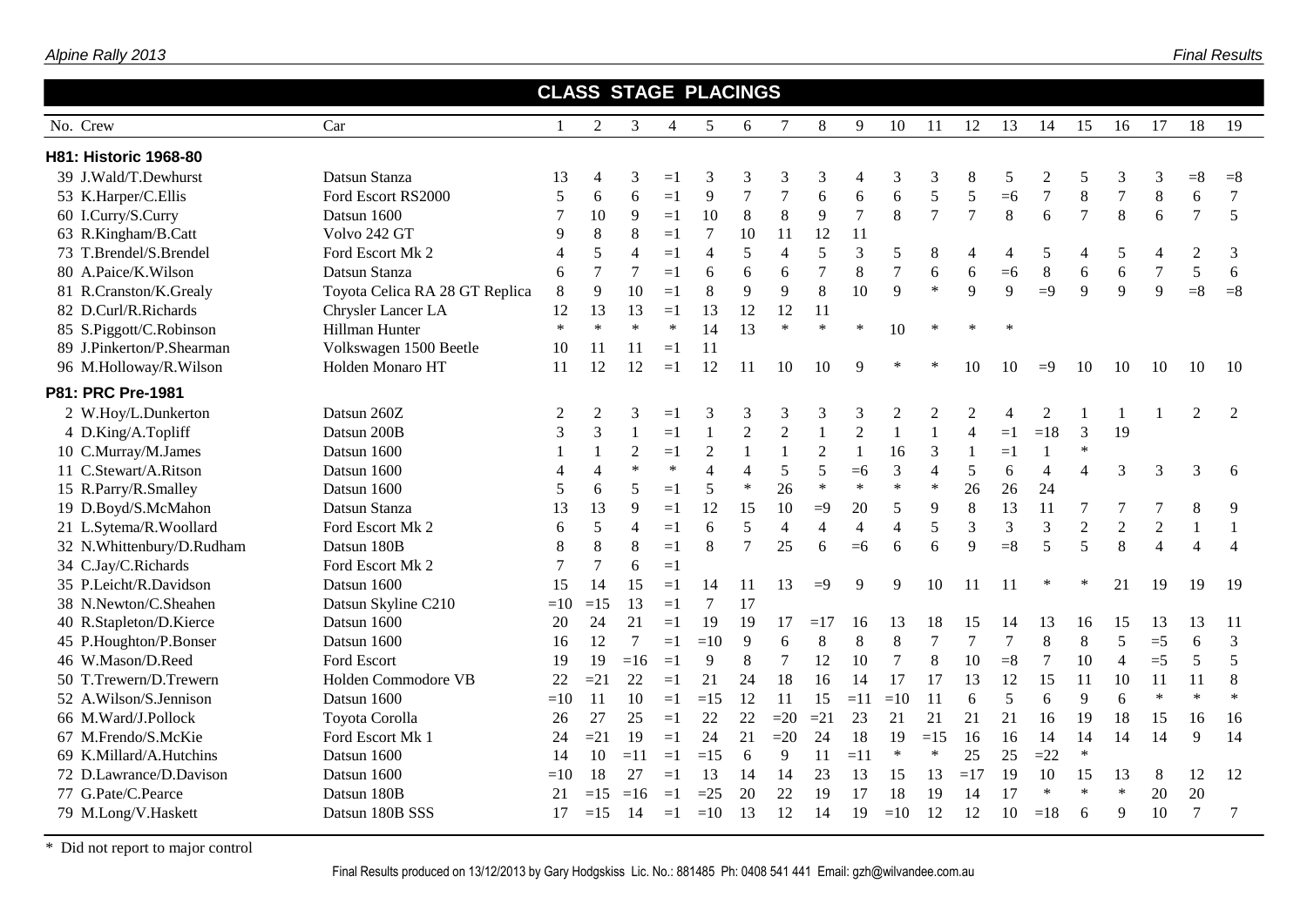## CLASS STAGE PLACINGS

| No. | Crew | Car | 1 | 2 | 3 | 4 | 5 | 6 | 7 | 8 | 9 | 10 | 11 | 12 | 13 | 14 | 15 | 16 | 17 | 18 | 19 |
|---|---|---|---|---|---|---|---|---|---|---|---|---|---|---|---|---|---|---|---|---|---|
| **H81: Historic 1968-80** | | | | | | | | | | | | | | | | | | | | | |
| 39 | J.Wald/T.Dewhurst | Datsun Stanza | 13 | 4 | 3 | =1 | 3 | 3 | 3 | 3 | 4 | 3 | 3 | 8 | 5 | 2 | 5 | 3 | 3 | =8 | =8 |
| 53 | K.Harper/C.Ellis | Ford Escort RS2000 | 5 | 6 | 6 | =1 | 9 | 7 | 7 | 6 | 6 | 6 | 5 | 5 | =6 | 7 | 8 | 7 | 8 | 6 | 7 |
| 60 | I.Curry/S.Curry | Datsun 1600 | 7 | 10 | 9 | =1 | 10 | 8 | 8 | 9 | 7 | 8 | 7 | 7 | 8 | 6 | 7 | 8 | 6 | 7 | 5 |
| 63 | R.Kingham/B.Catt | Volvo 242 GT | 9 | 8 | 8 | =1 | 7 | 10 | 11 | 12 | 11 | | | | | | | | | | |
| 73 | T.Brendel/S.Brendel | Ford Escort Mk 2 | 4 | 5 | 4 | =1 | 4 | 5 | 4 | 5 | 3 | 5 | 8 | 4 | 4 | 5 | 4 | 5 | 4 | 2 | 3 |
| 80 | A.Paice/K.Wilson | Datsun Stanza | 6 | 7 | 7 | =1 | 6 | 6 | 6 | 7 | 8 | 7 | 6 | 6 | =6 | 8 | 6 | 6 | 7 | 5 | 6 |
| 81 | R.Cranston/K.Grealy | Toyota Celica RA 28 GT Replica | 8 | 9 | 10 | =1 | 8 | 9 | 9 | 8 | 10 | 9 | * | 9 | 9 | =9 | 9 | 9 | 9 | =8 | =8 |
| 82 | D.Curl/R.Richards | Chrysler Lancer LA | 12 | 13 | 13 | =1 | 13 | 12 | 12 | 11 | | | | | | | | | | | |
| 85 | S.Piggott/C.Robinson | Hillman Hunter | * | * | * | * | 14 | 13 | * | * | * | 10 | * | * | * | | | | | | |
| 89 | J.Pinkerton/P.Shearman | Volkswagen 1500 Beetle | 10 | 11 | 11 | =1 | 11 | | | | | | | | | | | | | | |
| 96 | M.Holloway/R.Wilson | Holden Monaro HT | 11 | 12 | 12 | =1 | 12 | 11 | 10 | 10 | 9 | * | * | 10 | 10 | =9 | 10 | 10 | 10 | 10 | 10 |
| **P81: PRC Pre-1981** | | | | | | | | | | | | | | | | | | | | | |
| 2 | W.Hoy/L.Dunkerton | Datsun 260Z | 2 | 2 | 3 | =1 | 3 | 3 | 3 | 3 | 3 | 2 | 2 | 2 | 4 | 2 | 1 | 1 | 1 | 2 | 2 |
| 4 | D.King/A.Topliff | Datsun 200B | 3 | 3 | 1 | =1 | 1 | 2 | 2 | 1 | 2 | 1 | 1 | 4 | =1 | =18 | 3 | 19 | | | |
| 10 | C.Murray/M.James | Datsun 1600 | 1 | 1 | 2 | =1 | 2 | 1 | 1 | 2 | 1 | 16 | 3 | 1 | =1 | 1 | * | | | | |
| 11 | C.Stewart/A.Ritson | Datsun 1600 | 4 | 4 | * | * | 4 | 4 | 5 | 5 | =6 | 3 | 4 | 5 | 6 | 4 | 4 | 3 | 3 | 3 | 6 |
| 15 | R.Parry/R.Smalley | Datsun 1600 | 5 | 6 | 5 | =1 | 5 | * | 26 | * | * | * | * | 26 | 26 | 24 | | | | | |
| 19 | D.Boyd/S.McMahon | Datsun Stanza | 13 | 13 | 9 | =1 | 12 | 15 | 10 | =9 | 20 | 5 | 9 | 8 | 13 | 11 | 7 | 7 | 7 | 8 | 9 |
| 21 | L.Sytema/R.Woollard | Ford Escort Mk 2 | 6 | 5 | 4 | =1 | 6 | 5 | 4 | 4 | 4 | 4 | 5 | 3 | 3 | 3 | 2 | 2 | 2 | 1 | 1 |
| 32 | N.Whittenbury/D.Rudham | Datsun 180B | 8 | 8 | 8 | =1 | 8 | 7 | 25 | 6 | =6 | 6 | 6 | 9 | =8 | 5 | 5 | 8 | 4 | 4 | 4 |
| 34 | C.Jay/C.Richards | Ford Escort Mk 2 | 7 | 7 | 6 | =1 | | | | | | | | | | | | | | | |
| 35 | P.Leicht/R.Davidson | Datsun 1600 | 15 | 14 | 15 | =1 | 14 | 11 | 13 | =9 | 9 | 9 | 10 | 11 | 11 | * | * | 21 | 19 | 19 | 19 |
| 38 | N.Newton/C.Sheahen | Datsun Skyline C210 | =10 | =15 | 13 | =1 | 7 | 17 | | | | | | | | | | | | | |
| 40 | R.Stapleton/D.Kierce | Datsun 1600 | 20 | 24 | 21 | =1 | 19 | 19 | 17 | =17 | 16 | 13 | 18 | 15 | 14 | 13 | 16 | 15 | 13 | 13 | 11 |
| 45 | P.Houghton/P.Bonser | Datsun 1600 | 16 | 12 | 7 | =1 | =10 | 9 | 6 | 8 | 8 | 8 | 7 | 7 | 7 | 8 | 8 | 5 | =5 | 6 | 3 |
| 46 | W.Mason/D.Reed | Ford Escort | 19 | 19 | =16 | =1 | 9 | 8 | 7 | 12 | 10 | 7 | 8 | 10 | =8 | 7 | 10 | 4 | =5 | 5 | 5 |
| 50 | T.Trewern/D.Trewern | Holden Commodore VB | 22 | =21 | 22 | =1 | 21 | 24 | 18 | 16 | 14 | 17 | 17 | 13 | 12 | 15 | 11 | 10 | 11 | 11 | 8 |
| 52 | A.Wilson/S.Jennison | Datsun 1600 | =10 | 11 | 10 | =1 | =15 | 12 | 11 | 15 | =11 | =10 | 11 | 6 | 5 | 6 | 9 | 6 | * | * | * |
| 66 | M.Ward/J.Pollock | Toyota Corolla | 26 | 27 | 25 | =1 | 22 | 22 | =20 | =21 | 23 | 21 | 21 | 21 | 21 | 16 | 19 | 18 | 15 | 16 | 16 |
| 67 | M.Frendo/S.McKie | Ford Escort Mk 1 | 24 | =21 | 19 | =1 | 24 | 21 | =20 | 24 | 18 | 19 | =15 | 16 | 16 | 14 | 14 | 14 | 14 | 9 | 14 |
| 69 | K.Millard/A.Hutchins | Datsun 1600 | 14 | 10 | =11 | =1 | =15 | 6 | 9 | 11 | =11 | * | * | 25 | 25 | =22 | * | | | | |
| 72 | D.Lawrance/D.Davison | Datsun 1600 | =10 | 18 | 27 | =1 | 13 | 14 | 14 | 23 | 13 | 15 | 13 | =17 | 19 | 10 | 15 | 13 | 8 | 12 | 12 |
| 77 | G.Pate/C.Pearce | Datsun 180B | 21 | =15 | =16 | =1 | =25 | 20 | 22 | 19 | 17 | 18 | 19 | 14 | 17 | * | * | * | 20 | 20 | |
| 79 | M.Long/V.Haskett | Datsun 180B SSS | 17 | =15 | 14 | =1 | =10 | 13 | 12 | 14 | 19 | =10 | 12 | 12 | 10 | =18 | 6 | 9 | 10 | 7 | 7 |

\* Did not report to major control

Final Results produced on 13/12/2013 by Gary Hodgskiss Lic. No.: 881485 Ph: 0408 541 441 Email: gzh@wilvandee.com.au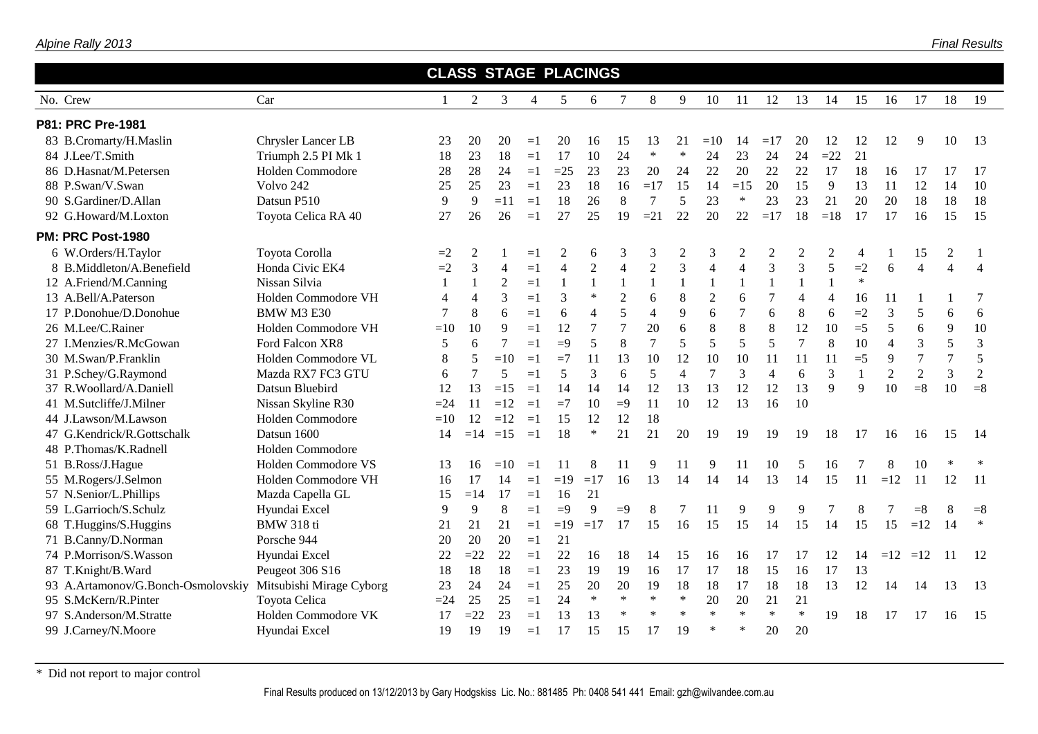## CLASS STAGE PLACINGS

| No. | Crew | Car | 1 | 2 | 3 | 4 | 5 | 6 | 7 | 8 | 9 | 10 | 11 | 12 | 13 | 14 | 15 | 16 | 17 | 18 | 19 |
|---|---|---|---|---|---|---|---|---|---|---|---|---|---|---|---|---|---|---|---|---|---|
| **P81: PRC Pre-1981** | | | | | | | | | | | | | | | | | | | | | |
| 83 | B.Cromarty/H.Maslin | Chrysler Lancer LB | 23 | 20 | 20 | =1 | 20 | 16 | 15 | 13 | 21 | =10 | 14 | =17 | 20 | 12 | 12 | 12 | 9 | 10 | 13 |
| 84 | J.Lee/T.Smith | Triumph 2.5 PI Mk 1 | 18 | 23 | 18 | =1 | 17 | 10 | 24 | * | * | 24 | 23 | 24 | 24 | =22 | 21 | | | | |
| 86 | D.Hasnat/M.Petersen | Holden Commodore | 28 | 28 | 24 | =1 | =25 | 23 | 23 | 20 | 24 | 22 | 20 | 22 | 22 | 17 | 18 | 16 | 17 | 17 | 17 |
| 88 | P.Swan/V.Swan | Volvo 242 | 25 | 25 | 23 | =1 | 23 | 18 | 16 | =17 | 15 | 14 | =15 | 20 | 15 | 9 | 13 | 11 | 12 | 14 | 10 |
| 90 | S.Gardiner/D.Allan | Datsun P510 | 9 | 9 | =11 | =1 | 18 | 26 | 8 | 7 | 5 | 23 | * | 23 | 23 | 21 | 20 | 20 | 18 | 18 | 18 |
| 92 | G.Howard/M.Loxton | Toyota Celica RA 40 | 27 | 26 | 26 | =1 | 27 | 25 | 19 | =21 | 22 | 20 | 22 | =17 | 18 | =18 | 17 | 17 | 16 | 15 | 15 |
| **PM: PRC Post-1980** | | | | | | | | | | | | | | | | | | | | | |
| 6 | W.Orders/H.Taylor | Toyota Corolla | =2 | 2 | 1 | =1 | 2 | 6 | 3 | 3 | 2 | 3 | 2 | 2 | 2 | 2 | 4 | 1 | 15 | 2 | 1 |
| 8 | B.Middleton/A.Benefield | Honda Civic EK4 | =2 | 3 | 4 | =1 | 4 | 2 | 4 | 2 | 3 | 4 | 4 | 3 | 3 | 5 | =2 | 6 | 4 | 4 | 4 |
| 12 | A.Friend/M.Canning | Nissan Silvia | 1 | 1 | 2 | =1 | 1 | 1 | 1 | 1 | 1 | 1 | 1 | 1 | 1 | 1 | * | | | | |
| 13 | A.Bell/A.Paterson | Holden Commodore VH | 4 | 4 | 3 | =1 | 3 | * | 2 | 6 | 8 | 2 | 6 | 7 | 4 | 4 | 16 | 11 | 1 | 1 | 7 |
| 17 | P.Donohue/D.Donohue | BMW M3 E30 | 7 | 8 | 6 | =1 | 6 | 4 | 5 | 4 | 9 | 6 | 7 | 6 | 8 | 6 | =2 | 3 | 5 | 6 | 6 |
| 26 | M.Lee/C.Rainer | Holden Commodore VH | =10 | 10 | 9 | =1 | 12 | 7 | 7 | 20 | 6 | 8 | 8 | 8 | 12 | 10 | =5 | 5 | 6 | 9 | 10 |
| 27 | I.Menzies/R.McGowan | Ford Falcon XR8 | 5 | 6 | 7 | =1 | =9 | 5 | 8 | 7 | 5 | 5 | 5 | 5 | 7 | 8 | 10 | 4 | 3 | 5 | 3 |
| 30 | M.Swan/P.Franklin | Holden Commodore VL | 8 | 5 | =10 | =1 | =7 | 11 | 13 | 10 | 12 | 10 | 10 | 11 | 11 | 11 | =5 | 9 | 7 | 7 | 5 |
| 31 | P.Schey/G.Raymond | Mazda RX7 FC3 GTU | 6 | 7 | 5 | =1 | 5 | 3 | 6 | 5 | 4 | 7 | 3 | 4 | 6 | 3 | 1 | 2 | 2 | 3 | 2 |
| 37 | R.Woollard/A.Daniell | Datsun Bluebird | 12 | 13 | =15 | =1 | 14 | 14 | 14 | 12 | 13 | 13 | 12 | 12 | 13 | 9 | 9 | 10 | =8 | 10 | =8 |
| 41 | M.Sutcliffe/J.Milner | Nissan Skyline R30 | =24 | 11 | =12 | =1 | =7 | 10 | =9 | 11 | 10 | 12 | 13 | 16 | 10 | | | | | | |
| 44 | J.Lawson/M.Lawson | Holden Commodore | =10 | 12 | =12 | =1 | 15 | 12 | 12 | 18 | | | | | | | | | | | |
| 47 | G.Kendrick/R.Gottschalk | Datsun 1600 | 14 | =14 | =15 | =1 | 18 | * | 21 | 21 | 20 | 19 | 19 | 19 | 19 | 18 | 17 | 16 | 16 | 15 | 14 |
| 48 | P.Thomas/K.Radnell | Holden Commodore | | | | | | | | | | | | | | | | | | | |
| 51 | B.Ross/J.Hague | Holden Commodore VS | 13 | 16 | =10 | =1 | 11 | 8 | 11 | 9 | 11 | 9 | 11 | 10 | 5 | 16 | 7 | 8 | 10 | * | * |
| 55 | M.Rogers/J.Selmon | Holden Commodore VH | 16 | 17 | 14 | =1 | =19 | =17 | 16 | 13 | 14 | 14 | 14 | 13 | 14 | 15 | 11 | =12 | 11 | 12 | 11 |
| 57 | N.Senior/L.Phillips | Mazda Capella GL | 15 | =14 | 17 | =1 | 16 | 21 | | | | | | | | | | | | | |
| 59 | L.Garrioch/S.Schulz | Hyundai Excel | 9 | 9 | 8 | =1 | =9 | 9 | =9 | 8 | 7 | 11 | 9 | 9 | 9 | 7 | 8 | 7 | =8 | 8 | =8 |
| 68 | T.Huggins/S.Huggins | BMW 318 ti | 21 | 21 | 21 | =1 | =19 | =17 | 17 | 15 | 16 | 15 | 15 | 14 | 15 | 14 | 15 | 15 | =12 | 14 | * |
| 71 | B.Canny/D.Norman | Porsche 944 | 20 | 20 | 20 | =1 | 21 | | | | | | | | | | | | | | |
| 74 | P.Morrison/S.Wasson | Hyundai Excel | 22 | =22 | 22 | =1 | 22 | 16 | 18 | 14 | 15 | 16 | 16 | 17 | 17 | 12 | 14 | =12 | =12 | 11 | 12 |
| 87 | T.Knight/B.Ward | Peugeot 306 S16 | 18 | 18 | 18 | =1 | 23 | 19 | 19 | 16 | 17 | 17 | 18 | 15 | 16 | 17 | 13 | | | | |
| 93 | A.Artamonov/G.Bonch-Osmolovskiy | Mitsubishi Mirage Cyborg | 23 | 24 | 24 | =1 | 25 | 20 | 20 | 19 | 18 | 18 | 17 | 18 | 18 | 13 | 12 | 14 | 14 | 13 | 13 |
| 95 | S.McKern/R.Pinter | Toyota Celica | =24 | 25 | 25 | =1 | 24 | * | * | * | * | 20 | 20 | 21 | 21 | | | | | | |
| 97 | S.Anderson/M.Stratte | Holden Commodore VK | 17 | =22 | 23 | =1 | 13 | 13 | * | * | * | * | * | * | * | 19 | 18 | 17 | 17 | 16 | 15 |
| 99 | J.Carney/N.Moore | Hyundai Excel | 19 | 19 | 19 | =1 | 17 | 15 | 15 | 17 | 19 | * | * | 20 | 20 | | | | | | |

\* Did not report to major control

Final Results produced on 13/12/2013 by Gary Hodgskiss Lic. No.: 881485 Ph: 0408 541 441 Email: gzh@wilvandee.com.au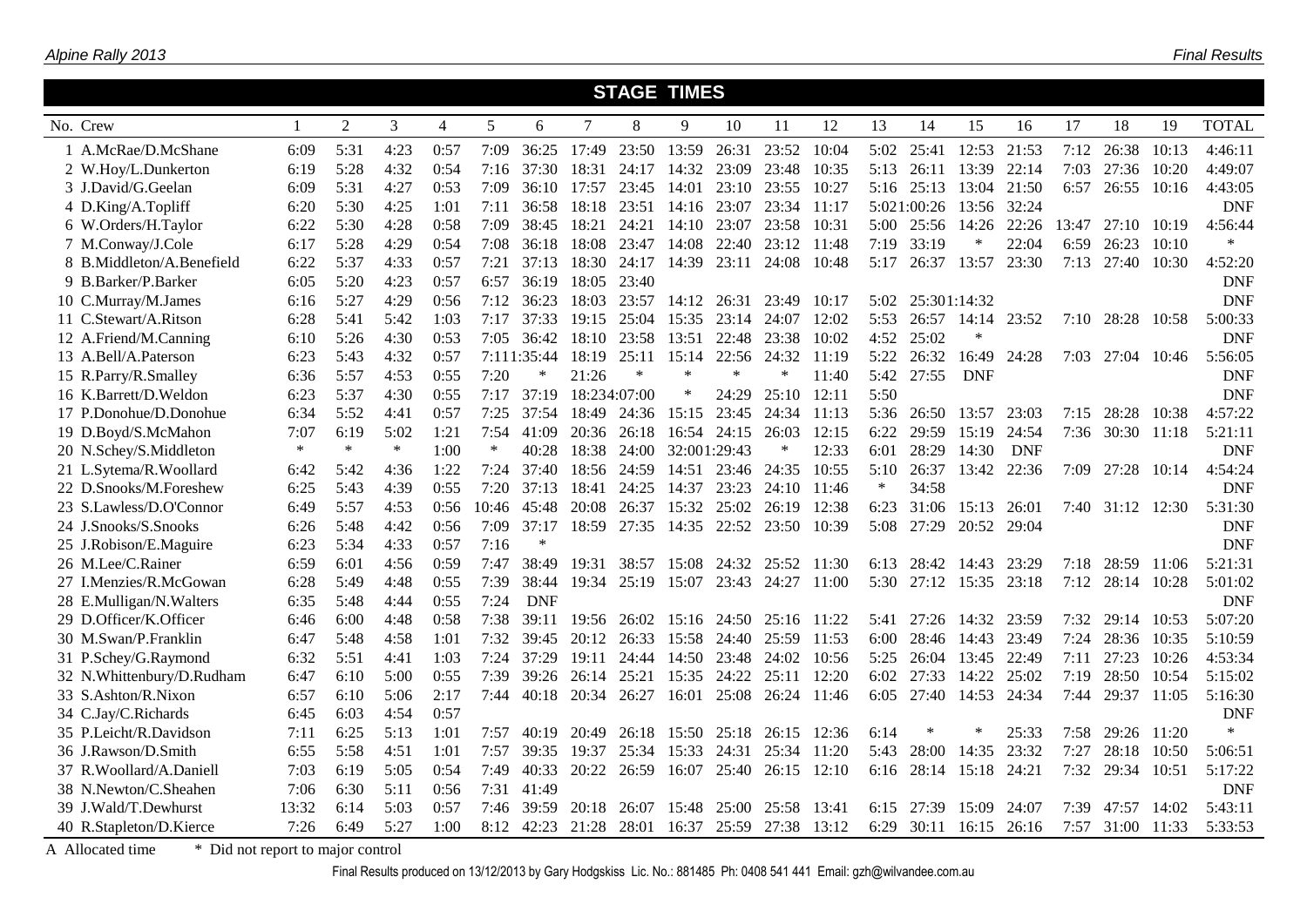## STAGE TIMES

| No. | Crew | 1 | 2 | 3 | 4 | 5 | 6 | 7 | 8 | 9 | 10 | 11 | 12 | 13 | 14 | 15 | 16 | 17 | 18 | 19 | TOTAL |
|---|---|---|---|---|---|---|---|---|---|---|---|---|---|---|---|---|---|---|---|---|---|
| 1 | A.McRae/D.McShane | 6:09 | 5:31 | 4:23 | 0:57 | 7:09 | 36:25 | 17:49 | 23:50 | 13:59 | 26:31 | 23:52 | 10:04 | 5:02 | 25:41 | 12:53 | 21:53 | 7:12 | 26:38 | 10:13 | 4:46:11 |
| 2 | W.Hoy/L.Dunkerton | 6:19 | 5:28 | 4:32 | 0:54 | 7:16 | 37:30 | 18:31 | 24:17 | 14:32 | 23:09 | 23:48 | 10:35 | 5:13 | 26:11 | 13:39 | 22:14 | 7:03 | 27:36 | 10:20 | 4:49:07 |
| 3 | J.David/G.Geelan | 6:09 | 5:31 | 4:27 | 0:53 | 7:09 | 36:10 | 17:57 | 23:45 | 14:01 | 23:10 | 23:55 | 10:27 | 5:16 | 25:13 | 13:04 | 21:50 | 6:57 | 26:55 | 10:16 | 4:43:05 |
| 4 | D.King/A.Topliff | 6:20 | 5:30 | 4:25 | 1:01 | 7:11 | 36:58 | 18:18 | 23:51 | 14:16 | 23:07 | 23:34 | 11:17 | 5:02 | 1:00:26 | 13:56 | 32:24 | 13:47 | 27:10 | 10:19 | DNF |
| 6 | W.Orders/H.Taylor | 6:22 | 5:30 | 4:28 | 0:58 | 7:09 | 38:45 | 18:21 | 24:21 | 14:10 | 23:07 | 23:58 | 10:31 | 5:00 | 25:56 | 14:26 | 22:26 | 13:47 | 27:10 | 10:19 | 4:56:44 |
| 7 | M.Conway/J.Cole | 6:17 | 5:28 | 4:29 | 0:54 | 7:08 | 36:18 | 18:08 | 23:47 | 14:08 | 22:40 | 23:12 | 11:48 | 7:19 | 33:19 | * | 22:04 | 6:59 | 26:23 | 10:10 | * |
| 8 | B.Middleton/A.Benefield | 6:22 | 5:37 | 4:33 | 0:57 | 7:21 | 37:13 | 18:30 | 24:17 | 14:39 | 23:11 | 24:08 | 10:48 | 5:17 | 26:37 | 13:57 | 23:30 | 7:13 | 27:40 | 10:30 | 4:52:20 |
| 9 | B.Barker/P.Barker | 6:05 | 5:20 | 4:23 | 0:57 | 6:57 | 36:19 | 18:05 | 23:40 | | | | | | | | | | | | DNF |
| 10 | C.Murray/M.James | 6:16 | 5:27 | 4:29 | 0:56 | 7:12 | 36:23 | 18:03 | 23:57 | 14:12 | 26:31 | 23:49 | 10:17 | 5:02 | 25:30 | 1:14:32 | | | | | DNF |
| 11 | C.Stewart/A.Ritson | 6:28 | 5:41 | 5:42 | 1:03 | 7:17 | 37:33 | 19:15 | 25:04 | 15:35 | 23:14 | 24:07 | 12:02 | 5:53 | 26:57 | 14:14 | 23:52 | 7:10 | 28:28 | 10:58 | 5:00:33 |
| 12 | A.Friend/M.Canning | 6:10 | 5:26 | 4:30 | 0:53 | 7:05 | 36:42 | 18:10 | 23:58 | 13:51 | 22:48 | 23:38 | 10:02 | 4:52 | 25:02 | * | | | | | DNF |
| 13 | A.Bell/A.Paterson | 6:23 | 5:43 | 4:32 | 0:57 | 7:11 | 1:35:44 | 18:19 | 25:11 | 15:14 | 22:56 | 24:32 | 11:19 | 5:22 | 26:32 | 16:49 | 24:28 | 7:03 | 27:04 | 10:46 | 5:56:05 |
| 15 | R.Parry/R.Smalley | 6:36 | 5:57 | 4:53 | 0:55 | 7:20 | * | 21:26 | * | * | * | * | 11:40 | 5:42 | 27:55 | DNF | | | | | DNF |
| 16 | K.Barrett/D.Weldon | 6:23 | 5:37 | 4:30 | 0:55 | 7:17 | 37:19 | 18:23 | 4:07:00 | * | 24:29 | 25:10 | 12:11 | 5:50 | | | | | | | DNF |
| 17 | P.Donohue/D.Donohue | 6:34 | 5:52 | 4:41 | 0:57 | 7:25 | 37:54 | 18:49 | 24:36 | 15:15 | 23:45 | 24:34 | 11:13 | 5:36 | 26:50 | 13:57 | 23:03 | 7:15 | 28:28 | 10:38 | 4:57:22 |
| 19 | D.Boyd/S.McMahon | 7:07 | 6:19 | 5:02 | 1:21 | 7:54 | 41:09 | 20:36 | 26:18 | 16:54 | 24:15 | 26:03 | 12:15 | 6:22 | 29:59 | 15:19 | 24:54 | 7:36 | 30:30 | 11:18 | 5:21:11 |
| 20 | N.Schey/S.Middleton | * | * | * | 1:00 | * | 40:28 | 18:38 | 24:00 | 32:00 | 1:29:43 | * | 12:33 | 6:01 | 28:29 | 14:30 | DNF | | | | DNF |
| 21 | L.Sytema/R.Woollard | 6:42 | 5:42 | 4:36 | 1:22 | 7:24 | 37:40 | 18:56 | 24:59 | 14:51 | 23:46 | 24:35 | 10:55 | 5:10 | 26:37 | 13:42 | 22:36 | 7:09 | 27:28 | 10:14 | 4:54:24 |
| 22 | D.Snooks/M.Foreshew | 6:25 | 5:43 | 4:39 | 0:55 | 7:20 | 37:13 | 18:41 | 24:25 | 14:37 | 23:23 | 24:10 | 11:46 | * | 34:58 | | | | | | DNF |
| 23 | S.Lawless/D.O'Connor | 6:49 | 5:57 | 4:53 | 0:56 | 10:46 | 45:48 | 20:08 | 26:37 | 15:32 | 25:02 | 26:19 | 12:38 | 6:23 | 31:06 | 15:13 | 26:01 | 7:40 | 31:12 | 12:30 | 5:31:30 |
| 24 | J.Snooks/S.Snooks | 6:26 | 5:48 | 4:42 | 0:56 | 7:09 | 37:17 | 18:59 | 27:35 | 14:35 | 22:52 | 23:50 | 10:39 | 5:08 | 27:29 | 20:52 | 29:04 | | | | DNF |
| 25 | J.Robison/E.Maguire | 6:23 | 5:34 | 4:33 | 0:57 | 7:16 | * | | | | | | | | | | | | | | DNF |
| 26 | M.Lee/C.Rainer | 6:59 | 6:01 | 4:56 | 0:59 | 7:47 | 38:49 | 19:31 | 38:57 | 15:08 | 24:32 | 25:52 | 11:30 | 6:13 | 28:42 | 14:43 | 23:29 | 7:18 | 28:59 | 11:06 | 5:21:31 |
| 27 | I.Menzies/R.McGowan | 6:28 | 5:49 | 4:48 | 0:55 | 7:39 | 38:44 | 19:34 | 25:19 | 15:07 | 23:43 | 24:27 | 11:00 | 5:30 | 27:12 | 15:35 | 23:18 | 7:12 | 28:14 | 10:28 | 5:01:02 |
| 28 | E.Mulligan/N.Walters | 6:35 | 5:48 | 4:44 | 0:55 | 7:24 | DNF | | | | | | | | | | | | | | DNF |
| 29 | D.Officer/K.Officer | 6:46 | 6:00 | 4:48 | 0:58 | 7:38 | 39:11 | 19:56 | 26:02 | 15:16 | 24:50 | 25:16 | 11:22 | 5:41 | 27:26 | 14:32 | 23:59 | 7:32 | 29:14 | 10:53 | 5:07:20 |
| 30 | M.Swan/P.Franklin | 6:47 | 5:48 | 4:58 | 1:01 | 7:32 | 39:45 | 20:12 | 26:33 | 15:58 | 24:40 | 25:59 | 11:53 | 6:00 | 28:46 | 14:43 | 23:49 | 7:24 | 28:36 | 10:35 | 5:10:59 |
| 31 | P.Schey/G.Raymond | 6:32 | 5:51 | 4:41 | 1:03 | 7:24 | 37:29 | 19:11 | 24:44 | 14:50 | 23:48 | 24:02 | 10:56 | 5:25 | 26:04 | 13:45 | 22:49 | 7:11 | 27:23 | 10:26 | 4:53:34 |
| 32 | N.Whittenbury/D.Rudham | 6:47 | 6:10 | 5:00 | 0:55 | 7:39 | 39:26 | 26:14 | 25:21 | 15:35 | 24:22 | 25:11 | 12:20 | 6:02 | 27:33 | 14:22 | 25:02 | 7:19 | 28:50 | 10:54 | 5:15:02 |
| 33 | S.Ashton/R.Nixon | 6:57 | 6:10 | 5:06 | 2:17 | 7:44 | 40:18 | 20:34 | 26:27 | 16:01 | 25:08 | 26:24 | 11:46 | 6:05 | 27:40 | 14:53 | 24:34 | 7:44 | 29:37 | 11:05 | 5:16:30 |
| 34 | C.Jay/C.Richards | 6:45 | 6:03 | 4:54 | 0:57 | | | | | | | | | | | | | | | | DNF |
| 35 | P.Leicht/R.Davidson | 7:11 | 6:25 | 5:13 | 1:01 | 7:57 | 40:19 | 20:49 | 26:18 | 15:50 | 25:18 | 26:15 | 12:36 | 6:14 | * | * | 25:33 | 7:58 | 29:26 | 11:20 | * |
| 36 | J.Rawson/D.Smith | 6:55 | 5:58 | 4:51 | 1:01 | 7:57 | 39:35 | 19:37 | 25:34 | 15:33 | 24:31 | 25:34 | 11:20 | 5:43 | 28:00 | 14:35 | 23:32 | 7:27 | 28:18 | 10:50 | 5:06:51 |
| 37 | R.Woollard/A.Daniell | 7:03 | 6:19 | 5:05 | 0:54 | 7:49 | 40:33 | 20:22 | 26:59 | 16:07 | 25:40 | 26:15 | 12:10 | 6:16 | 28:14 | 15:18 | 24:21 | 7:32 | 29:34 | 10:51 | 5:17:22 |
| 38 | N.Newton/C.Sheahen | 7:06 | 6:30 | 5:11 | 0:56 | 7:31 | 41:49 | | | | | | | | | | | | | | DNF |
| 39 | J.Wald/T.Dewhurst | 13:32 | 6:14 | 5:03 | 0:57 | 7:46 | 39:59 | 20:18 | 26:07 | 15:48 | 25:00 | 25:58 | 13:41 | 6:15 | 27:39 | 15:09 | 24:07 | 7:39 | 47:57 | 14:02 | 5:43:11 |
| 40 | R.Stapleton/D.Kierce | 7:26 | 6:49 | 5:27 | 1:00 | 8:12 | 42:23 | 21:28 | 28:01 | 16:37 | 25:59 | 27:38 | 13:12 | 6:29 | 30:11 | 16:15 | 26:16 | 7:57 | 31:00 | 11:33 | 5:33:53 |

A Allocated time     * Did not report to major control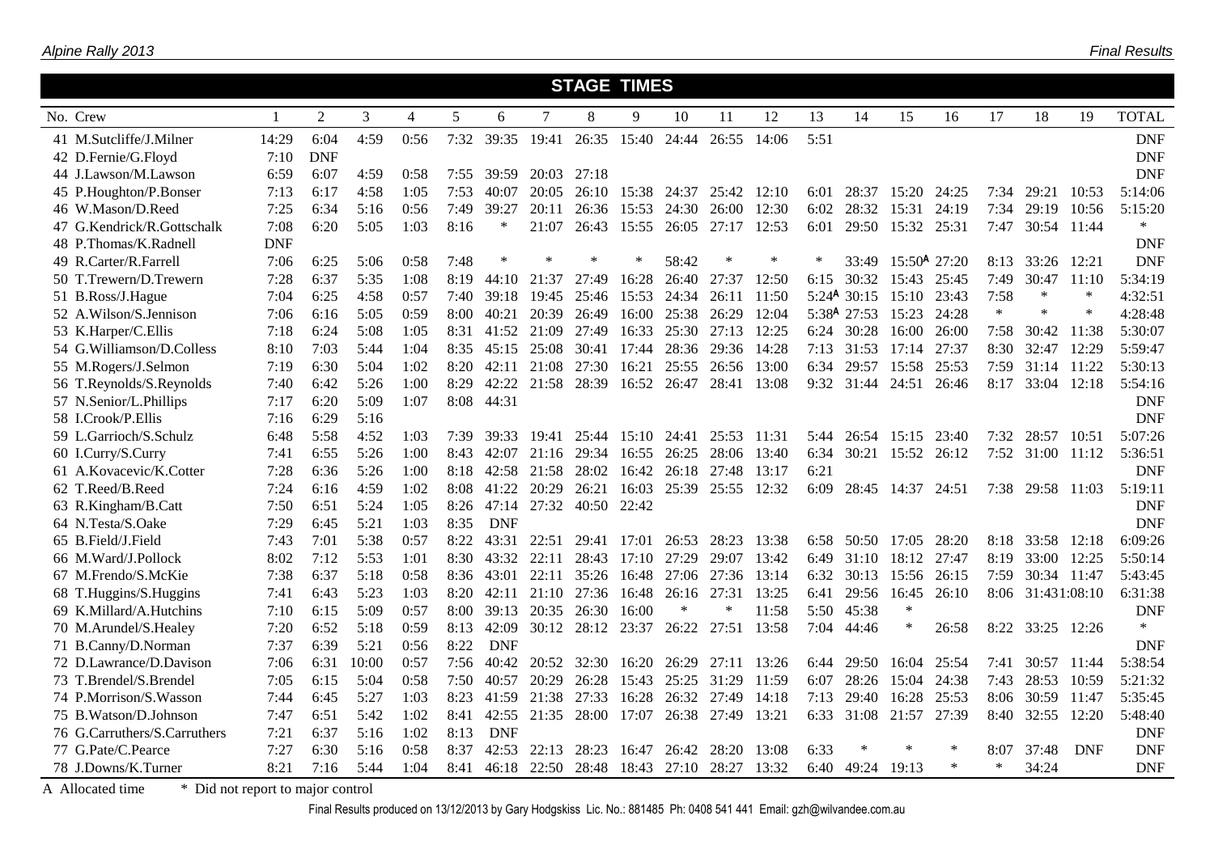# STAGE TIMES

| No. | Crew | 1 | 2 | 3 | 4 | 5 | 6 | 7 | 8 | 9 | 10 | 11 | 12 | 13 | 14 | 15 | 16 | 17 | 18 | 19 | TOTAL |
|---|---|---|---|---|---|---|---|---|---|---|---|---|---|---|---|---|---|---|---|---|---|
| 41 | M.Sutcliffe/J.Milner | 14:29 | 6:04 | 4:59 | 0:56 | 7:32 | 39:35 | 19:41 | 26:35 | 15:40 | 24:44 | 26:55 | 14:06 | 5:51 | | | | | | | DNF |
| 42 | D.Fernie/G.Floyd | 7:10 | DNF | | | | | | | | | | | | | | | | | | DNF |
| 44 | J.Lawson/M.Lawson | 6:59 | 6:07 | 4:59 | 0:58 | 7:55 | 39:59 | 20:03 | 27:18 | | | | | | | | | | | | DNF |
| 45 | P.Houghton/P.Bonser | 7:13 | 6:17 | 4:58 | 1:05 | 7:53 | 40:07 | 20:05 | 26:10 | 15:38 | 24:37 | 25:42 | 12:10 | 6:01 | 28:37 | 15:20 | 24:25 | 7:34 | 29:21 | 10:53 | 5:14:06 |
| 46 | W.Mason/D.Reed | 7:25 | 6:34 | 5:16 | 0:56 | 7:49 | 39:27 | 20:11 | 26:36 | 15:53 | 24:30 | 26:00 | 12:30 | 6:02 | 28:32 | 15:31 | 24:19 | 7:34 | 29:19 | 10:56 | 5:15:20 |
| 47 | G.Kendrick/R.Gottschalk | 7:08 | 6:20 | 5:05 | 1:03 | 8:16 | * | 21:07 | 26:43 | 15:55 | 26:05 | 27:17 | 12:53 | 6:01 | 29:50 | 15:32 | 25:31 | 7:47 | 30:54 | 11:44 | * |
| 48 | P.Thomas/K.Radnell | DNF | | | | | | | | | | | | | | | | | | | DNF |
| 49 | R.Carter/R.Farrell | 7:06 | 6:25 | 5:06 | 0:58 | 7:48 | * | * | * | * | 58:42 | * | * | * | 33:49 | 15:50A | 27:20 | 8:13 | 33:26 | 12:21 | DNF |
| 50 | T.Trewern/D.Trewern | 7:28 | 6:37 | 5:35 | 1:08 | 8:19 | 44:10 | 21:37 | 27:49 | 16:28 | 26:40 | 27:37 | 12:50 | 6:15 | 30:32 | 15:43 | 25:45 | 7:49 | 30:47 | 11:10 | 5:34:19 |
| 51 | B.Ross/J.Hague | 7:04 | 6:25 | 4:58 | 0:57 | 7:40 | 39:18 | 19:45 | 25:46 | 15:53 | 24:34 | 26:11 | 11:50 | 5:24A | 30:15 | 15:10 | 23:43 | 7:58 | * | * | 4:32:51 |
| 52 | A.Wilson/S.Jennison | 7:06 | 6:16 | 5:05 | 0:59 | 8:00 | 40:21 | 20:39 | 26:49 | 16:00 | 25:38 | 26:29 | 12:04 | 5:38A | 27:53 | 15:23 | 24:28 | * | * | * | 4:28:48 |
| 53 | K.Harper/C.Ellis | 7:18 | 6:24 | 5:08 | 1:05 | 8:31 | 41:52 | 21:09 | 27:49 | 16:33 | 25:30 | 27:13 | 12:25 | 6:24 | 30:28 | 16:00 | 26:00 | 7:58 | 30:42 | 11:38 | 5:30:07 |
| 54 | G.Williamson/D.Colless | 8:10 | 7:03 | 5:44 | 1:04 | 8:35 | 45:15 | 25:08 | 30:41 | 17:44 | 28:36 | 29:36 | 14:28 | 7:13 | 31:53 | 17:14 | 27:37 | 8:30 | 32:47 | 12:29 | 5:59:47 |
| 55 | M.Rogers/J.Selmon | 7:19 | 6:30 | 5:04 | 1:02 | 8:20 | 42:11 | 21:08 | 27:30 | 16:21 | 25:55 | 26:56 | 13:00 | 6:34 | 29:57 | 15:58 | 25:53 | 7:59 | 31:14 | 11:22 | 5:30:13 |
| 56 | T.Reynolds/S.Reynolds | 7:40 | 6:42 | 5:26 | 1:00 | 8:29 | 42:22 | 21:58 | 28:39 | 16:52 | 26:47 | 28:41 | 13:08 | 9:32 | 31:44 | 24:51 | 26:46 | 8:17 | 33:04 | 12:18 | 5:54:16 |
| 57 | N.Senior/L.Phillips | 7:17 | 6:20 | 5:09 | 1:07 | 8:08 | 44:31 | | | | | | | | | | | | | | DNF |
| 58 | I.Crook/P.Ellis | 7:16 | 6:29 | 5:16 | | | | | | | | | | | | | | | | | DNF |
| 59 | L.Garrioch/S.Schulz | 6:48 | 5:58 | 4:52 | 1:03 | 7:39 | 39:33 | 19:41 | 25:44 | 15:10 | 24:41 | 25:53 | 11:31 | 5:44 | 26:54 | 15:15 | 23:40 | 7:32 | 28:57 | 10:51 | 5:07:26 |
| 60 | I.Curry/S.Curry | 7:41 | 6:55 | 5:26 | 1:00 | 8:43 | 42:07 | 21:16 | 29:34 | 16:55 | 26:25 | 28:06 | 13:40 | 6:34 | 30:21 | 15:52 | 26:12 | 7:52 | 31:00 | 11:12 | 5:36:51 |
| 61 | A.Kovacevic/K.Cotter | 7:28 | 6:36 | 5:26 | 1:00 | 8:18 | 42:58 | 21:58 | 28:02 | 16:42 | 26:18 | 27:48 | 13:17 | 6:21 | | | | | | | DNF |
| 62 | T.Reed/B.Reed | 7:24 | 6:16 | 4:59 | 1:02 | 8:08 | 41:22 | 20:29 | 26:21 | 16:03 | 25:39 | 25:55 | 12:32 | 6:09 | 28:45 | 14:37 | 24:51 | 7:38 | 29:58 | 11:03 | 5:19:11 |
| 63 | R.Kingham/B.Catt | 7:50 | 6:51 | 5:24 | 1:05 | 8:26 | 47:14 | 27:32 | 40:50 | 22:42 | | | | | | | | | | | DNF |
| 64 | N.Testa/S.Oake | 7:29 | 6:45 | 5:21 | 1:03 | 8:35 | DNF | | | | | | | | | | | | | | DNF |
| 65 | B.Field/J.Field | 7:43 | 7:01 | 5:38 | 0:57 | 8:22 | 43:31 | 22:51 | 29:41 | 17:01 | 26:53 | 28:23 | 13:38 | 6:58 | 50:50 | 17:05 | 28:20 | 8:18 | 33:58 | 12:18 | 6:09:26 |
| 66 | M.Ward/J.Pollock | 8:02 | 7:12 | 5:53 | 1:01 | 8:30 | 43:32 | 22:11 | 28:43 | 17:10 | 27:29 | 29:07 | 13:42 | 6:49 | 31:10 | 18:12 | 27:47 | 8:19 | 33:00 | 12:25 | 5:50:14 |
| 67 | M.Frendo/S.McKie | 7:38 | 6:37 | 5:18 | 0:58 | 8:36 | 43:01 | 22:11 | 35:26 | 16:48 | 27:06 | 27:36 | 13:14 | 6:32 | 30:13 | 15:56 | 26:15 | 7:59 | 30:34 | 11:47 | 5:43:45 |
| 68 | T.Huggins/S.Huggins | 7:41 | 6:43 | 5:23 | 1:03 | 8:20 | 42:11 | 21:10 | 27:36 | 16:48 | 26:16 | 27:31 | 13:25 | 6:41 | 29:56 | 16:45 | 26:10 | 8:06 | 31:43 | 1:08:10 | 6:31:38 |
| 69 | K.Millard/A.Hutchins | 7:10 | 6:15 | 5:09 | 0:57 | 8:00 | 39:13 | 20:35 | 26:30 | 16:00 | * | * | 11:58 | 5:50 | 45:38 | * | | | | | DNF |
| 70 | M.Arundel/S.Healey | 7:20 | 6:52 | 5:18 | 0:59 | 8:13 | 42:09 | 30:12 | 28:12 | 23:37 | 26:22 | 27:51 | 13:58 | 7:04 | 44:46 | * | 26:58 | 8:22 | 33:25 | 12:26 | * |
| 71 | B.Canny/D.Norman | 7:37 | 6:39 | 5:21 | 0:56 | 8:22 | DNF | | | | | | | | | | | | | | DNF |
| 72 | D.Lawrance/D.Davison | 7:06 | 6:31 | 10:00 | 0:57 | 7:56 | 40:42 | 20:52 | 32:30 | 16:20 | 26:29 | 27:11 | 13:26 | 6:44 | 29:50 | 16:04 | 25:54 | 7:41 | 30:57 | 11:44 | 5:38:54 |
| 73 | T.Brendel/S.Brendel | 7:05 | 6:15 | 5:04 | 0:58 | 7:50 | 40:57 | 20:29 | 26:28 | 15:43 | 25:25 | 31:29 | 11:59 | 6:07 | 28:26 | 15:04 | 24:38 | 7:43 | 28:53 | 10:59 | 5:21:32 |
| 74 | P.Morrison/S.Wasson | 7:44 | 6:45 | 5:27 | 1:03 | 8:23 | 41:59 | 21:38 | 27:33 | 16:28 | 26:32 | 27:49 | 14:18 | 7:13 | 29:40 | 16:28 | 25:53 | 8:06 | 30:59 | 11:47 | 5:35:45 |
| 75 | B.Watson/D.Johnson | 7:47 | 6:51 | 5:42 | 1:02 | 8:41 | 42:55 | 21:35 | 28:00 | 17:07 | 26:38 | 27:49 | 13:21 | 6:33 | 31:08 | 21:57 | 27:39 | 8:40 | 32:55 | 12:20 | 5:48:40 |
| 76 | G.Carruthers/S.Carruthers | 7:21 | 6:37 | 5:16 | 1:02 | 8:13 | DNF | | | | | | | | | | | | | | DNF |
| 77 | G.Pate/C.Pearce | 7:27 | 6:30 | 5:16 | 0:58 | 8:37 | 42:53 | 22:13 | 28:23 | 16:47 | 26:42 | 28:20 | 13:08 | 6:33 | * | * | * | 8:07 | 37:48 | DNF | DNF |
| 78 | J.Downs/K.Turner | 8:21 | 7:16 | 5:44 | 1:04 | 8:41 | 46:18 | 22:50 | 28:48 | 18:43 | 27:10 | 28:27 | 13:32 | 6:40 | 49:24 | 19:13 | * | * | 34:24 | | DNF |

A Allocated time    * Did not report to major control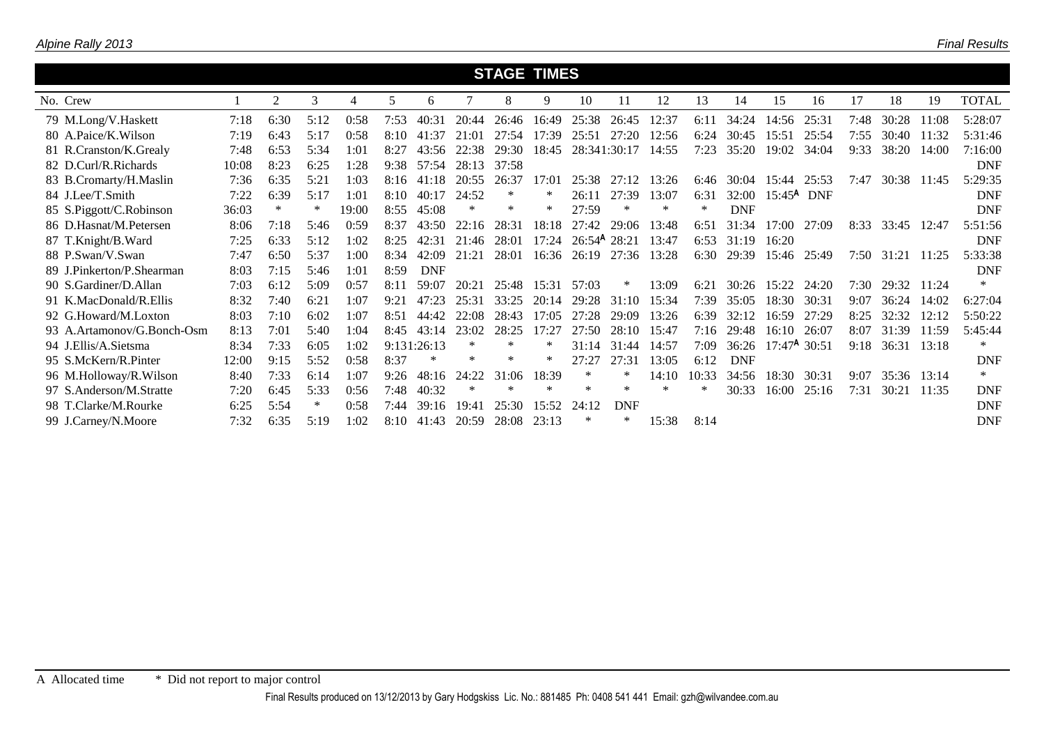## STAGE TIMES

| No. | Crew | 1 | 2 | 3 | 4 | 5 | 6 | 7 | 8 | 9 | 10 | 11 | 12 | 13 | 14 | 15 | 16 | 17 | 18 | 19 | TOTAL |
|---|---|---|---|---|---|---|---|---|---|---|---|---|---|---|---|---|---|---|---|---|---|
| 79 | M.Long/V.Haskett | 7:18 | 6:30 | 5:12 | 0:58 | 7:53 | 40:31 | 20:44 | 26:46 | 16:49 | 25:38 | 26:45 | 12:37 | 6:11 | 34:24 | 14:56 | 25:31 | 7:48 | 30:28 | 11:08 | 5:28:07 |
| 80 | A.Paice/K.Wilson | 7:19 | 6:43 | 5:17 | 0:58 | 8:10 | 41:37 | 21:01 | 27:54 | 17:39 | 25:51 | 27:20 | 12:56 | 6:24 | 30:45 | 15:51 | 25:54 | 7:55 | 30:40 | 11:32 | 5:31:46 |
| 81 | R.Cranston/K.Grealy | 7:48 | 6:53 | 5:34 | 1:01 | 8:27 | 43:56 | 22:38 | 29:30 | 18:45 | 28:34 | 1:30:17 | 14:55 | 7:23 | 35:20 | 19:02 | 34:04 | 9:33 | 38:20 | 14:00 | 7:16:00 |
| 82 | D.Curl/R.Richards | 10:08 | 8:23 | 6:25 | 1:28 | 9:38 | 57:54 | 28:13 | 37:58 | | | | | | | | | | | | DNF |
| 83 | B.Cromarty/H.Maslin | 7:36 | 6:35 | 5:21 | 1:03 | 8:16 | 41:18 | 20:55 | 26:37 | 17:01 | 25:38 | 27:12 | 13:26 | 6:46 | 30:04 | 15:44 | 25:53 | 7:47 | 30:38 | 11:45 | 5:29:35 |
| 84 | J.Lee/T.Smith | 7:22 | 6:39 | 5:17 | 1:01 | 8:10 | 40:17 | 24:52 | * | * | 26:11 | 27:39 | 13:07 | 6:31 | 32:00 | 15:45^A | DNF | | | | DNF |
| 85 | S.Piggott/C.Robinson | 36:03 | * | * | 19:00 | 8:55 | 45:08 | * | * | * | 27:59 | * | * | * | DNF | | | | | | DNF |
| 86 | D.Hasnat/M.Petersen | 8:06 | 7:18 | 5:46 | 0:59 | 8:37 | 43:50 | 22:16 | 28:31 | 18:18 | 27:42 | 29:06 | 13:48 | 6:51 | 31:34 | 17:00 | 27:09 | 8:33 | 33:45 | 12:47 | 5:51:56 |
| 87 | T.Knight/B.Ward | 7:25 | 6:33 | 5:12 | 1:02 | 8:25 | 42:31 | 21:46 | 28:01 | 17:24 | 26:54^A | 28:21 | 13:47 | 6:53 | 31:19 | 16:20 | | | | | DNF |
| 88 | P.Swan/V.Swan | 7:47 | 6:50 | 5:37 | 1:00 | 8:34 | 42:09 | 21:21 | 28:01 | 16:36 | 26:19 | 27:36 | 13:28 | 6:30 | 29:39 | 15:46 | 25:49 | 7:50 | 31:21 | 11:25 | 5:33:38 |
| 89 | J.Pinkerton/P.Shearman | 8:03 | 7:15 | 5:46 | 1:01 | 8:59 | DNF | | | | | | | | | | | | | | DNF |
| 90 | S.Gardiner/D.Allan | 7:03 | 6:12 | 5:09 | 0:57 | 8:11 | 59:07 | 20:21 | 25:48 | 15:31 | 57:03 | * | 13:09 | 6:21 | 30:26 | 15:22 | 24:20 | 7:30 | 29:32 | 11:24 | * |
| 91 | K.MacDonald/R.Ellis | 8:32 | 7:40 | 6:21 | 1:07 | 9:21 | 47:23 | 25:31 | 33:25 | 20:14 | 29:28 | 31:10 | 15:34 | 7:39 | 35:05 | 18:30 | 30:31 | 9:07 | 36:24 | 14:02 | 6:27:04 |
| 92 | G.Howard/M.Loxton | 8:03 | 7:10 | 6:02 | 1:07 | 8:51 | 44:42 | 22:08 | 28:43 | 17:05 | 27:28 | 29:09 | 13:26 | 6:39 | 32:12 | 16:59 | 27:29 | 8:25 | 32:32 | 12:12 | 5:50:22 |
| 93 | A.Artamonov/G.Bonch-Osm | 8:13 | 7:01 | 5:40 | 1:04 | 8:45 | 43:14 | 23:02 | 28:25 | 17:27 | 27:50 | 28:10 | 15:47 | 7:16 | 29:48 | 16:10 | 26:07 | 8:07 | 31:39 | 11:59 | 5:45:44 |
| 94 | J.Ellis/A.Sietsma | 8:34 | 7:33 | 6:05 | 1:02 | 9:13 | 1:26:13 | * | * | * | 31:14 | 31:44 | 14:57 | 7:09 | 36:26 | 17:47^A | 30:51 | 9:18 | 36:31 | 13:18 | * |
| 95 | S.McKern/R.Pinter | 12:00 | 9:15 | 5:52 | 0:58 | 8:37 | * | * | * | * | 27:27 | 27:31 | 13:05 | 6:12 | DNF | | | | | | DNF |
| 96 | M.Holloway/R.Wilson | 8:40 | 7:33 | 6:14 | 1:07 | 9:26 | 48:16 | 24:22 | 31:06 | 18:39 | * | * | 14:10 | 10:33 | 34:56 | 18:30 | 30:31 | 9:07 | 35:36 | 13:14 | * |
| 97 | S.Anderson/M.Stratte | 7:20 | 6:45 | 5:33 | 0:56 | 7:48 | 40:32 | * | * | * | * | * | * | * | 30:33 | 16:00 | 25:16 | 7:31 | 30:21 | 11:35 | DNF |
| 98 | T.Clarke/M.Rourke | 6:25 | 5:54 | * | 0:58 | 7:44 | 39:16 | 19:41 | 25:30 | 15:52 | 24:12 | DNF | | | | | | | | | DNF |
| 99 | J.Carney/N.Moore | 7:32 | 6:35 | 5:19 | 1:02 | 8:10 | 41:43 | 20:59 | 28:08 | 23:13 | * | * | 15:38 | 8:14 | | | | | | | DNF |

A Allocated time &nbsp;&nbsp;&nbsp; * Did not report to major control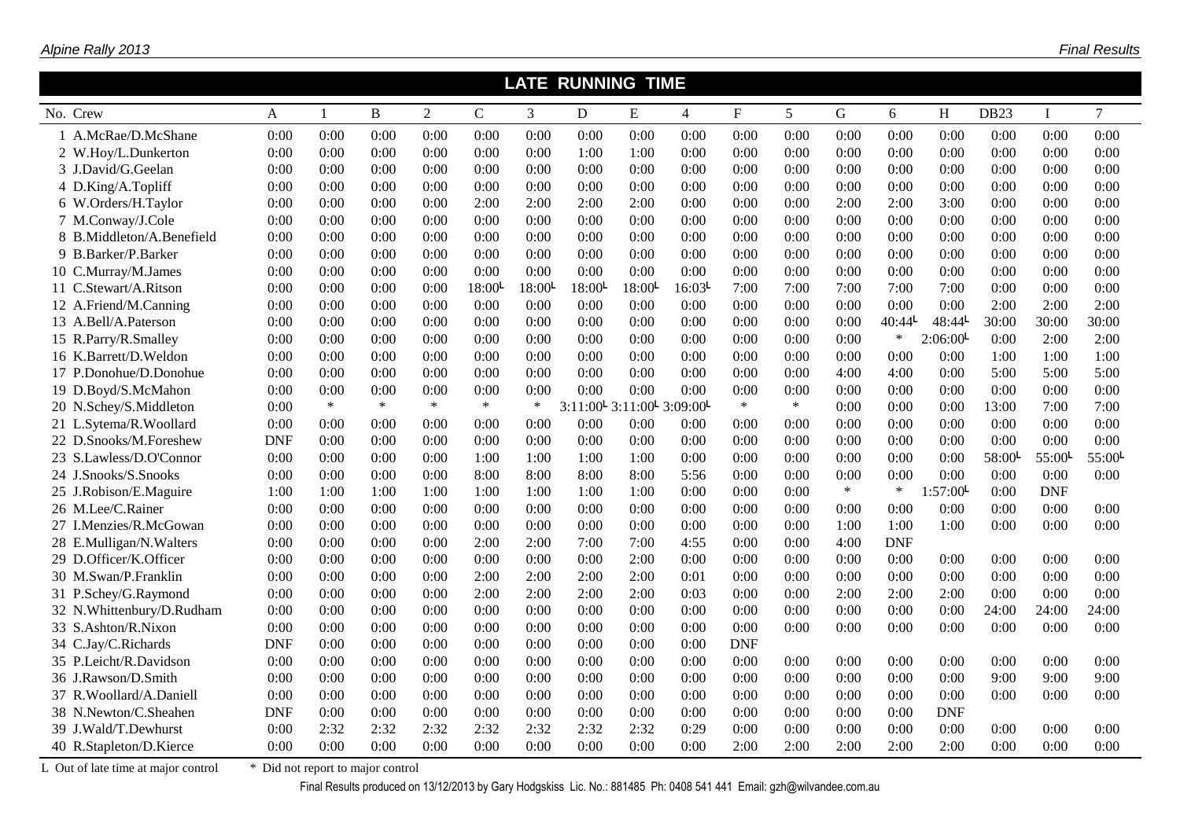## LATE RUNNING TIME

| No. | Crew | A | 1 | B | 2 | C | 3 | D | E | 4 | F | 5 | G | 6 | H | DB23 | I | 7 |
|---|---|---|---|---|---|---|---|---|---|---|---|---|---|---|---|---|---|---|
| 1 | A.McRae/D.McShane | 0:00 | 0:00 | 0:00 | 0:00 | 0:00 | 0:00 | 0:00 | 0:00 | 0:00 | 0:00 | 0:00 | 0:00 | 0:00 | 0:00 | 0:00 | 0:00 | 0:00 |
| 2 | W.Hoy/L.Dunkerton | 0:00 | 0:00 | 0:00 | 0:00 | 0:00 | 0:00 | 1:00 | 1:00 | 0:00 | 0:00 | 0:00 | 0:00 | 0:00 | 0:00 | 0:00 | 0:00 | 0:00 |
| 3 | J.David/G.Geelan | 0:00 | 0:00 | 0:00 | 0:00 | 0:00 | 0:00 | 0:00 | 0:00 | 0:00 | 0:00 | 0:00 | 0:00 | 0:00 | 0:00 | 0:00 | 0:00 | 0:00 |
| 4 | D.King/A.Topliff | 0:00 | 0:00 | 0:00 | 0:00 | 0:00 | 0:00 | 0:00 | 0:00 | 0:00 | 0:00 | 0:00 | 0:00 | 0:00 | 0:00 | 0:00 | 0:00 | 0:00 |
| 6 | W.Orders/H.Taylor | 0:00 | 0:00 | 0:00 | 0:00 | 2:00 | 2:00 | 2:00 | 2:00 | 0:00 | 0:00 | 0:00 | 2:00 | 2:00 | 3:00 | 0:00 | 0:00 | 0:00 |
| 7 | M.Conway/J.Cole | 0:00 | 0:00 | 0:00 | 0:00 | 0:00 | 0:00 | 0:00 | 0:00 | 0:00 | 0:00 | 0:00 | 0:00 | 0:00 | 0:00 | 0:00 | 0:00 | 0:00 |
| 8 | B.Middleton/A.Benefield | 0:00 | 0:00 | 0:00 | 0:00 | 0:00 | 0:00 | 0:00 | 0:00 | 0:00 | 0:00 | 0:00 | 0:00 | 0:00 | 0:00 | 0:00 | 0:00 | 0:00 |
| 9 | B.Barker/P.Barker | 0:00 | 0:00 | 0:00 | 0:00 | 0:00 | 0:00 | 0:00 | 0:00 | 0:00 | 0:00 | 0:00 | 0:00 | 0:00 | 0:00 | 0:00 | 0:00 | 0:00 |
| 10 | C.Murray/M.James | 0:00 | 0:00 | 0:00 | 0:00 | 0:00 | 0:00 | 0:00 | 0:00 | 0:00 | 0:00 | 0:00 | 0:00 | 0:00 | 0:00 | 0:00 | 0:00 | 0:00 |
| 11 | C.Stewart/A.Ritson | 0:00 | 0:00 | 0:00 | 0:00 | 18:00L | 18:00L | 18:00L | 18:00L | 16:03L | 7:00 | 7:00 | 7:00 | 7:00 | 7:00 | 0:00 | 0:00 | 0:00 |
| 12 | A.Friend/M.Canning | 0:00 | 0:00 | 0:00 | 0:00 | 0:00 | 0:00 | 0:00 | 0:00 | 0:00 | 0:00 | 0:00 | 0:00 | 0:00 | 0:00 | 2:00 | 2:00 | 2:00 |
| 13 | A.Bell/A.Paterson | 0:00 | 0:00 | 0:00 | 0:00 | 0:00 | 0:00 | 0:00 | 0:00 | 0:00 | 0:00 | 0:00 | 0:00 | 40:44L | 48:44L | 30:00 | 30:00 | 30:00 |
| 15 | R.Parry/R.Smalley | 0:00 | 0:00 | 0:00 | 0:00 | 0:00 | 0:00 | 0:00 | 0:00 | 0:00 | 0:00 | 0:00 | 0:00 | * | 2:06:00L | 0:00 | 2:00 | 2:00 |
| 16 | K.Barrett/D.Weldon | 0:00 | 0:00 | 0:00 | 0:00 | 0:00 | 0:00 | 0:00 | 0:00 | 0:00 | 0:00 | 0:00 | 0:00 | 0:00 | 0:00 | 1:00 | 1:00 | 1:00 |
| 17 | P.Donohue/D.Donohue | 0:00 | 0:00 | 0:00 | 0:00 | 0:00 | 0:00 | 0:00 | 0:00 | 0:00 | 0:00 | 0:00 | 4:00 | 4:00 | 0:00 | 5:00 | 5:00 | 5:00 |
| 19 | D.Boyd/S.McMahon | 0:00 | 0:00 | 0:00 | 0:00 | 0:00 | 0:00 | 0:00 | 0:00 | 0:00 | 0:00 | 0:00 | 0:00 | 0:00 | 0:00 | 0:00 | 0:00 | 0:00 |
| 20 | N.Schey/S.Middleton | 0:00 | * | * | * | * | * | 3:11:00L | 3:11:00L | 3:09:00L | * | * | 0:00 | 0:00 | 0:00 | 13:00 | 7:00 | 7:00 |
| 21 | L.Sytema/R.Woollard | 0:00 | 0:00 | 0:00 | 0:00 | 0:00 | 0:00 | 0:00 | 0:00 | 0:00 | 0:00 | 0:00 | 0:00 | 0:00 | 0:00 | 0:00 | 0:00 | 0:00 |
| 22 | D.Snooks/M.Foreshew | DNF | 0:00 | 0:00 | 0:00 | 0:00 | 0:00 | 0:00 | 0:00 | 0:00 | 0:00 | 0:00 | 0:00 | 0:00 | 0:00 | 0:00 | 0:00 | 0:00 |
| 23 | S.Lawless/D.O'Connor | 0:00 | 0:00 | 0:00 | 0:00 | 1:00 | 1:00 | 1:00 | 1:00 | 0:00 | 0:00 | 0:00 | 0:00 | 0:00 | 0:00 | 58:00L | 55:00L | 55:00L |
| 24 | J.Snooks/S.Snooks | 0:00 | 0:00 | 0:00 | 0:00 | 8:00 | 8:00 | 8:00 | 8:00 | 5:56 | 0:00 | 0:00 | 0:00 | 0:00 | 0:00 | 0:00 | 0:00 | 0:00 |
| 25 | J.Robison/E.Maguire | 1:00 | 1:00 | 1:00 | 1:00 | 1:00 | 1:00 | 1:00 | 1:00 | 0:00 | 0:00 | 0:00 | * | * | 1:57:00L | 0:00 | DNF | |
| 26 | M.Lee/C.Rainer | 0:00 | 0:00 | 0:00 | 0:00 | 0:00 | 0:00 | 0:00 | 0:00 | 0:00 | 0:00 | 0:00 | 0:00 | 0:00 | 0:00 | 0:00 | 0:00 | 0:00 |
| 27 | I.Menzies/R.McGowan | 0:00 | 0:00 | 0:00 | 0:00 | 0:00 | 0:00 | 0:00 | 0:00 | 0:00 | 0:00 | 0:00 | 1:00 | 1:00 | 1:00 | 0:00 | 0:00 | 0:00 |
| 28 | E.Mulligan/N.Walters | 0:00 | 0:00 | 0:00 | 0:00 | 2:00 | 2:00 | 7:00 | 7:00 | 4:55 | 0:00 | 0:00 | 4:00 | DNF | | | | |
| 29 | D.Officer/K.Officer | 0:00 | 0:00 | 0:00 | 0:00 | 0:00 | 0:00 | 0:00 | 2:00 | 0:00 | 0:00 | 0:00 | 0:00 | 0:00 | 0:00 | 0:00 | 0:00 | 0:00 |
| 30 | M.Swan/P.Franklin | 0:00 | 0:00 | 0:00 | 0:00 | 2:00 | 2:00 | 2:00 | 2:00 | 0:01 | 0:00 | 0:00 | 0:00 | 0:00 | 0:00 | 0:00 | 0:00 | 0:00 |
| 31 | P.Schey/G.Raymond | 0:00 | 0:00 | 0:00 | 0:00 | 2:00 | 2:00 | 2:00 | 2:00 | 0:03 | 0:00 | 0:00 | 2:00 | 2:00 | 2:00 | 0:00 | 0:00 | 0:00 |
| 32 | N.Whittenbury/D.Rudham | 0:00 | 0:00 | 0:00 | 0:00 | 0:00 | 0:00 | 0:00 | 0:00 | 0:00 | 0:00 | 0:00 | 0:00 | 0:00 | 0:00 | 24:00 | 24:00 | 24:00 |
| 33 | S.Ashton/R.Nixon | 0:00 | 0:00 | 0:00 | 0:00 | 0:00 | 0:00 | 0:00 | 0:00 | 0:00 | 0:00 | 0:00 | 0:00 | 0:00 | 0:00 | 0:00 | 0:00 | 0:00 |
| 34 | C.Jay/C.Richards | DNF | 0:00 | 0:00 | 0:00 | 0:00 | 0:00 | 0:00 | 0:00 | 0:00 | DNF | | | | | | | |
| 35 | P.Leicht/R.Davidson | 0:00 | 0:00 | 0:00 | 0:00 | 0:00 | 0:00 | 0:00 | 0:00 | 0:00 | 0:00 | 0:00 | 0:00 | 0:00 | 0:00 | 0:00 | 0:00 | 0:00 |
| 36 | J.Rawson/D.Smith | 0:00 | 0:00 | 0:00 | 0:00 | 0:00 | 0:00 | 0:00 | 0:00 | 0:00 | 0:00 | 0:00 | 0:00 | 0:00 | 0:00 | 9:00 | 9:00 | 9:00 |
| 37 | R.Woollard/A.Daniell | 0:00 | 0:00 | 0:00 | 0:00 | 0:00 | 0:00 | 0:00 | 0:00 | 0:00 | 0:00 | 0:00 | 0:00 | 0:00 | 0:00 | 0:00 | 0:00 | 0:00 |
| 38 | N.Newton/C.Sheahen | DNF | 0:00 | 0:00 | 0:00 | 0:00 | 0:00 | 0:00 | 0:00 | 0:00 | 0:00 | 0:00 | 0:00 | 0:00 | DNF | | | |
| 39 | J.Wald/T.Dewhurst | 0:00 | 2:32 | 2:32 | 2:32 | 2:32 | 2:32 | 2:32 | 2:32 | 0:29 | 0:00 | 0:00 | 0:00 | 0:00 | 0:00 | 0:00 | 0:00 | 0:00 |
| 40 | R.Stapleton/D.Kierce | 0:00 | 0:00 | 0:00 | 0:00 | 0:00 | 0:00 | 0:00 | 0:00 | 0:00 | 2:00 | 2:00 | 2:00 | 2:00 | 2:00 | 0:00 | 0:00 | 0:00 |

L Out of late time at major control * Did not report to major control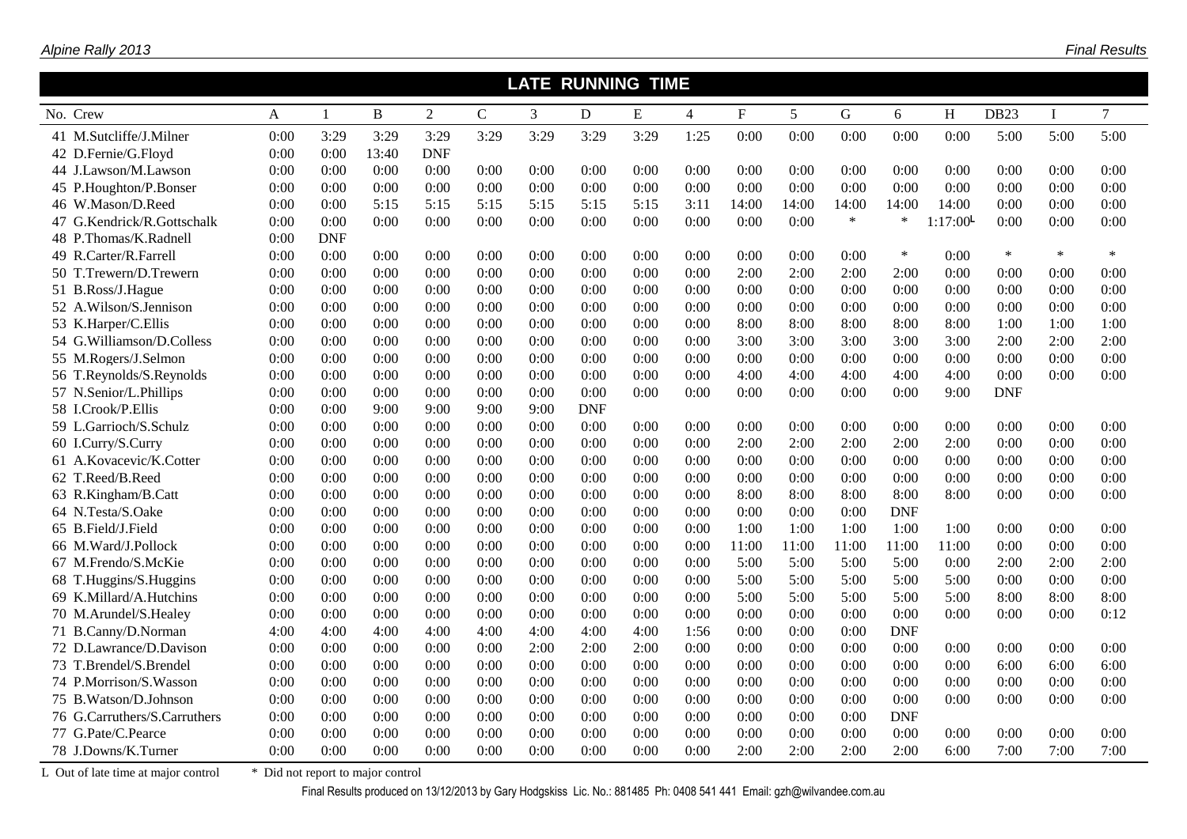## LATE RUNNING TIME

| No. | Crew | A | 1 | B | 2 | C | 3 | D | E | 4 | F | 5 | G | 6 | H | DB23 | I | 7 |
|---|---|---|---|---|---|---|---|---|---|---|---|---|---|---|---|---|---|---|
| 41 | M.Sutcliffe/J.Milner | 0:00 | 3:29 | 3:29 | 3:29 | 3:29 | 3:29 | 3:29 | 3:29 | 1:25 | 0:00 | 0:00 | 0:00 | 0:00 | 0:00 | 5:00 | 5:00 | 5:00 |
| 42 | D.Fernie/G.Floyd | 0:00 | 0:00 | 13:40 | DNF | | | | | | | | | | | | | |
| 44 | J.Lawson/M.Lawson | 0:00 | 0:00 | 0:00 | 0:00 | 0:00 | 0:00 | 0:00 | 0:00 | 0:00 | 0:00 | 0:00 | 0:00 | 0:00 | 0:00 | 0:00 | 0:00 | 0:00 |
| 45 | P.Houghton/P.Bonser | 0:00 | 0:00 | 0:00 | 0:00 | 0:00 | 0:00 | 0:00 | 0:00 | 0:00 | 0:00 | 0:00 | 0:00 | 0:00 | 0:00 | 0:00 | 0:00 | 0:00 |
| 46 | W.Mason/D.Reed | 0:00 | 0:00 | 5:15 | 5:15 | 5:15 | 5:15 | 5:15 | 5:15 | 3:11 | 14:00 | 14:00 | 14:00 | 14:00 | 14:00 | 0:00 | 0:00 | 0:00 |
| 47 | G.Kendrick/R.Gottschalk | 0:00 | 0:00 | 0:00 | 0:00 | 0:00 | 0:00 | 0:00 | 0:00 | 0:00 | 0:00 | 0:00 | * | * | 1:17:00 L | 0:00 | 0:00 | 0:00 |
| 48 | P.Thomas/K.Radnell | 0:00 | DNF | | | | | | | | | | | | | | | |
| 49 | R.Carter/R.Farrell | 0:00 | 0:00 | 0:00 | 0:00 | 0:00 | 0:00 | 0:00 | 0:00 | 0:00 | 0:00 | 0:00 | 0:00 | * | 0:00 | * | * | * |
| 50 | T.Trewern/D.Trewern | 0:00 | 0:00 | 0:00 | 0:00 | 0:00 | 0:00 | 0:00 | 0:00 | 0:00 | 2:00 | 2:00 | 2:00 | 2:00 | 0:00 | 0:00 | 0:00 | 0:00 |
| 51 | B.Ross/J.Hague | 0:00 | 0:00 | 0:00 | 0:00 | 0:00 | 0:00 | 0:00 | 0:00 | 0:00 | 0:00 | 0:00 | 0:00 | 0:00 | 0:00 | 0:00 | 0:00 | 0:00 |
| 52 | A.Wilson/S.Jennison | 0:00 | 0:00 | 0:00 | 0:00 | 0:00 | 0:00 | 0:00 | 0:00 | 0:00 | 0:00 | 0:00 | 0:00 | 0:00 | 0:00 | 0:00 | 0:00 | 0:00 |
| 53 | K.Harper/C.Ellis | 0:00 | 0:00 | 0:00 | 0:00 | 0:00 | 0:00 | 0:00 | 0:00 | 0:00 | 8:00 | 8:00 | 8:00 | 8:00 | 8:00 | 1:00 | 1:00 | 1:00 |
| 54 | G.Williamson/D.Colless | 0:00 | 0:00 | 0:00 | 0:00 | 0:00 | 0:00 | 0:00 | 0:00 | 0:00 | 3:00 | 3:00 | 3:00 | 3:00 | 3:00 | 2:00 | 2:00 | 2:00 |
| 55 | M.Rogers/J.Selmon | 0:00 | 0:00 | 0:00 | 0:00 | 0:00 | 0:00 | 0:00 | 0:00 | 0:00 | 0:00 | 0:00 | 0:00 | 0:00 | 0:00 | 0:00 | 0:00 | 0:00 |
| 56 | T.Reynolds/S.Reynolds | 0:00 | 0:00 | 0:00 | 0:00 | 0:00 | 0:00 | 0:00 | 0:00 | 0:00 | 4:00 | 4:00 | 4:00 | 4:00 | 4:00 | 0:00 | 0:00 | 0:00 |
| 57 | N.Senior/L.Phillips | 0:00 | 0:00 | 0:00 | 0:00 | 0:00 | 0:00 | 0:00 | 0:00 | 0:00 | 0:00 | 0:00 | 0:00 | 0:00 | 9:00 | DNF | | |
| 58 | I.Crook/P.Ellis | 0:00 | 0:00 | 9:00 | 9:00 | 9:00 | 9:00 | DNF | | | | | | | | | | |
| 59 | L.Garrioch/S.Schulz | 0:00 | 0:00 | 0:00 | 0:00 | 0:00 | 0:00 | 0:00 | 0:00 | 0:00 | 0:00 | 0:00 | 0:00 | 0:00 | 0:00 | 0:00 | 0:00 | 0:00 |
| 60 | I.Curry/S.Curry | 0:00 | 0:00 | 0:00 | 0:00 | 0:00 | 0:00 | 0:00 | 0:00 | 0:00 | 2:00 | 2:00 | 2:00 | 2:00 | 2:00 | 0:00 | 0:00 | 0:00 |
| 61 | A.Kovacevic/K.Cotter | 0:00 | 0:00 | 0:00 | 0:00 | 0:00 | 0:00 | 0:00 | 0:00 | 0:00 | 0:00 | 0:00 | 0:00 | 0:00 | 0:00 | 0:00 | 0:00 | 0:00 |
| 62 | T.Reed/B.Reed | 0:00 | 0:00 | 0:00 | 0:00 | 0:00 | 0:00 | 0:00 | 0:00 | 0:00 | 0:00 | 0:00 | 0:00 | 0:00 | 0:00 | 0:00 | 0:00 | 0:00 |
| 63 | R.Kingham/B.Catt | 0:00 | 0:00 | 0:00 | 0:00 | 0:00 | 0:00 | 0:00 | 0:00 | 0:00 | 8:00 | 8:00 | 8:00 | 8:00 | 8:00 | 0:00 | 0:00 | 0:00 |
| 64 | N.Testa/S.Oake | 0:00 | 0:00 | 0:00 | 0:00 | 0:00 | 0:00 | 0:00 | 0:00 | 0:00 | 0:00 | 0:00 | 0:00 | DNF | | | | |
| 65 | B.Field/J.Field | 0:00 | 0:00 | 0:00 | 0:00 | 0:00 | 0:00 | 0:00 | 0:00 | 0:00 | 1:00 | 1:00 | 1:00 | 1:00 | 1:00 | 0:00 | 0:00 | 0:00 |
| 66 | M.Ward/J.Pollock | 0:00 | 0:00 | 0:00 | 0:00 | 0:00 | 0:00 | 0:00 | 0:00 | 0:00 | 11:00 | 11:00 | 11:00 | 11:00 | 11:00 | 0:00 | 0:00 | 0:00 |
| 67 | M.Frendo/S.McKie | 0:00 | 0:00 | 0:00 | 0:00 | 0:00 | 0:00 | 0:00 | 0:00 | 0:00 | 5:00 | 5:00 | 5:00 | 5:00 | 0:00 | 2:00 | 2:00 | 2:00 |
| 68 | T.Huggins/S.Huggins | 0:00 | 0:00 | 0:00 | 0:00 | 0:00 | 0:00 | 0:00 | 0:00 | 0:00 | 5:00 | 5:00 | 5:00 | 5:00 | 5:00 | 0:00 | 0:00 | 0:00 |
| 69 | K.Millard/A.Hutchins | 0:00 | 0:00 | 0:00 | 0:00 | 0:00 | 0:00 | 0:00 | 0:00 | 0:00 | 5:00 | 5:00 | 5:00 | 5:00 | 5:00 | 8:00 | 8:00 | 8:00 |
| 70 | M.Arundel/S.Healey | 0:00 | 0:00 | 0:00 | 0:00 | 0:00 | 0:00 | 0:00 | 0:00 | 0:00 | 0:00 | 0:00 | 0:00 | 0:00 | 0:00 | 0:00 | 0:00 | 0:12 |
| 71 | B.Canny/D.Norman | 4:00 | 4:00 | 4:00 | 4:00 | 4:00 | 4:00 | 4:00 | 4:00 | 1:56 | 0:00 | 0:00 | 0:00 | DNF | | | | |
| 72 | D.Lawrance/D.Davison | 0:00 | 0:00 | 0:00 | 0:00 | 0:00 | 2:00 | 2:00 | 2:00 | 0:00 | 0:00 | 0:00 | 0:00 | 0:00 | 0:00 | 0:00 | 0:00 | 0:00 |
| 73 | T.Brendel/S.Brendel | 0:00 | 0:00 | 0:00 | 0:00 | 0:00 | 0:00 | 0:00 | 0:00 | 0:00 | 0:00 | 0:00 | 0:00 | 0:00 | 0:00 | 6:00 | 6:00 | 6:00 |
| 74 | P.Morrison/S.Wasson | 0:00 | 0:00 | 0:00 | 0:00 | 0:00 | 0:00 | 0:00 | 0:00 | 0:00 | 0:00 | 0:00 | 0:00 | 0:00 | 0:00 | 0:00 | 0:00 | 0:00 |
| 75 | B.Watson/D.Johnson | 0:00 | 0:00 | 0:00 | 0:00 | 0:00 | 0:00 | 0:00 | 0:00 | 0:00 | 0:00 | 0:00 | 0:00 | 0:00 | 0:00 | 0:00 | 0:00 | 0:00 |
| 76 | G.Carruthers/S.Carruthers | 0:00 | 0:00 | 0:00 | 0:00 | 0:00 | 0:00 | 0:00 | 0:00 | 0:00 | 0:00 | 0:00 | 0:00 | DNF | | | | |
| 77 | G.Pate/C.Pearce | 0:00 | 0:00 | 0:00 | 0:00 | 0:00 | 0:00 | 0:00 | 0:00 | 0:00 | 0:00 | 0:00 | 0:00 | 0:00 | 0:00 | 0:00 | 0:00 | 0:00 |
| 78 | J.Downs/K.Turner | 0:00 | 0:00 | 0:00 | 0:00 | 0:00 | 0:00 | 0:00 | 0:00 | 0:00 | 2:00 | 2:00 | 2:00 | 2:00 | 6:00 | 7:00 | 7:00 | 7:00 |

L Out of late time at major control    * Did not report to major control

Final Results produced on 13/12/2013 by Gary Hodgskiss Lic. No.: 881485 Ph: 0408 541 441 Email: gzh@wilvandee.com.au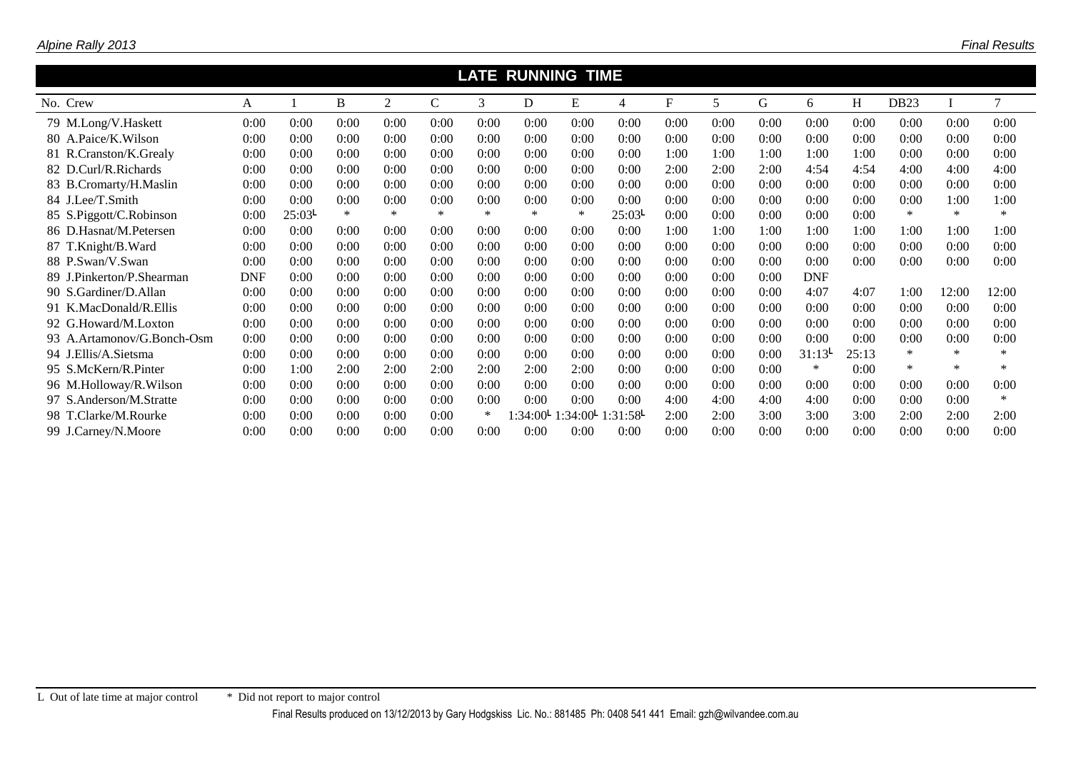## LATE RUNNING TIME

| No. | Crew | A | 1 | B | 2 | C | 3 | D | E | 4 | F | 5 | G | 6 | H | DB23 | I | 7 |
|---|---|---|---|---|---|---|---|---|---|---|---|---|---|---|---|---|---|---|
| 79 | M.Long/V.Haskett | 0:00 | 0:00 | 0:00 | 0:00 | 0:00 | 0:00 | 0:00 | 0:00 | 0:00 | 0:00 | 0:00 | 0:00 | 0:00 | 0:00 | 0:00 | 0:00 | 0:00 |
| 80 | A.Paice/K.Wilson | 0:00 | 0:00 | 0:00 | 0:00 | 0:00 | 0:00 | 0:00 | 0:00 | 0:00 | 0:00 | 0:00 | 0:00 | 0:00 | 0:00 | 0:00 | 0:00 | 0:00 |
| 81 | R.Cranston/K.Grealy | 0:00 | 0:00 | 0:00 | 0:00 | 0:00 | 0:00 | 0:00 | 0:00 | 0:00 | 1:00 | 1:00 | 1:00 | 1:00 | 1:00 | 0:00 | 0:00 | 0:00 |
| 82 | D.Curl/R.Richards | 0:00 | 0:00 | 0:00 | 0:00 | 0:00 | 0:00 | 0:00 | 0:00 | 0:00 | 2:00 | 2:00 | 2:00 | 4:54 | 4:54 | 4:00 | 4:00 | 4:00 |
| 83 | B.Cromarty/H.Maslin | 0:00 | 0:00 | 0:00 | 0:00 | 0:00 | 0:00 | 0:00 | 0:00 | 0:00 | 0:00 | 0:00 | 0:00 | 0:00 | 0:00 | 0:00 | 0:00 | 0:00 |
| 84 | J.Lee/T.Smith | 0:00 | 0:00 | 0:00 | 0:00 | 0:00 | 0:00 | 0:00 | 0:00 | 0:00 | 0:00 | 0:00 | 0:00 | 0:00 | 0:00 | 0:00 | 1:00 | 1:00 |
| 85 | S.Piggott/C.Robinson | 0:00 | 25:03L | * | * | * | * | * | * | 25:03L | 0:00 | 0:00 | 0:00 | 0:00 | 0:00 | * | * | * |
| 86 | D.Hasnat/M.Petersen | 0:00 | 0:00 | 0:00 | 0:00 | 0:00 | 0:00 | 0:00 | 0:00 | 0:00 | 1:00 | 1:00 | 1:00 | 1:00 | 1:00 | 1:00 | 1:00 | 1:00 |
| 87 | T.Knight/B.Ward | 0:00 | 0:00 | 0:00 | 0:00 | 0:00 | 0:00 | 0:00 | 0:00 | 0:00 | 0:00 | 0:00 | 0:00 | 0:00 | 0:00 | 0:00 | 0:00 | 0:00 |
| 88 | P.Swan/V.Swan | 0:00 | 0:00 | 0:00 | 0:00 | 0:00 | 0:00 | 0:00 | 0:00 | 0:00 | 0:00 | 0:00 | 0:00 | 0:00 | 0:00 | 0:00 | 0:00 | 0:00 |
| 89 | J.Pinkerton/P.Shearman | DNF | 0:00 | 0:00 | 0:00 | 0:00 | 0:00 | 0:00 | 0:00 | 0:00 | 0:00 | 0:00 | 0:00 | DNF | | | | |
| 90 | S.Gardiner/D.Allan | 0:00 | 0:00 | 0:00 | 0:00 | 0:00 | 0:00 | 0:00 | 0:00 | 0:00 | 0:00 | 0:00 | 0:00 | 4:07 | 4:07 | 1:00 | 12:00 | 12:00 |
| 91 | K.MacDonald/R.Ellis | 0:00 | 0:00 | 0:00 | 0:00 | 0:00 | 0:00 | 0:00 | 0:00 | 0:00 | 0:00 | 0:00 | 0:00 | 0:00 | 0:00 | 0:00 | 0:00 | 0:00 |
| 92 | G.Howard/M.Loxton | 0:00 | 0:00 | 0:00 | 0:00 | 0:00 | 0:00 | 0:00 | 0:00 | 0:00 | 0:00 | 0:00 | 0:00 | 0:00 | 0:00 | 0:00 | 0:00 | 0:00 |
| 93 | A.Artamonov/G.Bonch-Osm | 0:00 | 0:00 | 0:00 | 0:00 | 0:00 | 0:00 | 0:00 | 0:00 | 0:00 | 0:00 | 0:00 | 0:00 | 0:00 | 0:00 | 0:00 | 0:00 | 0:00 |
| 94 | J.Ellis/A.Sietsma | 0:00 | 0:00 | 0:00 | 0:00 | 0:00 | 0:00 | 0:00 | 0:00 | 0:00 | 0:00 | 0:00 | 0:00 | 31:13L | 25:13 | * | * | * |
| 95 | S.McKern/R.Pinter | 0:00 | 1:00 | 2:00 | 2:00 | 2:00 | 2:00 | 2:00 | 2:00 | 0:00 | 0:00 | 0:00 | 0:00 | * | 0:00 | * | * | * |
| 96 | M.Holloway/R.Wilson | 0:00 | 0:00 | 0:00 | 0:00 | 0:00 | 0:00 | 0:00 | 0:00 | 0:00 | 0:00 | 0:00 | 0:00 | 0:00 | 0:00 | 0:00 | 0:00 | 0:00 |
| 97 | S.Anderson/M.Stratte | 0:00 | 0:00 | 0:00 | 0:00 | 0:00 | 0:00 | 0:00 | 0:00 | 0:00 | 4:00 | 4:00 | 4:00 | 4:00 | 0:00 | 0:00 | 0:00 | * |
| 98 | T.Clarke/M.Rourke | 0:00 | 0:00 | 0:00 | 0:00 | 0:00 | * | 1:34:00L | 1:34:00L | 1:31:58L | 2:00 | 2:00 | 3:00 | 3:00 | 3:00 | 2:00 | 2:00 | 2:00 |
| 99 | J.Carney/N.Moore | 0:00 | 0:00 | 0:00 | 0:00 | 0:00 | 0:00 | 0:00 | 0:00 | 0:00 | 0:00 | 0:00 | 0:00 | 0:00 | 0:00 | 0:00 | 0:00 | 0:00 |

L Out of late time at major control * Did not report to major control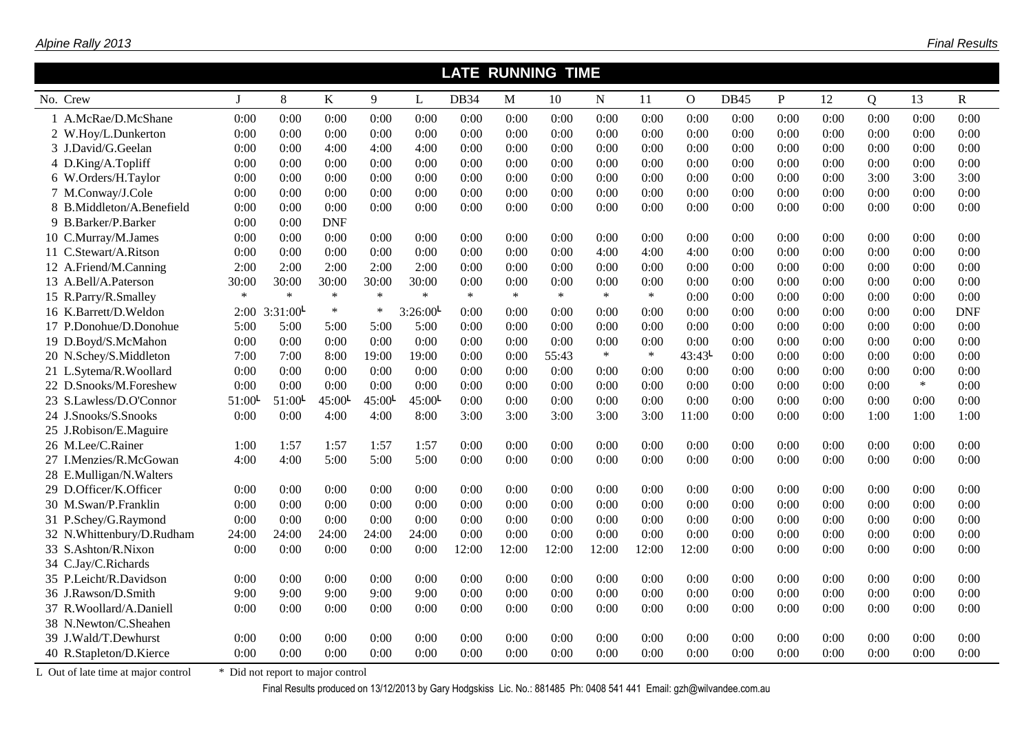## LATE RUNNING TIME

| No. | Crew | J | 8 | K | 9 | L | DB34 | M | 10 | N | 11 | O | DB45 | P | 12 | Q | 13 | R |
|---|---|---|---|---|---|---|---|---|---|---|---|---|---|---|---|---|---|---|
| 1 | A.McRae/D.McShane | 0:00 | 0:00 | 0:00 | 0:00 | 0:00 | 0:00 | 0:00 | 0:00 | 0:00 | 0:00 | 0:00 | 0:00 | 0:00 | 0:00 | 0:00 | 0:00 | 0:00 |
| 2 | W.Hoy/L.Dunkerton | 0:00 | 0:00 | 0:00 | 0:00 | 0:00 | 0:00 | 0:00 | 0:00 | 0:00 | 0:00 | 0:00 | 0:00 | 0:00 | 0:00 | 0:00 | 0:00 | 0:00 |
| 3 | J.David/G.Geelan | 0:00 | 0:00 | 4:00 | 4:00 | 4:00 | 0:00 | 0:00 | 0:00 | 0:00 | 0:00 | 0:00 | 0:00 | 0:00 | 0:00 | 0:00 | 0:00 | 0:00 |
| 4 | D.King/A.Topliff | 0:00 | 0:00 | 0:00 | 0:00 | 0:00 | 0:00 | 0:00 | 0:00 | 0:00 | 0:00 | 0:00 | 0:00 | 0:00 | 0:00 | 0:00 | 0:00 | 0:00 |
| 6 | W.Orders/H.Taylor | 0:00 | 0:00 | 0:00 | 0:00 | 0:00 | 0:00 | 0:00 | 0:00 | 0:00 | 0:00 | 0:00 | 0:00 | 0:00 | 0:00 | 3:00 | 3:00 | 3:00 |
| 7 | M.Conway/J.Cole | 0:00 | 0:00 | 0:00 | 0:00 | 0:00 | 0:00 | 0:00 | 0:00 | 0:00 | 0:00 | 0:00 | 0:00 | 0:00 | 0:00 | 0:00 | 0:00 | 0:00 |
| 8 | B.Middleton/A.Benefield | 0:00 | 0:00 | 0:00 | 0:00 | 0:00 | 0:00 | 0:00 | 0:00 | 0:00 | 0:00 | 0:00 | 0:00 | 0:00 | 0:00 | 0:00 | 0:00 | 0:00 |
| 9 | B.Barker/P.Barker | 0:00 | 0:00 | DNF | | | | | | | | | | | | | | |
| 10 | C.Murray/M.James | 0:00 | 0:00 | 0:00 | 0:00 | 0:00 | 0:00 | 0:00 | 0:00 | 0:00 | 0:00 | 0:00 | 0:00 | 0:00 | 0:00 | 0:00 | 0:00 | 0:00 |
| 11 | C.Stewart/A.Ritson | 0:00 | 0:00 | 0:00 | 0:00 | 0:00 | 0:00 | 0:00 | 0:00 | 4:00 | 4:00 | 4:00 | 0:00 | 0:00 | 0:00 | 0:00 | 0:00 | 0:00 |
| 12 | A.Friend/M.Canning | 2:00 | 2:00 | 2:00 | 2:00 | 2:00 | 0:00 | 0:00 | 0:00 | 0:00 | 0:00 | 0:00 | 0:00 | 0:00 | 0:00 | 0:00 | 0:00 | 0:00 |
| 13 | A.Bell/A.Paterson | 30:00 | 30:00 | 30:00 | 30:00 | 30:00 | 0:00 | 0:00 | 0:00 | 0:00 | 0:00 | 0:00 | 0:00 | 0:00 | 0:00 | 0:00 | 0:00 | 0:00 |
| 15 | R.Parry/R.Smalley | * | * | * | * | * | * | * | * | * | * | 0:00 | 0:00 | 0:00 | 0:00 | 0:00 | 0:00 | 0:00 |
| 16 | K.Barrett/D.Weldon | 2:00 | 3:31:00L | * | * | 3:26:00L | 0:00 | 0:00 | 0:00 | 0:00 | 0:00 | 0:00 | 0:00 | 0:00 | 0:00 | 0:00 | 0:00 | DNF |
| 17 | P.Donohue/D.Donohue | 5:00 | 5:00 | 5:00 | 5:00 | 5:00 | 0:00 | 0:00 | 0:00 | 0:00 | 0:00 | 0:00 | 0:00 | 0:00 | 0:00 | 0:00 | 0:00 | 0:00 |
| 19 | D.Boyd/S.McMahon | 0:00 | 0:00 | 0:00 | 0:00 | 0:00 | 0:00 | 0:00 | 0:00 | 0:00 | 0:00 | 0:00 | 0:00 | 0:00 | 0:00 | 0:00 | 0:00 | 0:00 |
| 20 | N.Schey/S.Middleton | 7:00 | 7:00 | 8:00 | 19:00 | 19:00 | 0:00 | 0:00 | 55:43 | * | * | 43:43L | 0:00 | 0:00 | 0:00 | 0:00 | 0:00 | 0:00 |
| 21 | L.Sytema/R.Woollard | 0:00 | 0:00 | 0:00 | 0:00 | 0:00 | 0:00 | 0:00 | 0:00 | 0:00 | 0:00 | 0:00 | 0:00 | 0:00 | 0:00 | 0:00 | 0:00 | 0:00 |
| 22 | D.Snooks/M.Foreshew | 0:00 | 0:00 | 0:00 | 0:00 | 0:00 | 0:00 | 0:00 | 0:00 | 0:00 | 0:00 | 0:00 | 0:00 | 0:00 | 0:00 | 0:00 | * | 0:00 |
| 23 | S.Lawless/D.O'Connor | 51:00L | 51:00L | 45:00L | 45:00L | 45:00L | 0:00 | 0:00 | 0:00 | 0:00 | 0:00 | 0:00 | 0:00 | 0:00 | 0:00 | 0:00 | 0:00 | 0:00 |
| 24 | J.Snooks/S.Snooks | 0:00 | 0:00 | 4:00 | 4:00 | 8:00 | 3:00 | 3:00 | 3:00 | 3:00 | 3:00 | 11:00 | 0:00 | 0:00 | 0:00 | 1:00 | 1:00 | 1:00 |
| 25 | J.Robison/E.Maguire | | | | | | | | | | | | | | | | | |
| 26 | M.Lee/C.Rainer | 1:00 | 1:57 | 1:57 | 1:57 | 1:57 | 0:00 | 0:00 | 0:00 | 0:00 | 0:00 | 0:00 | 0:00 | 0:00 | 0:00 | 0:00 | 0:00 | 0:00 |
| 27 | I.Menzies/R.McGowan | 4:00 | 4:00 | 5:00 | 5:00 | 5:00 | 0:00 | 0:00 | 0:00 | 0:00 | 0:00 | 0:00 | 0:00 | 0:00 | 0:00 | 0:00 | 0:00 | 0:00 |
| 28 | E.Mulligan/N.Walters | | | | | | | | | | | | | | | | | |
| 29 | D.Officer/K.Officer | 0:00 | 0:00 | 0:00 | 0:00 | 0:00 | 0:00 | 0:00 | 0:00 | 0:00 | 0:00 | 0:00 | 0:00 | 0:00 | 0:00 | 0:00 | 0:00 | 0:00 |
| 30 | M.Swan/P.Franklin | 0:00 | 0:00 | 0:00 | 0:00 | 0:00 | 0:00 | 0:00 | 0:00 | 0:00 | 0:00 | 0:00 | 0:00 | 0:00 | 0:00 | 0:00 | 0:00 | 0:00 |
| 31 | P.Schey/G.Raymond | 0:00 | 0:00 | 0:00 | 0:00 | 0:00 | 0:00 | 0:00 | 0:00 | 0:00 | 0:00 | 0:00 | 0:00 | 0:00 | 0:00 | 0:00 | 0:00 | 0:00 |
| 32 | N.Whittenbury/D.Rudham | 24:00 | 24:00 | 24:00 | 24:00 | 24:00 | 0:00 | 0:00 | 0:00 | 0:00 | 0:00 | 0:00 | 0:00 | 0:00 | 0:00 | 0:00 | 0:00 | 0:00 |
| 33 | S.Ashton/R.Nixon | 0:00 | 0:00 | 0:00 | 0:00 | 0:00 | 12:00 | 12:00 | 12:00 | 12:00 | 12:00 | 12:00 | 0:00 | 0:00 | 0:00 | 0:00 | 0:00 | 0:00 |
| 34 | C.Jay/C.Richards | | | | | | | | | | | | | | | | | |
| 35 | P.Leicht/R.Davidson | 0:00 | 0:00 | 0:00 | 0:00 | 0:00 | 0:00 | 0:00 | 0:00 | 0:00 | 0:00 | 0:00 | 0:00 | 0:00 | 0:00 | 0:00 | 0:00 | 0:00 |
| 36 | J.Rawson/D.Smith | 9:00 | 9:00 | 9:00 | 9:00 | 9:00 | 0:00 | 0:00 | 0:00 | 0:00 | 0:00 | 0:00 | 0:00 | 0:00 | 0:00 | 0:00 | 0:00 | 0:00 |
| 37 | R.Woollard/A.Daniell | 0:00 | 0:00 | 0:00 | 0:00 | 0:00 | 0:00 | 0:00 | 0:00 | 0:00 | 0:00 | 0:00 | 0:00 | 0:00 | 0:00 | 0:00 | 0:00 | 0:00 |
| 38 | N.Newton/C.Sheahen | | | | | | | | | | | | | | | | | |
| 39 | J.Wald/T.Dewhurst | 0:00 | 0:00 | 0:00 | 0:00 | 0:00 | 0:00 | 0:00 | 0:00 | 0:00 | 0:00 | 0:00 | 0:00 | 0:00 | 0:00 | 0:00 | 0:00 | 0:00 |
| 40 | R.Stapleton/D.Kierce | 0:00 | 0:00 | 0:00 | 0:00 | 0:00 | 0:00 | 0:00 | 0:00 | 0:00 | 0:00 | 0:00 | 0:00 | 0:00 | 0:00 | 0:00 | 0:00 | 0:00 |

L Out of late time at major control    * Did not report to major control

Final Results produced on 13/12/2013 by Gary Hodgskiss Lic. No.: 881485 Ph: 0408 541 441 Email: gzh@wilvandee.com.au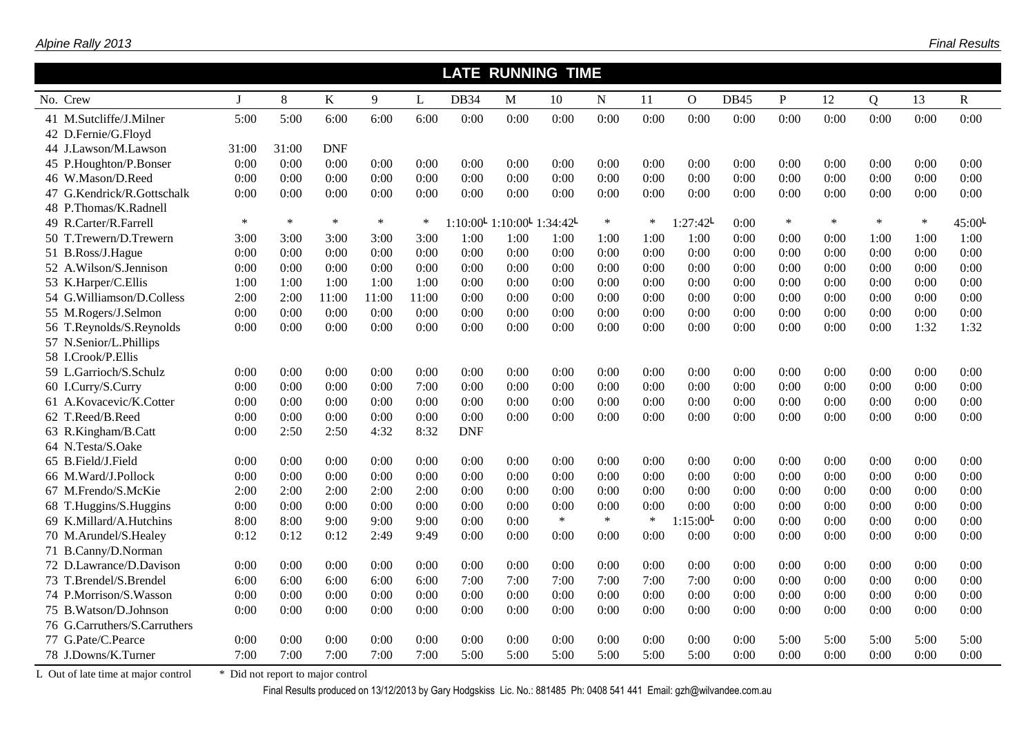## LATE RUNNING TIME

| No. | Crew | J | 8 | K | 9 | L | DB34 | M | 10 | N | 11 | O | DB45 | P | 12 | Q | 13 | R |
|---|---|---|---|---|---|---|---|---|---|---|---|---|---|---|---|---|---|---|
| 41 | M.Sutcliffe/J.Milner | 5:00 | 5:00 | 6:00 | 6:00 | 6:00 | 0:00 | 0:00 | 0:00 | 0:00 | 0:00 | 0:00 | 0:00 | 0:00 | 0:00 | 0:00 | 0:00 | 0:00 |
| 42 | D.Fernie/G.Floyd | | | | | | | | | | | | | | | | | |
| 44 | J.Lawson/M.Lawson | 31:00 | 31:00 | DNF | | | | | | | | | | | | | | |
| 45 | P.Houghton/P.Bonser | 0:00 | 0:00 | 0:00 | 0:00 | 0:00 | 0:00 | 0:00 | 0:00 | 0:00 | 0:00 | 0:00 | 0:00 | 0:00 | 0:00 | 0:00 | 0:00 | 0:00 |
| 46 | W.Mason/D.Reed | 0:00 | 0:00 | 0:00 | 0:00 | 0:00 | 0:00 | 0:00 | 0:00 | 0:00 | 0:00 | 0:00 | 0:00 | 0:00 | 0:00 | 0:00 | 0:00 | 0:00 |
| 47 | G.Kendrick/R.Gottschalk | 0:00 | 0:00 | 0:00 | 0:00 | 0:00 | 0:00 | 0:00 | 0:00 | 0:00 | 0:00 | 0:00 | 0:00 | 0:00 | 0:00 | 0:00 | 0:00 | 0:00 |
| 48 | P.Thomas/K.Radnell | | | | | | | | | | | | | | | | | |
| 49 | R.Carter/R.Farrell | * | * | * | * | * | 1:10:00L | 1:10:00L | 1:34:42L | * | * | 1:27:42L | 0:00 | * | * | * | * | 45:00L |
| 50 | T.Trewern/D.Trewern | 3:00 | 3:00 | 3:00 | 3:00 | 3:00 | 1:00 | 1:00 | 1:00 | 1:00 | 1:00 | 1:00 | 0:00 | 0:00 | 0:00 | 1:00 | 1:00 | 1:00 |
| 51 | B.Ross/J.Hague | 0:00 | 0:00 | 0:00 | 0:00 | 0:00 | 0:00 | 0:00 | 0:00 | 0:00 | 0:00 | 0:00 | 0:00 | 0:00 | 0:00 | 0:00 | 0:00 | 0:00 |
| 52 | A.Wilson/S.Jennison | 0:00 | 0:00 | 0:00 | 0:00 | 0:00 | 0:00 | 0:00 | 0:00 | 0:00 | 0:00 | 0:00 | 0:00 | 0:00 | 0:00 | 0:00 | 0:00 | 0:00 |
| 53 | K.Harper/C.Ellis | 1:00 | 1:00 | 1:00 | 1:00 | 1:00 | 0:00 | 0:00 | 0:00 | 0:00 | 0:00 | 0:00 | 0:00 | 0:00 | 0:00 | 0:00 | 0:00 | 0:00 |
| 54 | G.Williamson/D.Colless | 2:00 | 2:00 | 11:00 | 11:00 | 11:00 | 0:00 | 0:00 | 0:00 | 0:00 | 0:00 | 0:00 | 0:00 | 0:00 | 0:00 | 0:00 | 0:00 | 0:00 |
| 55 | M.Rogers/J.Selmon | 0:00 | 0:00 | 0:00 | 0:00 | 0:00 | 0:00 | 0:00 | 0:00 | 0:00 | 0:00 | 0:00 | 0:00 | 0:00 | 0:00 | 0:00 | 0:00 | 0:00 |
| 56 | T.Reynolds/S.Reynolds | 0:00 | 0:00 | 0:00 | 0:00 | 0:00 | 0:00 | 0:00 | 0:00 | 0:00 | 0:00 | 0:00 | 0:00 | 0:00 | 0:00 | 0:00 | 1:32 | 1:32 |
| 57 | N.Senior/L.Phillips | | | | | | | | | | | | | | | | | |
| 58 | I.Crook/P.Ellis | | | | | | | | | | | | | | | | | |
| 59 | L.Garrioch/S.Schulz | 0:00 | 0:00 | 0:00 | 0:00 | 0:00 | 0:00 | 0:00 | 0:00 | 0:00 | 0:00 | 0:00 | 0:00 | 0:00 | 0:00 | 0:00 | 0:00 | 0:00 |
| 60 | I.Curry/S.Curry | 0:00 | 0:00 | 0:00 | 0:00 | 7:00 | 0:00 | 0:00 | 0:00 | 0:00 | 0:00 | 0:00 | 0:00 | 0:00 | 0:00 | 0:00 | 0:00 | 0:00 |
| 61 | A.Kovacevic/K.Cotter | 0:00 | 0:00 | 0:00 | 0:00 | 0:00 | 0:00 | 0:00 | 0:00 | 0:00 | 0:00 | 0:00 | 0:00 | 0:00 | 0:00 | 0:00 | 0:00 | 0:00 |
| 62 | T.Reed/B.Reed | 0:00 | 0:00 | 0:00 | 0:00 | 0:00 | 0:00 | 0:00 | 0:00 | 0:00 | 0:00 | 0:00 | 0:00 | 0:00 | 0:00 | 0:00 | 0:00 | 0:00 |
| 63 | R.Kingham/B.Catt | 0:00 | 2:50 | 2:50 | 4:32 | 8:32 | DNF | | | | | | | | | | | |
| 64 | N.Testa/S.Oake | | | | | | | | | | | | | | | | | |
| 65 | B.Field/J.Field | 0:00 | 0:00 | 0:00 | 0:00 | 0:00 | 0:00 | 0:00 | 0:00 | 0:00 | 0:00 | 0:00 | 0:00 | 0:00 | 0:00 | 0:00 | 0:00 | 0:00 |
| 66 | M.Ward/J.Pollock | 0:00 | 0:00 | 0:00 | 0:00 | 0:00 | 0:00 | 0:00 | 0:00 | 0:00 | 0:00 | 0:00 | 0:00 | 0:00 | 0:00 | 0:00 | 0:00 | 0:00 |
| 67 | M.Frendo/S.McKie | 2:00 | 2:00 | 2:00 | 2:00 | 2:00 | 0:00 | 0:00 | 0:00 | 0:00 | 0:00 | 0:00 | 0:00 | 0:00 | 0:00 | 0:00 | 0:00 | 0:00 |
| 68 | T.Huggins/S.Huggins | 0:00 | 0:00 | 0:00 | 0:00 | 0:00 | 0:00 | 0:00 | 0:00 | 0:00 | 0:00 | 0:00 | 0:00 | 0:00 | 0:00 | 0:00 | 0:00 | 0:00 |
| 69 | K.Millard/A.Hutchins | 8:00 | 8:00 | 9:00 | 9:00 | 9:00 | 0:00 | 0:00 | * | * | * | 1:15:00L | 0:00 | 0:00 | 0:00 | 0:00 | 0:00 | 0:00 |
| 70 | M.Arundel/S.Healey | 0:12 | 0:12 | 0:12 | 2:49 | 9:49 | 0:00 | 0:00 | 0:00 | 0:00 | 0:00 | 0:00 | 0:00 | 0:00 | 0:00 | 0:00 | 0:00 | 0:00 |
| 71 | B.Canny/D.Norman | | | | | | | | | | | | | | | | | |
| 72 | D.Lawrance/D.Davison | 0:00 | 0:00 | 0:00 | 0:00 | 0:00 | 0:00 | 0:00 | 0:00 | 0:00 | 0:00 | 0:00 | 0:00 | 0:00 | 0:00 | 0:00 | 0:00 | 0:00 |
| 73 | T.Brendel/S.Brendel | 6:00 | 6:00 | 6:00 | 6:00 | 6:00 | 7:00 | 7:00 | 7:00 | 7:00 | 7:00 | 7:00 | 0:00 | 0:00 | 0:00 | 0:00 | 0:00 | 0:00 |
| 74 | P.Morrison/S.Wasson | 0:00 | 0:00 | 0:00 | 0:00 | 0:00 | 0:00 | 0:00 | 0:00 | 0:00 | 0:00 | 0:00 | 0:00 | 0:00 | 0:00 | 0:00 | 0:00 | 0:00 |
| 75 | B.Watson/D.Johnson | 0:00 | 0:00 | 0:00 | 0:00 | 0:00 | 0:00 | 0:00 | 0:00 | 0:00 | 0:00 | 0:00 | 0:00 | 0:00 | 0:00 | 0:00 | 0:00 | 0:00 |
| 76 | G.Carruthers/S.Carruthers | | | | | | | | | | | | | | | | | |
| 77 | G.Pate/C.Pearce | 0:00 | 0:00 | 0:00 | 0:00 | 0:00 | 0:00 | 0:00 | 0:00 | 0:00 | 0:00 | 0:00 | 0:00 | 5:00 | 5:00 | 5:00 | 5:00 | 5:00 |
| 78 | J.Downs/K.Turner | 7:00 | 7:00 | 7:00 | 7:00 | 7:00 | 5:00 | 5:00 | 5:00 | 5:00 | 5:00 | 5:00 | 0:00 | 0:00 | 0:00 | 0:00 | 0:00 | 0:00 |

L Out of late time at major control &nbsp;&nbsp;&nbsp; * Did not report to major control

Final Results produced on 13/12/2013 by Gary Hodgskiss Lic. No.: 881485 Ph: 0408 541 441 Email: gzh@wilvandee.com.au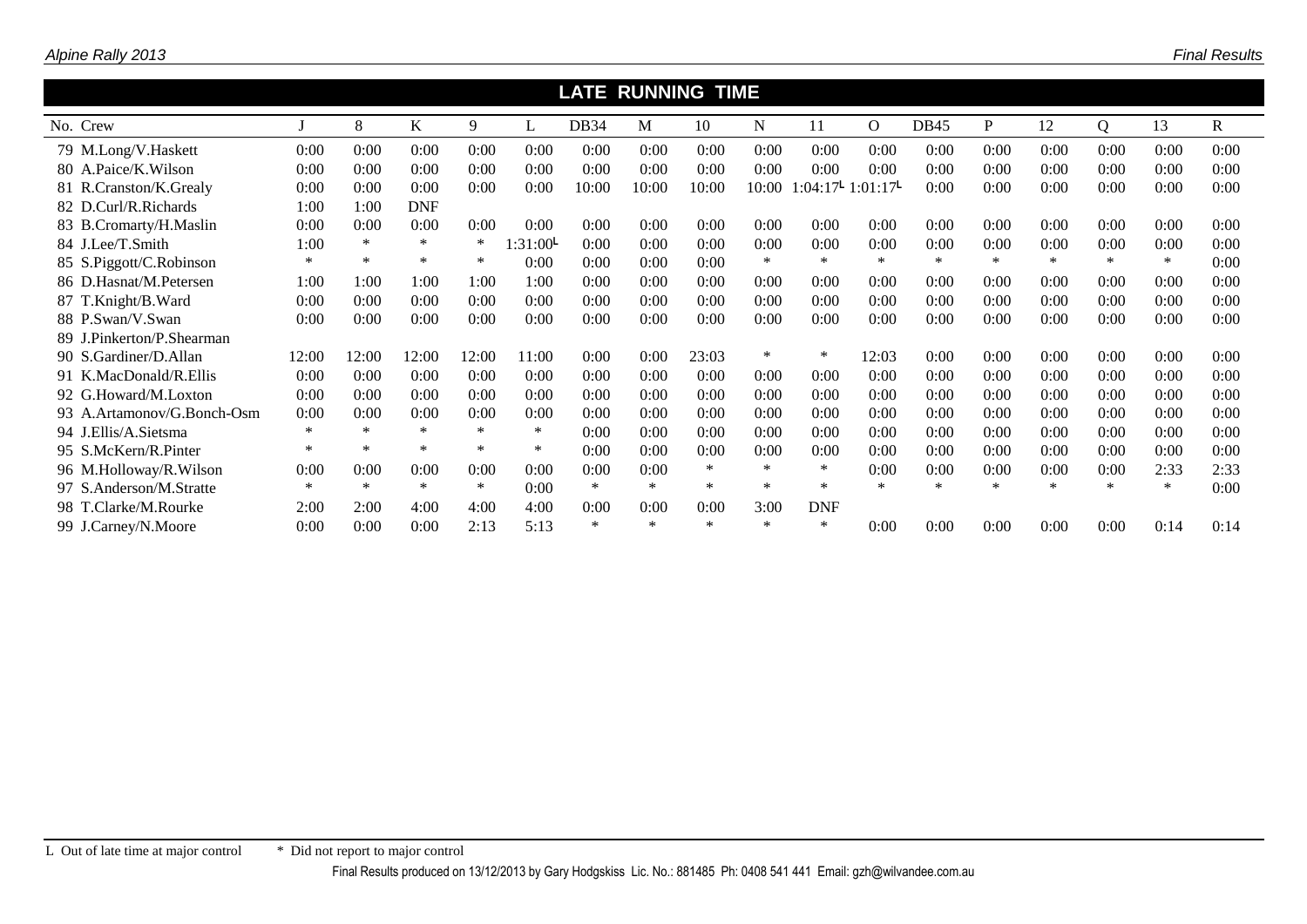## LATE RUNNING TIME

| No. | Crew | J | 8 | K | 9 | L | DB34 | M | 10 | N | 11 | O | DB45 | P | 12 | Q | 13 | R |
|---|---|---|---|---|---|---|---|---|---|---|---|---|---|---|---|---|---|---|
| 79 | M.Long/V.Haskett | 0:00 | 0:00 | 0:00 | 0:00 | 0:00 | 0:00 | 0:00 | 0:00 | 0:00 | 0:00 | 0:00 | 0:00 | 0:00 | 0:00 | 0:00 | 0:00 | 0:00 |
| 80 | A.Paice/K.Wilson | 0:00 | 0:00 | 0:00 | 0:00 | 0:00 | 0:00 | 0:00 | 0:00 | 0:00 | 0:00 | 0:00 | 0:00 | 0:00 | 0:00 | 0:00 | 0:00 | 0:00 |
| 81 | R.Cranston/K.Grealy | 0:00 | 0:00 | 0:00 | 0:00 | 0:00 | 10:00 | 10:00 | 10:00 | 10:00 | 1:04:17L | 1:01:17L | 0:00 | 0:00 | 0:00 | 0:00 | 0:00 | 0:00 |
| 82 | D.Curl/R.Richards | 1:00 | 1:00 | DNF | | | | | | | | | | | | | | |
| 83 | B.Cromarty/H.Maslin | 0:00 | 0:00 | 0:00 | 0:00 | 0:00 | 0:00 | 0:00 | 0:00 | 0:00 | 0:00 | 0:00 | 0:00 | 0:00 | 0:00 | 0:00 | 0:00 | 0:00 |
| 84 | J.Lee/T.Smith | 1:00 | * | * | * | 1:31:00L | 0:00 | 0:00 | 0:00 | 0:00 | 0:00 | 0:00 | 0:00 | 0:00 | 0:00 | 0:00 | 0:00 | 0:00 |
| 85 | S.Piggott/C.Robinson | * | * | * | * | 0:00 | 0:00 | 0:00 | 0:00 | * | * | * | * | * | * | * | * | 0:00 |
| 86 | D.Hasnat/M.Petersen | 1:00 | 1:00 | 1:00 | 1:00 | 1:00 | 0:00 | 0:00 | 0:00 | 0:00 | 0:00 | 0:00 | 0:00 | 0:00 | 0:00 | 0:00 | 0:00 | 0:00 |
| 87 | T.Knight/B.Ward | 0:00 | 0:00 | 0:00 | 0:00 | 0:00 | 0:00 | 0:00 | 0:00 | 0:00 | 0:00 | 0:00 | 0:00 | 0:00 | 0:00 | 0:00 | 0:00 | 0:00 |
| 88 | P.Swan/V.Swan | 0:00 | 0:00 | 0:00 | 0:00 | 0:00 | 0:00 | 0:00 | 0:00 | 0:00 | 0:00 | 0:00 | 0:00 | 0:00 | 0:00 | 0:00 | 0:00 | 0:00 |
| 89 | J.Pinkerton/P.Shearman | | | | | | | | | | | | | | | | | |
| 90 | S.Gardiner/D.Allan | 12:00 | 12:00 | 12:00 | 12:00 | 11:00 | 0:00 | 0:00 | 23:03 | * | * | 12:03 | 0:00 | 0:00 | 0:00 | 0:00 | 0:00 | 0:00 |
| 91 | K.MacDonald/R.Ellis | 0:00 | 0:00 | 0:00 | 0:00 | 0:00 | 0:00 | 0:00 | 0:00 | 0:00 | 0:00 | 0:00 | 0:00 | 0:00 | 0:00 | 0:00 | 0:00 | 0:00 |
| 92 | G.Howard/M.Loxton | 0:00 | 0:00 | 0:00 | 0:00 | 0:00 | 0:00 | 0:00 | 0:00 | 0:00 | 0:00 | 0:00 | 0:00 | 0:00 | 0:00 | 0:00 | 0:00 | 0:00 |
| 93 | A.Artamonov/G.Bonch-Osm | 0:00 | 0:00 | 0:00 | 0:00 | 0:00 | 0:00 | 0:00 | 0:00 | 0:00 | 0:00 | 0:00 | 0:00 | 0:00 | 0:00 | 0:00 | 0:00 | 0:00 |
| 94 | J.Ellis/A.Sietsma | * | * | * | * | * | 0:00 | 0:00 | 0:00 | 0:00 | 0:00 | 0:00 | 0:00 | 0:00 | 0:00 | 0:00 | 0:00 | 0:00 |
| 95 | S.McKern/R.Pinter | * | * | * | * | * | 0:00 | 0:00 | 0:00 | 0:00 | 0:00 | 0:00 | 0:00 | 0:00 | 0:00 | 0:00 | 0:00 | 0:00 |
| 96 | M.Holloway/R.Wilson | 0:00 | 0:00 | 0:00 | 0:00 | 0:00 | 0:00 | 0:00 | * | * | * | 0:00 | 0:00 | 0:00 | 0:00 | 0:00 | 2:33 | 2:33 |
| 97 | S.Anderson/M.Stratte | * | * | * | * | 0:00 | * | * | * | * | * | * | * | * | * | * | * | 0:00 |
| 98 | T.Clarke/M.Rourke | 2:00 | 2:00 | 4:00 | 4:00 | 4:00 | 0:00 | 0:00 | 0:00 | 3:00 | DNF | | | | | | | |
| 99 | J.Carney/N.Moore | 0:00 | 0:00 | 0:00 | 2:13 | 5:13 | * | * | * | * | * | 0:00 | 0:00 | 0:00 | 0:00 | 0:00 | 0:14 | 0:14 |

L Out of late time at major control * Did not report to major control

Final Results produced on 13/12/2013 by Gary Hodgskiss Lic. No.: 881485 Ph: 0408 541 441 Email: gzh@wilvandee.com.au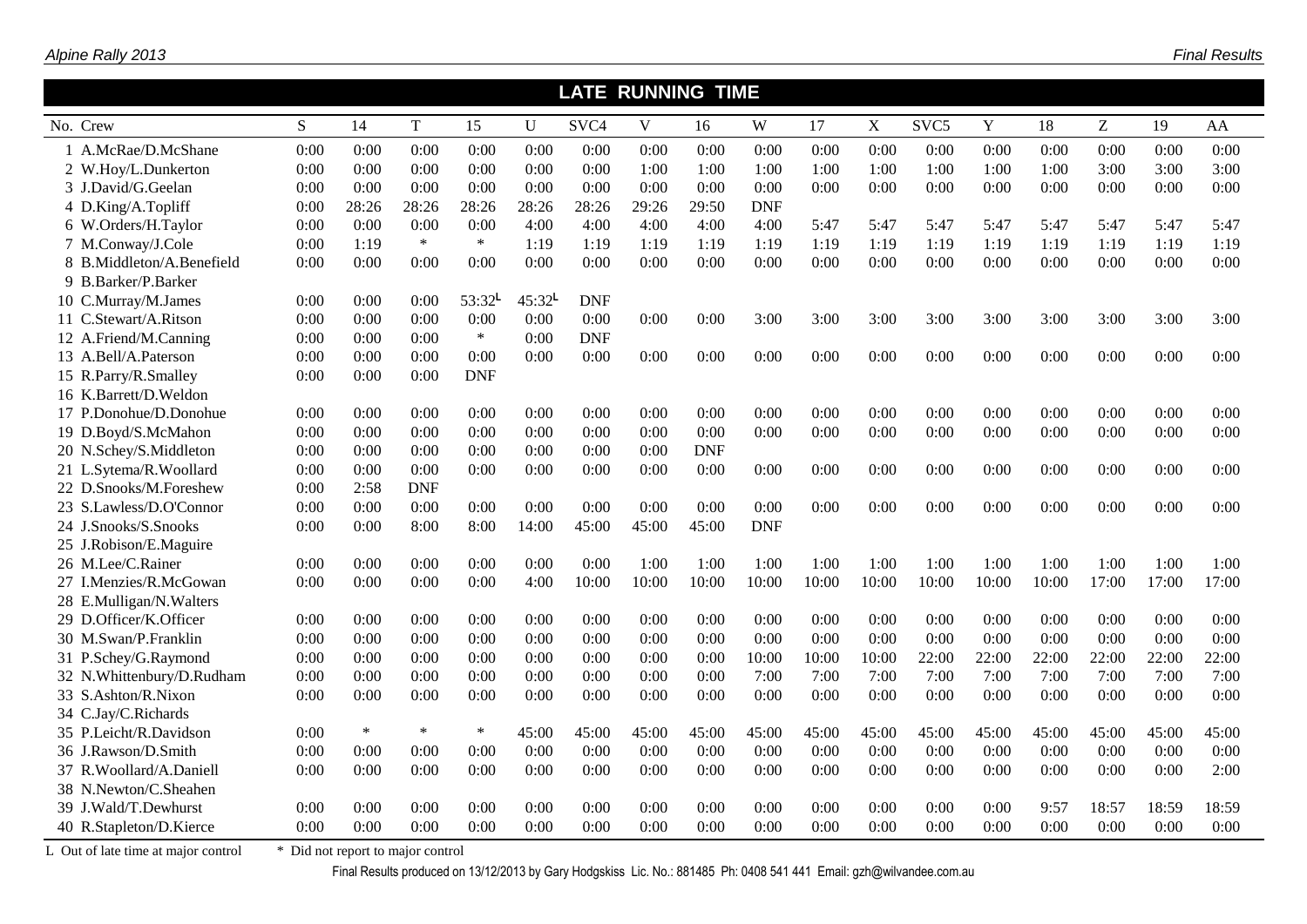## LATE RUNNING TIME

| No. | Crew | S | 14 | T | 15 | U | SVC4 | V | 16 | W | 17 | X | SVC5 | Y | 18 | Z | 19 | AA |
|---|---|---|---|---|---|---|---|---|---|---|---|---|---|---|---|---|---|---|
| 1 | A.McRae/D.McShane | 0:00 | 0:00 | 0:00 | 0:00 | 0:00 | 0:00 | 0:00 | 0:00 | 0:00 | 0:00 | 0:00 | 0:00 | 0:00 | 0:00 | 0:00 | 0:00 | 0:00 |
| 2 | W.Hoy/L.Dunkerton | 0:00 | 0:00 | 0:00 | 0:00 | 0:00 | 0:00 | 1:00 | 1:00 | 1:00 | 1:00 | 1:00 | 1:00 | 1:00 | 1:00 | 3:00 | 3:00 | 3:00 |
| 3 | J.David/G.Geelan | 0:00 | 0:00 | 0:00 | 0:00 | 0:00 | 0:00 | 0:00 | 0:00 | 0:00 | 0:00 | 0:00 | 0:00 | 0:00 | 0:00 | 0:00 | 0:00 | 0:00 |
| 4 | D.King/A.Topliff | 0:00 | 28:26 | 28:26 | 28:26 | 28:26 | 28:26 | 29:26 | 29:50 | DNF | 5:47 | 5:47 | 5:47 | 5:47 | 5:47 | 5:47 | 5:47 | 5:47 |
| 6 | W.Orders/H.Taylor | 0:00 | 0:00 | 0:00 | 0:00 | 4:00 | 4:00 | 4:00 | 4:00 | 4:00 | | | | | | | | |
| 7 | M.Conway/J.Cole | 0:00 | 1:19 | * | * | 1:19 | 1:19 | 1:19 | 1:19 | 1:19 | 1:19 | 1:19 | 1:19 | 1:19 | 1:19 | 1:19 | 1:19 | 1:19 |
| 8 | B.Middleton/A.Benefield | 0:00 | 0:00 | 0:00 | 0:00 | 0:00 | 0:00 | 0:00 | 0:00 | 0:00 | 0:00 | 0:00 | 0:00 | 0:00 | 0:00 | 0:00 | 0:00 | 0:00 |
| 9 | B.Barker/P.Barker | | | | | | | | | | | | | | | | | |
| 10 | C.Murray/M.James | 0:00 | 0:00 | 0:00 | 53:32 L | 45:32 L | DNF | | | | | | | | | | | |
| 11 | C.Stewart/A.Ritson | 0:00 | 0:00 | 0:00 | 0:00 | 0:00 | 0:00 | 0:00 | 0:00 | 3:00 | 3:00 | 3:00 | 3:00 | 3:00 | 3:00 | 3:00 | 3:00 | 3:00 |
| 12 | A.Friend/M.Canning | 0:00 | 0:00 | 0:00 | * | 0:00 | DNF | | | | | | | | | | | |
| 13 | A.Bell/A.Paterson | 0:00 | 0:00 | 0:00 | 0:00 | 0:00 | 0:00 | 0:00 | 0:00 | 0:00 | 0:00 | 0:00 | 0:00 | 0:00 | 0:00 | 0:00 | 0:00 | 0:00 |
| 15 | R.Parry/R.Smalley | 0:00 | 0:00 | 0:00 | DNF | | | | | | | | | | | | | |
| 16 | K.Barrett/D.Weldon | | | | | | | | | | | | | | | | | |
| 17 | P.Donohue/D.Donohue | 0:00 | 0:00 | 0:00 | 0:00 | 0:00 | 0:00 | 0:00 | 0:00 | 0:00 | 0:00 | 0:00 | 0:00 | 0:00 | 0:00 | 0:00 | 0:00 | 0:00 |
| 19 | D.Boyd/S.McMahon | 0:00 | 0:00 | 0:00 | 0:00 | 0:00 | 0:00 | 0:00 | 0:00 | 0:00 | 0:00 | 0:00 | 0:00 | 0:00 | 0:00 | 0:00 | 0:00 | 0:00 |
| 20 | N.Schey/S.Middleton | 0:00 | 0:00 | 0:00 | 0:00 | 0:00 | 0:00 | 0:00 | DNF | | | | | | | | | |
| 21 | L.Sytema/R.Woollard | 0:00 | 0:00 | 0:00 | 0:00 | 0:00 | 0:00 | 0:00 | 0:00 | 0:00 | 0:00 | 0:00 | 0:00 | 0:00 | 0:00 | 0:00 | 0:00 | 0:00 |
| 22 | D.Snooks/M.Foreshew | 0:00 | 2:58 | DNF | | | | | | | | | | | | | | |
| 23 | S.Lawless/D.O'Connor | 0:00 | 0:00 | 0:00 | 0:00 | 0:00 | 0:00 | 0:00 | 0:00 | 0:00 | 0:00 | 0:00 | 0:00 | 0:00 | 0:00 | 0:00 | 0:00 | 0:00 |
| 24 | J.Snooks/S.Snooks | 0:00 | 0:00 | 8:00 | 8:00 | 14:00 | 45:00 | 45:00 | 45:00 | DNF | | | | | | | | |
| 25 | J.Robison/E.Maguire | | | | | | | | | | | | | | | | | |
| 26 | M.Lee/C.Rainer | 0:00 | 0:00 | 0:00 | 0:00 | 0:00 | 0:00 | 1:00 | 1:00 | 1:00 | 1:00 | 1:00 | 1:00 | 1:00 | 1:00 | 1:00 | 1:00 | 1:00 |
| 27 | I.Menzies/R.McGowan | 0:00 | 0:00 | 0:00 | 0:00 | 4:00 | 10:00 | 10:00 | 10:00 | 10:00 | 10:00 | 10:00 | 10:00 | 10:00 | 10:00 | 17:00 | 17:00 | 17:00 |
| 28 | E.Mulligan/N.Walters | | | | | | | | | | | | | | | | | |
| 29 | D.Officer/K.Officer | 0:00 | 0:00 | 0:00 | 0:00 | 0:00 | 0:00 | 0:00 | 0:00 | 0:00 | 0:00 | 0:00 | 0:00 | 0:00 | 0:00 | 0:00 | 0:00 | 0:00 |
| 30 | M.Swan/P.Franklin | 0:00 | 0:00 | 0:00 | 0:00 | 0:00 | 0:00 | 0:00 | 0:00 | 0:00 | 0:00 | 0:00 | 0:00 | 0:00 | 0:00 | 0:00 | 0:00 | 0:00 |
| 31 | P.Schey/G.Raymond | 0:00 | 0:00 | 0:00 | 0:00 | 0:00 | 0:00 | 0:00 | 0:00 | 10:00 | 10:00 | 10:00 | 22:00 | 22:00 | 22:00 | 22:00 | 22:00 | 22:00 |
| 32 | N.Whittenbury/D.Rudham | 0:00 | 0:00 | 0:00 | 0:00 | 0:00 | 0:00 | 0:00 | 0:00 | 7:00 | 7:00 | 7:00 | 7:00 | 7:00 | 7:00 | 7:00 | 7:00 | 7:00 |
| 33 | S.Ashton/R.Nixon | 0:00 | 0:00 | 0:00 | 0:00 | 0:00 | 0:00 | 0:00 | 0:00 | 0:00 | 0:00 | 0:00 | 0:00 | 0:00 | 0:00 | 0:00 | 0:00 | 0:00 |
| 34 | C.Jay/C.Richards | | | | | | | | | | | | | | | | | |
| 35 | P.Leicht/R.Davidson | 0:00 | * | * | * | 45:00 | 45:00 | 45:00 | 45:00 | 45:00 | 45:00 | 45:00 | 45:00 | 45:00 | 45:00 | 45:00 | 45:00 | 45:00 |
| 36 | J.Rawson/D.Smith | 0:00 | 0:00 | 0:00 | 0:00 | 0:00 | 0:00 | 0:00 | 0:00 | 0:00 | 0:00 | 0:00 | 0:00 | 0:00 | 0:00 | 0:00 | 0:00 | 0:00 |
| 37 | R.Woollard/A.Daniell | 0:00 | 0:00 | 0:00 | 0:00 | 0:00 | 0:00 | 0:00 | 0:00 | 0:00 | 0:00 | 0:00 | 0:00 | 0:00 | 0:00 | 0:00 | 0:00 | 2:00 |
| 38 | N.Newton/C.Sheahen | | | | | | | | | | | | | | | | | |
| 39 | J.Wald/T.Dewhurst | 0:00 | 0:00 | 0:00 | 0:00 | 0:00 | 0:00 | 0:00 | 0:00 | 0:00 | 0:00 | 0:00 | 0:00 | 0:00 | 9:57 | 18:57 | 18:59 | 18:59 |
| 40 | R.Stapleton/D.Kierce | 0:00 | 0:00 | 0:00 | 0:00 | 0:00 | 0:00 | 0:00 | 0:00 | 0:00 | 0:00 | 0:00 | 0:00 | 0:00 | 0:00 | 0:00 | 0:00 | 0:00 |

L Out of late time at major control &nbsp;&nbsp;&nbsp; * Did not report to major control

Final Results produced on 13/12/2013 by Gary Hodgskiss Lic. No.: 881485 Ph: 0408 541 441 Email: gzh@wilvandee.com.au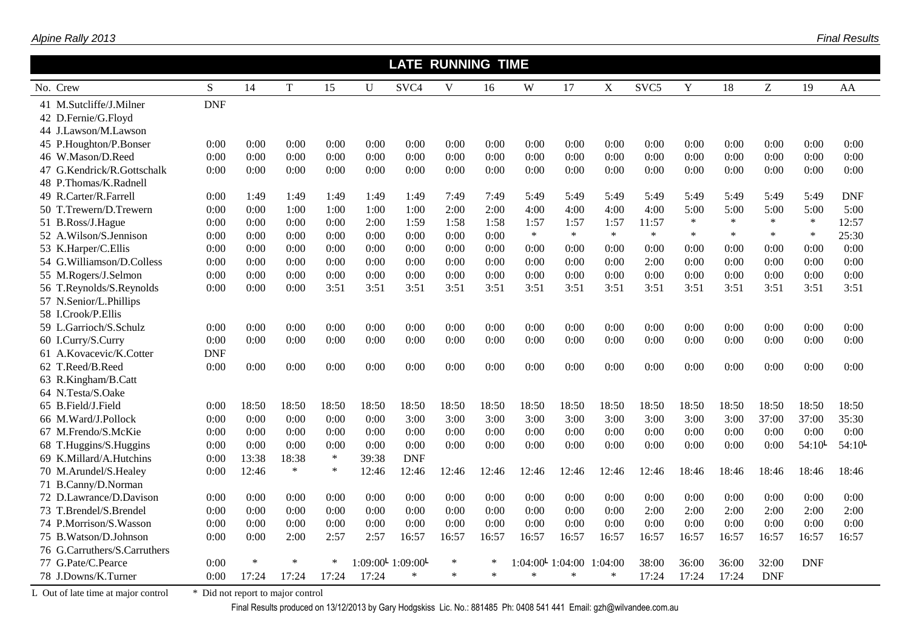## LATE RUNNING TIME

| No. | Crew | S | 14 | T | 15 | U | SVC4 | V | 16 | W | 17 | X | SVC5 | Y | 18 | Z | 19 | AA |
|---|---|---|---|---|---|---|---|---|---|---|---|---|---|---|---|---|---|---|
| 41 | M.Sutcliffe/J.Milner | DNF | | | | | | | | | | | | | | | | |
| 42 | D.Fernie/G.Floyd | | | | | | | | | | | | | | | | | |
| 44 | J.Lawson/M.Lawson | | | | | | | | | | | | | | | | | |
| 45 | P.Houghton/P.Bonser | 0:00 | 0:00 | 0:00 | 0:00 | 0:00 | 0:00 | 0:00 | 0:00 | 0:00 | 0:00 | 0:00 | 0:00 | 0:00 | 0:00 | 0:00 | 0:00 | 0:00 |
| 46 | W.Mason/D.Reed | 0:00 | 0:00 | 0:00 | 0:00 | 0:00 | 0:00 | 0:00 | 0:00 | 0:00 | 0:00 | 0:00 | 0:00 | 0:00 | 0:00 | 0:00 | 0:00 | 0:00 |
| 47 | G.Kendrick/R.Gottschalk | 0:00 | 0:00 | 0:00 | 0:00 | 0:00 | 0:00 | 0:00 | 0:00 | 0:00 | 0:00 | 0:00 | 0:00 | 0:00 | 0:00 | 0:00 | 0:00 | 0:00 |
| 48 | P.Thomas/K.Radnell | | | | | | | | | | | | | | | | | |
| 49 | R.Carter/R.Farrell | 0:00 | 1:49 | 1:49 | 1:49 | 1:49 | 1:49 | 7:49 | 7:49 | 5:49 | 5:49 | 5:49 | 5:49 | 5:49 | 5:49 | 5:49 | 5:49 | DNF |
| 50 | T.Trewern/D.Trewern | 0:00 | 0:00 | 1:00 | 1:00 | 1:00 | 1:00 | 2:00 | 2:00 | 4:00 | 4:00 | 4:00 | 4:00 | 5:00 | 5:00 | 5:00 | 5:00 | 5:00 |
| 51 | B.Ross/J.Hague | 0:00 | 0:00 | 0:00 | 0:00 | 2:00 | 1:59 | 1:58 | 1:58 | 1:57 | 1:57 | 1:57 | 11:57 | * | * | * | * | 12:57 |
| 52 | A.Wilson/S.Jennison | 0:00 | 0:00 | 0:00 | 0:00 | 0:00 | 0:00 | 0:00 | 0:00 | * | * | * | * | * | * | * | * | 25:30 |
| 53 | K.Harper/C.Ellis | 0:00 | 0:00 | 0:00 | 0:00 | 0:00 | 0:00 | 0:00 | 0:00 | 0:00 | 0:00 | 0:00 | 0:00 | 0:00 | 0:00 | 0:00 | 0:00 | 0:00 |
| 54 | G.Williamson/D.Colless | 0:00 | 0:00 | 0:00 | 0:00 | 0:00 | 0:00 | 0:00 | 0:00 | 0:00 | 0:00 | 0:00 | 2:00 | 0:00 | 0:00 | 0:00 | 0:00 | 0:00 |
| 55 | M.Rogers/J.Selmon | 0:00 | 0:00 | 0:00 | 0:00 | 0:00 | 0:00 | 0:00 | 0:00 | 0:00 | 0:00 | 0:00 | 0:00 | 0:00 | 0:00 | 0:00 | 0:00 | 0:00 |
| 56 | T.Reynolds/S.Reynolds | 0:00 | 0:00 | 0:00 | 3:51 | 3:51 | 3:51 | 3:51 | 3:51 | 3:51 | 3:51 | 3:51 | 3:51 | 3:51 | 3:51 | 3:51 | 3:51 | 3:51 |
| 57 | N.Senior/L.Phillips | | | | | | | | | | | | | | | | | |
| 58 | I.Crook/P.Ellis | | | | | | | | | | | | | | | | | |
| 59 | L.Garrioch/S.Schulz | 0:00 | 0:00 | 0:00 | 0:00 | 0:00 | 0:00 | 0:00 | 0:00 | 0:00 | 0:00 | 0:00 | 0:00 | 0:00 | 0:00 | 0:00 | 0:00 | 0:00 |
| 60 | I.Curry/S.Curry | 0:00 | 0:00 | 0:00 | 0:00 | 0:00 | 0:00 | 0:00 | 0:00 | 0:00 | 0:00 | 0:00 | 0:00 | 0:00 | 0:00 | 0:00 | 0:00 | 0:00 |
| 61 | A.Kovacevic/K.Cotter | DNF | | | | | | | | | | | | | | | | |
| 62 | T.Reed/B.Reed | 0:00 | 0:00 | 0:00 | 0:00 | 0:00 | 0:00 | 0:00 | 0:00 | 0:00 | 0:00 | 0:00 | 0:00 | 0:00 | 0:00 | 0:00 | 0:00 | 0:00 |
| 63 | R.Kingham/B.Catt | | | | | | | | | | | | | | | | | |
| 64 | N.Testa/S.Oake | | | | | | | | | | | | | | | | | |
| 65 | B.Field/J.Field | 0:00 | 18:50 | 18:50 | 18:50 | 18:50 | 18:50 | 18:50 | 18:50 | 18:50 | 18:50 | 18:50 | 18:50 | 18:50 | 18:50 | 18:50 | 18:50 | 18:50 |
| 66 | M.Ward/J.Pollock | 0:00 | 0:00 | 0:00 | 0:00 | 0:00 | 3:00 | 3:00 | 3:00 | 3:00 | 3:00 | 3:00 | 3:00 | 3:00 | 3:00 | 37:00 | 37:00 | 35:30 |
| 67 | M.Frendo/S.McKie | 0:00 | 0:00 | 0:00 | 0:00 | 0:00 | 0:00 | 0:00 | 0:00 | 0:00 | 0:00 | 0:00 | 0:00 | 0:00 | 0:00 | 0:00 | 0:00 | 0:00 |
| 68 | T.Huggins/S.Huggins | 0:00 | 0:00 | 0:00 | 0:00 | 0:00 | 0:00 | 0:00 | 0:00 | 0:00 | 0:00 | 0:00 | 0:00 | 0:00 | 0:00 | 0:00 | 54:10L | 54:10L |
| 69 | K.Millard/A.Hutchins | 0:00 | 13:38 | 18:38 | * | 39:38 | DNF | | | | | | | | | | | |
| 70 | M.Arundel/S.Healey | 0:00 | 12:46 | * | * | 12:46 | 12:46 | 12:46 | 12:46 | 12:46 | 12:46 | 12:46 | 12:46 | 18:46 | 18:46 | 18:46 | 18:46 | 18:46 |
| 71 | B.Canny/D.Norman | | | | | | | | | | | | | | | | | |
| 72 | D.Lawrance/D.Davison | 0:00 | 0:00 | 0:00 | 0:00 | 0:00 | 0:00 | 0:00 | 0:00 | 0:00 | 0:00 | 0:00 | 0:00 | 0:00 | 0:00 | 0:00 | 0:00 | 0:00 |
| 73 | T.Brendel/S.Brendel | 0:00 | 0:00 | 0:00 | 0:00 | 0:00 | 0:00 | 0:00 | 0:00 | 0:00 | 0:00 | 0:00 | 2:00 | 2:00 | 2:00 | 2:00 | 2:00 | 2:00 |
| 74 | P.Morrison/S.Wasson | 0:00 | 0:00 | 0:00 | 0:00 | 0:00 | 0:00 | 0:00 | 0:00 | 0:00 | 0:00 | 0:00 | 0:00 | 0:00 | 0:00 | 0:00 | 0:00 | 0:00 |
| 75 | B.Watson/D.Johnson | 0:00 | 0:00 | 2:00 | 2:57 | 2:57 | 16:57 | 16:57 | 16:57 | 16:57 | 16:57 | 16:57 | 16:57 | 16:57 | 16:57 | 16:57 | 16:57 | 16:57 |
| 76 | G.Carruthers/S.Carruthers | | | | | | | | | | | | | | | | | |
| 77 | G.Pate/C.Pearce | 0:00 | * | * | * | 1:09:00L | 1:09:00L | * | * | 1:04:00L | 1:04:00 | 1:04:00 | 38:00 | 36:00 | 36:00 | 32:00 | DNF | |
| 78 | J.Downs/K.Turner | 0:00 | 17:24 | 17:24 | 17:24 | 17:24 | * | * | * | * | * | * | 17:24 | 17:24 | 17:24 | DNF | | |

L Out of late time at major control    * Did not report to major control

Final Results produced on 13/12/2013 by Gary Hodgskiss Lic. No.: 881485 Ph: 0408 541 441 Email: gzh@wilvandee.com.au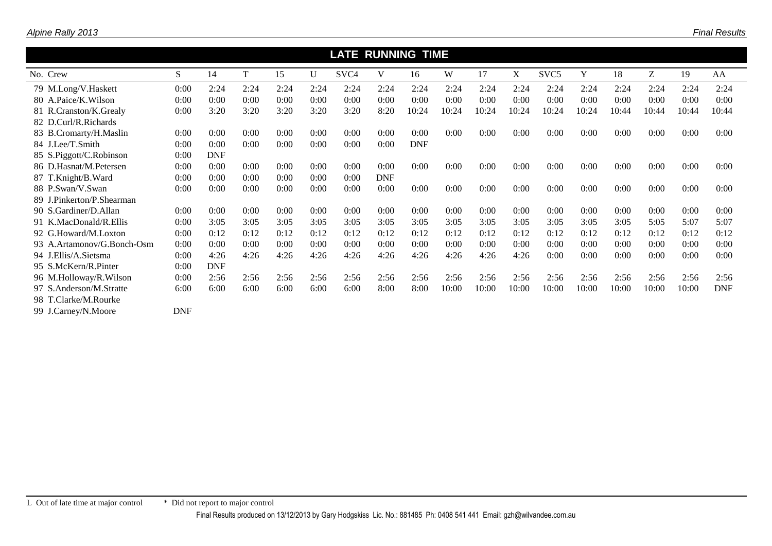## LATE RUNNING TIME

| No. | Crew | S | 14 | T | 15 | U | SVC4 | V | 16 | W | 17 | X | SVC5 | Y | 18 | Z | 19 | AA |
|---|---|---|---|---|---|---|---|---|---|---|---|---|---|---|---|---|---|---|
| 79 | M.Long/V.Haskett | 0:00 | 2:24 | 2:24 | 2:24 | 2:24 | 2:24 | 2:24 | 2:24 | 2:24 | 2:24 | 2:24 | 2:24 | 2:24 | 2:24 | 2:24 | 2:24 | 2:24 |
| 80 | A.Paice/K.Wilson | 0:00 | 0:00 | 0:00 | 0:00 | 0:00 | 0:00 | 0:00 | 0:00 | 0:00 | 0:00 | 0:00 | 0:00 | 0:00 | 0:00 | 0:00 | 0:00 | 0:00 |
| 81 | R.Cranston/K.Grealy | 0:00 | 3:20 | 3:20 | 3:20 | 3:20 | 3:20 | 8:20 | 10:24 | 10:24 | 10:24 | 10:24 | 10:24 | 10:24 | 10:44 | 10:44 | 10:44 | 10:44 |
| 82 | D.Curl/R.Richards | | | | | | | | | | | | | | | | | |
| 83 | B.Cromarty/H.Maslin | 0:00 | 0:00 | 0:00 | 0:00 | 0:00 | 0:00 | 0:00 | 0:00 | 0:00 | 0:00 | 0:00 | 0:00 | 0:00 | 0:00 | 0:00 | 0:00 | 0:00 |
| 84 | J.Lee/T.Smith | 0:00 | 0:00 | 0:00 | 0:00 | 0:00 | 0:00 | 0:00 | DNF | | | | | | | | | |
| 85 | S.Piggott/C.Robinson | 0:00 | DNF | | | | | | | | | | | | | | | |
| 86 | D.Hasnat/M.Petersen | 0:00 | 0:00 | 0:00 | 0:00 | 0:00 | 0:00 | 0:00 | 0:00 | 0:00 | 0:00 | 0:00 | 0:00 | 0:00 | 0:00 | 0:00 | 0:00 | 0:00 |
| 87 | T.Knight/B.Ward | 0:00 | 0:00 | 0:00 | 0:00 | 0:00 | 0:00 | DNF | | | | | | | | | | |
| 88 | P.Swan/V.Swan | 0:00 | 0:00 | 0:00 | 0:00 | 0:00 | 0:00 | 0:00 | 0:00 | 0:00 | 0:00 | 0:00 | 0:00 | 0:00 | 0:00 | 0:00 | 0:00 | 0:00 |
| 89 | J.Pinkerton/P.Shearman | | | | | | | | | | | | | | | | | |
| 90 | S.Gardiner/D.Allan | 0:00 | 0:00 | 0:00 | 0:00 | 0:00 | 0:00 | 0:00 | 0:00 | 0:00 | 0:00 | 0:00 | 0:00 | 0:00 | 0:00 | 0:00 | 0:00 | 0:00 |
| 91 | K.MacDonald/R.Ellis | 0:00 | 3:05 | 3:05 | 3:05 | 3:05 | 3:05 | 3:05 | 3:05 | 3:05 | 3:05 | 3:05 | 3:05 | 3:05 | 3:05 | 5:05 | 5:07 | 5:07 |
| 92 | G.Howard/M.Loxton | 0:00 | 0:12 | 0:12 | 0:12 | 0:12 | 0:12 | 0:12 | 0:12 | 0:12 | 0:12 | 0:12 | 0:12 | 0:12 | 0:12 | 0:12 | 0:12 | 0:12 |
| 93 | A.Artamonov/G.Bonch-Osm | 0:00 | 0:00 | 0:00 | 0:00 | 0:00 | 0:00 | 0:00 | 0:00 | 0:00 | 0:00 | 0:00 | 0:00 | 0:00 | 0:00 | 0:00 | 0:00 | 0:00 |
| 94 | J.Ellis/A.Sietsma | 0:00 | 4:26 | 4:26 | 4:26 | 4:26 | 4:26 | 4:26 | 4:26 | 4:26 | 4:26 | 4:26 | 0:00 | 0:00 | 0:00 | 0:00 | 0:00 | 0:00 |
| 95 | S.McKern/R.Pinter | 0:00 | DNF | | | | | | | | | | | | | | | |
| 96 | M.Holloway/R.Wilson | 0:00 | 2:56 | 2:56 | 2:56 | 2:56 | 2:56 | 2:56 | 2:56 | 2:56 | 2:56 | 2:56 | 2:56 | 2:56 | 2:56 | 2:56 | 2:56 | 2:56 |
| 97 | S.Anderson/M.Stratte | 6:00 | 6:00 | 6:00 | 6:00 | 6:00 | 6:00 | 8:00 | 8:00 | 10:00 | 10:00 | 10:00 | 10:00 | 10:00 | 10:00 | 10:00 | 10:00 | DNF |
| 98 | T.Clarke/M.Rourke | | | | | | | | | | | | | | | | | |
| 99 | J.Carney/N.Moore | DNF | | | | | | | | | | | | | | | | |

L Out of late time at major control * Did not report to major control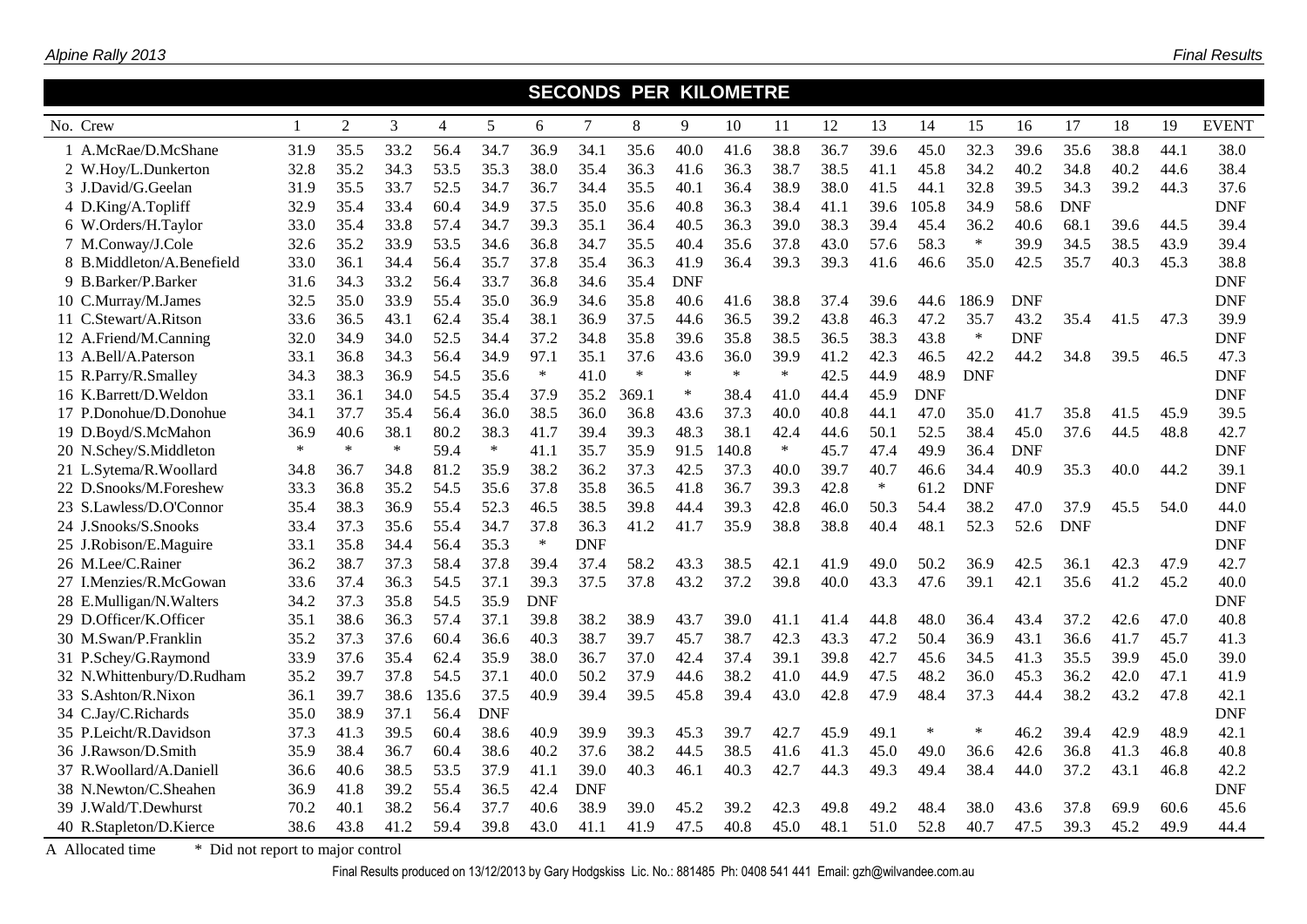## SECONDS PER KILOMETRE

| No. | Crew | 1 | 2 | 3 | 4 | 5 | 6 | 7 | 8 | 9 | 10 | 11 | 12 | 13 | 14 | 15 | 16 | 17 | 18 | 19 | EVENT |
|---|---|---|---|---|---|---|---|---|---|---|---|---|---|---|---|---|---|---|---|---|---|
| 1 | A.McRae/D.McShane | 31.9 | 35.5 | 33.2 | 56.4 | 34.7 | 36.9 | 34.1 | 35.6 | 40.0 | 41.6 | 38.8 | 36.7 | 39.6 | 45.0 | 32.3 | 39.6 | 35.6 | 38.8 | 44.1 | 38.0 |
| 2 | W.Hoy/L.Dunkerton | 32.8 | 35.2 | 34.3 | 53.5 | 35.3 | 38.0 | 35.4 | 36.3 | 41.6 | 36.3 | 38.7 | 38.5 | 41.1 | 45.8 | 34.2 | 40.2 | 34.8 | 40.2 | 44.6 | 38.4 |
| 3 | J.David/G.Geelan | 31.9 | 35.5 | 33.7 | 52.5 | 34.7 | 36.7 | 34.4 | 35.5 | 40.1 | 36.4 | 38.9 | 38.0 | 41.5 | 44.1 | 32.8 | 39.5 | 34.3 | 39.2 | 44.3 | 37.6 |
| 4 | D.King/A.Topliff | 32.9 | 35.4 | 33.4 | 60.4 | 34.9 | 37.5 | 35.0 | 35.6 | 40.8 | 36.3 | 38.4 | 41.1 | 39.6 | 105.8 | 34.9 | 58.6 | DNF | | | DNF |
| 6 | W.Orders/H.Taylor | 33.0 | 35.4 | 33.8 | 57.4 | 34.7 | 39.3 | 35.1 | 36.4 | 40.5 | 36.3 | 39.0 | 38.3 | 39.4 | 45.4 | 36.2 | 40.6 | 68.1 | 39.6 | 44.5 | 39.4 |
| 7 | M.Conway/J.Cole | 32.6 | 35.2 | 33.9 | 53.5 | 34.6 | 36.8 | 34.7 | 35.5 | 40.4 | 35.6 | 37.8 | 43.0 | 57.6 | 58.3 | * | 39.9 | 34.5 | 38.5 | 43.9 | 39.4 |
| 8 | B.Middleton/A.Benefield | 33.0 | 36.1 | 34.4 | 56.4 | 35.7 | 37.8 | 35.4 | 36.3 | 41.9 | 36.4 | 39.3 | 39.3 | 41.6 | 46.6 | 35.0 | 42.5 | 35.7 | 40.3 | 45.3 | 38.8 |
| 9 | B.Barker/P.Barker | 31.6 | 34.3 | 33.2 | 56.4 | 33.7 | 36.8 | 34.6 | 35.4 | DNF | | | | | | | | | | | DNF |
| 10 | C.Murray/M.James | 32.5 | 35.0 | 33.9 | 55.4 | 35.0 | 36.9 | 34.6 | 35.8 | 40.6 | 41.6 | 38.8 | 37.4 | 39.6 | 44.6 | 186.9 | DNF | | | | DNF |
| 11 | C.Stewart/A.Ritson | 33.6 | 36.5 | 43.1 | 62.4 | 35.4 | 38.1 | 36.9 | 37.5 | 44.6 | 36.5 | 39.2 | 43.8 | 46.3 | 47.2 | 35.7 | 43.2 | 35.4 | 41.5 | 47.3 | 39.9 |
| 12 | A.Friend/M.Canning | 32.0 | 34.9 | 34.0 | 52.5 | 34.4 | 37.2 | 34.8 | 35.8 | 39.6 | 35.8 | 38.5 | 36.5 | 38.3 | 43.8 | * | DNF | | | | DNF |
| 13 | A.Bell/A.Paterson | 33.1 | 36.8 | 34.3 | 56.4 | 34.9 | 97.1 | 35.1 | 37.6 | 43.6 | 36.0 | 39.9 | 41.2 | 42.3 | 46.5 | 42.2 | 44.2 | 34.8 | 39.5 | 46.5 | 47.3 |
| 15 | R.Parry/R.Smalley | 34.3 | 38.3 | 36.9 | 54.5 | 35.6 | * | 41.0 | * | * | * | * | 42.5 | 44.9 | 48.9 | DNF | | | | | DNF |
| 16 | K.Barrett/D.Weldon | 33.1 | 36.1 | 34.0 | 54.5 | 35.4 | 37.9 | 35.2 | 369.1 | * | 38.4 | 41.0 | 44.4 | 45.9 | DNF | | | | | | DNF |
| 17 | P.Donohue/D.Donohue | 34.1 | 37.7 | 35.4 | 56.4 | 36.0 | 38.5 | 36.0 | 36.8 | 43.6 | 37.3 | 40.0 | 40.8 | 44.1 | 47.0 | 35.0 | 41.7 | 35.8 | 41.5 | 45.9 | 39.5 |
| 19 | D.Boyd/S.McMahon | 36.9 | 40.6 | 38.1 | 80.2 | 38.3 | 41.7 | 39.4 | 39.3 | 48.3 | 38.1 | 42.4 | 44.6 | 50.1 | 52.5 | 38.4 | 45.0 | 37.6 | 44.5 | 48.8 | 42.7 |
| 20 | N.Schey/S.Middleton | * | * | * | 59.4 | * | 41.1 | 35.7 | 35.9 | 91.5 | 140.8 | * | 45.7 | 47.4 | 49.9 | 36.4 | DNF | | | | DNF |
| 21 | L.Sytema/R.Woollard | 34.8 | 36.7 | 34.8 | 81.2 | 35.9 | 38.2 | 36.2 | 37.3 | 42.5 | 37.3 | 40.0 | 39.7 | 40.7 | 46.6 | 34.4 | 40.9 | 35.3 | 40.0 | 44.2 | 39.1 |
| 22 | D.Snooks/M.Foreshew | 33.3 | 36.8 | 35.2 | 54.5 | 35.6 | 37.8 | 35.8 | 36.5 | 41.8 | 36.7 | 39.3 | 42.8 | * | 61.2 | DNF | | | | | DNF |
| 23 | S.Lawless/D.O'Connor | 35.4 | 38.3 | 36.9 | 55.4 | 52.3 | 46.5 | 38.5 | 39.8 | 44.4 | 39.3 | 42.8 | 46.0 | 50.3 | 54.4 | 38.2 | 47.0 | 37.9 | 45.5 | 54.0 | 44.0 |
| 24 | J.Snooks/S.Snooks | 33.4 | 37.3 | 35.6 | 55.4 | 34.7 | 37.8 | 36.3 | 41.2 | 41.7 | 35.9 | 38.8 | 38.8 | 40.4 | 48.1 | 52.3 | 52.6 | DNF | | | DNF |
| 25 | J.Robison/E.Maguire | 33.1 | 35.8 | 34.4 | 56.4 | 35.3 | * | DNF | | | | | | | | | | | | | DNF |
| 26 | M.Lee/C.Rainer | 36.2 | 38.7 | 37.3 | 58.4 | 37.8 | 39.4 | 37.4 | 58.2 | 43.3 | 38.5 | 42.1 | 41.9 | 49.0 | 50.2 | 36.9 | 42.5 | 36.1 | 42.3 | 47.9 | 42.7 |
| 27 | I.Menzies/R.McGowan | 33.6 | 37.4 | 36.3 | 54.5 | 37.1 | 39.3 | 37.5 | 37.8 | 43.2 | 37.2 | 39.8 | 40.0 | 43.3 | 47.6 | 39.1 | 42.1 | 35.6 | 41.2 | 45.2 | 40.0 |
| 28 | E.Mulligan/N.Walters | 34.2 | 37.3 | 35.8 | 54.5 | 35.9 | DNF | | | | | | | | | | | | | | DNF |
| 29 | D.Officer/K.Officer | 35.1 | 38.6 | 36.3 | 57.4 | 37.1 | 39.8 | 38.2 | 38.9 | 43.7 | 39.0 | 41.1 | 41.4 | 44.8 | 48.0 | 36.4 | 43.4 | 37.2 | 42.6 | 47.0 | 40.8 |
| 30 | M.Swan/P.Franklin | 35.2 | 37.3 | 37.6 | 60.4 | 36.6 | 40.3 | 38.7 | 39.7 | 45.7 | 38.7 | 42.3 | 43.3 | 47.2 | 50.4 | 36.9 | 43.1 | 36.6 | 41.7 | 45.7 | 41.3 |
| 31 | P.Schey/G.Raymond | 33.9 | 37.6 | 35.4 | 62.4 | 35.9 | 38.0 | 36.7 | 37.0 | 42.4 | 37.4 | 39.1 | 39.8 | 42.7 | 45.6 | 34.5 | 41.3 | 35.5 | 39.9 | 45.0 | 39.0 |
| 32 | N.Whittenbury/D.Rudham | 35.2 | 39.7 | 37.8 | 54.5 | 37.1 | 40.0 | 50.2 | 37.9 | 44.6 | 38.2 | 41.0 | 44.9 | 47.5 | 48.2 | 36.0 | 45.3 | 36.2 | 42.0 | 47.1 | 41.9 |
| 33 | S.Ashton/R.Nixon | 36.1 | 39.7 | 38.6 | 135.6 | 37.5 | 40.9 | 39.4 | 39.5 | 45.8 | 39.4 | 43.0 | 42.8 | 47.9 | 48.4 | 37.3 | 44.4 | 38.2 | 43.2 | 47.8 | 42.1 |
| 34 | C.Jay/C.Richards | 35.0 | 38.9 | 37.1 | 56.4 | DNF | | | | | | | | | | | | | | | DNF |
| 35 | P.Leicht/R.Davidson | 37.3 | 41.3 | 39.5 | 60.4 | 38.6 | 40.9 | 39.9 | 39.3 | 45.3 | 39.7 | 42.7 | 45.9 | 49.1 | * | * | 46.2 | 39.4 | 42.9 | 48.9 | 42.1 |
| 36 | J.Rawson/D.Smith | 35.9 | 38.4 | 36.7 | 60.4 | 38.6 | 40.2 | 37.6 | 38.2 | 44.5 | 38.5 | 41.6 | 41.3 | 45.0 | 49.0 | 36.6 | 42.6 | 36.8 | 41.3 | 46.8 | 40.8 |
| 37 | R.Woollard/A.Daniell | 36.6 | 40.6 | 38.5 | 53.5 | 37.9 | 41.1 | 39.0 | 40.3 | 46.1 | 40.3 | 42.7 | 44.3 | 49.3 | 49.4 | 38.4 | 44.0 | 37.2 | 43.1 | 46.8 | 42.2 |
| 38 | N.Newton/C.Sheahen | 36.9 | 41.8 | 39.2 | 55.4 | 36.5 | 42.4 | DNF | | | | | | | | | | | | | DNF |
| 39 | J.Wald/T.Dewhurst | 70.2 | 40.1 | 38.2 | 56.4 | 37.7 | 40.6 | 38.9 | 39.0 | 45.2 | 39.2 | 42.3 | 49.8 | 49.2 | 48.4 | 38.0 | 43.6 | 37.8 | 69.9 | 60.6 | 45.6 |
| 40 | R.Stapleton/D.Kierce | 38.6 | 43.8 | 41.2 | 59.4 | 39.8 | 43.0 | 41.1 | 41.9 | 47.5 | 40.8 | 45.0 | 48.1 | 51.0 | 52.8 | 40.7 | 47.5 | 39.3 | 45.2 | 49.9 | 44.4 |

A Allocated time * Did not report to major control

Final Results produced on 13/12/2013 by Gary Hodgskiss Lic. No.: 881485 Ph: 0408 541 441 Email: gzh@wilvandee.com.au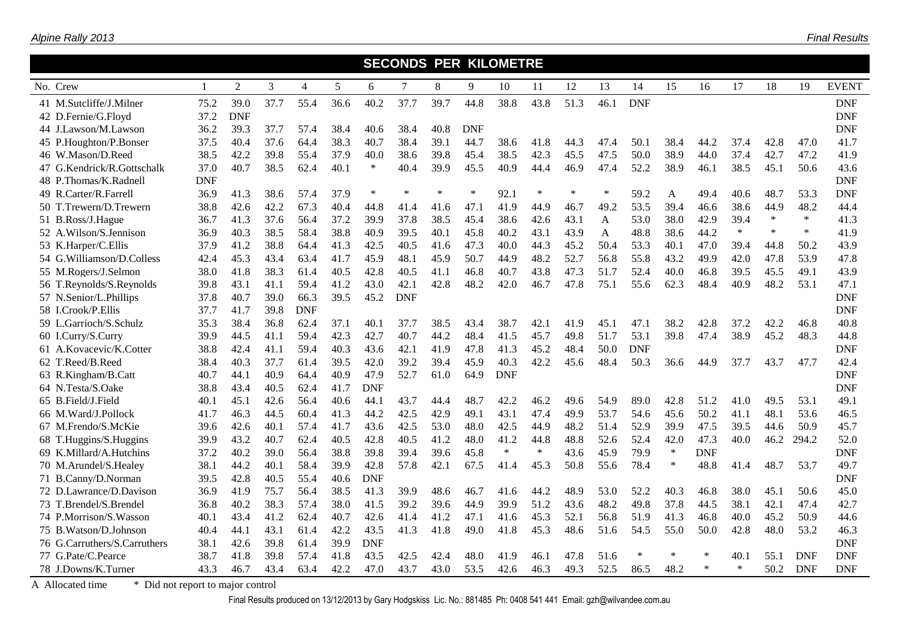## SECONDS PER KILOMETRE

| No. | Crew | 1 | 2 | 3 | 4 | 5 | 6 | 7 | 8 | 9 | 10 | 11 | 12 | 13 | 14 | 15 | 16 | 17 | 18 | 19 | EVENT |
|---|---|---|---|---|---|---|---|---|---|---|---|---|---|---|---|---|---|---|---|---|---|
| 41 | M.Sutcliffe/J.Milner | 75.2 | 39.0 | 37.7 | 55.4 | 36.6 | 40.2 | 37.7 | 39.7 | 44.8 | 38.8 | 43.8 | 51.3 | 46.1 | DNF | | | | | | DNF |
| 42 | D.Fernie/G.Floyd | 37.2 | DNF | | | | | | | | | | | | | | | | | | DNF |
| 44 | J.Lawson/M.Lawson | 36.2 | 39.3 | 37.7 | 57.4 | 38.4 | 40.6 | 38.4 | 40.8 | DNF | | | | | | | | | | | DNF |
| 45 | P.Houghton/P.Bonser | 37.5 | 40.4 | 37.6 | 64.4 | 38.3 | 40.7 | 38.4 | 39.1 | 44.7 | 38.6 | 41.8 | 44.3 | 47.4 | 50.1 | 38.4 | 44.2 | 37.4 | 42.8 | 47.0 | 41.7 |
| 46 | W.Mason/D.Reed | 38.5 | 42.2 | 39.8 | 55.4 | 37.9 | 40.0 | 38.6 | 39.8 | 45.4 | 38.5 | 42.3 | 45.5 | 47.5 | 50.0 | 38.9 | 44.0 | 37.4 | 42.7 | 47.2 | 41.9 |
| 47 | G.Kendrick/R.Gottschalk | 37.0 | 40.7 | 38.5 | 62.4 | 40.1 | * | 40.4 | 39.9 | 45.5 | 40.9 | 44.4 | 46.9 | 47.4 | 52.2 | 38.9 | 46.1 | 38.5 | 45.1 | 50.6 | 43.6 |
| 48 | P.Thomas/K.Radnell | DNF | | | | | | | | | | | | | | | | | | | DNF |
| 49 | R.Carter/R.Farrell | 36.9 | 41.3 | 38.6 | 57.4 | 37.9 | * | * | * | * | 92.1 | * | * | * | 59.2 | A | 49.4 | 40.6 | 48.7 | 53.3 | DNF |
| 50 | T.Trewern/D.Trewern | 38.8 | 42.6 | 42.2 | 67.3 | 40.4 | 44.8 | 41.4 | 41.6 | 47.1 | 41.9 | 44.9 | 46.7 | 49.2 | 53.5 | 39.4 | 46.6 | 38.6 | 44.9 | 48.2 | 44.4 |
| 51 | B.Ross/J.Hague | 36.7 | 41.3 | 37.6 | 56.4 | 37.2 | 39.9 | 37.8 | 38.5 | 45.4 | 38.6 | 42.6 | 43.1 | A | 53.0 | 38.0 | 42.9 | 39.4 | * | * | 41.3 |
| 52 | A.Wilson/S.Jennison | 36.9 | 40.3 | 38.5 | 58.4 | 38.8 | 40.9 | 39.5 | 40.1 | 45.8 | 40.2 | 43.1 | 43.9 | A | 48.8 | 38.6 | 44.2 | * | * | * | 41.9 |
| 53 | K.Harper/C.Ellis | 37.9 | 41.2 | 38.8 | 64.4 | 41.3 | 42.5 | 40.5 | 41.6 | 47.3 | 40.0 | 44.3 | 45.2 | 50.4 | 53.3 | 40.1 | 47.0 | 39.4 | 44.8 | 50.2 | 43.9 |
| 54 | G.Williamson/D.Colless | 42.4 | 45.3 | 43.4 | 63.4 | 41.7 | 45.9 | 48.1 | 45.9 | 50.7 | 44.9 | 48.2 | 52.7 | 56.8 | 55.8 | 43.2 | 49.9 | 42.0 | 47.8 | 53.9 | 47.8 |
| 55 | M.Rogers/J.Selmon | 38.0 | 41.8 | 38.3 | 61.4 | 40.5 | 42.8 | 40.5 | 41.1 | 46.8 | 40.7 | 43.8 | 47.3 | 51.7 | 52.4 | 40.0 | 46.8 | 39.5 | 45.5 | 49.1 | 43.9 |
| 56 | T.Reynolds/S.Reynolds | 39.8 | 43.1 | 41.1 | 59.4 | 41.2 | 43.0 | 42.1 | 42.8 | 48.2 | 42.0 | 46.7 | 47.8 | 75.1 | 55.6 | 62.3 | 48.4 | 40.9 | 48.2 | 53.1 | 47.1 |
| 57 | N.Senior/L.Phillips | 37.8 | 40.7 | 39.0 | 66.3 | 39.5 | 45.2 | DNF | | | | | | | | | | | | | DNF |
| 58 | I.Crook/P.Ellis | 37.7 | 41.7 | 39.8 | DNF | | | | | | | | | | | | | | | | DNF |
| 59 | L.Garrioch/S.Schulz | 35.3 | 38.4 | 36.8 | 62.4 | 37.1 | 40.1 | 37.7 | 38.5 | 43.4 | 38.7 | 42.1 | 41.9 | 45.1 | 47.1 | 38.2 | 42.8 | 37.2 | 42.2 | 46.8 | 40.8 |
| 60 | I.Curry/S.Curry | 39.9 | 44.5 | 41.1 | 59.4 | 42.3 | 42.7 | 40.7 | 44.2 | 48.4 | 41.5 | 45.7 | 49.8 | 51.7 | 53.1 | 39.8 | 47.4 | 38.9 | 45.2 | 48.3 | 44.8 |
| 61 | A.Kovacevic/K.Cotter | 38.8 | 42.4 | 41.1 | 59.4 | 40.3 | 43.6 | 42.1 | 41.9 | 47.8 | 41.3 | 45.2 | 48.4 | 50.0 | DNF | | | | | | DNF |
| 62 | T.Reed/B.Reed | 38.4 | 40.3 | 37.7 | 61.4 | 39.5 | 42.0 | 39.2 | 39.4 | 45.9 | 40.3 | 42.2 | 45.6 | 48.4 | 50.3 | 36.6 | 44.9 | 37.7 | 43.7 | 47.7 | 42.4 |
| 63 | R.Kingham/B.Catt | 40.7 | 44.1 | 40.9 | 64.4 | 40.9 | 47.9 | 52.7 | 61.0 | 64.9 | DNF | | | | | | | | | | DNF |
| 64 | N.Testa/S.Oake | 38.8 | 43.4 | 40.5 | 62.4 | 41.7 | DNF | | | | | | | | | | | | | | DNF |
| 65 | B.Field/J.Field | 40.1 | 45.1 | 42.6 | 56.4 | 40.6 | 44.1 | 43.7 | 44.4 | 48.7 | 42.2 | 46.2 | 49.6 | 54.9 | 89.0 | 42.8 | 51.2 | 41.0 | 49.5 | 53.1 | 49.1 |
| 66 | M.Ward/J.Pollock | 41.7 | 46.3 | 44.5 | 60.4 | 41.3 | 44.2 | 42.5 | 42.9 | 49.1 | 43.1 | 47.4 | 49.9 | 53.7 | 54.6 | 45.6 | 50.2 | 41.1 | 48.1 | 53.6 | 46.5 |
| 67 | M.Frendo/S.McKie | 39.6 | 42.6 | 40.1 | 57.4 | 41.7 | 43.6 | 42.5 | 53.0 | 48.0 | 42.5 | 44.9 | 48.2 | 51.4 | 52.9 | 39.9 | 47.5 | 39.5 | 44.6 | 50.9 | 45.7 |
| 68 | T.Huggins/S.Huggins | 39.9 | 43.2 | 40.7 | 62.4 | 40.5 | 42.8 | 40.5 | 41.2 | 48.0 | 41.2 | 44.8 | 48.8 | 52.6 | 52.4 | 42.0 | 47.3 | 40.0 | 46.2 | 294.2 | 52.0 |
| 69 | K.Millard/A.Hutchins | 37.2 | 40.2 | 39.0 | 56.4 | 38.8 | 39.8 | 39.4 | 39.6 | 45.8 | * | * | 43.6 | 45.9 | 79.9 | * | DNF | | | | DNF |
| 70 | M.Arundel/S.Healey | 38.1 | 44.2 | 40.1 | 58.4 | 39.9 | 42.8 | 57.8 | 42.1 | 67.5 | 41.4 | 45.3 | 50.8 | 55.6 | 78.4 | * | 48.8 | 41.4 | 48.7 | 53.7 | 49.7 |
| 71 | B.Canny/D.Norman | 39.5 | 42.8 | 40.5 | 55.4 | 40.6 | DNF | | | | | | | | | | | | | | DNF |
| 72 | D.Lawrance/D.Davison | 36.9 | 41.9 | 75.7 | 56.4 | 38.5 | 41.3 | 39.9 | 48.6 | 46.7 | 41.6 | 44.2 | 48.9 | 53.0 | 52.2 | 40.3 | 46.8 | 38.0 | 45.1 | 50.6 | 45.0 |
| 73 | T.Brendel/S.Brendel | 36.8 | 40.2 | 38.3 | 57.4 | 38.0 | 41.5 | 39.2 | 39.6 | 44.9 | 39.9 | 51.2 | 43.6 | 48.2 | 49.8 | 37.8 | 44.5 | 38.1 | 42.1 | 47.4 | 42.7 |
| 74 | P.Morrison/S.Wasson | 40.1 | 43.4 | 41.2 | 62.4 | 40.7 | 42.6 | 41.4 | 41.2 | 47.1 | 41.6 | 45.3 | 52.1 | 56.8 | 51.9 | 41.3 | 46.8 | 40.0 | 45.2 | 50.9 | 44.6 |
| 75 | B.Watson/D.Johnson | 40.4 | 44.1 | 43.1 | 61.4 | 42.2 | 43.5 | 41.3 | 41.8 | 49.0 | 41.8 | 45.3 | 48.6 | 51.6 | 54.5 | 55.0 | 50.0 | 42.8 | 48.0 | 53.2 | 46.3 |
| 76 | G.Carruthers/S.Carruthers | 38.1 | 42.6 | 39.8 | 61.4 | 39.9 | DNF | | | | | | | | | | | | | | DNF |
| 77 | G.Pate/C.Pearce | 38.7 | 41.8 | 39.8 | 57.4 | 41.8 | 43.5 | 42.5 | 42.4 | 48.0 | 41.9 | 46.1 | 47.8 | 51.6 | * | * | * | 40.1 | 55.1 | DNF | DNF |
| 78 | J.Downs/K.Turner | 43.3 | 46.7 | 43.4 | 63.4 | 42.2 | 47.0 | 43.7 | 43.0 | 53.5 | 42.6 | 46.3 | 49.3 | 52.5 | 86.5 | 48.2 | * | * | 50.2 | DNF | DNF |

A Allocated time &nbsp;&nbsp;&nbsp; * Did not report to major control

Final Results produced on 13/12/2013 by Gary Hodgskiss Lic. No.: 881485 Ph: 0408 541 441 Email: gzh@wilvandee.com.au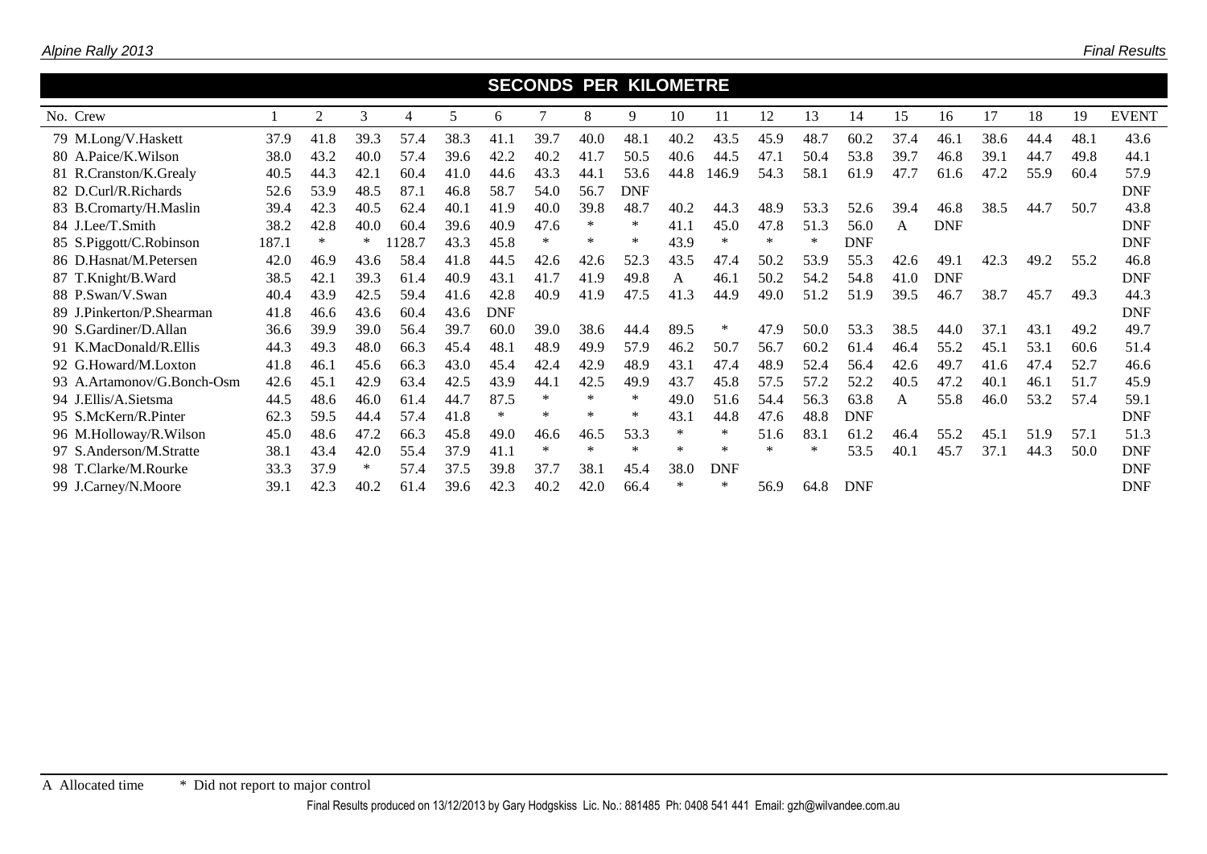## SECONDS PER KILOMETRE

| No. | Crew | 1 | 2 | 3 | 4 | 5 | 6 | 7 | 8 | 9 | 10 | 11 | 12 | 13 | 14 | 15 | 16 | 17 | 18 | 19 | EVENT |
|---|---|---|---|---|---|---|---|---|---|---|---|---|---|---|---|---|---|---|---|---|---|
| 79 | M.Long/V.Haskett | 37.9 | 41.8 | 39.3 | 57.4 | 38.3 | 41.1 | 39.7 | 40.0 | 48.1 | 40.2 | 43.5 | 45.9 | 48.7 | 60.2 | 37.4 | 46.1 | 38.6 | 44.4 | 48.1 | 43.6 |
| 80 | A.Paice/K.Wilson | 38.0 | 43.2 | 40.0 | 57.4 | 39.6 | 42.2 | 40.2 | 41.7 | 50.5 | 40.6 | 44.5 | 47.1 | 50.4 | 53.8 | 39.7 | 46.8 | 39.1 | 44.7 | 49.8 | 44.1 |
| 81 | R.Cranston/K.Grealy | 40.5 | 44.3 | 42.1 | 60.4 | 41.0 | 44.6 | 43.3 | 44.1 | 53.6 | 44.8 | 146.9 | 54.3 | 58.1 | 61.9 | 47.7 | 61.6 | 47.2 | 55.9 | 60.4 | 57.9 |
| 82 | D.Curl/R.Richards | 52.6 | 53.9 | 48.5 | 87.1 | 46.8 | 58.7 | 54.0 | 56.7 | DNF | | | | | | | | | | | DNF |
| 83 | B.Cromarty/H.Maslin | 39.4 | 42.3 | 40.5 | 62.4 | 40.1 | 41.9 | 40.0 | 39.8 | 48.7 | 40.2 | 44.3 | 48.9 | 53.3 | 52.6 | 39.4 | 46.8 | 38.5 | 44.7 | 50.7 | 43.8 |
| 84 | J.Lee/T.Smith | 38.2 | 42.8 | 40.0 | 60.4 | 39.6 | 40.9 | 47.6 | * | * | 41.1 | 45.0 | 47.8 | 51.3 | 56.0 | A | DNF | | | | DNF |
| 85 | S.Piggott/C.Robinson | 187.1 | * | * | 1128.7 | 43.3 | 45.8 | * | * | * | 43.9 | * | * | * | DNF | | | | | | DNF |
| 86 | D.Hasnat/M.Petersen | 42.0 | 46.9 | 43.6 | 58.4 | 41.8 | 44.5 | 42.6 | 42.6 | 52.3 | 43.5 | 47.4 | 50.2 | 53.9 | 55.3 | 42.6 | 49.1 | 42.3 | 49.2 | 55.2 | 46.8 |
| 87 | T.Knight/B.Ward | 38.5 | 42.1 | 39.3 | 61.4 | 40.9 | 43.1 | 41.7 | 41.9 | 49.8 | A | 46.1 | 50.2 | 54.2 | 54.8 | 41.0 | DNF | | | | DNF |
| 88 | P.Swan/V.Swan | 40.4 | 43.9 | 42.5 | 59.4 | 41.6 | 42.8 | 40.9 | 41.9 | 47.5 | 41.3 | 44.9 | 49.0 | 51.2 | 51.9 | 39.5 | 46.7 | 38.7 | 45.7 | 49.3 | 44.3 |
| 89 | J.Pinkerton/P.Shearman | 41.8 | 46.6 | 43.6 | 60.4 | 43.6 | DNF | | | | | | | | | | | | | | DNF |
| 90 | S.Gardiner/D.Allan | 36.6 | 39.9 | 39.0 | 56.4 | 39.7 | 60.0 | 39.0 | 38.6 | 44.4 | 89.5 | * | 47.9 | 50.0 | 53.3 | 38.5 | 44.0 | 37.1 | 43.1 | 49.2 | 49.7 |
| 91 | K.MacDonald/R.Ellis | 44.3 | 49.3 | 48.0 | 66.3 | 45.4 | 48.1 | 48.9 | 49.9 | 57.9 | 46.2 | 50.7 | 56.7 | 60.2 | 61.4 | 46.4 | 55.2 | 45.1 | 53.1 | 60.6 | 51.4 |
| 92 | G.Howard/M.Loxton | 41.8 | 46.1 | 45.6 | 66.3 | 43.0 | 45.4 | 42.4 | 42.9 | 48.9 | 43.1 | 47.4 | 48.9 | 52.4 | 56.4 | 42.6 | 49.7 | 41.6 | 47.4 | 52.7 | 46.6 |
| 93 | A.Artamonov/G.Bonch-Osm | 42.6 | 45.1 | 42.9 | 63.4 | 42.5 | 43.9 | 44.1 | 42.5 | 49.9 | 43.7 | 45.8 | 57.5 | 57.2 | 52.2 | 40.5 | 47.2 | 40.1 | 46.1 | 51.7 | 45.9 |
| 94 | J.Ellis/A.Sietsma | 44.5 | 48.6 | 46.0 | 61.4 | 44.7 | 87.5 | * | * | * | 49.0 | 51.6 | 54.4 | 56.3 | 63.8 | A | 55.8 | 46.0 | 53.2 | 57.4 | 59.1 |
| 95 | S.McKern/R.Pinter | 62.3 | 59.5 | 44.4 | 57.4 | 41.8 | * | * | * | * | 43.1 | 44.8 | 47.6 | 48.8 | DNF | | | | | | DNF |
| 96 | M.Holloway/R.Wilson | 45.0 | 48.6 | 47.2 | 66.3 | 45.8 | 49.0 | 46.6 | 46.5 | 53.3 | * | * | 51.6 | 83.1 | 61.2 | 46.4 | 55.2 | 45.1 | 51.9 | 57.1 | 51.3 |
| 97 | S.Anderson/M.Stratte | 38.1 | 43.4 | 42.0 | 55.4 | 37.9 | 41.1 | * | * | * | * | * | * | * | 53.5 | 40.1 | 45.7 | 37.1 | 44.3 | 50.0 | DNF |
| 98 | T.Clarke/M.Rourke | 33.3 | 37.9 | * | 57.4 | 37.5 | 39.8 | 37.7 | 38.1 | 45.4 | 38.0 | DNF | | | | | | | | | DNF |
| 99 | J.Carney/N.Moore | 39.1 | 42.3 | 40.2 | 61.4 | 39.6 | 42.3 | 40.2 | 42.0 | 66.4 | * | * | 56.9 | 64.8 | DNF | | | | | | DNF |

A Allocated time * Did not report to major control

Final Results produced on 13/12/2013 by Gary Hodgskiss Lic. No.: 881485 Ph: 0408 541 441 Email: gzh@wilvandee.com.au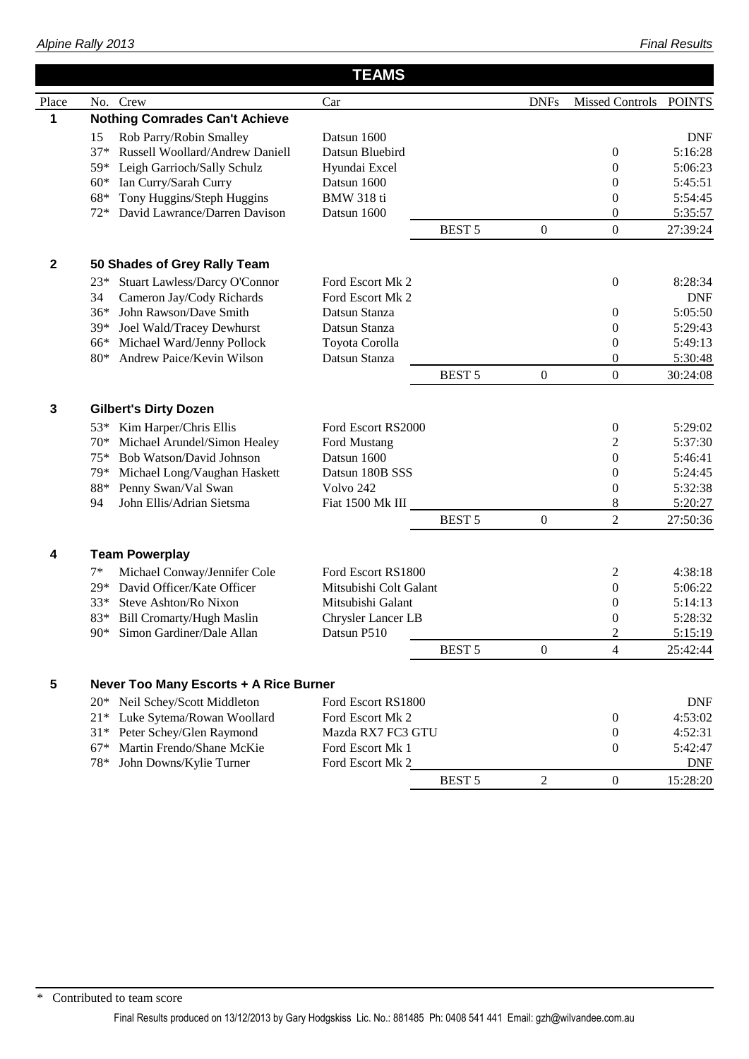## TEAMS

| Place | No. | Crew | Car | | DNFs | Missed Controls | POINTS |
|---|---|---|---|---|---|---|---|
| **1** | | **Nothing Comrades Can't Achieve** | | | | | |
| | 15 | Rob Parry/Robin Smalley | Datsun 1600 | | | | DNF |
| | 37* | Russell Woollard/Andrew Daniell | Datsun Bluebird | | | 0 | 5:16:28 |
| | 59* | Leigh Garrioch/Sally Schulz | Hyundai Excel | | | 0 | 5:06:23 |
| | 60* | Ian Curry/Sarah Curry | Datsun 1600 | | | 0 | 5:45:51 |
| | 68* | Tony Huggins/Steph Huggins | BMW 318 ti | | | 0 | 5:54:45 |
| | 72* | David Lawrance/Darren Davison | Datsun 1600 | | | 0 | 5:35:57 |
| | | | | BEST 5 | 0 | 0 | 27:39:24 |
| **2** | | **50 Shades of Grey Rally Team** | | | | | |
| | 23* | Stuart Lawless/Darcy O'Connor | Ford Escort Mk 2 | | | 0 | 8:28:34 |
| | 34 | Cameron Jay/Cody Richards | Ford Escort Mk 2 | | | | DNF |
| | 36* | John Rawson/Dave Smith | Datsun Stanza | | | 0 | 5:05:50 |
| | 39* | Joel Wald/Tracey Dewhurst | Datsun Stanza | | | 0 | 5:29:43 |
| | 66* | Michael Ward/Jenny Pollock | Toyota Corolla | | | 0 | 5:49:13 |
| | 80* | Andrew Paice/Kevin Wilson | Datsun Stanza | | | 0 | 5:30:48 |
| | | | | BEST 5 | 0 | 0 | 30:24:08 |
| **3** | | **Gilbert's Dirty Dozen** | | | | | |
| | 53* | Kim Harper/Chris Ellis | Ford Escort RS2000 | | | 0 | 5:29:02 |
| | 70* | Michael Arundel/Simon Healey | Ford Mustang | | | 2 | 5:37:30 |
| | 75* | Bob Watson/David Johnson | Datsun 1600 | | | 0 | 5:46:41 |
| | 79* | Michael Long/Vaughan Haskett | Datsun 180B SSS | | | 0 | 5:24:45 |
| | 88* | Penny Swan/Val Swan | Volvo 242 | | | 0 | 5:32:38 |
| | 94 | John Ellis/Adrian Sietsma | Fiat 1500 Mk III | | | 8 | 5:20:27 |
| | | | | BEST 5 | 0 | 2 | 27:50:36 |
| **4** | | **Team Powerplay** | | | | | |
| | 7* | Michael Conway/Jennifer Cole | Ford Escort RS1800 | | | 2 | 4:38:18 |
| | 29* | David Officer/Kate Officer | Mitsubishi Colt Galant | | | 0 | 5:06:22 |
| | 33* | Steve Ashton/Ro Nixon | Mitsubishi Galant | | | 0 | 5:14:13 |
| | 83* | Bill Cromarty/Hugh Maslin | Chrysler Lancer LB | | | 0 | 5:28:32 |
| | 90* | Simon Gardiner/Dale Allan | Datsun P510 | | | 2 | 5:15:19 |
| | | | | BEST 5 | 0 | 4 | 25:42:44 |
| **5** | | **Never Too Many Escorts + A Rice Burner** | | | | | |
| | 20* | Neil Schey/Scott Middleton | Ford Escort RS1800 | | | | DNF |
| | 21* | Luke Sytema/Rowan Woollard | Ford Escort Mk 2 | | | 0 | 4:53:02 |
| | 31* | Peter Schey/Glen Raymond | Mazda RX7 FC3 GTU | | | 0 | 4:52:31 |
| | 67* | Martin Frendo/Shane McKie | Ford Escort Mk 1 | | | 0 | 5:42:47 |
| | 78* | John Downs/Kylie Turner | Ford Escort Mk 2 | | | | DNF |
| | | | | BEST 5 | 2 | 0 | 15:28:20 |

\* Contributed to team score

Final Results produced on 13/12/2013 by Gary Hodgskiss Lic. No.: 881485 Ph: 0408 541 441 Email: gzh@wilvandee.com.au